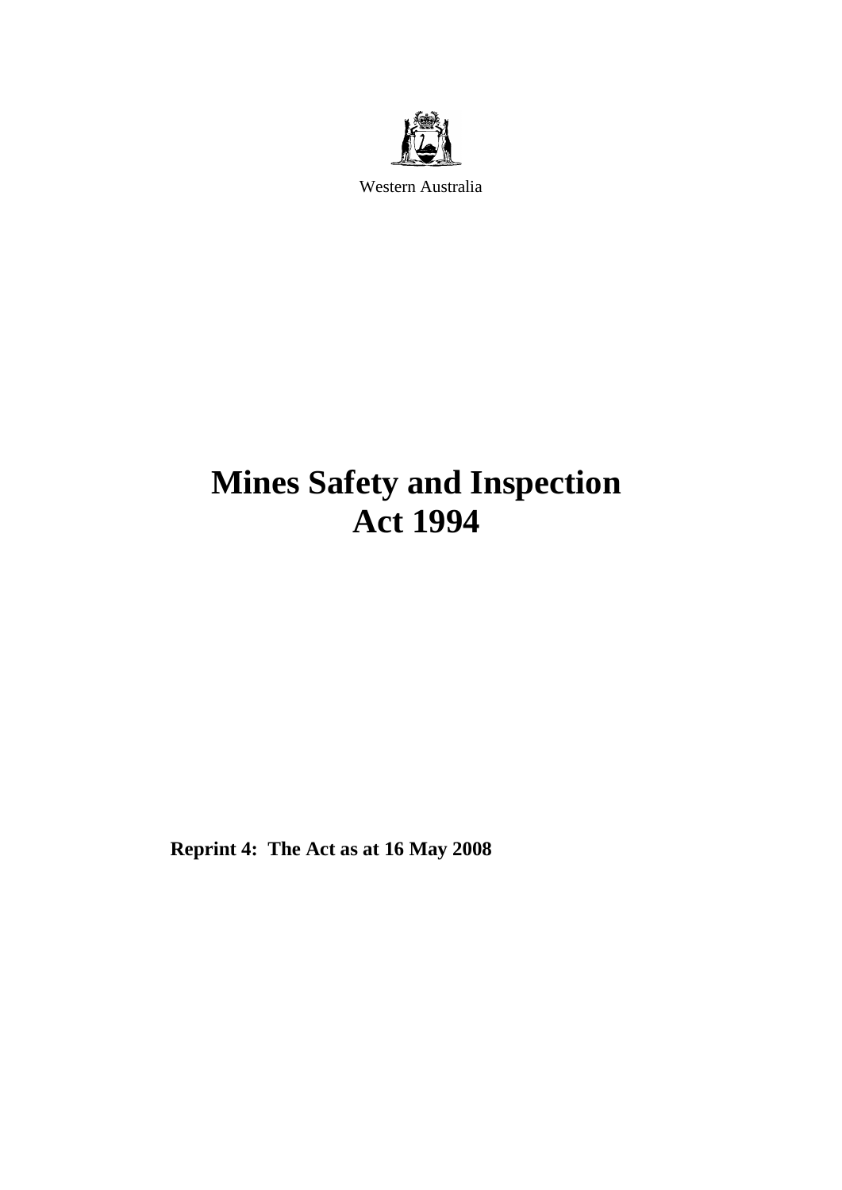Western Australia

# Mines Safety and Inspection Act 1994

**Reprint 4: The Act as at 16 May 2008**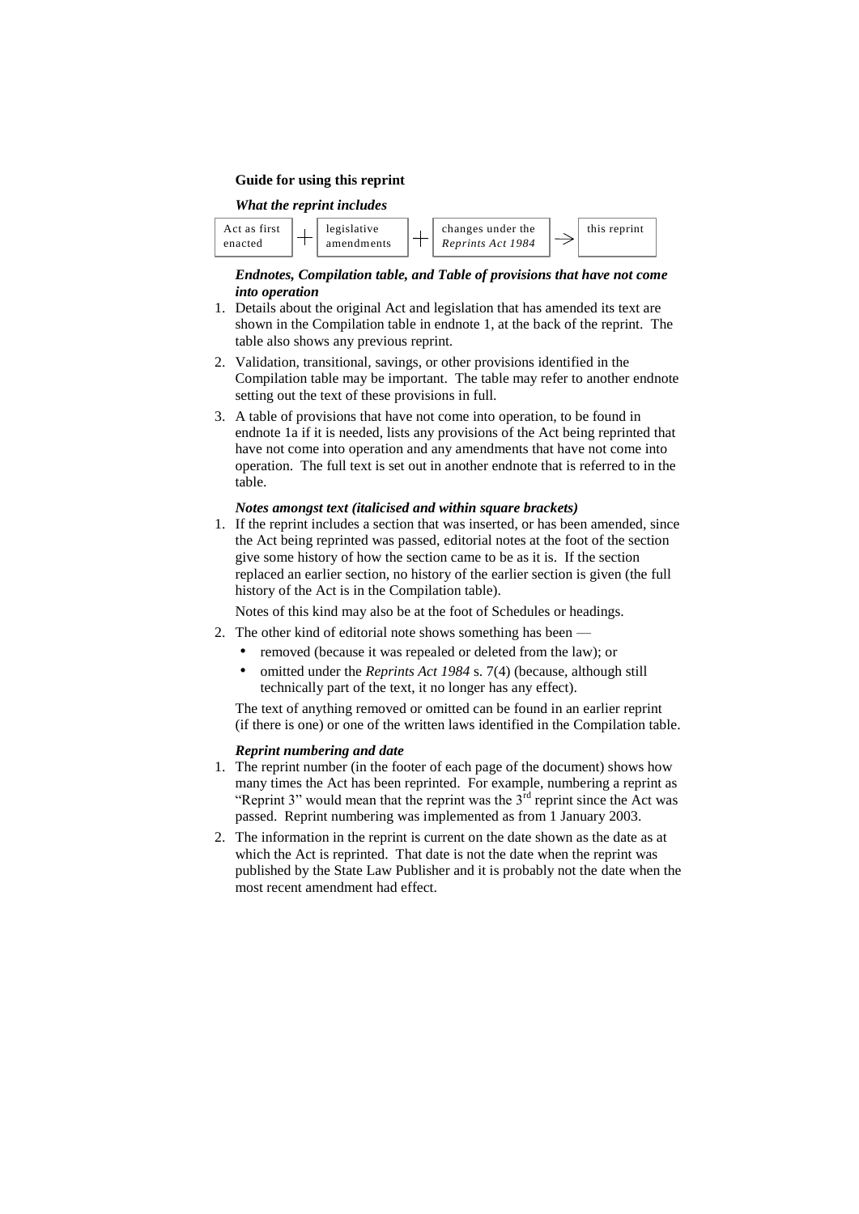**Guide for using this reprint**

***What the reprint includes***

| Act as first enacted | + | legislative amendments | + | changes under the *Reprints Act 1984* | → | this reprint |
|---|---|---|---|---|---|---|

***Endnotes, Compilation table, and Table of provisions that have not come into operation***

1. Details about the original Act and legislation that has amended its text are shown in the Compilation table in endnote 1, at the back of the reprint. The table also shows any previous reprint.
2. Validation, transitional, savings, or other provisions identified in the Compilation table may be important. The table may refer to another endnote setting out the text of these provisions in full.
3. A table of provisions that have not come into operation, to be found in endnote 1a if it is needed, lists any provisions of the Act being reprinted that have not come into operation and any amendments that have not come into operation. The full text is set out in another endnote that is referred to in the table.

***Notes amongst text (italicised and within square brackets)***

1. If the reprint includes a section that was inserted, or has been amended, since the Act being reprinted was passed, editorial notes at the foot of the section give some history of how the section came to be as it is. If the section replaced an earlier section, no history of the earlier section is given (the full history of the Act is in the Compilation table).

   Notes of this kind may also be at the foot of Schedules or headings.
2. The other kind of editorial note shows something has been —
   - removed (because it was repealed or deleted from the law); or
   - omitted under the *Reprints Act 1984* s. 7(4) (because, although still technically part of the text, it no longer has any effect).

   The text of anything removed or omitted can be found in an earlier reprint (if there is one) or one of the written laws identified in the Compilation table.

***Reprint numbering and date***

1. The reprint number (in the footer of each page of the document) shows how many times the Act has been reprinted. For example, numbering a reprint as "Reprint 3" would mean that the reprint was the 3rd reprint since the Act was passed. Reprint numbering was implemented as from 1 January 2003.
2. The information in the reprint is current on the date shown as the date as at which the Act is reprinted. That date is not the date when the reprint was published by the State Law Publisher and it is probably not the date when the most recent amendment had effect.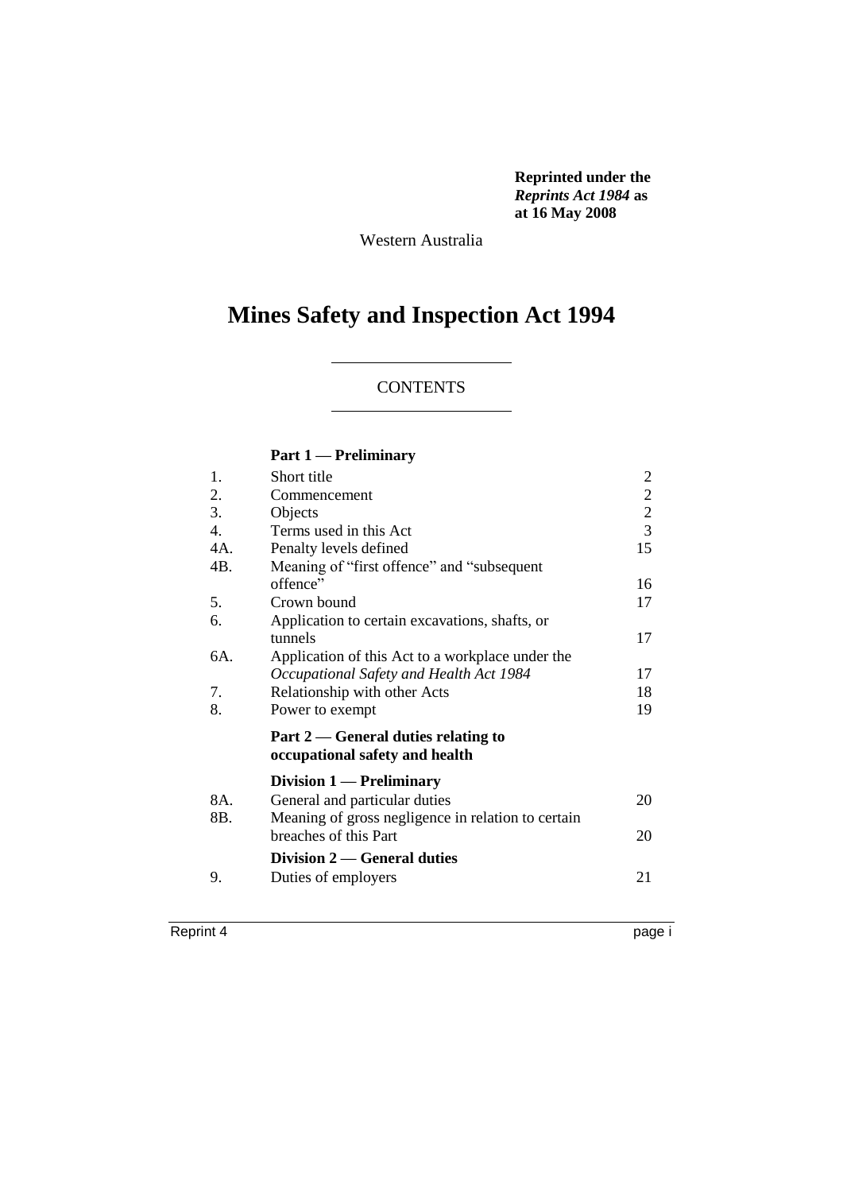**Reprinted under the *Reprints Act 1984* as at 16 May 2008**

Western Australia

# Mines Safety and Inspection Act 1994

## CONTENTS

### Part 1 — Preliminary

| | | |
|---|---|---|
| 1. | Short title | 2 |
| 2. | Commencement | 2 |
| 3. | Objects | 2 |
| 4. | Terms used in this Act | 3 |
| 4A. | Penalty levels defined | 15 |
| 4B. | Meaning of "first offence" and "subsequent offence" | 16 |
| 5. | Crown bound | 17 |
| 6. | Application to certain excavations, shafts, or tunnels | 17 |
| 6A. | Application of this Act to a workplace under the *Occupational Safety and Health Act 1984* | 17 |
| 7. | Relationship with other Acts | 18 |
| 8. | Power to exempt | 19 |

### Part 2 — General duties relating to occupational safety and health

#### Division 1 — Preliminary

| | | |
|---|---|---|
| 8A. | General and particular duties | 20 |
| 8B. | Meaning of gross negligence in relation to certain breaches of this Part | 20 |

#### Division 2 — General duties

| | | |
|---|---|---|
| 9. | Duties of employers | 21 |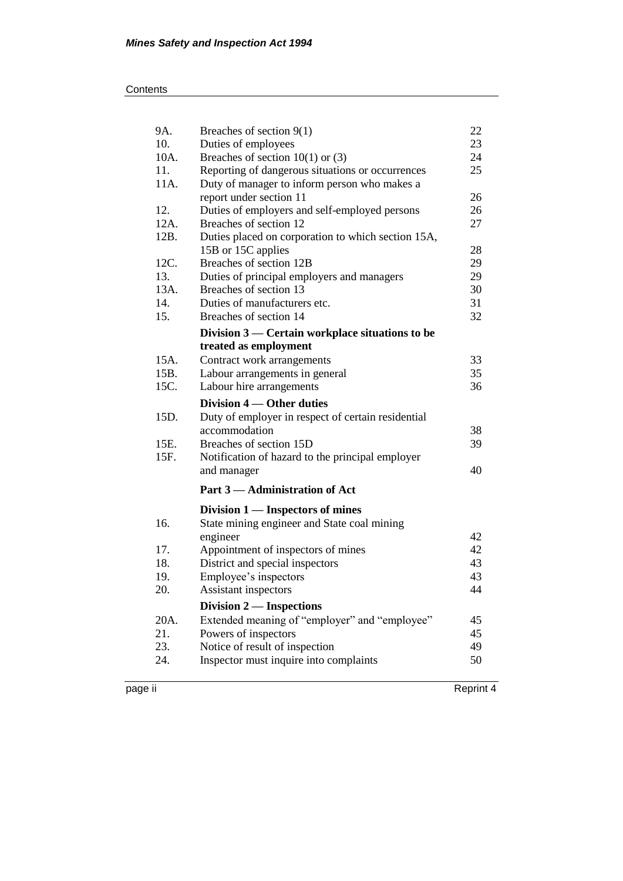| | | |
|---|---|---|
| 9A. | Breaches of section 9(1) | 22 |
| 10. | Duties of employees | 23 |
| 10A. | Breaches of section 10(1) or (3) | 24 |
| 11. | Reporting of dangerous situations or occurrences | 25 |
| 11A. | Duty of manager to inform person who makes a report under section 11 | 26 |
| 12. | Duties of employers and self-employed persons | 26 |
| 12A. | Breaches of section 12 | 27 |
| 12B. | Duties placed on corporation to which section 15A, 15B or 15C applies | 28 |
| 12C. | Breaches of section 12B | 29 |
| 13. | Duties of principal employers and managers | 29 |
| 13A. | Breaches of section 13 | 30 |
| 14. | Duties of manufacturers etc. | 31 |
| 15. | Breaches of section 14 | 32 |
| | **Division 3 — Certain workplace situations to be treated as employment** | |
| 15A. | Contract work arrangements | 33 |
| 15B. | Labour arrangements in general | 35 |
| 15C. | Labour hire arrangements | 36 |
| | **Division 4 — Other duties** | |
| 15D. | Duty of employer in respect of certain residential accommodation | 38 |
| 15E. | Breaches of section 15D | 39 |
| 15F. | Notification of hazard to the principal employer and manager | 40 |
| | **Part 3 — Administration of Act** | |
| | **Division 1 — Inspectors of mines** | |
| 16. | State mining engineer and State coal mining engineer | 42 |
| 17. | Appointment of inspectors of mines | 42 |
| 18. | District and special inspectors | 43 |
| 19. | Employee's inspectors | 43 |
| 20. | Assistant inspectors | 44 |
| | **Division 2 — Inspections** | |
| 20A. | Extended meaning of "employer" and "employee" | 45 |
| 21. | Powers of inspectors | 45 |
| 23. | Notice of result of inspection | 49 |
| 24. | Inspector must inquire into complaints | 50 |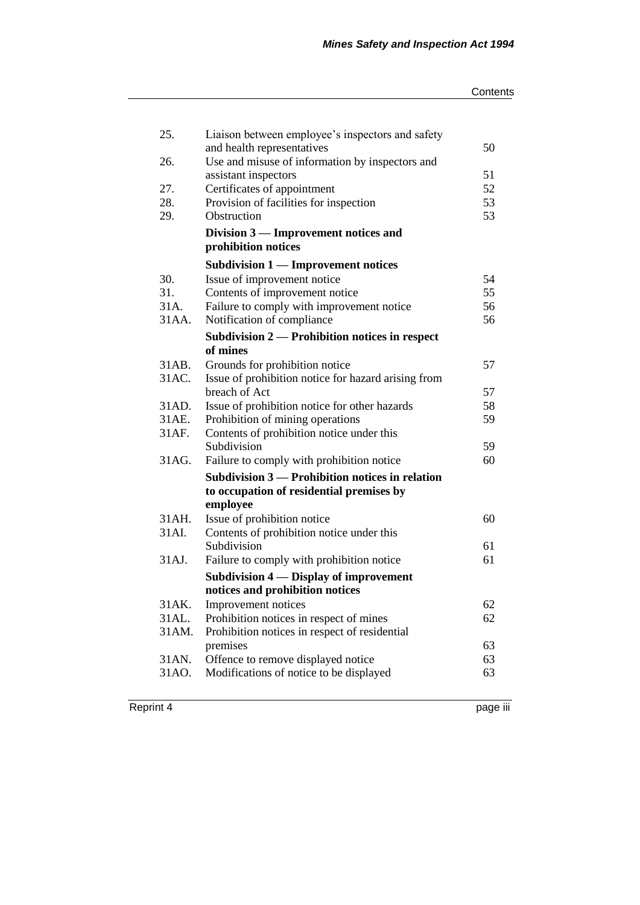| | | |
|---|---|---|
| 25. | Liaison between employee's inspectors and safety and health representatives | 50 |
| 26. | Use and misuse of information by inspectors and assistant inspectors | 51 |
| 27. | Certificates of appointment | 52 |
| 28. | Provision of facilities for inspection | 53 |
| 29. | Obstruction | 53 |
| | **Division 3 — Improvement notices and prohibition notices** | |
| | **Subdivision 1 — Improvement notices** | |
| 30. | Issue of improvement notice | 54 |
| 31. | Contents of improvement notice | 55 |
| 31A. | Failure to comply with improvement notice | 56 |
| 31AA. | Notification of compliance | 56 |
| | **Subdivision 2 — Prohibition notices in respect of mines** | |
| 31AB. | Grounds for prohibition notice | 57 |
| 31AC. | Issue of prohibition notice for hazard arising from breach of Act | 57 |
| 31AD. | Issue of prohibition notice for other hazards | 58 |
| 31AE. | Prohibition of mining operations | 59 |
| 31AF. | Contents of prohibition notice under this Subdivision | 59 |
| 31AG. | Failure to comply with prohibition notice | 60 |
| | **Subdivision 3 — Prohibition notices in relation to occupation of residential premises by employee** | |
| 31AH. | Issue of prohibition notice | 60 |
| 31AI. | Contents of prohibition notice under this Subdivision | 61 |
| 31AJ. | Failure to comply with prohibition notice | 61 |
| | **Subdivision 4 — Display of improvement notices and prohibition notices** | |
| 31AK. | Improvement notices | 62 |
| 31AL. | Prohibition notices in respect of mines | 62 |
| 31AM. | Prohibition notices in respect of residential premises | 63 |
| 31AN. | Offence to remove displayed notice | 63 |
| 31AO. | Modifications of notice to be displayed | 63 |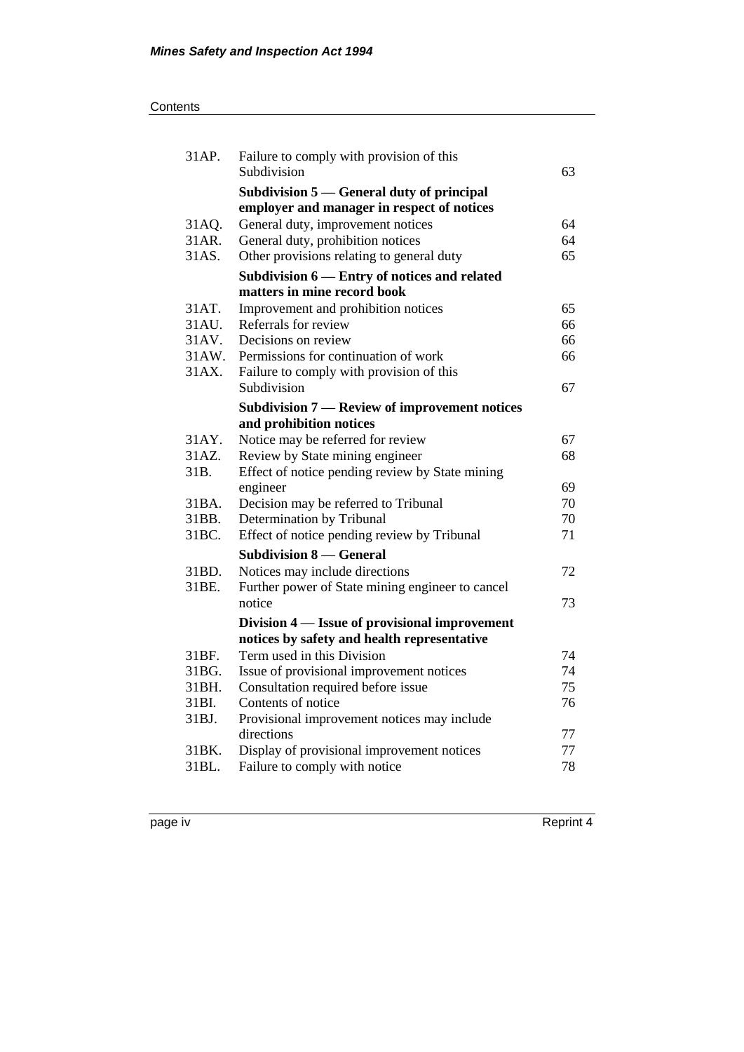| | | |
|---|---|---|
| 31AP. | Failure to comply with provision of this Subdivision | 63 |
| | **Subdivision 5 — General duty of principal employer and manager in respect of notices** | |
| 31AQ. | General duty, improvement notices | 64 |
| 31AR. | General duty, prohibition notices | 64 |
| 31AS. | Other provisions relating to general duty | 65 |
| | **Subdivision 6 — Entry of notices and related matters in mine record book** | |
| 31AT. | Improvement and prohibition notices | 65 |
| 31AU. | Referrals for review | 66 |
| 31AV. | Decisions on review | 66 |
| 31AW. | Permissions for continuation of work | 66 |
| 31AX. | Failure to comply with provision of this Subdivision | 67 |
| | **Subdivision 7 — Review of improvement notices and prohibition notices** | |
| 31AY. | Notice may be referred for review | 67 |
| 31AZ. | Review by State mining engineer | 68 |
| 31B. | Effect of notice pending review by State mining engineer | 69 |
| 31BA. | Decision may be referred to Tribunal | 70 |
| 31BB. | Determination by Tribunal | 70 |
| 31BC. | Effect of notice pending review by Tribunal | 71 |
| | **Subdivision 8 — General** | |
| 31BD. | Notices may include directions | 72 |
| 31BE. | Further power of State mining engineer to cancel notice | 73 |
| | **Division 4 — Issue of provisional improvement notices by safety and health representative** | |
| 31BF. | Term used in this Division | 74 |
| 31BG. | Issue of provisional improvement notices | 74 |
| 31BH. | Consultation required before issue | 75 |
| 31BI. | Contents of notice | 76 |
| 31BJ. | Provisional improvement notices may include directions | 77 |
| 31BK. | Display of provisional improvement notices | 77 |
| 31BL. | Failure to comply with notice | 78 |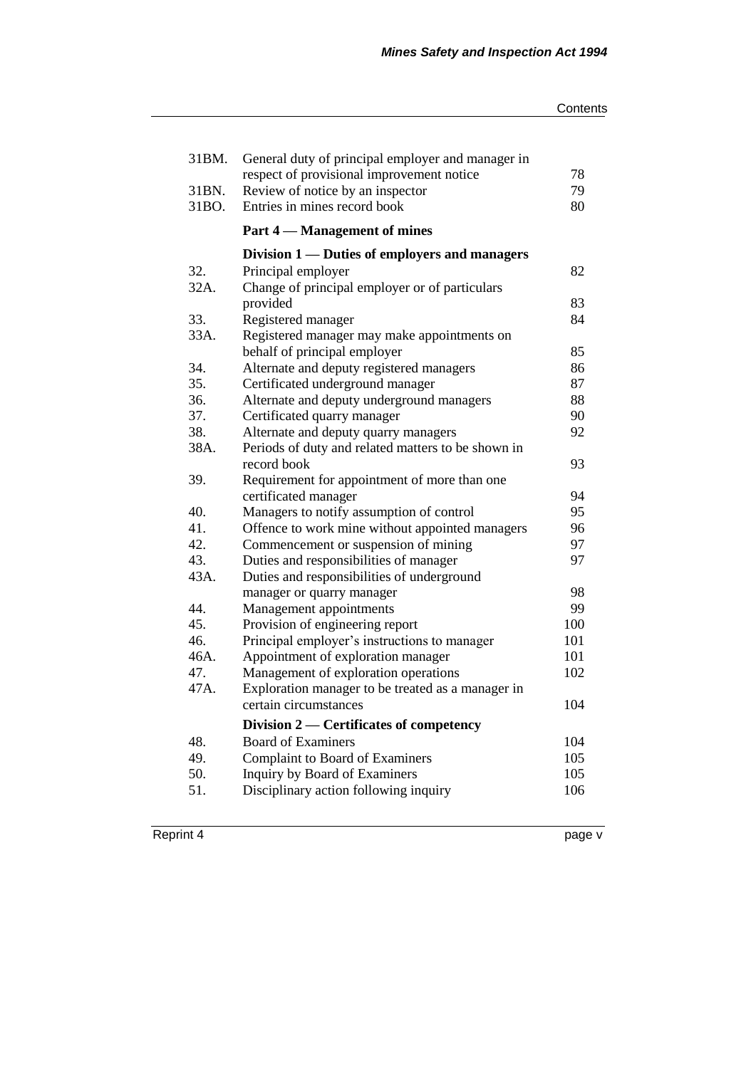| | | |
|---|---|---|
| 31BM. | General duty of principal employer and manager in respect of provisional improvement notice | 78 |
| 31BN. | Review of notice by an inspector | 79 |
| 31BO. | Entries in mines record book | 80 |

**Part 4 — Management of mines**

**Division 1 — Duties of employers and managers**

| | | |
|---|---|---|
| 32. | Principal employer | 82 |
| 32A. | Change of principal employer or of particulars provided | 83 |
| 33. | Registered manager | 84 |
| 33A. | Registered manager may make appointments on behalf of principal employer | 85 |
| 34. | Alternate and deputy registered managers | 86 |
| 35. | Certificated underground manager | 87 |
| 36. | Alternate and deputy underground managers | 88 |
| 37. | Certificated quarry manager | 90 |
| 38. | Alternate and deputy quarry managers | 92 |
| 38A. | Periods of duty and related matters to be shown in record book | 93 |
| 39. | Requirement for appointment of more than one certificated manager | 94 |
| 40. | Managers to notify assumption of control | 95 |
| 41. | Offence to work mine without appointed managers | 96 |
| 42. | Commencement or suspension of mining | 97 |
| 43. | Duties and responsibilities of manager | 97 |
| 43A. | Duties and responsibilities of underground manager or quarry manager | 98 |
| 44. | Management appointments | 99 |
| 45. | Provision of engineering report | 100 |
| 46. | Principal employer's instructions to manager | 101 |
| 46A. | Appointment of exploration manager | 101 |
| 47. | Management of exploration operations | 102 |
| 47A. | Exploration manager to be treated as a manager in certain circumstances | 104 |

**Division 2 — Certificates of competency**

| | | |
|---|---|---|
| 48. | Board of Examiners | 104 |
| 49. | Complaint to Board of Examiners | 105 |
| 50. | Inquiry by Board of Examiners | 105 |
| 51. | Disciplinary action following inquiry | 106 |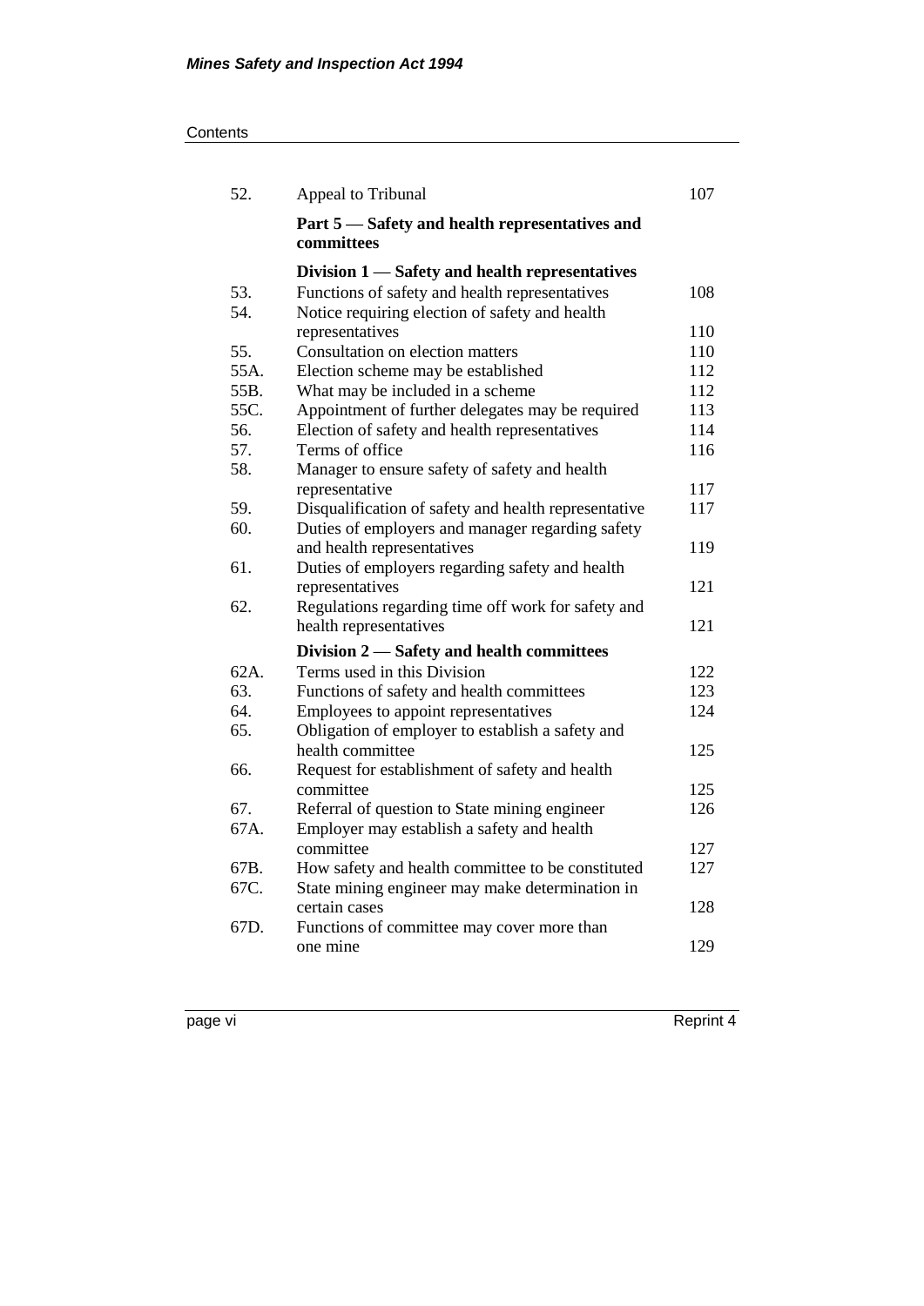| | | |
|---|---|---|
| 52. | Appeal to Tribunal | 107 |
| | **Part 5 — Safety and health representatives and committees** | |
| | **Division 1 — Safety and health representatives** | |
| 53. | Functions of safety and health representatives | 108 |
| 54. | Notice requiring election of safety and health representatives | 110 |
| 55. | Consultation on election matters | 110 |
| 55A. | Election scheme may be established | 112 |
| 55B. | What may be included in a scheme | 112 |
| 55C. | Appointment of further delegates may be required | 113 |
| 56. | Election of safety and health representatives | 114 |
| 57. | Terms of office | 116 |
| 58. | Manager to ensure safety of safety and health representative | 117 |
| 59. | Disqualification of safety and health representative | 117 |
| 60. | Duties of employers and manager regarding safety and health representatives | 119 |
| 61. | Duties of employers regarding safety and health representatives | 121 |
| 62. | Regulations regarding time off work for safety and health representatives | 121 |
| | **Division 2 — Safety and health committees** | |
| 62A. | Terms used in this Division | 122 |
| 63. | Functions of safety and health committees | 123 |
| 64. | Employees to appoint representatives | 124 |
| 65. | Obligation of employer to establish a safety and health committee | 125 |
| 66. | Request for establishment of safety and health committee | 125 |
| 67. | Referral of question to State mining engineer | 126 |
| 67A. | Employer may establish a safety and health committee | 127 |
| 67B. | How safety and health committee to be constituted | 127 |
| 67C. | State mining engineer may make determination in certain cases | 128 |
| 67D. | Functions of committee may cover more than one mine | 129 |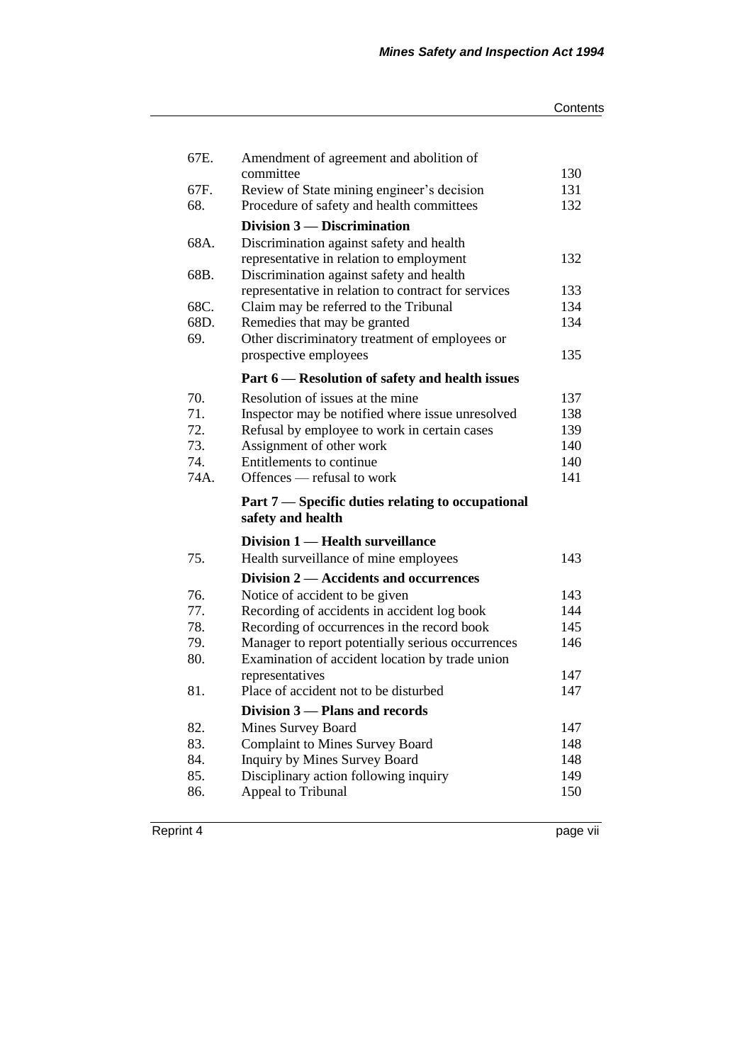| | | |
|---|---|---|
| 67E. | Amendment of agreement and abolition of committee | 130 |
| 67F. | Review of State mining engineer's decision | 131 |
| 68. | Procedure of safety and health committees | 132 |
| | **Division 3 — Discrimination** | |
| 68A. | Discrimination against safety and health representative in relation to employment | 132 |
| 68B. | Discrimination against safety and health representative in relation to contract for services | 133 |
| 68C. | Claim may be referred to the Tribunal | 134 |
| 68D. | Remedies that may be granted | 134 |
| 69. | Other discriminatory treatment of employees or prospective employees | 135 |
| | **Part 6 — Resolution of safety and health issues** | |
| 70. | Resolution of issues at the mine | 137 |
| 71. | Inspector may be notified where issue unresolved | 138 |
| 72. | Refusal by employee to work in certain cases | 139 |
| 73. | Assignment of other work | 140 |
| 74. | Entitlements to continue | 140 |
| 74A. | Offences — refusal to work | 141 |
| | **Part 7 — Specific duties relating to occupational safety and health** | |
| | **Division 1 — Health surveillance** | |
| 75. | Health surveillance of mine employees | 143 |
| | **Division 2 — Accidents and occurrences** | |
| 76. | Notice of accident to be given | 143 |
| 77. | Recording of accidents in accident log book | 144 |
| 78. | Recording of occurrences in the record book | 145 |
| 79. | Manager to report potentially serious occurrences | 146 |
| 80. | Examination of accident location by trade union representatives | 147 |
| 81. | Place of accident not to be disturbed | 147 |
| | **Division 3 — Plans and records** | |
| 82. | Mines Survey Board | 147 |
| 83. | Complaint to Mines Survey Board | 148 |
| 84. | Inquiry by Mines Survey Board | 148 |
| 85. | Disciplinary action following inquiry | 149 |
| 86. | Appeal to Tribunal | 150 |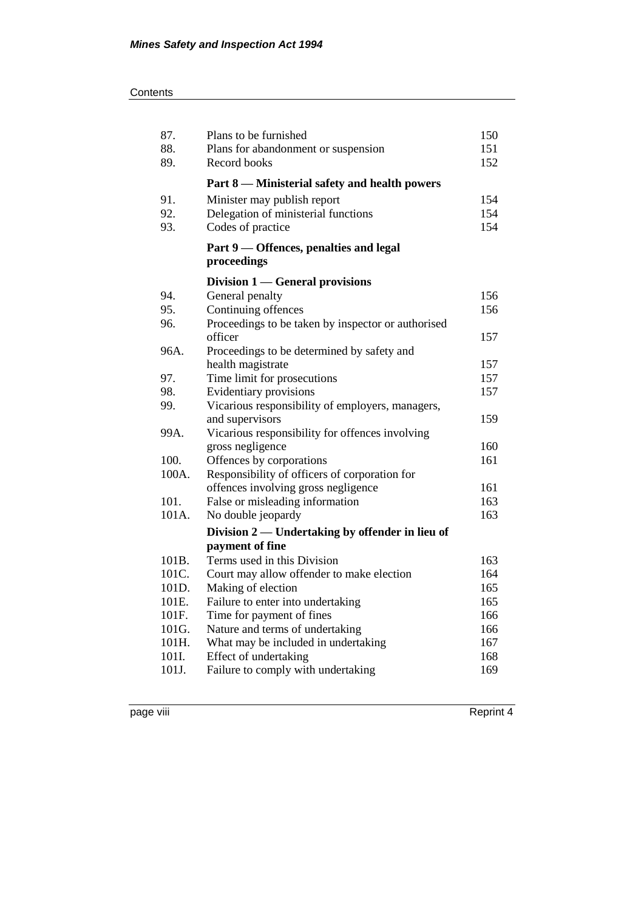| | | |
|---|---|---|
| 87. | Plans to be furnished | 150 |
| 88. | Plans for abandonment or suspension | 151 |
| 89. | Record books | 152 |
| | **Part 8 — Ministerial safety and health powers** | |
| 91. | Minister may publish report | 154 |
| 92. | Delegation of ministerial functions | 154 |
| 93. | Codes of practice | 154 |
| | **Part 9 — Offences, penalties and legal proceedings** | |
| | **Division 1 — General provisions** | |
| 94. | General penalty | 156 |
| 95. | Continuing offences | 156 |
| 96. | Proceedings to be taken by inspector or authorised officer | 157 |
| 96A. | Proceedings to be determined by safety and health magistrate | 157 |
| 97. | Time limit for prosecutions | 157 |
| 98. | Evidentiary provisions | 157 |
| 99. | Vicarious responsibility of employers, managers, and supervisors | 159 |
| 99A. | Vicarious responsibility for offences involving gross negligence | 160 |
| 100. | Offences by corporations | 161 |
| 100A. | Responsibility of officers of corporation for offences involving gross negligence | 161 |
| 101. | False or misleading information | 163 |
| 101A. | No double jeopardy | 163 |
| | **Division 2 — Undertaking by offender in lieu of payment of fine** | |
| 101B. | Terms used in this Division | 163 |
| 101C. | Court may allow offender to make election | 164 |
| 101D. | Making of election | 165 |
| 101E. | Failure to enter into undertaking | 165 |
| 101F. | Time for payment of fines | 166 |
| 101G. | Nature and terms of undertaking | 166 |
| 101H. | What may be included in undertaking | 167 |
| 101I. | Effect of undertaking | 168 |
| 101J. | Failure to comply with undertaking | 169 |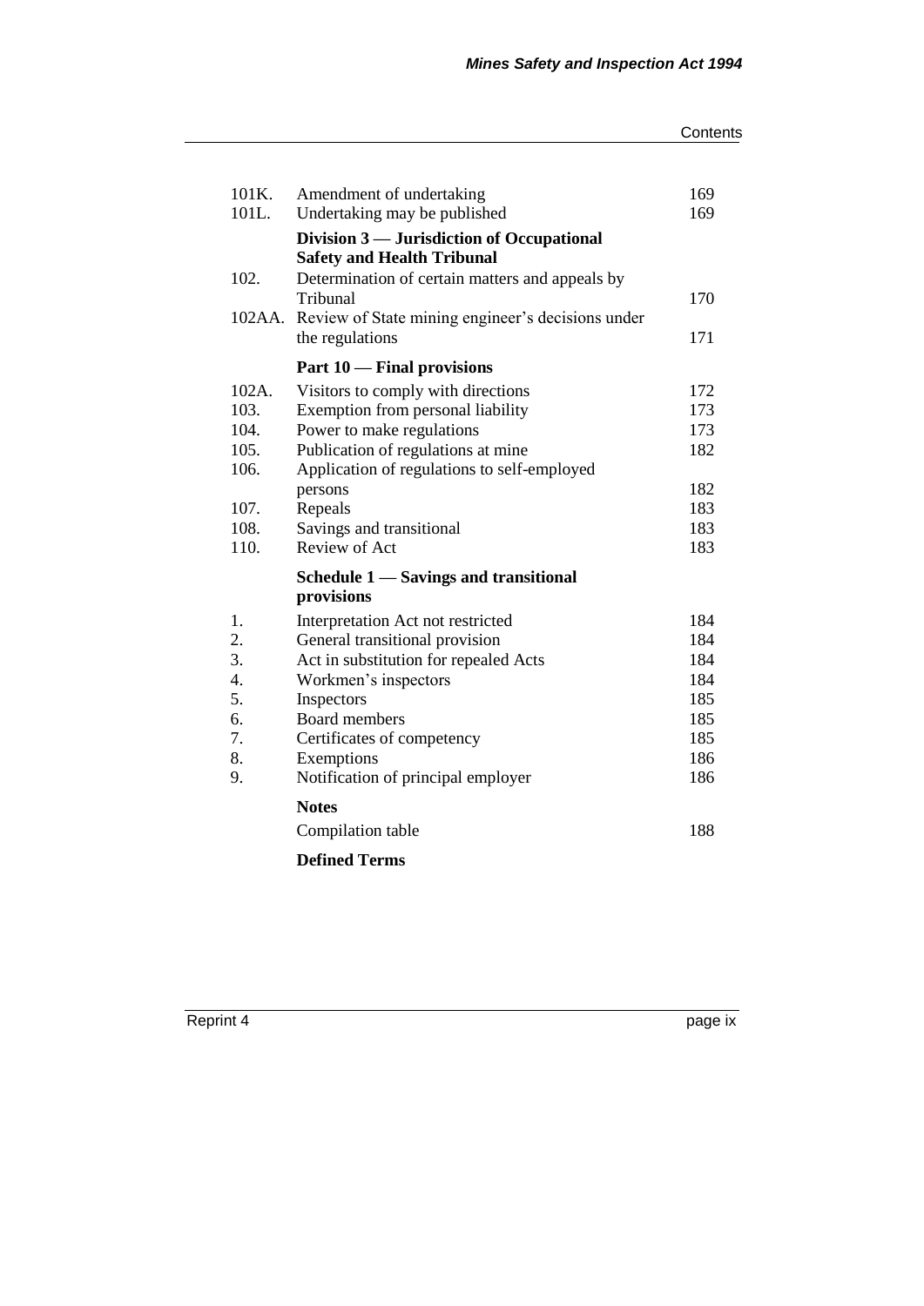| | | |
|---|---|---|
| 101K. | Amendment of undertaking | 169 |
| 101L. | Undertaking may be published | 169 |
| | **Division 3 — Jurisdiction of Occupational Safety and Health Tribunal** | |
| 102. | Determination of certain matters and appeals by Tribunal | 170 |
| 102AA. | Review of State mining engineer's decisions under the regulations | 171 |
| | **Part 10 — Final provisions** | |
| 102A. | Visitors to comply with directions | 172 |
| 103. | Exemption from personal liability | 173 |
| 104. | Power to make regulations | 173 |
| 105. | Publication of regulations at mine | 182 |
| 106. | Application of regulations to self-employed persons | 182 |
| 107. | Repeals | 183 |
| 108. | Savings and transitional | 183 |
| 110. | Review of Act | 183 |
| | **Schedule 1 — Savings and transitional provisions** | |
| 1. | Interpretation Act not restricted | 184 |
| 2. | General transitional provision | 184 |
| 3. | Act in substitution for repealed Acts | 184 |
| 4. | Workmen's inspectors | 184 |
| 5. | Inspectors | 185 |
| 6. | Board members | 185 |
| 7. | Certificates of competency | 185 |
| 8. | Exemptions | 186 |
| 9. | Notification of principal employer | 186 |
| | **Notes** | |
| | Compilation table | 188 |
| | **Defined Terms** | |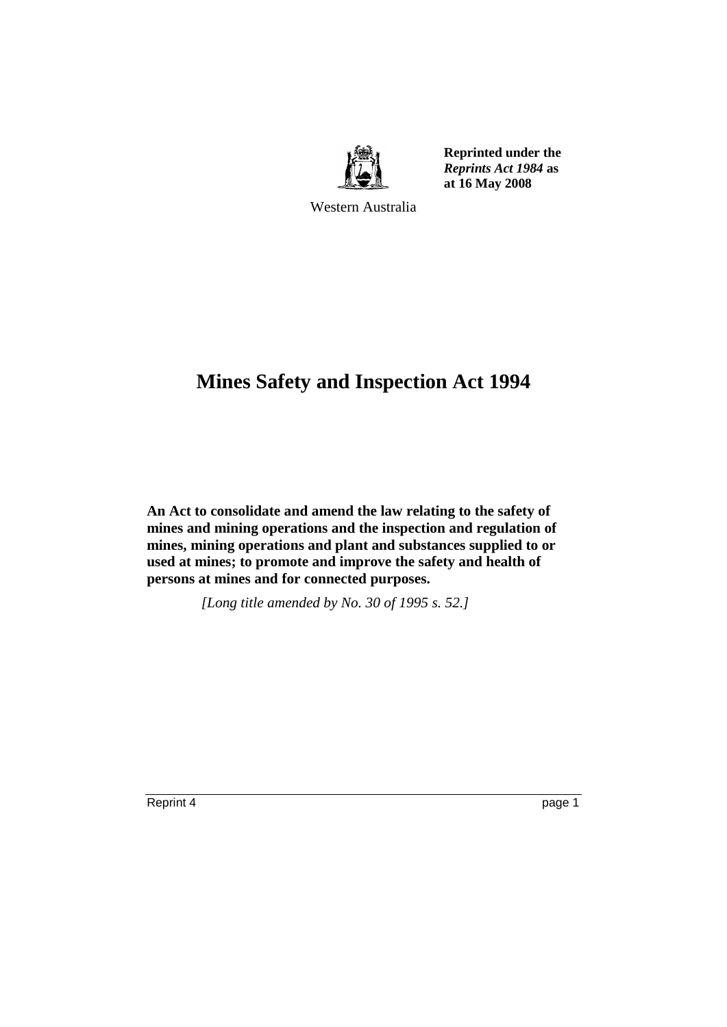Reprinted under the *Reprints Act 1984* as at 16 May 2008

Western Australia

# Mines Safety and Inspection Act 1994

**An Act to consolidate and amend the law relating to the safety of mines and mining operations and the inspection and regulation of mines, mining operations and plant and substances supplied to or used at mines; to promote and improve the safety and health of persons at mines and for connected purposes.**

*[Long title amended by No. 30 of 1995 s. 52.]*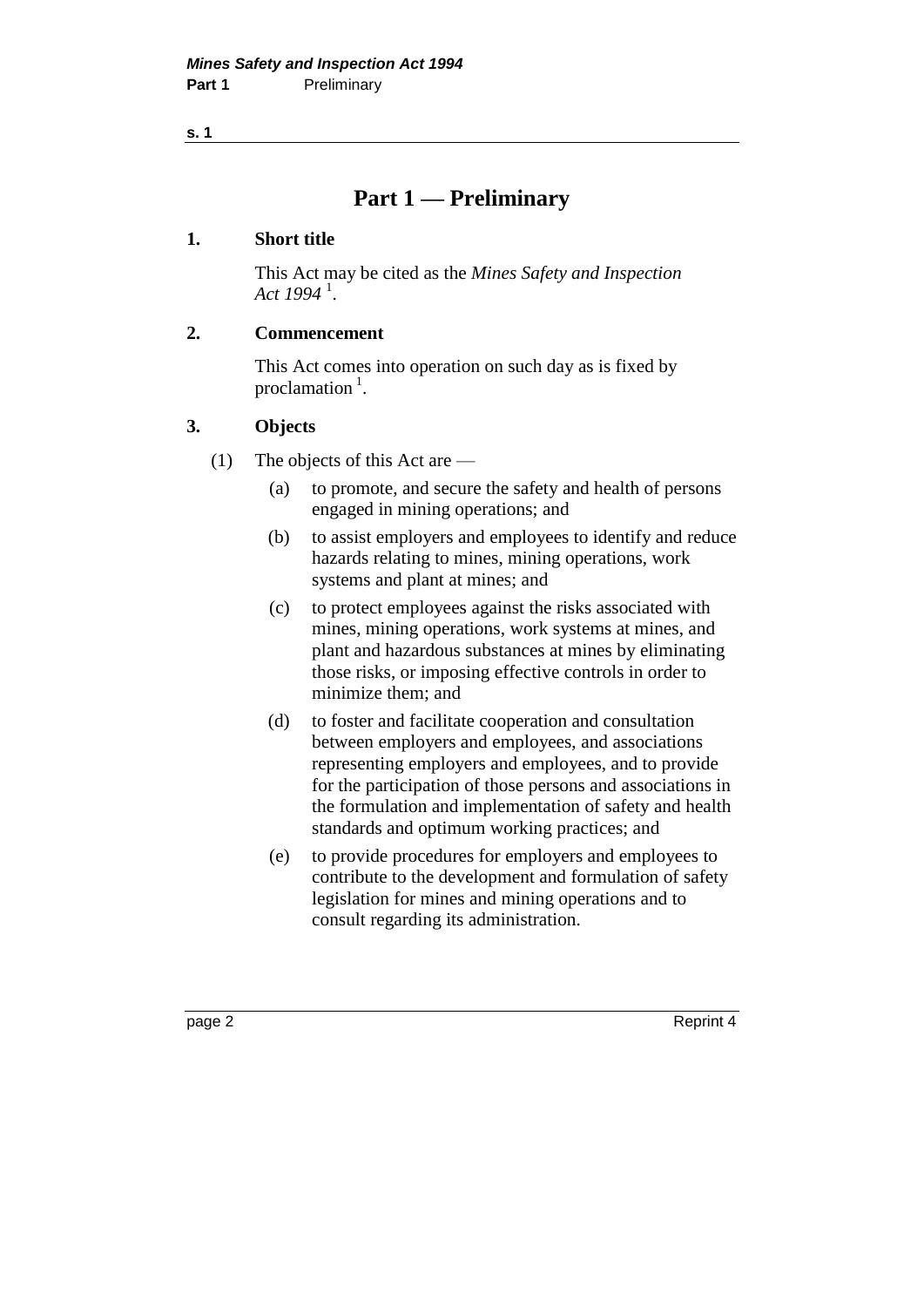# Part 1 — Preliminary

## 1. Short title

This Act may be cited as the *Mines Safety and Inspection Act 1994* [1].

## 2. Commencement

This Act comes into operation on such day as is fixed by proclamation [1].

## 3. Objects

(1) The objects of this Act are —

- (a) to promote, and secure the safety and health of persons engaged in mining operations; and
- (b) to assist employers and employees to identify and reduce hazards relating to mines, mining operations, work systems and plant at mines; and
- (c) to protect employees against the risks associated with mines, mining operations, work systems at mines, and plant and hazardous substances at mines by eliminating those risks, or imposing effective controls in order to minimize them; and
- (d) to foster and facilitate cooperation and consultation between employers and employees, and associations representing employers and employees, and to provide for the participation of those persons and associations in the formulation and implementation of safety and health standards and optimum working practices; and
- (e) to provide procedures for employers and employees to contribute to the development and formulation of safety legislation for mines and mining operations and to consult regarding its administration.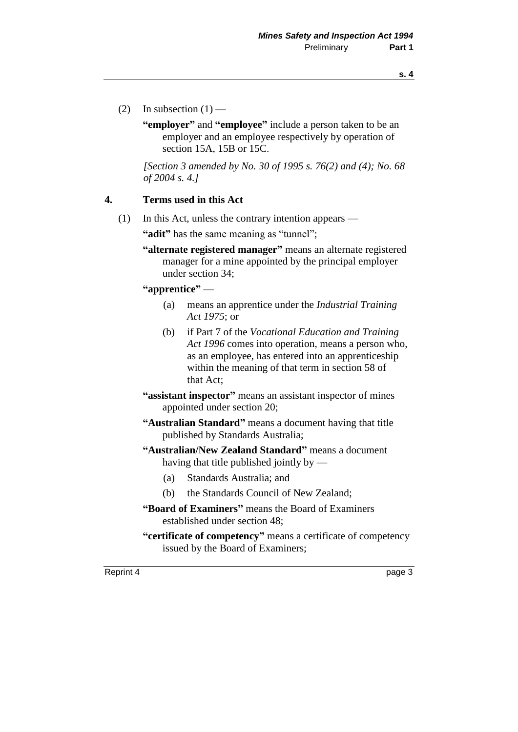(2) In subsection (1) —

**"employer"** and **"employee"** include a person taken to be an employer and an employee respectively by operation of section 15A, 15B or 15C.

*[Section 3 amended by No. 30 of 1995 s. 76(2) and (4); No. 68 of 2004 s. 4.]*

### 4. Terms used in this Act

(1) In this Act, unless the contrary intention appears —

**"adit"** has the same meaning as "tunnel";

**"alternate registered manager"** means an alternate registered manager for a mine appointed by the principal employer under section 34;

**"apprentice"** —

- (a) means an apprentice under the *Industrial Training Act 1975*; or
- (b) if Part 7 of the *Vocational Education and Training Act 1996* comes into operation, means a person who, as an employee, has entered into an apprenticeship within the meaning of that term in section 58 of that Act;

**"assistant inspector"** means an assistant inspector of mines appointed under section 20;

**"Australian Standard"** means a document having that title published by Standards Australia;

**"Australian/New Zealand Standard"** means a document having that title published jointly by —

- (a) Standards Australia; and
- (b) the Standards Council of New Zealand;

**"Board of Examiners"** means the Board of Examiners established under section 48;

**"certificate of competency"** means a certificate of competency issued by the Board of Examiners;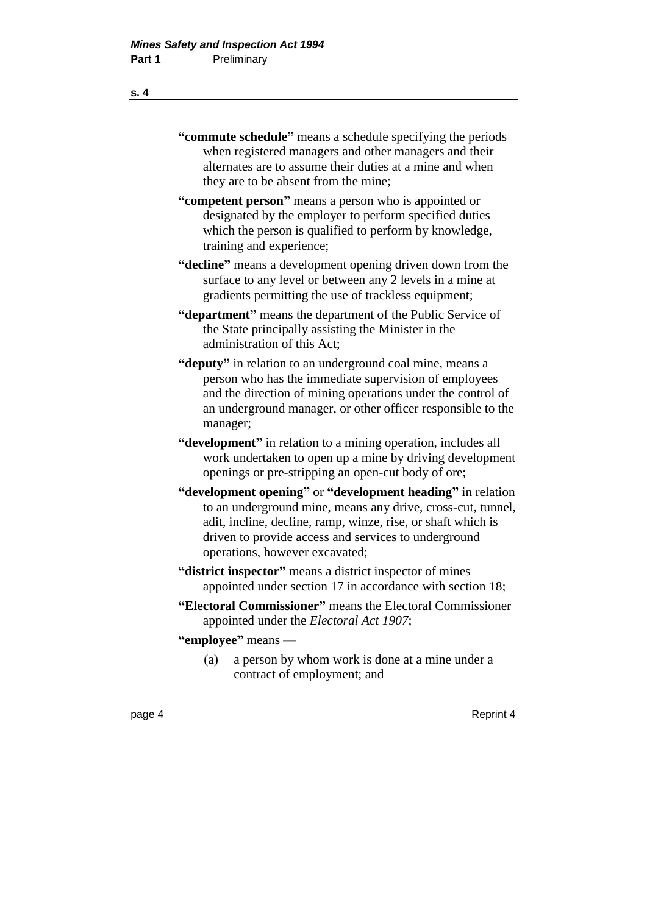**"commute schedule"** means a schedule specifying the periods when registered managers and other managers and their alternates are to assume their duties at a mine and when they are to be absent from the mine;

**"competent person"** means a person who is appointed or designated by the employer to perform specified duties which the person is qualified to perform by knowledge, training and experience;

**"decline"** means a development opening driven down from the surface to any level or between any 2 levels in a mine at gradients permitting the use of trackless equipment;

**"department"** means the department of the Public Service of the State principally assisting the Minister in the administration of this Act;

**"deputy"** in relation to an underground coal mine, means a person who has the immediate supervision of employees and the direction of mining operations under the control of an underground manager, or other officer responsible to the manager;

**"development"** in relation to a mining operation, includes all work undertaken to open up a mine by driving development openings or pre-stripping an open-cut body of ore;

**"development opening"** or **"development heading"** in relation to an underground mine, means any drive, cross-cut, tunnel, adit, incline, decline, ramp, winze, rise, or shaft which is driven to provide access and services to underground operations, however excavated;

**"district inspector"** means a district inspector of mines appointed under section 17 in accordance with section 18;

**"Electoral Commissioner"** means the Electoral Commissioner appointed under the *Electoral Act 1907*;

**"employee"** means —

(a) a person by whom work is done at a mine under a contract of employment; and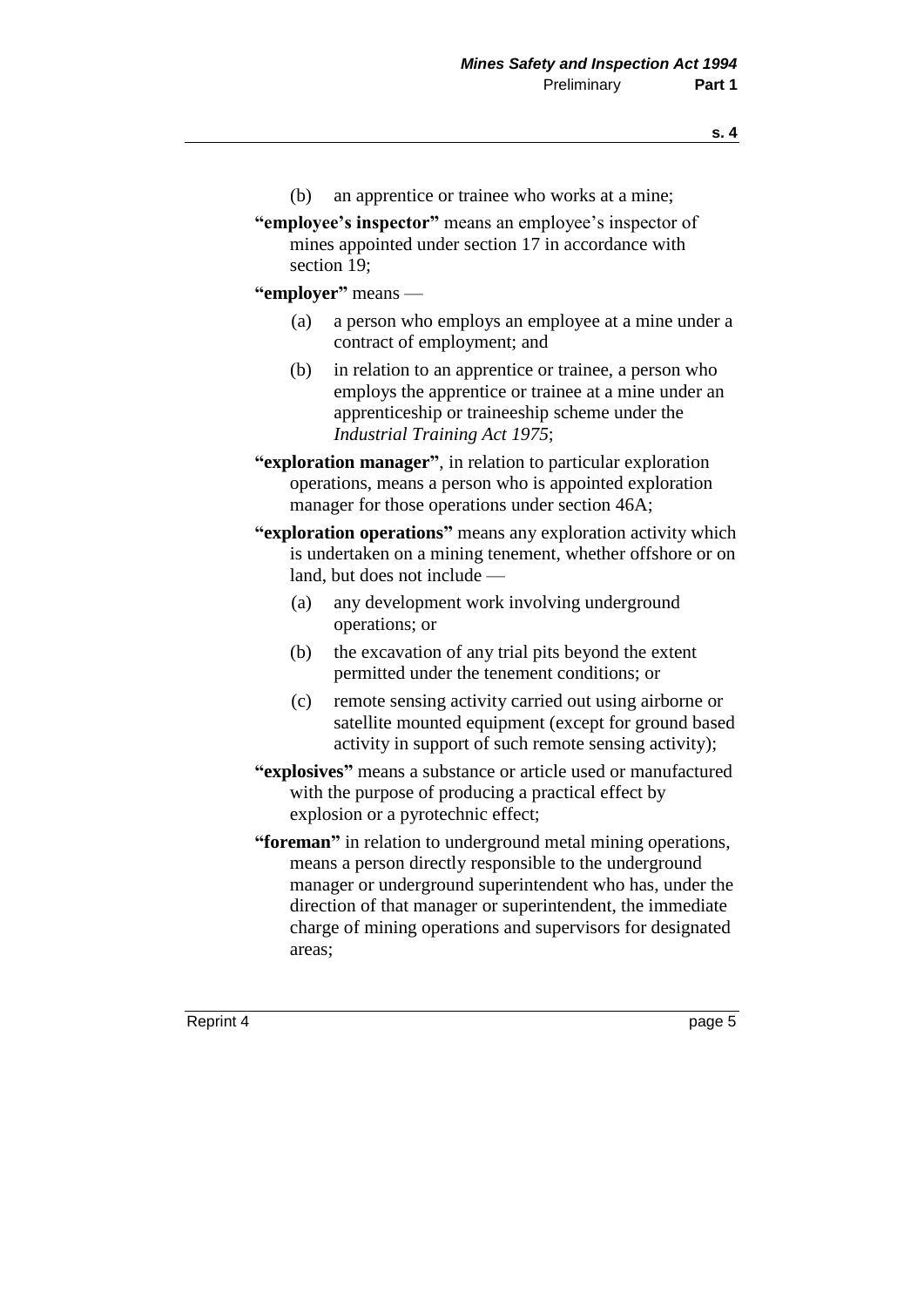(b) an apprentice or trainee who works at a mine;

**"employee's inspector"** means an employee's inspector of mines appointed under section 17 in accordance with section 19;

**"employer"** means —

(a) a person who employs an employee at a mine under a contract of employment; and

(b) in relation to an apprentice or trainee, a person who employs the apprentice or trainee at a mine under an apprenticeship or traineeship scheme under the *Industrial Training Act 1975*;

**"exploration manager"**, in relation to particular exploration operations, means a person who is appointed exploration manager for those operations under section 46A;

**"exploration operations"** means any exploration activity which is undertaken on a mining tenement, whether offshore or on land, but does not include —

(a) any development work involving underground operations; or

(b) the excavation of any trial pits beyond the extent permitted under the tenement conditions; or

(c) remote sensing activity carried out using airborne or satellite mounted equipment (except for ground based activity in support of such remote sensing activity);

**"explosives"** means a substance or article used or manufactured with the purpose of producing a practical effect by explosion or a pyrotechnic effect;

**"foreman"** in relation to underground metal mining operations, means a person directly responsible to the underground manager or underground superintendent who has, under the direction of that manager or superintendent, the immediate charge of mining operations and supervisors for designated areas;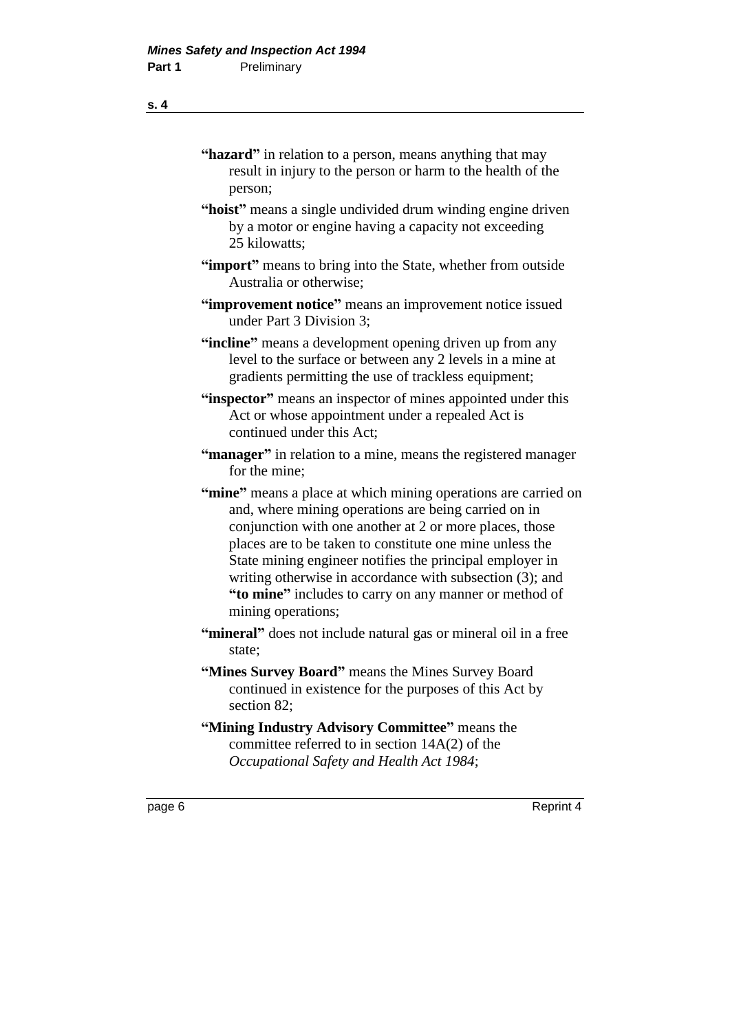**"hazard"** in relation to a person, means anything that may result in injury to the person or harm to the health of the person;

**"hoist"** means a single undivided drum winding engine driven by a motor or engine having a capacity not exceeding 25 kilowatts;

**"import"** means to bring into the State, whether from outside Australia or otherwise;

**"improvement notice"** means an improvement notice issued under Part 3 Division 3;

**"incline"** means a development opening driven up from any level to the surface or between any 2 levels in a mine at gradients permitting the use of trackless equipment;

**"inspector"** means an inspector of mines appointed under this Act or whose appointment under a repealed Act is continued under this Act;

**"manager"** in relation to a mine, means the registered manager for the mine;

**"mine"** means a place at which mining operations are carried on and, where mining operations are being carried on in conjunction with one another at 2 or more places, those places are to be taken to constitute one mine unless the State mining engineer notifies the principal employer in writing otherwise in accordance with subsection (3); and **"to mine"** includes to carry on any manner or method of mining operations;

**"mineral"** does not include natural gas or mineral oil in a free state;

**"Mines Survey Board"** means the Mines Survey Board continued in existence for the purposes of this Act by section 82;

**"Mining Industry Advisory Committee"** means the committee referred to in section 14A(2) of the *Occupational Safety and Health Act 1984*;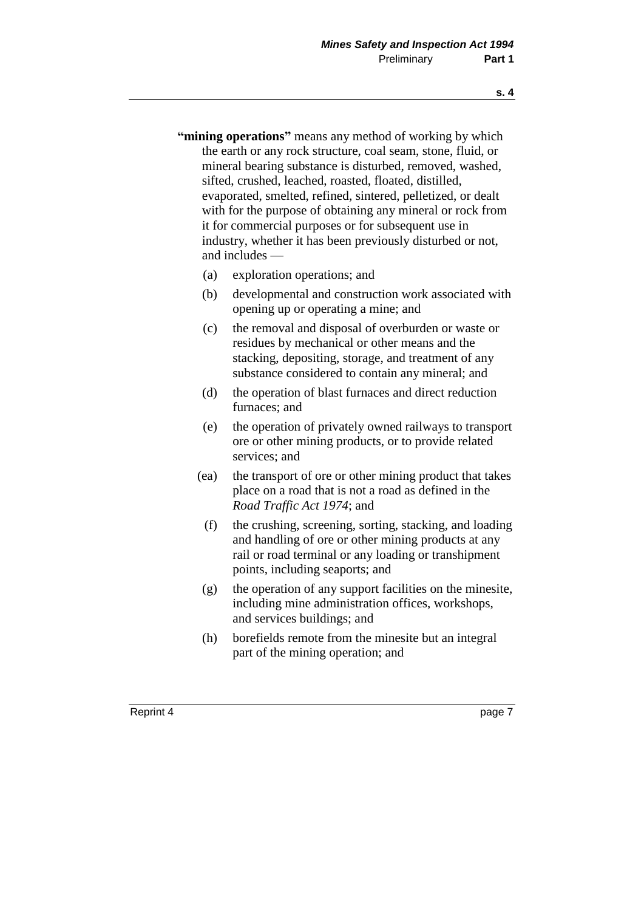**"mining operations"** means any method of working by which the earth or any rock structure, coal seam, stone, fluid, or mineral bearing substance is disturbed, removed, washed, sifted, crushed, leached, roasted, floated, distilled, evaporated, smelted, refined, sintered, pelletized, or dealt with for the purpose of obtaining any mineral or rock from it for commercial purposes or for subsequent use in industry, whether it has been previously disturbed or not, and includes —

- (a) exploration operations; and
- (b) developmental and construction work associated with opening up or operating a mine; and
- (c) the removal and disposal of overburden or waste or residues by mechanical or other means and the stacking, depositing, storage, and treatment of any substance considered to contain any mineral; and
- (d) the operation of blast furnaces and direct reduction furnaces; and
- (e) the operation of privately owned railways to transport ore or other mining products, or to provide related services; and
- (ea) the transport of ore or other mining product that takes place on a road that is not a road as defined in the *Road Traffic Act 1974*; and
- (f) the crushing, screening, sorting, stacking, and loading and handling of ore or other mining products at any rail or road terminal or any loading or transhipment points, including seaports; and
- (g) the operation of any support facilities on the minesite, including mine administration offices, workshops, and services buildings; and
- (h) borefields remote from the minesite but an integral part of the mining operation; and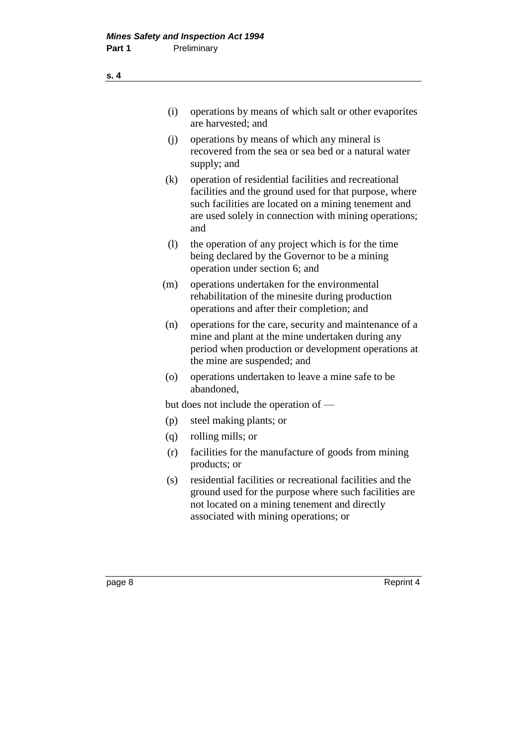(i) operations by means of which salt or other evaporites are harvested; and

(j) operations by means of which any mineral is recovered from the sea or sea bed or a natural water supply; and

(k) operation of residential facilities and recreational facilities and the ground used for that purpose, where such facilities are located on a mining tenement and are used solely in connection with mining operations; and

(l) the operation of any project which is for the time being declared by the Governor to be a mining operation under section 6; and

(m) operations undertaken for the environmental rehabilitation of the minesite during production operations and after their completion; and

(n) operations for the care, security and maintenance of a mine and plant at the mine undertaken during any period when production or development operations at the mine are suspended; and

(o) operations undertaken to leave a mine safe to be abandoned,

but does not include the operation of —

(p) steel making plants; or

(q) rolling mills; or

(r) facilities for the manufacture of goods from mining products; or

(s) residential facilities or recreational facilities and the ground used for the purpose where such facilities are not located on a mining tenement and directly associated with mining operations; or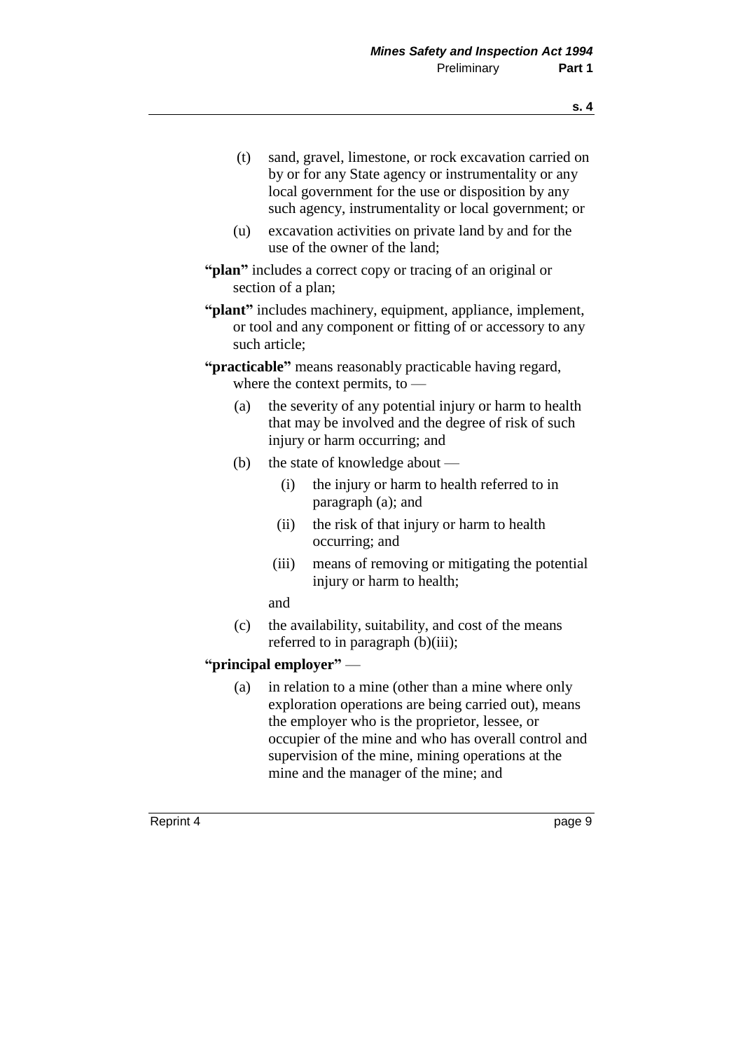(t) sand, gravel, limestone, or rock excavation carried on by or for any State agency or instrumentality or any local government for the use or disposition by any such agency, instrumentality or local government; or

(u) excavation activities on private land by and for the use of the owner of the land;

**"plan"** includes a correct copy or tracing of an original or section of a plan;

**"plant"** includes machinery, equipment, appliance, implement, or tool and any component or fitting of or accessory to any such article;

**"practicable"** means reasonably practicable having regard, where the context permits, to —

(a) the severity of any potential injury or harm to health that may be involved and the degree of risk of such injury or harm occurring; and

(b) the state of knowledge about —

  (i) the injury or harm to health referred to in paragraph (a); and

  (ii) the risk of that injury or harm to health occurring; and

  (iii) means of removing or mitigating the potential injury or harm to health;

  and

(c) the availability, suitability, and cost of the means referred to in paragraph (b)(iii);

**"principal employer"** —

(a) in relation to a mine (other than a mine where only exploration operations are being carried out), means the employer who is the proprietor, lessee, or occupier of the mine and who has overall control and supervision of the mine, mining operations at the mine and the manager of the mine; and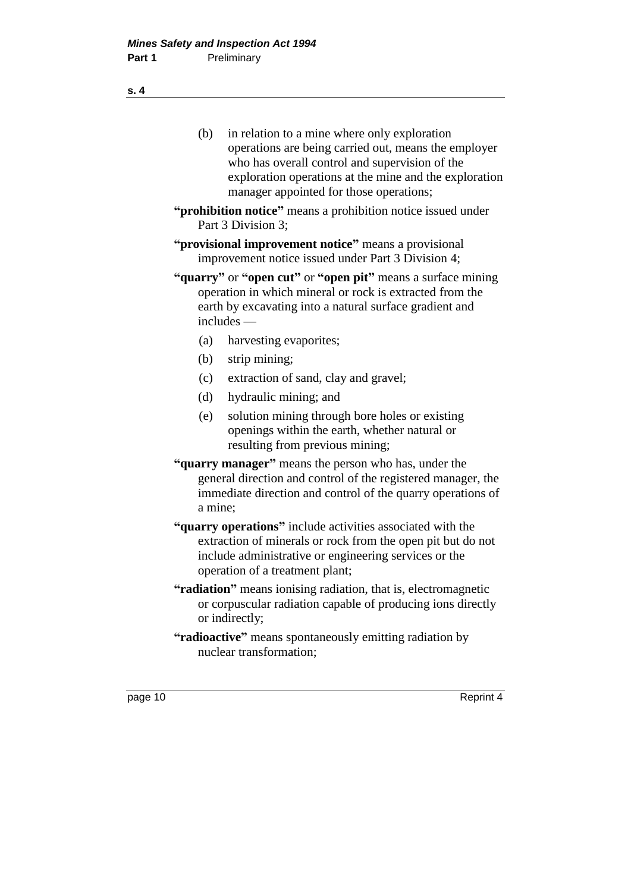(b) in relation to a mine where only exploration operations are being carried out, means the employer who has overall control and supervision of the exploration operations at the mine and the exploration manager appointed for those operations;

"**prohibition notice**" means a prohibition notice issued under Part 3 Division 3;

"**provisional improvement notice**" means a provisional improvement notice issued under Part 3 Division 4;

"**quarry**" or "**open cut**" or "**open pit**" means a surface mining operation in which mineral or rock is extracted from the earth by excavating into a natural surface gradient and includes —

(a) harvesting evaporites;

(b) strip mining;

(c) extraction of sand, clay and gravel;

(d) hydraulic mining; and

(e) solution mining through bore holes or existing openings within the earth, whether natural or resulting from previous mining;

"**quarry manager**" means the person who has, under the general direction and control of the registered manager, the immediate direction and control of the quarry operations of a mine;

"**quarry operations**" include activities associated with the extraction of minerals or rock from the open pit but do not include administrative or engineering services or the operation of a treatment plant;

"**radiation**" means ionising radiation, that is, electromagnetic or corpuscular radiation capable of producing ions directly or indirectly;

"**radioactive**" means spontaneously emitting radiation by nuclear transformation;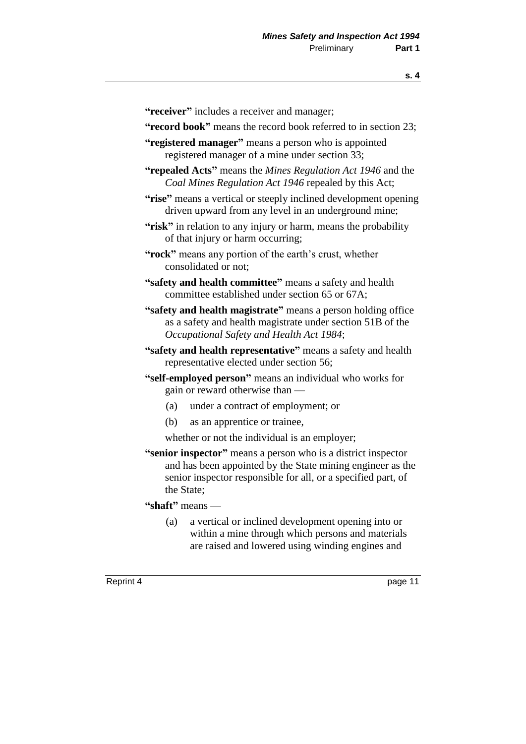**"receiver"** includes a receiver and manager;

**"record book"** means the record book referred to in section 23;

**"registered manager"** means a person who is appointed registered manager of a mine under section 33;

**"repealed Acts"** means the *Mines Regulation Act 1946* and the *Coal Mines Regulation Act 1946* repealed by this Act;

**"rise"** means a vertical or steeply inclined development opening driven upward from any level in an underground mine;

**"risk"** in relation to any injury or harm, means the probability of that injury or harm occurring;

**"rock"** means any portion of the earth's crust, whether consolidated or not;

**"safety and health committee"** means a safety and health committee established under section 65 or 67A;

**"safety and health magistrate"** means a person holding office as a safety and health magistrate under section 51B of the *Occupational Safety and Health Act 1984*;

**"safety and health representative"** means a safety and health representative elected under section 56;

**"self-employed person"** means an individual who works for gain or reward otherwise than —

(a) under a contract of employment; or

(b) as an apprentice or trainee,

whether or not the individual is an employer;

**"senior inspector"** means a person who is a district inspector and has been appointed by the State mining engineer as the senior inspector responsible for all, or a specified part, of the State;

**"shaft"** means —

(a) a vertical or inclined development opening into or within a mine through which persons and materials are raised and lowered using winding engines and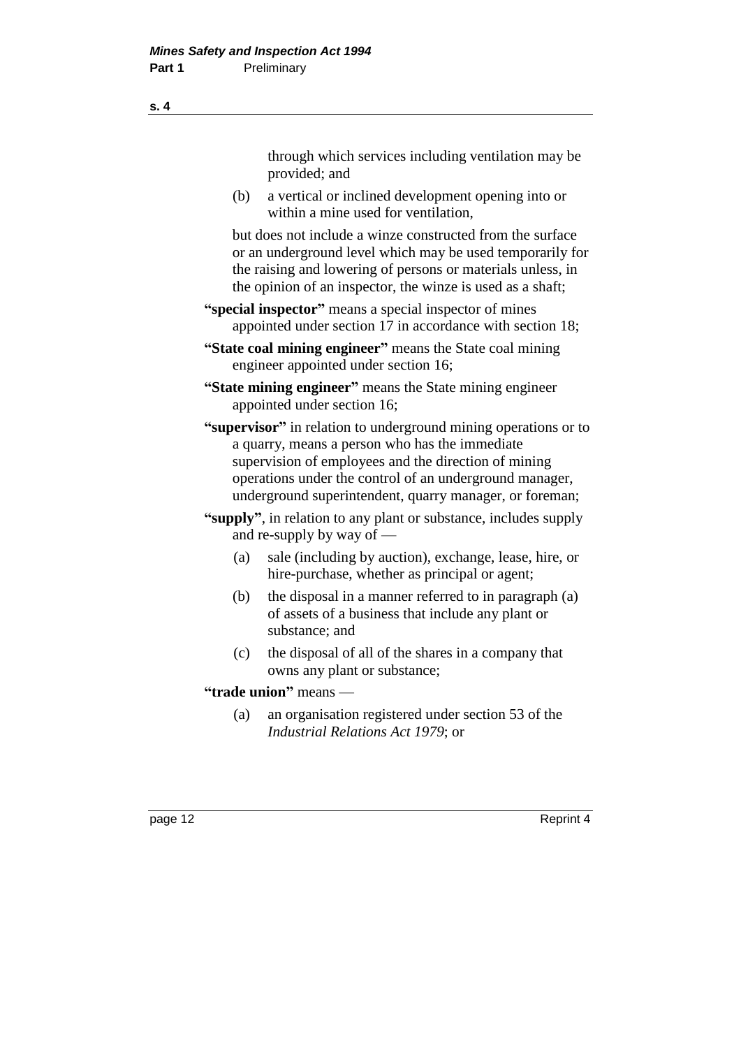through which services including ventilation may be provided; and

(b) a vertical or inclined development opening into or within a mine used for ventilation,

but does not include a winze constructed from the surface or an underground level which may be used temporarily for the raising and lowering of persons or materials unless, in the opinion of an inspector, the winze is used as a shaft;

**"special inspector"** means a special inspector of mines appointed under section 17 in accordance with section 18;

**"State coal mining engineer"** means the State coal mining engineer appointed under section 16;

**"State mining engineer"** means the State mining engineer appointed under section 16;

**"supervisor"** in relation to underground mining operations or to a quarry, means a person who has the immediate supervision of employees and the direction of mining operations under the control of an underground manager, underground superintendent, quarry manager, or foreman;

**"supply"**, in relation to any plant or substance, includes supply and re-supply by way of —

(a) sale (including by auction), exchange, lease, hire, or hire-purchase, whether as principal or agent;

(b) the disposal in a manner referred to in paragraph (a) of assets of a business that include any plant or substance; and

(c) the disposal of all of the shares in a company that owns any plant or substance;

**"trade union"** means —

(a) an organisation registered under section 53 of the *Industrial Relations Act 1979*; or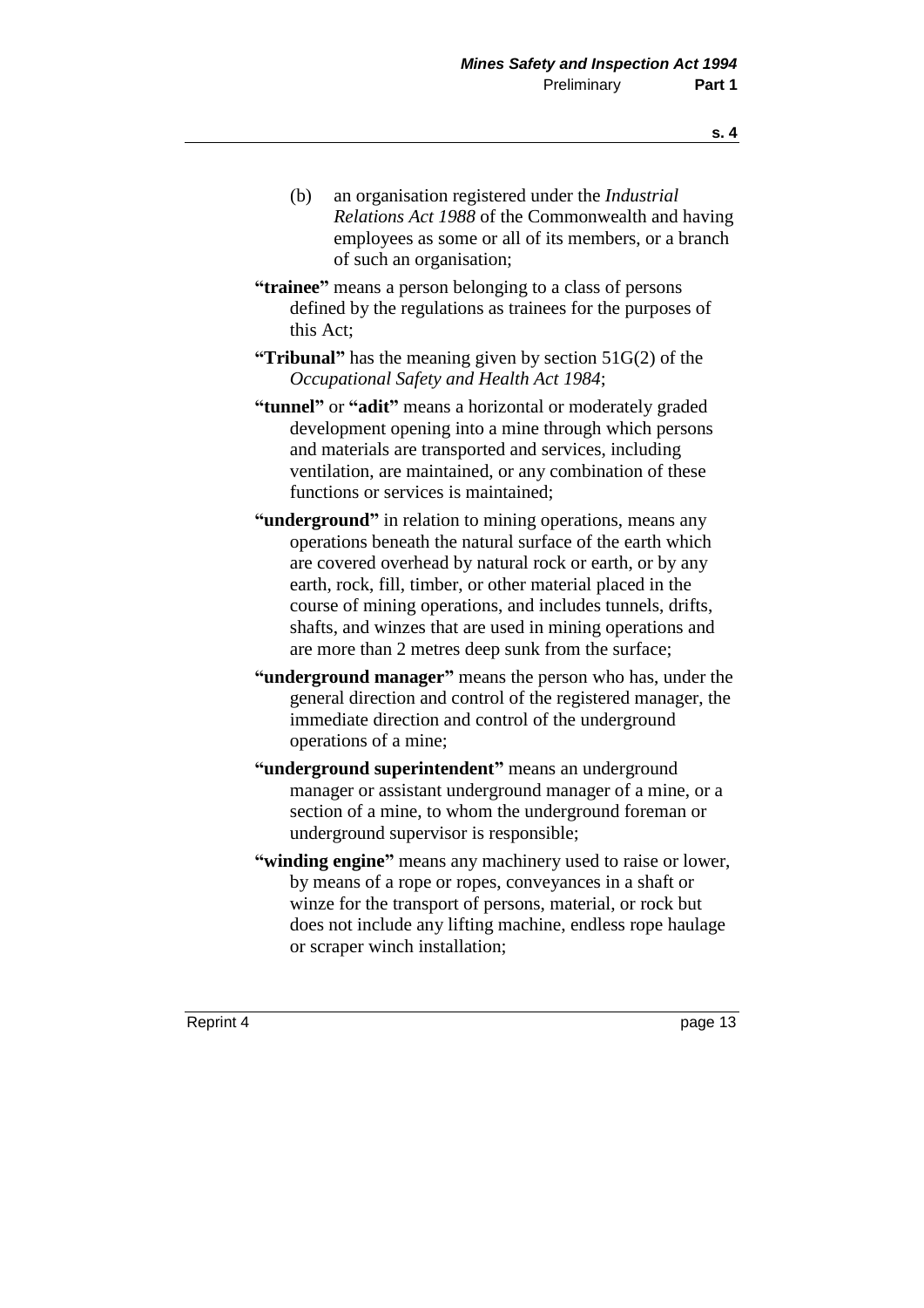(b) an organisation registered under the *Industrial Relations Act 1988* of the Commonwealth and having employees as some or all of its members, or a branch of such an organisation;

**"trainee"** means a person belonging to a class of persons defined by the regulations as trainees for the purposes of this Act;

**"Tribunal"** has the meaning given by section 51G(2) of the *Occupational Safety and Health Act 1984*;

**"tunnel"** or **"adit"** means a horizontal or moderately graded development opening into a mine through which persons and materials are transported and services, including ventilation, are maintained, or any combination of these functions or services is maintained;

**"underground"** in relation to mining operations, means any operations beneath the natural surface of the earth which are covered overhead by natural rock or earth, or by any earth, rock, fill, timber, or other material placed in the course of mining operations, and includes tunnels, drifts, shafts, and winzes that are used in mining operations and are more than 2 metres deep sunk from the surface;

**"underground manager"** means the person who has, under the general direction and control of the registered manager, the immediate direction and control of the underground operations of a mine;

**"underground superintendent"** means an underground manager or assistant underground manager of a mine, or a section of a mine, to whom the underground foreman or underground supervisor is responsible;

**"winding engine"** means any machinery used to raise or lower, by means of a rope or ropes, conveyances in a shaft or winze for the transport of persons, material, or rock but does not include any lifting machine, endless rope haulage or scraper winch installation;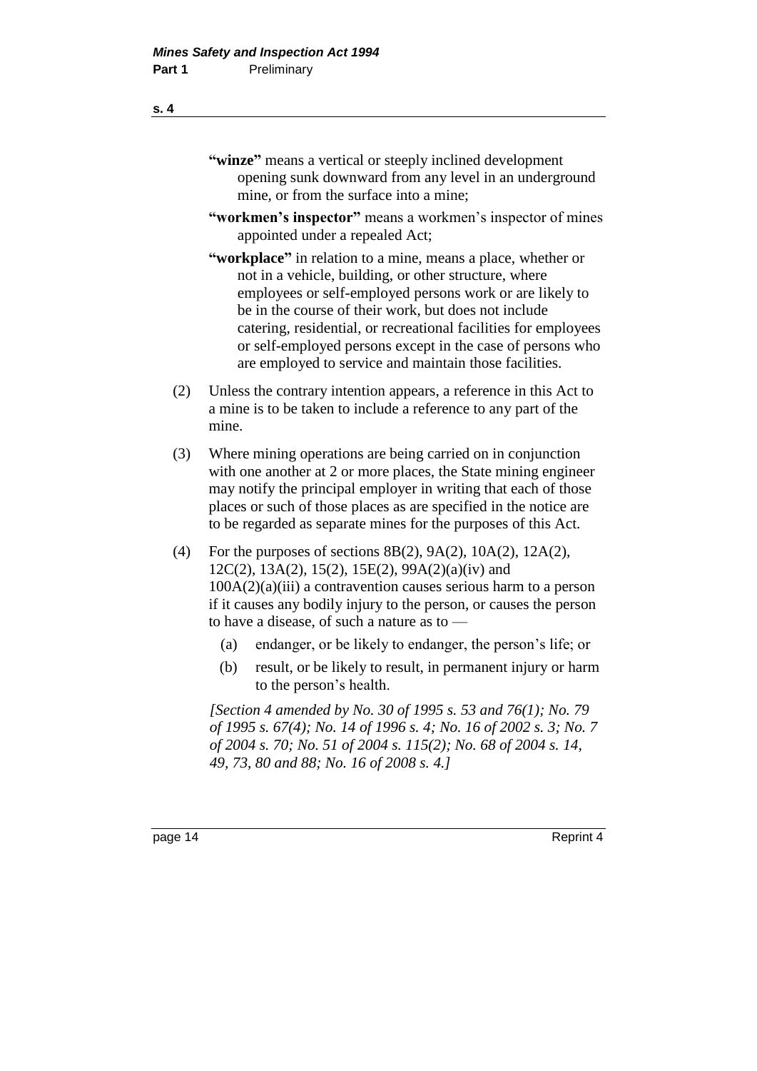**"winze"** means a vertical or steeply inclined development opening sunk downward from any level in an underground mine, or from the surface into a mine;

**"workmen's inspector"** means a workmen's inspector of mines appointed under a repealed Act;

**"workplace"** in relation to a mine, means a place, whether or not in a vehicle, building, or other structure, where employees or self-employed persons work or are likely to be in the course of their work, but does not include catering, residential, or recreational facilities for employees or self-employed persons except in the case of persons who are employed to service and maintain those facilities.

(2) Unless the contrary intention appears, a reference in this Act to a mine is to be taken to include a reference to any part of the mine.

(3) Where mining operations are being carried on in conjunction with one another at 2 or more places, the State mining engineer may notify the principal employer in writing that each of those places or such of those places as are specified in the notice are to be regarded as separate mines for the purposes of this Act.

(4) For the purposes of sections 8B(2), 9A(2), 10A(2), 12A(2), 12C(2), 13A(2), 15(2), 15E(2), 99A(2)(a)(iv) and 100A(2)(a)(iii) a contravention causes serious harm to a person if it causes any bodily injury to the person, or causes the person to have a disease, of such a nature as to —

- (a) endanger, or be likely to endanger, the person's life; or
- (b) result, or be likely to result, in permanent injury or harm to the person's health.

*[Section 4 amended by No. 30 of 1995 s. 53 and 76(1); No. 79 of 1995 s. 67(4); No. 14 of 1996 s. 4; No. 16 of 2002 s. 3; No. 7 of 2004 s. 70; No. 51 of 2004 s. 115(2); No. 68 of 2004 s. 14, 49, 73, 80 and 88; No. 16 of 2008 s. 4.]*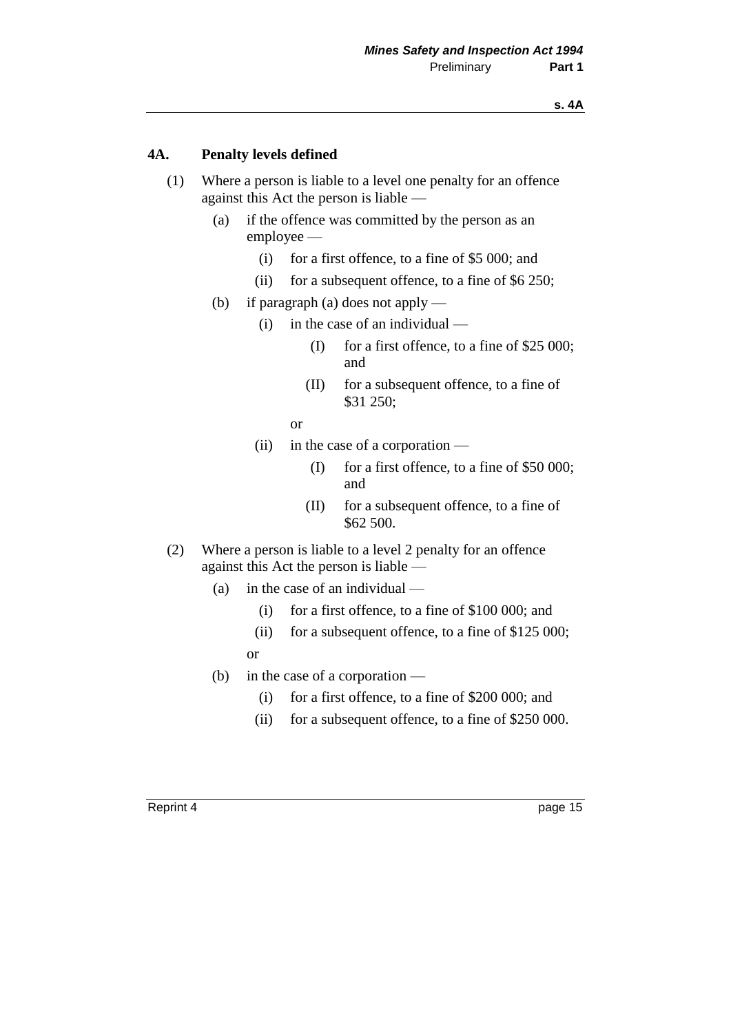## 4A. Penalty levels defined

(1) Where a person is liable to a level one penalty for an offence against this Act the person is liable —

- (a) if the offence was committed by the person as an employee —
  - (i) for a first offence, to a fine of $5 000; and
  - (ii) for a subsequent offence, to a fine of $6 250;
- (b) if paragraph (a) does not apply —
  - (i) in the case of an individual —
    - (I) for a first offence, to a fine of $25 000; and
    - (II) for a subsequent offence, to a fine of $31 250;

    or
  - (ii) in the case of a corporation —
    - (I) for a first offence, to a fine of $50 000; and
    - (II) for a subsequent offence, to a fine of $62 500.

(2) Where a person is liable to a level 2 penalty for an offence against this Act the person is liable —

- (a) in the case of an individual —
  - (i) for a first offence, to a fine of $100 000; and
  - (ii) for a subsequent offence, to a fine of $125 000;

  or
- (b) in the case of a corporation —
  - (i) for a first offence, to a fine of $200 000; and
  - (ii) for a subsequent offence, to a fine of $250 000.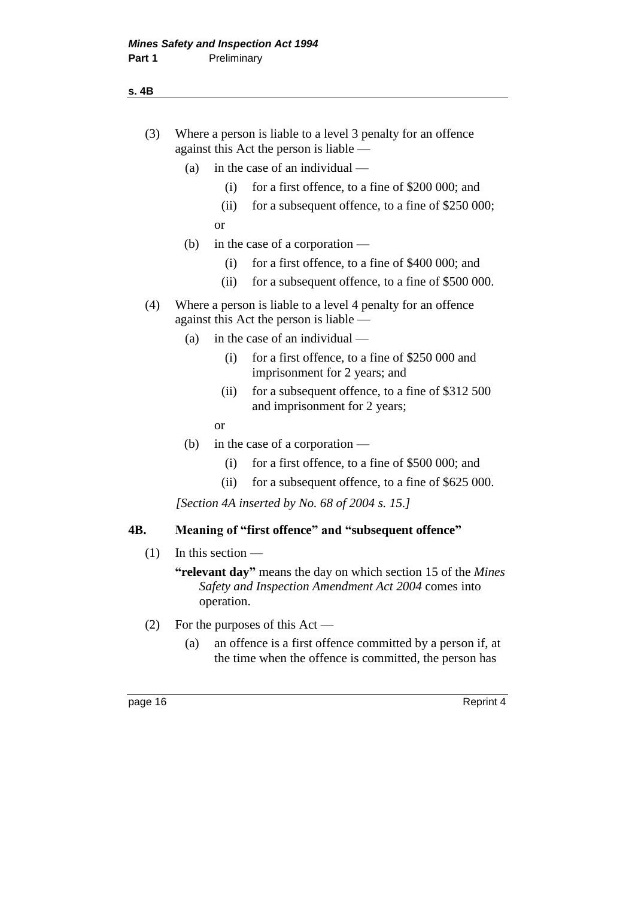(3) Where a person is liable to a level 3 penalty for an offence against this Act the person is liable —

  (a) in the case of an individual —

    (i) for a first offence, to a fine of $200 000; and

    (ii) for a subsequent offence, to a fine of $250 000;

  or

  (b) in the case of a corporation —

    (i) for a first offence, to a fine of $400 000; and

    (ii) for a subsequent offence, to a fine of $500 000.

(4) Where a person is liable to a level 4 penalty for an offence against this Act the person is liable —

  (a) in the case of an individual —

    (i) for a first offence, to a fine of $250 000 and imprisonment for 2 years; and

    (ii) for a subsequent offence, to a fine of $312 500 and imprisonment for 2 years;

  or

  (b) in the case of a corporation —

    (i) for a first offence, to a fine of $500 000; and

    (ii) for a subsequent offence, to a fine of $625 000.

*[Section 4A inserted by No. 68 of 2004 s. 15.]*

### 4B. Meaning of "first offence" and "subsequent offence"

(1) In this section —

**"relevant day"** means the day on which section 15 of the *Mines Safety and Inspection Amendment Act 2004* comes into operation.

(2) For the purposes of this Act —

  (a) an offence is a first offence committed by a person if, at the time when the offence is committed, the person has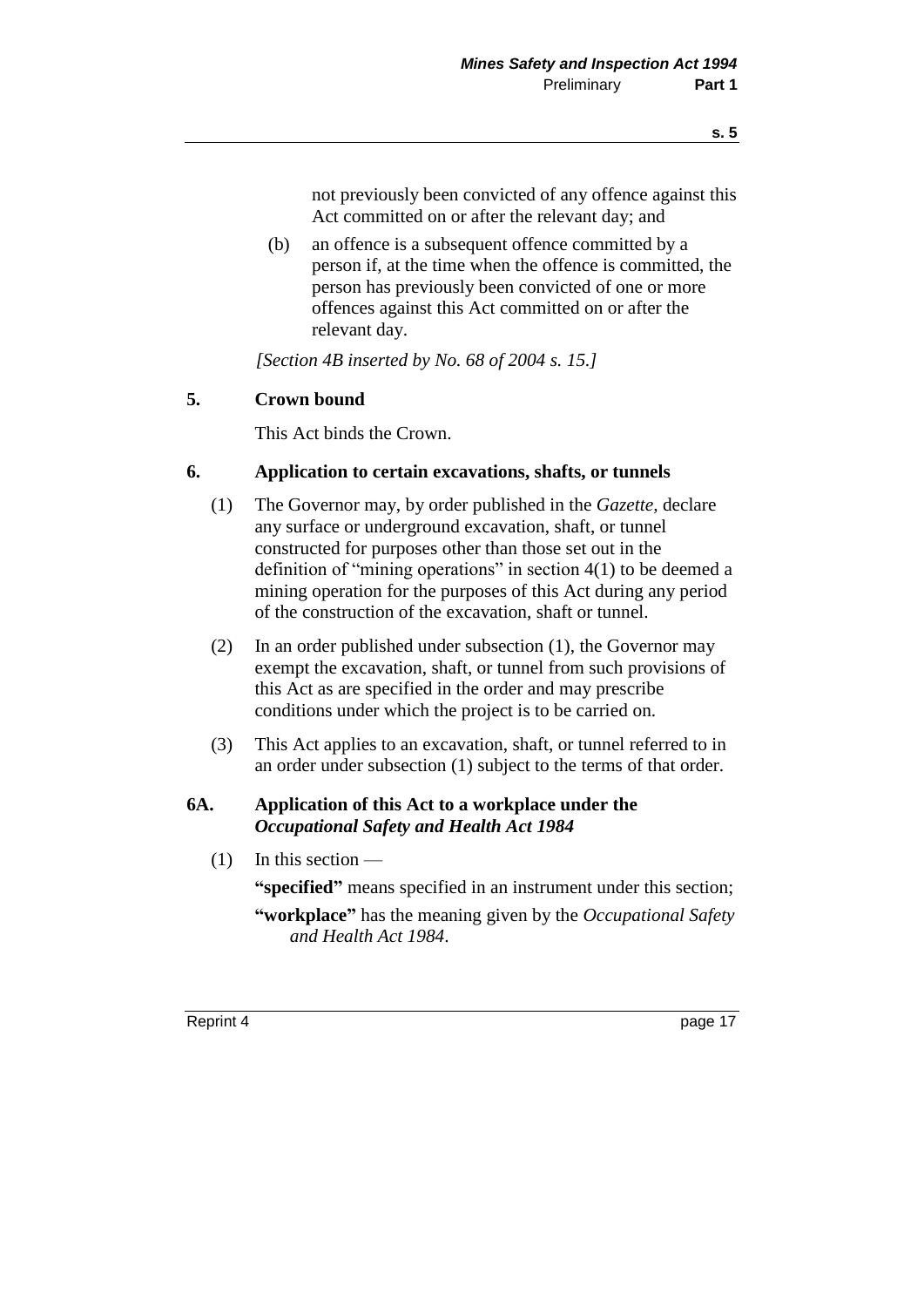not previously been convicted of any offence against this Act committed on or after the relevant day; and

(b) an offence is a subsequent offence committed by a person if, at the time when the offence is committed, the person has previously been convicted of one or more offences against this Act committed on or after the relevant day.

*[Section 4B inserted by No. 68 of 2004 s. 15.]*

### 5. Crown bound

This Act binds the Crown.

### 6. Application to certain excavations, shafts, or tunnels

(1) The Governor may, by order published in the *Gazette,* declare any surface or underground excavation, shaft, or tunnel constructed for purposes other than those set out in the definition of "mining operations" in section 4(1) to be deemed a mining operation for the purposes of this Act during any period of the construction of the excavation, shaft or tunnel.

(2) In an order published under subsection (1), the Governor may exempt the excavation, shaft, or tunnel from such provisions of this Act as are specified in the order and may prescribe conditions under which the project is to be carried on.

(3) This Act applies to an excavation, shaft, or tunnel referred to in an order under subsection (1) subject to the terms of that order.

### 6A. Application of this Act to a workplace under the *Occupational Safety and Health Act 1984*

(1) In this section —

**"specified"** means specified in an instrument under this section;

**"workplace"** has the meaning given by the *Occupational Safety and Health Act 1984*.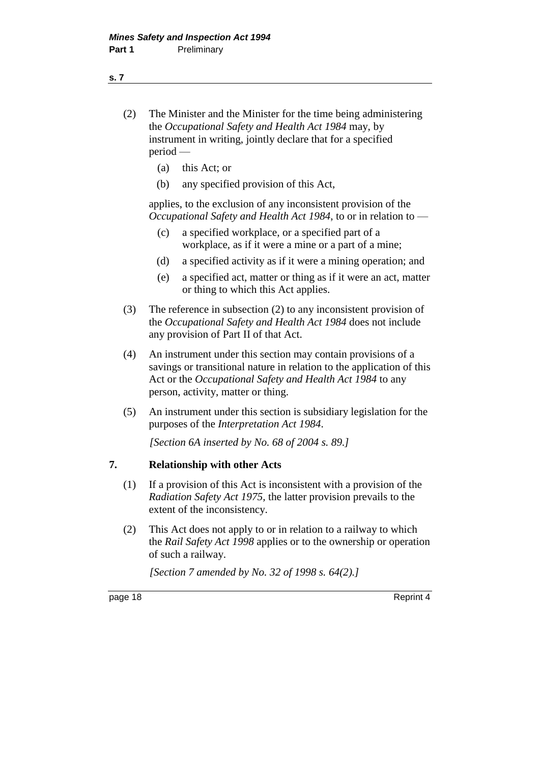(2) The Minister and the Minister for the time being administering the *Occupational Safety and Health Act 1984* may, by instrument in writing, jointly declare that for a specified period —

   (a) this Act; or

   (b) any specified provision of this Act,

   applies, to the exclusion of any inconsistent provision of the *Occupational Safety and Health Act 1984*, to or in relation to —

   (c) a specified workplace, or a specified part of a workplace, as if it were a mine or a part of a mine;

   (d) a specified activity as if it were a mining operation; and

   (e) a specified act, matter or thing as if it were an act, matter or thing to which this Act applies.

(3) The reference in subsection (2) to any inconsistent provision of the *Occupational Safety and Health Act 1984* does not include any provision of Part II of that Act.

(4) An instrument under this section may contain provisions of a savings or transitional nature in relation to the application of this Act or the *Occupational Safety and Health Act 1984* to any person, activity, matter or thing.

(5) An instrument under this section is subsidiary legislation for the purposes of the *Interpretation Act 1984*.

*[Section 6A inserted by No. 68 of 2004 s. 89.]*

### 7. Relationship with other Acts

(1) If a provision of this Act is inconsistent with a provision of the *Radiation Safety Act 1975*, the latter provision prevails to the extent of the inconsistency.

(2) This Act does not apply to or in relation to a railway to which the *Rail Safety Act 1998* applies or to the ownership or operation of such a railway.

*[Section 7 amended by No. 32 of 1998 s. 64(2).]*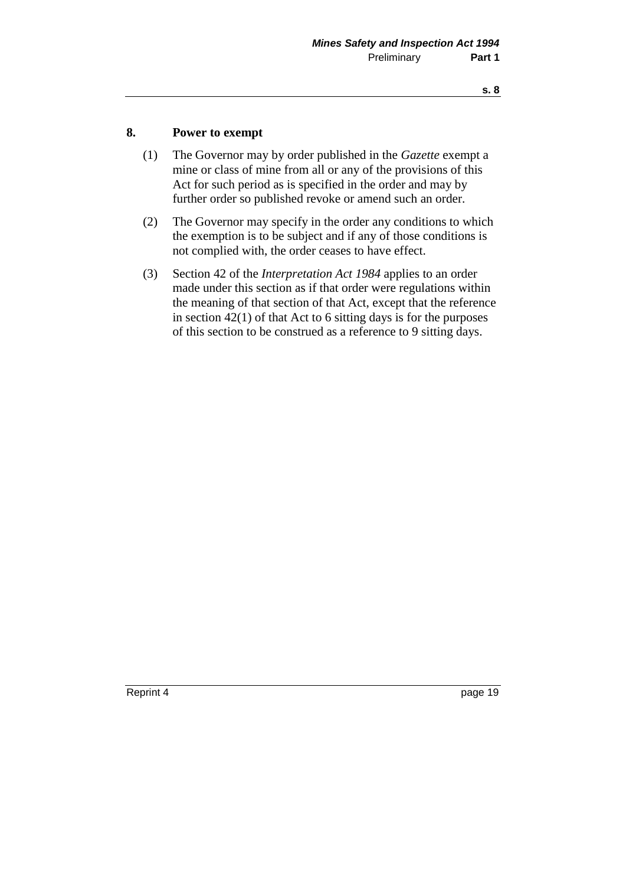## 8. Power to exempt

(1) The Governor may by order published in the *Gazette* exempt a mine or class of mine from all or any of the provisions of this Act for such period as is specified in the order and may by further order so published revoke or amend such an order.

(2) The Governor may specify in the order any conditions to which the exemption is to be subject and if any of those conditions is not complied with, the order ceases to have effect.

(3) Section 42 of the *Interpretation Act 1984* applies to an order made under this section as if that order were regulations within the meaning of that section of that Act, except that the reference in section 42(1) of that Act to 6 sitting days is for the purposes of this section to be construed as a reference to 9 sitting days.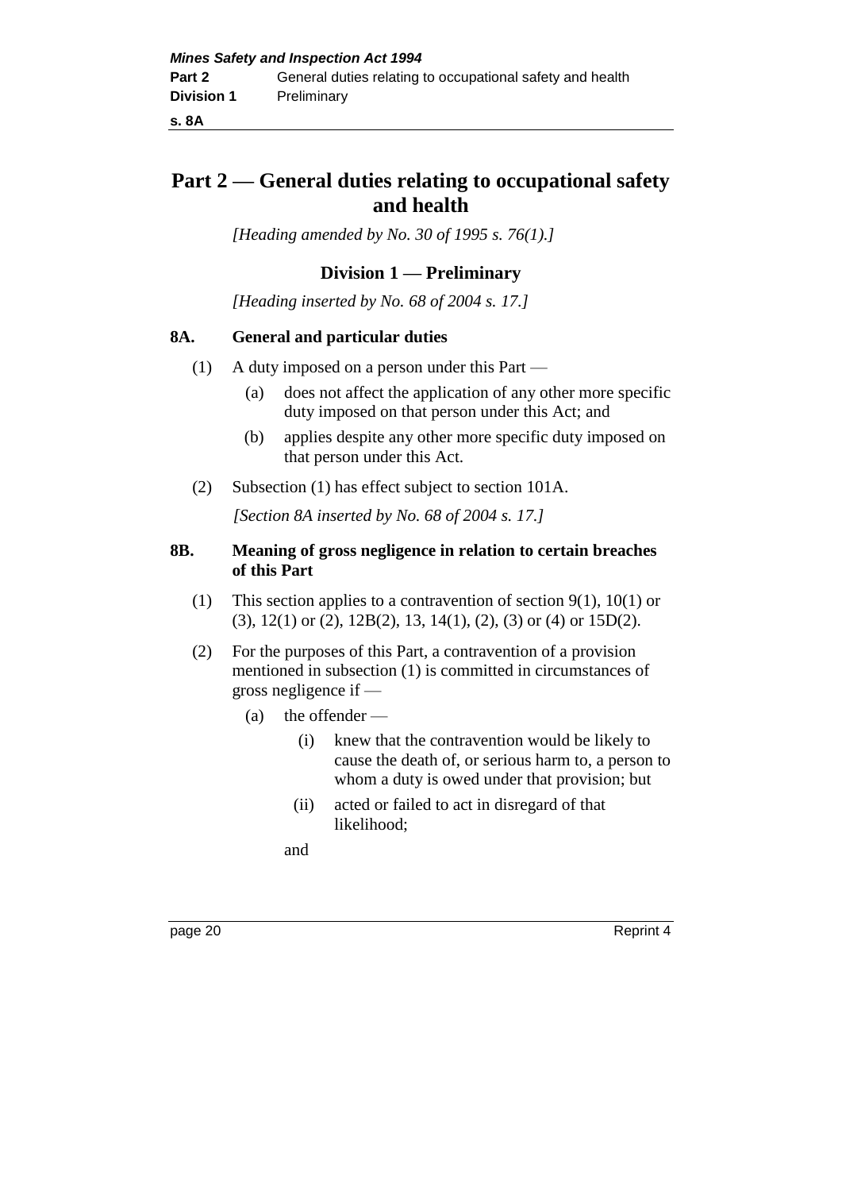# Part 2 — General duties relating to occupational safety and health

*[Heading amended by No. 30 of 1995 s. 76(1).]*

## Division 1 — Preliminary

*[Heading inserted by No. 68 of 2004 s. 17.]*

### 8A. General and particular duties

(1) A duty imposed on a person under this Part —

- (a) does not affect the application of any other more specific duty imposed on that person under this Act; and
- (b) applies despite any other more specific duty imposed on that person under this Act.

(2) Subsection (1) has effect subject to section 101A.

*[Section 8A inserted by No. 68 of 2004 s. 17.]*

### 8B. Meaning of gross negligence in relation to certain breaches of this Part

(1) This section applies to a contravention of section 9(1), 10(1) or (3), 12(1) or (2), 12B(2), 13, 14(1), (2), (3) or (4) or 15D(2).

(2) For the purposes of this Part, a contravention of a provision mentioned in subsection (1) is committed in circumstances of gross negligence if —

- (a) the offender —
  - (i) knew that the contravention would be likely to cause the death of, or serious harm to, a person to whom a duty is owed under that provision; but
  - (ii) acted or failed to act in disregard of that likelihood;

  and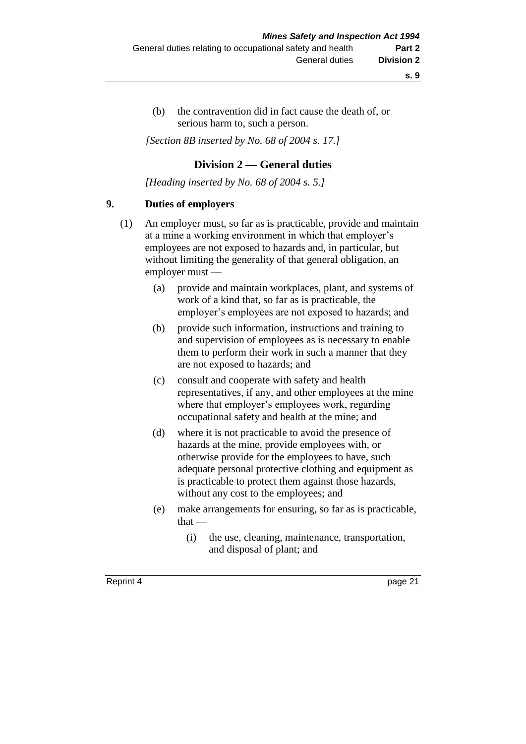(b) the contravention did in fact cause the death of, or serious harm to, such a person.

*[Section 8B inserted by No. 68 of 2004 s. 17.]*

## Division 2 — General duties

*[Heading inserted by No. 68 of 2004 s. 5.]*

### 9. Duties of employers

(1) An employer must, so far as is practicable, provide and maintain at a mine a working environment in which that employer's employees are not exposed to hazards and, in particular, but without limiting the generality of that general obligation, an employer must —

- (a) provide and maintain workplaces, plant, and systems of work of a kind that, so far as is practicable, the employer's employees are not exposed to hazards; and
- (b) provide such information, instructions and training to and supervision of employees as is necessary to enable them to perform their work in such a manner that they are not exposed to hazards; and
- (c) consult and cooperate with safety and health representatives, if any, and other employees at the mine where that employer's employees work, regarding occupational safety and health at the mine; and
- (d) where it is not practicable to avoid the presence of hazards at the mine, provide employees with, or otherwise provide for the employees to have, such adequate personal protective clothing and equipment as is practicable to protect them against those hazards, without any cost to the employees; and
- (e) make arrangements for ensuring, so far as is practicable, that —
  - (i) the use, cleaning, maintenance, transportation, and disposal of plant; and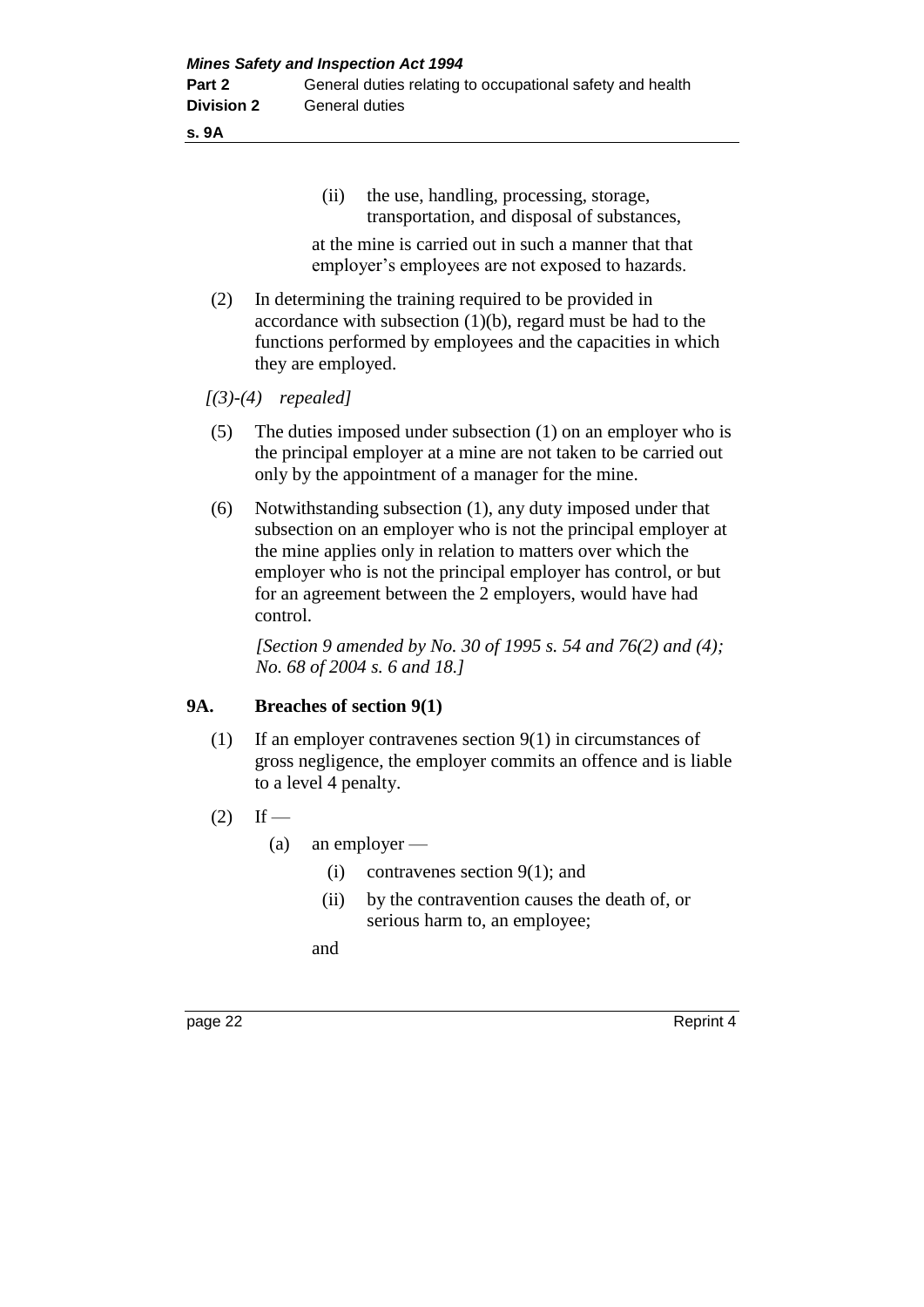(ii) the use, handling, processing, storage, transportation, and disposal of substances,

at the mine is carried out in such a manner that that employer's employees are not exposed to hazards.

(2) In determining the training required to be provided in accordance with subsection (1)(b), regard must be had to the functions performed by employees and the capacities in which they are employed.

*[(3)-(4) repealed]*

(5) The duties imposed under subsection (1) on an employer who is the principal employer at a mine are not taken to be carried out only by the appointment of a manager for the mine.

(6) Notwithstanding subsection (1), any duty imposed under that subsection on an employer who is not the principal employer at the mine applies only in relation to matters over which the employer who is not the principal employer has control, or but for an agreement between the 2 employers, would have had control.

*[Section 9 amended by No. 30 of 1995 s. 54 and 76(2) and (4); No. 68 of 2004 s. 6 and 18.]*

### 9A. Breaches of section 9(1)

(1) If an employer contravenes section 9(1) in circumstances of gross negligence, the employer commits an offence and is liable to a level 4 penalty.

(2) If —

(a) an employer —

(i) contravenes section 9(1); and

(ii) by the contravention causes the death of, or serious harm to, an employee;

and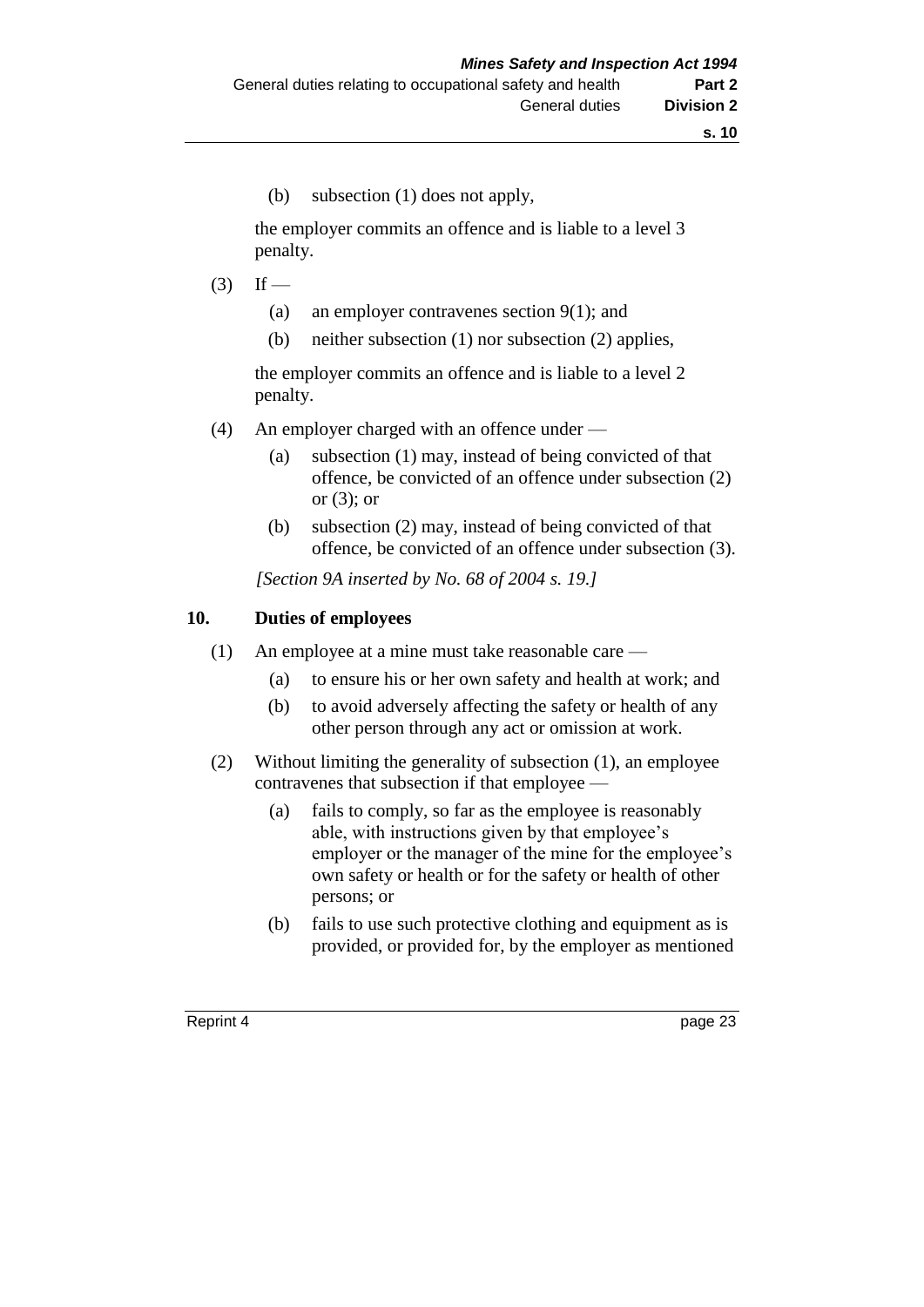(b) subsection (1) does not apply,

the employer commits an offence and is liable to a level 3 penalty.

(3) If —

(a) an employer contravenes section 9(1); and

(b) neither subsection (1) nor subsection (2) applies,

the employer commits an offence and is liable to a level 2 penalty.

(4) An employer charged with an offence under —

(a) subsection (1) may, instead of being convicted of that offence, be convicted of an offence under subsection (2) or (3); or

(b) subsection (2) may, instead of being convicted of that offence, be convicted of an offence under subsection (3).

*[Section 9A inserted by No. 68 of 2004 s. 19.]*

## 10. Duties of employees

(1) An employee at a mine must take reasonable care —

(a) to ensure his or her own safety and health at work; and

(b) to avoid adversely affecting the safety or health of any other person through any act or omission at work.

(2) Without limiting the generality of subsection (1), an employee contravenes that subsection if that employee —

(a) fails to comply, so far as the employee is reasonably able, with instructions given by that employee's employer or the manager of the mine for the employee's own safety or health or for the safety or health of other persons; or

(b) fails to use such protective clothing and equipment as is provided, or provided for, by the employer as mentioned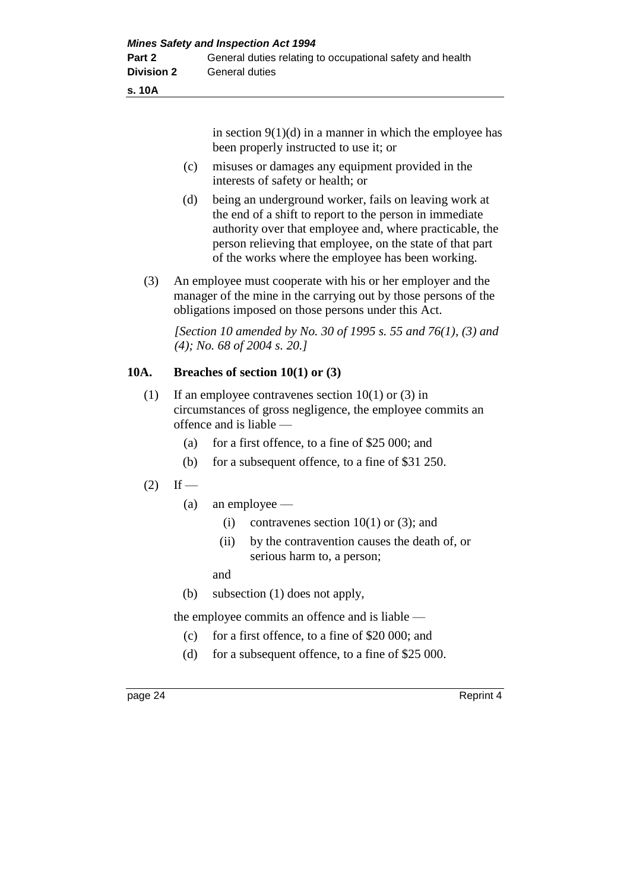in section 9(1)(d) in a manner in which the employee has been properly instructed to use it; or

(c) misuses or damages any equipment provided in the interests of safety or health; or

(d) being an underground worker, fails on leaving work at the end of a shift to report to the person in immediate authority over that employee and, where practicable, the person relieving that employee, on the state of that part of the works where the employee has been working.

(3) An employee must cooperate with his or her employer and the manager of the mine in the carrying out by those persons of the obligations imposed on those persons under this Act.

*[Section 10 amended by No. 30 of 1995 s. 55 and 76(1), (3) and (4); No. 68 of 2004 s. 20.]*

## 10A. Breaches of section 10(1) or (3)

(1) If an employee contravenes section 10(1) or (3) in circumstances of gross negligence, the employee commits an offence and is liable —

(a) for a first offence, to a fine of $25 000; and

(b) for a subsequent offence, to a fine of $31 250.

(2) If —

(a) an employee —

(i) contravenes section 10(1) or (3); and

(ii) by the contravention causes the death of, or serious harm to, a person;

and

(b) subsection (1) does not apply,

the employee commits an offence and is liable —

(c) for a first offence, to a fine of $20 000; and

(d) for a subsequent offence, to a fine of $25 000.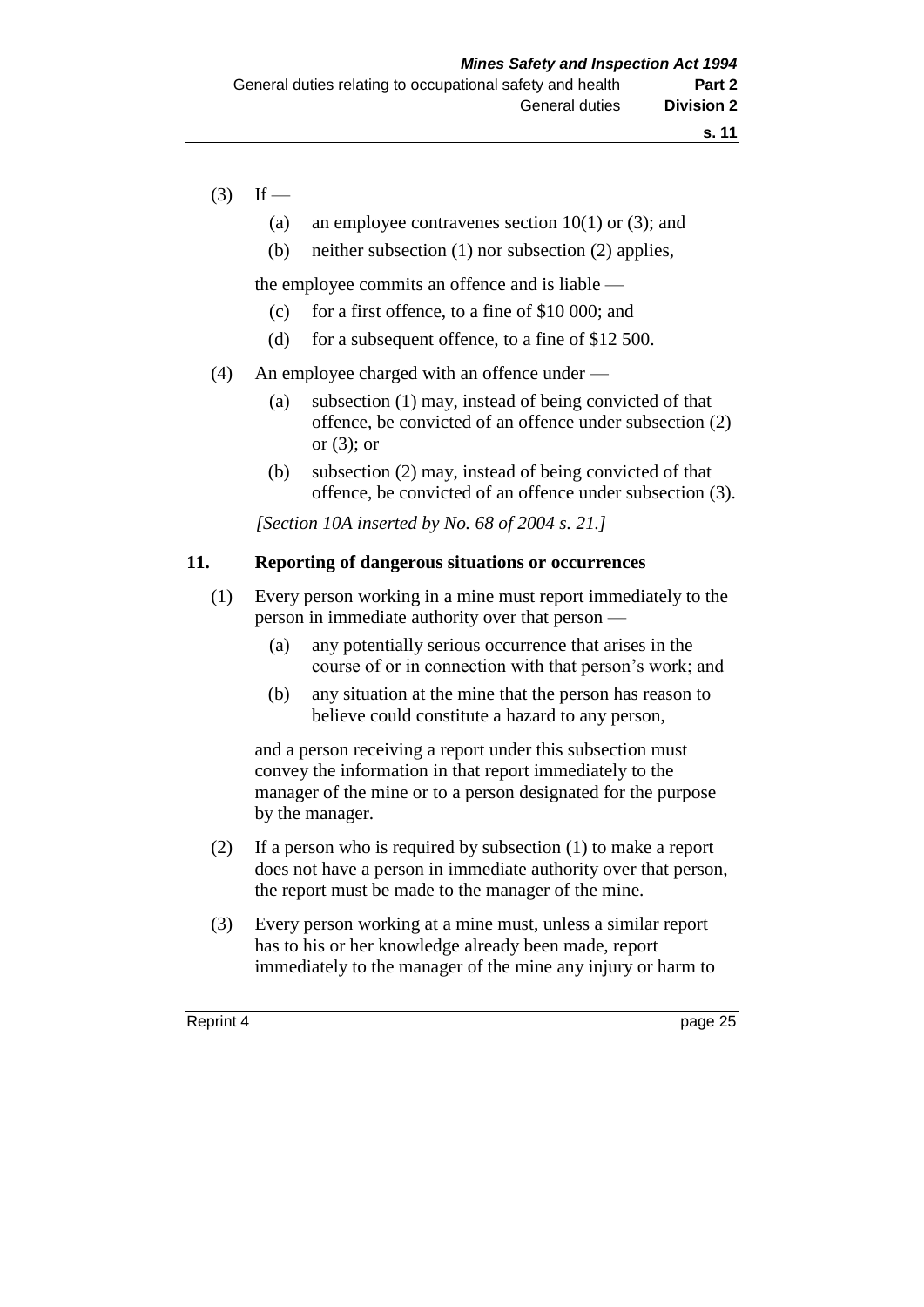(3) If —

  (a) an employee contravenes section 10(1) or (3); and

  (b) neither subsection (1) nor subsection (2) applies,

the employee commits an offence and is liable —

  (c) for a first offence, to a fine of $10 000; and

  (d) for a subsequent offence, to a fine of $12 500.

(4) An employee charged with an offence under —

  (a) subsection (1) may, instead of being convicted of that offence, be convicted of an offence under subsection (2) or (3); or

  (b) subsection (2) may, instead of being convicted of that offence, be convicted of an offence under subsection (3).

*[Section 10A inserted by No. 68 of 2004 s. 21.]*

## 11. Reporting of dangerous situations or occurrences

(1) Every person working in a mine must report immediately to the person in immediate authority over that person —

  (a) any potentially serious occurrence that arises in the course of or in connection with that person's work; and

  (b) any situation at the mine that the person has reason to believe could constitute a hazard to any person,

and a person receiving a report under this subsection must convey the information in that report immediately to the manager of the mine or to a person designated for the purpose by the manager.

(2) If a person who is required by subsection (1) to make a report does not have a person in immediate authority over that person, the report must be made to the manager of the mine.

(3) Every person working at a mine must, unless a similar report has to his or her knowledge already been made, report immediately to the manager of the mine any injury or harm to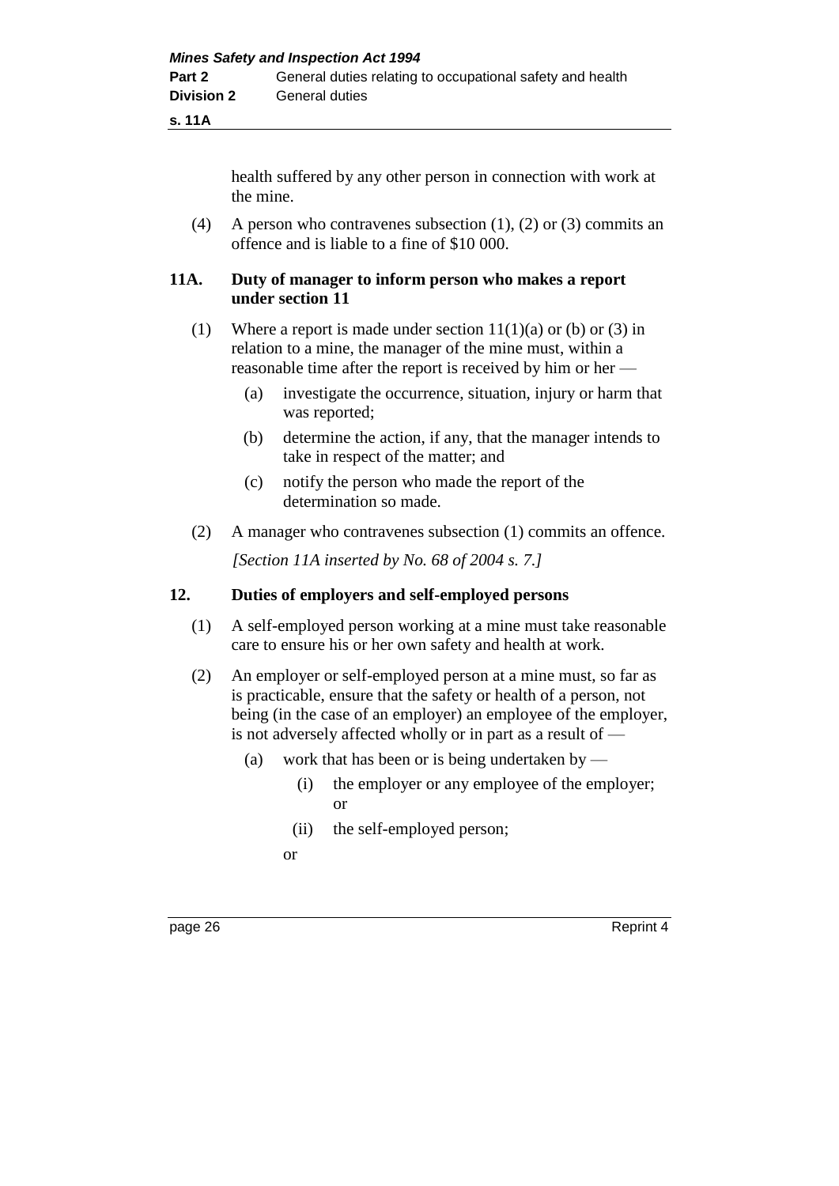health suffered by any other person in connection with work at the mine.

(4) A person who contravenes subsection (1), (2) or (3) commits an offence and is liable to a fine of $10 000.

### 11A. Duty of manager to inform person who makes a report under section 11

(1) Where a report is made under section 11(1)(a) or (b) or (3) in relation to a mine, the manager of the mine must, within a reasonable time after the report is received by him or her —

- (a) investigate the occurrence, situation, injury or harm that was reported;
- (b) determine the action, if any, that the manager intends to take in respect of the matter; and
- (c) notify the person who made the report of the determination so made.

(2) A manager who contravenes subsection (1) commits an offence.

*[Section 11A inserted by No. 68 of 2004 s. 7.]*

### 12. Duties of employers and self-employed persons

(1) A self-employed person working at a mine must take reasonable care to ensure his or her own safety and health at work.

(2) An employer or self-employed person at a mine must, so far as is practicable, ensure that the safety or health of a person, not being (in the case of an employer) an employee of the employer, is not adversely affected wholly or in part as a result of —

- (a) work that has been or is being undertaken by —
  - (i) the employer or any employee of the employer; or
  - (ii) the self-employed person;

  or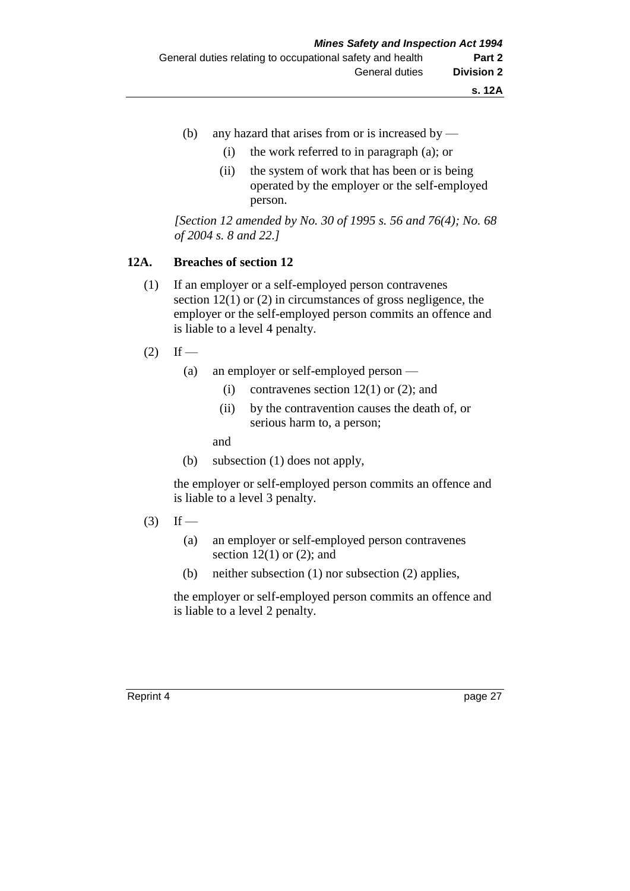(b) any hazard that arises from or is increased by —

  (i) the work referred to in paragraph (a); or

  (ii) the system of work that has been or is being operated by the employer or the self-employed person.

*[Section 12 amended by No. 30 of 1995 s. 56 and 76(4); No. 68 of 2004 s. 8 and 22.]*

## 12A. Breaches of section 12

(1) If an employer or a self-employed person contravenes section 12(1) or (2) in circumstances of gross negligence, the employer or the self-employed person commits an offence and is liable to a level 4 penalty.

(2) If —

  (a) an employer or self-employed person —

    (i) contravenes section 12(1) or (2); and

    (ii) by the contravention causes the death of, or serious harm to, a person;

  and

  (b) subsection (1) does not apply,

  the employer or self-employed person commits an offence and is liable to a level 3 penalty.

(3) If —

  (a) an employer or self-employed person contravenes section 12(1) or (2); and

  (b) neither subsection (1) nor subsection (2) applies,

  the employer or self-employed person commits an offence and is liable to a level 2 penalty.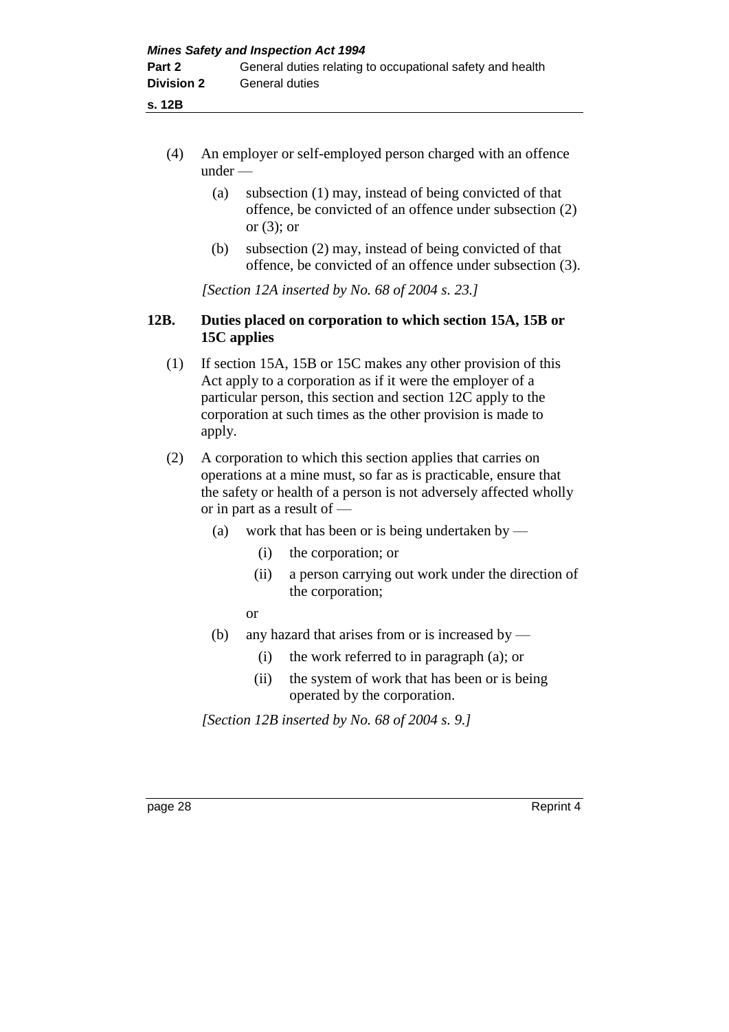(4) An employer or self-employed person charged with an offence under —

(a) subsection (1) may, instead of being convicted of that offence, be convicted of an offence under subsection (2) or (3); or

(b) subsection (2) may, instead of being convicted of that offence, be convicted of an offence under subsection (3).

*[Section 12A inserted by No. 68 of 2004 s. 23.]*

**12B. Duties placed on corporation to which section 15A, 15B or 15C applies**

(1) If section 15A, 15B or 15C makes any other provision of this Act apply to a corporation as if it were the employer of a particular person, this section and section 12C apply to the corporation at such times as the other provision is made to apply.

(2) A corporation to which this section applies that carries on operations at a mine must, so far as is practicable, ensure that the safety or health of a person is not adversely affected wholly or in part as a result of —

(a) work that has been or is being undertaken by —

(i) the corporation; or

(ii) a person carrying out work under the direction of the corporation;

or

(b) any hazard that arises from or is increased by —

(i) the work referred to in paragraph (a); or

(ii) the system of work that has been or is being operated by the corporation.

*[Section 12B inserted by No. 68 of 2004 s. 9.]*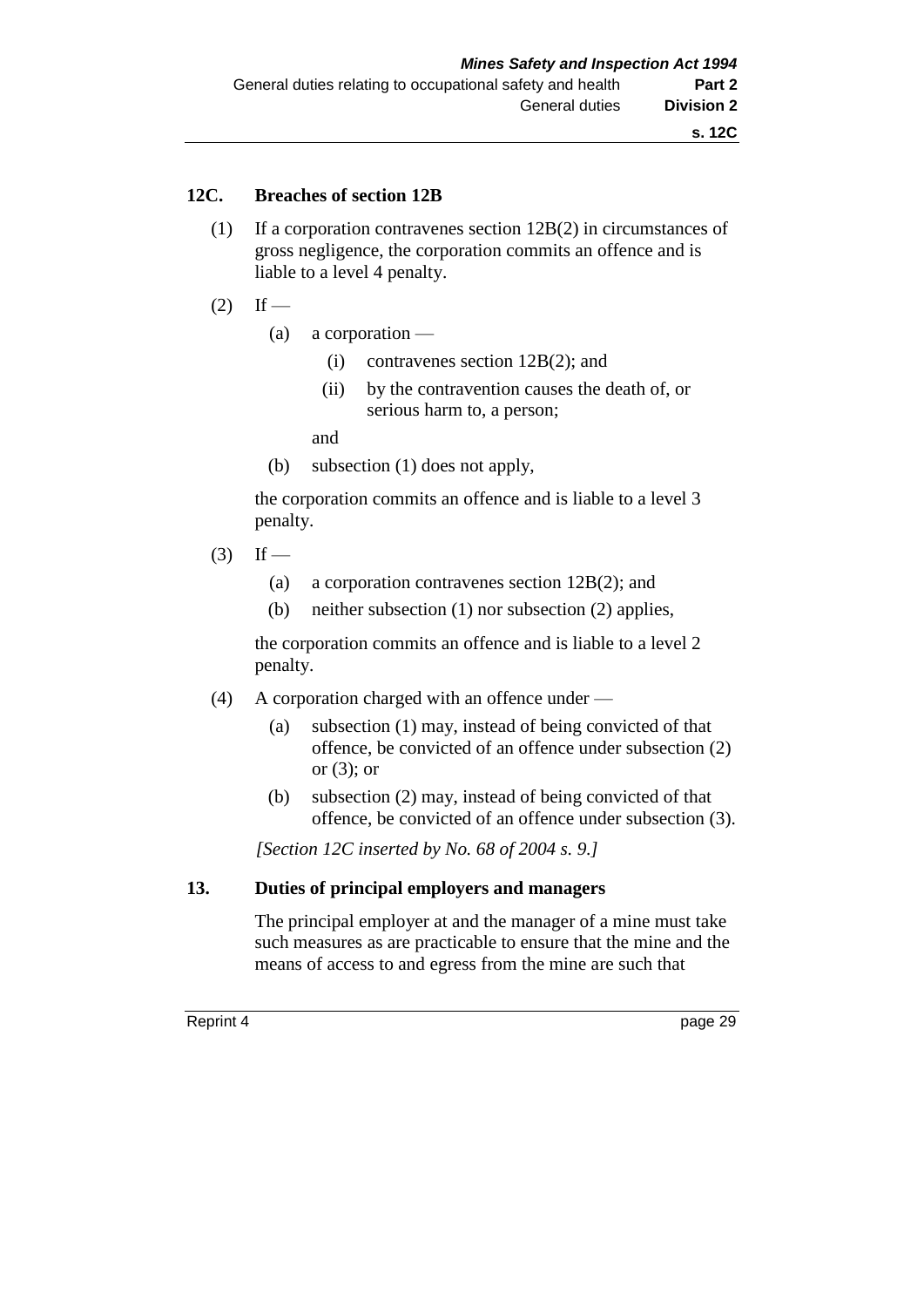## 12C. Breaches of section 12B

(1) If a corporation contravenes section 12B(2) in circumstances of gross negligence, the corporation commits an offence and is liable to a level 4 penalty.

(2) If —

- (a) a corporation —
  - (i) contravenes section 12B(2); and
  - (ii) by the contravention causes the death of, or serious harm to, a person;

  and
- (b) subsection (1) does not apply,

the corporation commits an offence and is liable to a level 3 penalty.

(3) If —

- (a) a corporation contravenes section 12B(2); and
- (b) neither subsection (1) nor subsection (2) applies,

the corporation commits an offence and is liable to a level 2 penalty.

(4) A corporation charged with an offence under —

- (a) subsection (1) may, instead of being convicted of that offence, be convicted of an offence under subsection (2) or (3); or
- (b) subsection (2) may, instead of being convicted of that offence, be convicted of an offence under subsection (3).

*[Section 12C inserted by No. 68 of 2004 s. 9.]*

## 13. Duties of principal employers and managers

The principal employer at and the manager of a mine must take such measures as are practicable to ensure that the mine and the means of access to and egress from the mine are such that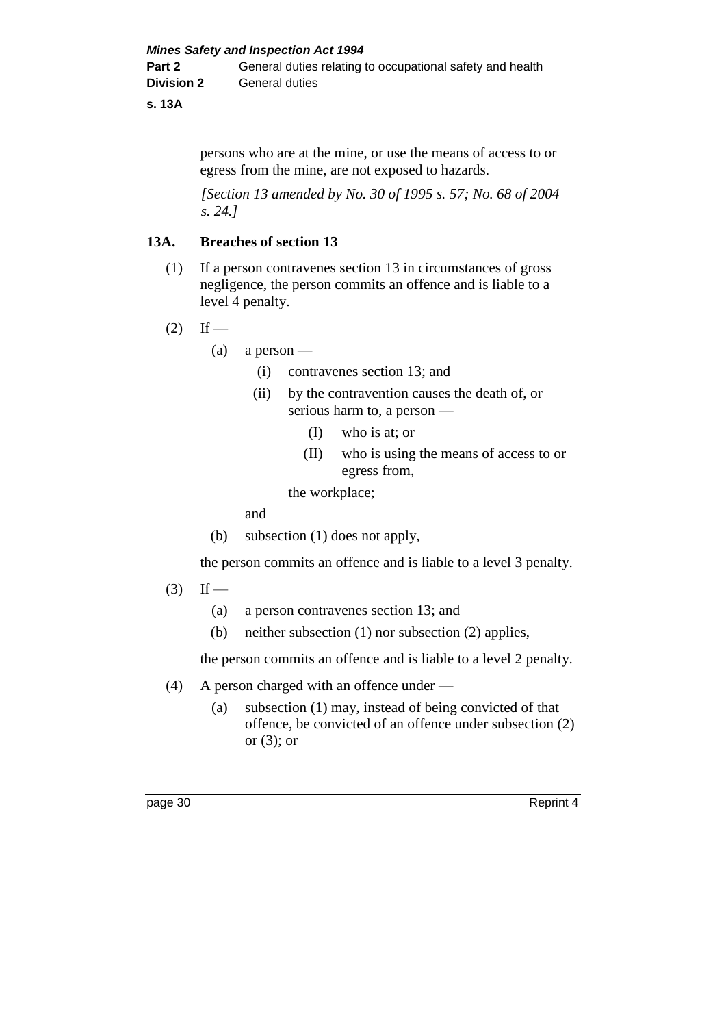persons who are at the mine, or use the means of access to or egress from the mine, are not exposed to hazards.

*[Section 13 amended by No. 30 of 1995 s. 57; No. 68 of 2004 s. 24.]*

### 13A. Breaches of section 13

(1) If a person contravenes section 13 in circumstances of gross negligence, the person commits an offence and is liable to a level 4 penalty.

(2) If —

- (a) a person —
  - (i) contravenes section 13; and
  - (ii) by the contravention causes the death of, or serious harm to, a person —
    - (I) who is at; or
    - (II) who is using the means of access to or egress from,

    the workplace;

  and
- (b) subsection (1) does not apply,

the person commits an offence and is liable to a level 3 penalty.

(3) If —

- (a) a person contravenes section 13; and
- (b) neither subsection (1) nor subsection (2) applies,

the person commits an offence and is liable to a level 2 penalty.

(4) A person charged with an offence under —

- (a) subsection (1) may, instead of being convicted of that offence, be convicted of an offence under subsection (2) or (3); or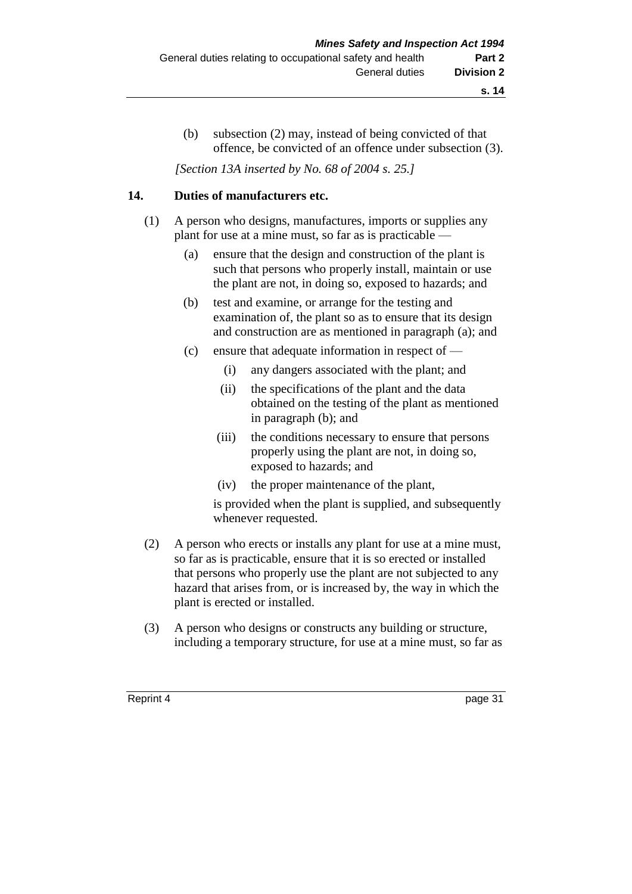(b) subsection (2) may, instead of being convicted of that offence, be convicted of an offence under subsection (3).

*[Section 13A inserted by No. 68 of 2004 s. 25.]*

**14. Duties of manufacturers etc.**

(1) A person who designs, manufactures, imports or supplies any plant for use at a mine must, so far as is practicable —

(a) ensure that the design and construction of the plant is such that persons who properly install, maintain or use the plant are not, in doing so, exposed to hazards; and

(b) test and examine, or arrange for the testing and examination of, the plant so as to ensure that its design and construction are as mentioned in paragraph (a); and

(c) ensure that adequate information in respect of —

(i) any dangers associated with the plant; and

(ii) the specifications of the plant and the data obtained on the testing of the plant as mentioned in paragraph (b); and

(iii) the conditions necessary to ensure that persons properly using the plant are not, in doing so, exposed to hazards; and

(iv) the proper maintenance of the plant,

is provided when the plant is supplied, and subsequently whenever requested.

(2) A person who erects or installs any plant for use at a mine must, so far as is practicable, ensure that it is so erected or installed that persons who properly use the plant are not subjected to any hazard that arises from, or is increased by, the way in which the plant is erected or installed.

(3) A person who designs or constructs any building or structure, including a temporary structure, for use at a mine must, so far as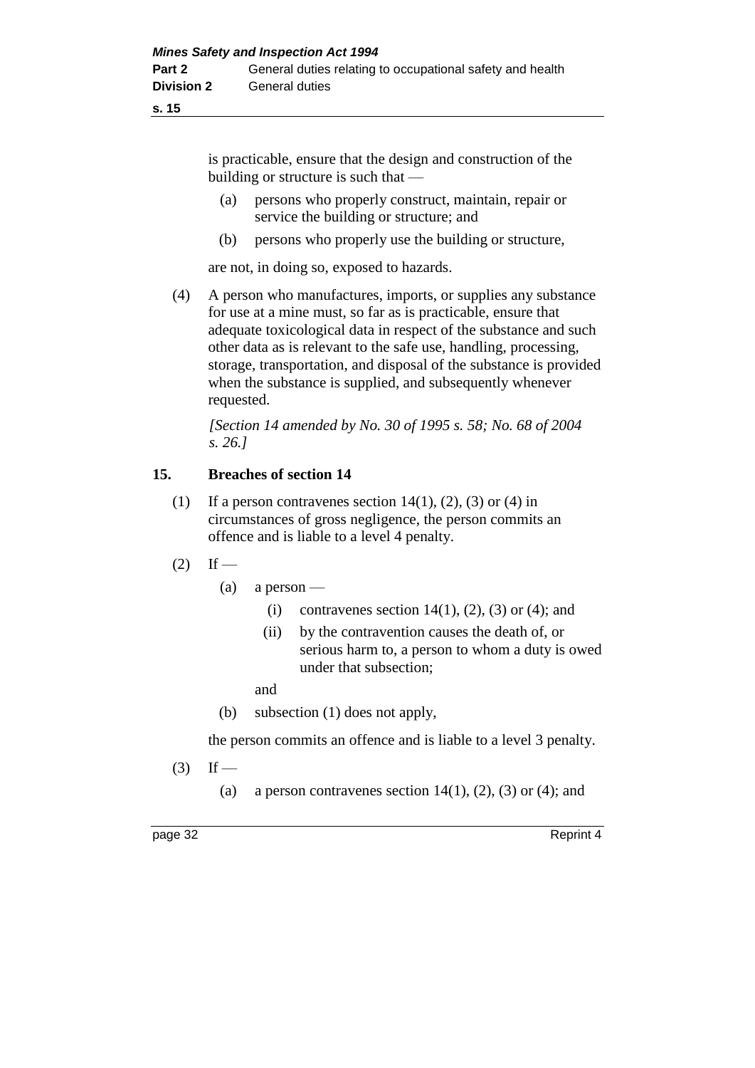is practicable, ensure that the design and construction of the building or structure is such that —

(a) persons who properly construct, maintain, repair or service the building or structure; and

(b) persons who properly use the building or structure,

are not, in doing so, exposed to hazards.

(4) A person who manufactures, imports, or supplies any substance for use at a mine must, so far as is practicable, ensure that adequate toxicological data in respect of the substance and such other data as is relevant to the safe use, handling, processing, storage, transportation, and disposal of the substance is provided when the substance is supplied, and subsequently whenever requested.

*[Section 14 amended by No. 30 of 1995 s. 58; No. 68 of 2004 s. 26.]*

### 15. Breaches of section 14

(1) If a person contravenes section 14(1), (2), (3) or (4) in circumstances of gross negligence, the person commits an offence and is liable to a level 4 penalty.

(2) If —

(a) a person —

(i) contravenes section 14(1), (2), (3) or (4); and

(ii) by the contravention causes the death of, or serious harm to, a person to whom a duty is owed under that subsection;

and

(b) subsection (1) does not apply,

the person commits an offence and is liable to a level 3 penalty.

(3) If —

(a) a person contravenes section 14(1), (2), (3) or (4); and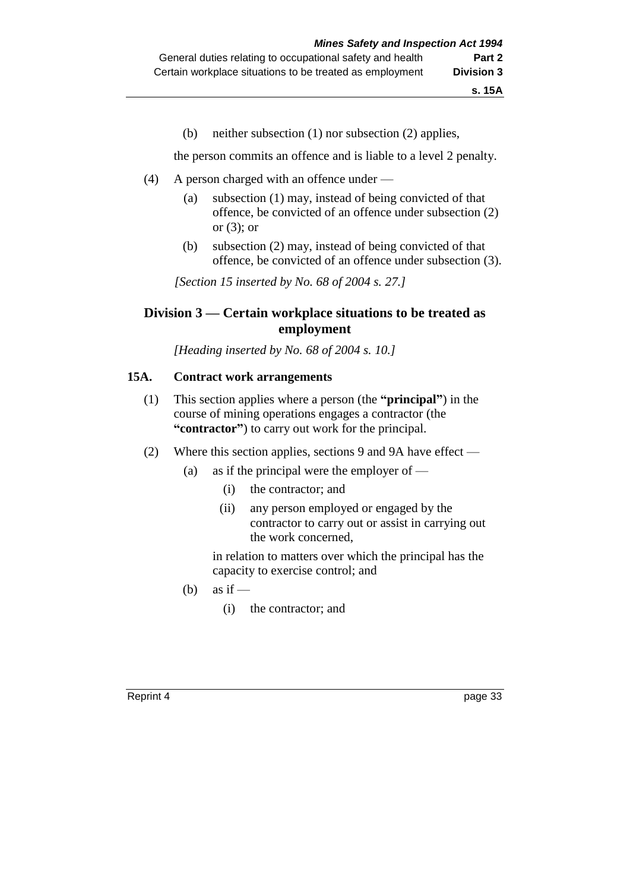(b) neither subsection (1) nor subsection (2) applies,

the person commits an offence and is liable to a level 2 penalty.

(4) A person charged with an offence under —

(a) subsection (1) may, instead of being convicted of that offence, be convicted of an offence under subsection (2) or (3); or

(b) subsection (2) may, instead of being convicted of that offence, be convicted of an offence under subsection (3).

*[Section 15 inserted by No. 68 of 2004 s. 27.]*

## Division 3 — Certain workplace situations to be treated as employment

*[Heading inserted by No. 68 of 2004 s. 10.]*

### 15A. Contract work arrangements

(1) This section applies where a person (the **"principal"**) in the course of mining operations engages a contractor (the **"contractor"**) to carry out work for the principal.

(2) Where this section applies, sections 9 and 9A have effect —

(a) as if the principal were the employer of —

(i) the contractor; and

(ii) any person employed or engaged by the contractor to carry out or assist in carrying out the work concerned,

in relation to matters over which the principal has the capacity to exercise control; and

(b) as if —

(i) the contractor; and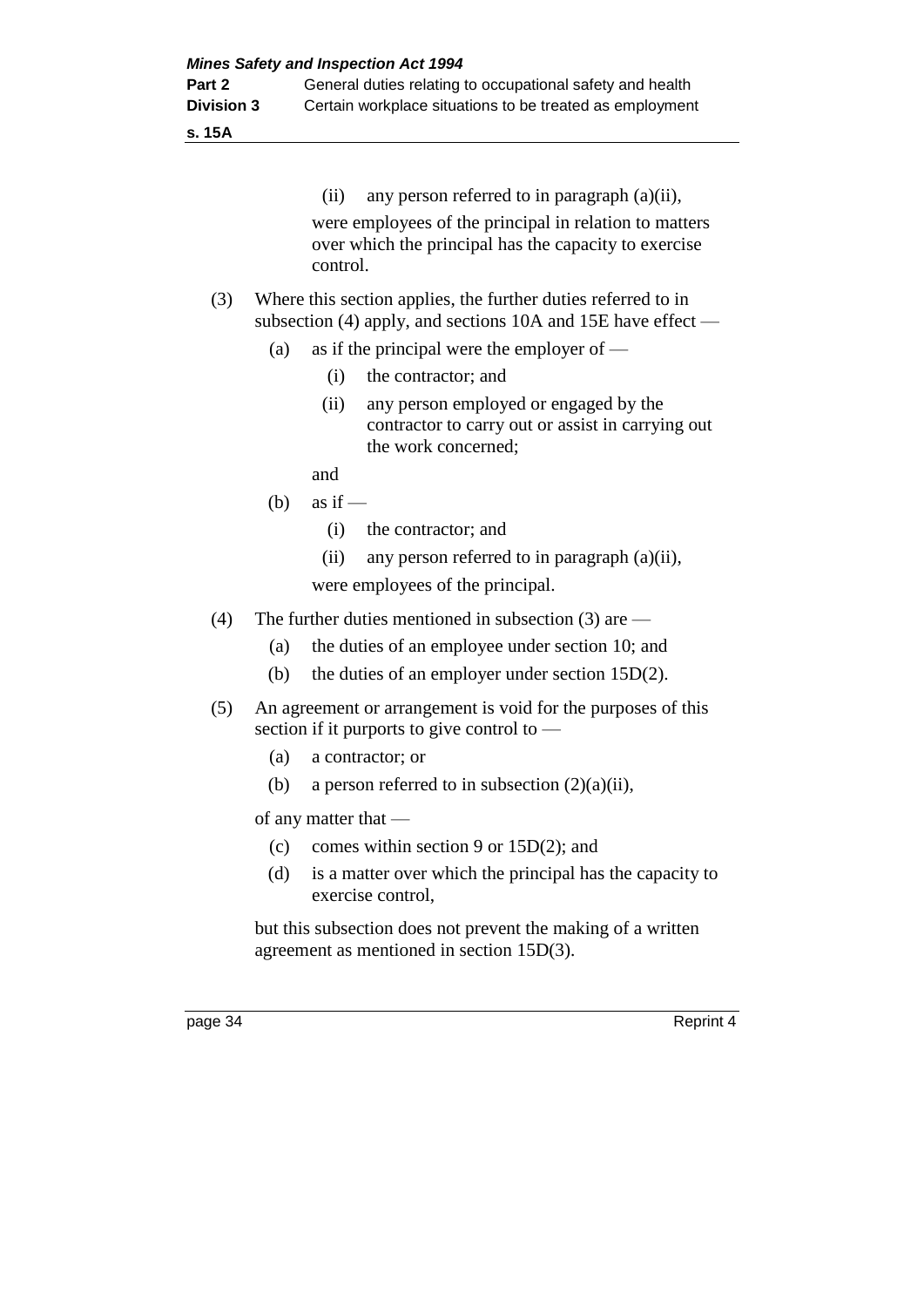(ii) any person referred to in paragraph (a)(ii),

were employees of the principal in relation to matters over which the principal has the capacity to exercise control.

(3) Where this section applies, the further duties referred to in subsection (4) apply, and sections 10A and 15E have effect —

(a) as if the principal were the employer of —

(i) the contractor; and

(ii) any person employed or engaged by the contractor to carry out or assist in carrying out the work concerned;

and

(b) as if —

(i) the contractor; and

(ii) any person referred to in paragraph (a)(ii),

were employees of the principal.

(4) The further duties mentioned in subsection (3) are —

(a) the duties of an employee under section 10; and

(b) the duties of an employer under section 15D(2).

(5) An agreement or arrangement is void for the purposes of this section if it purports to give control to —

(a) a contractor; or

(b) a person referred to in subsection (2)(a)(ii),

of any matter that —

(c) comes within section 9 or 15D(2); and

(d) is a matter over which the principal has the capacity to exercise control,

but this subsection does not prevent the making of a written agreement as mentioned in section 15D(3).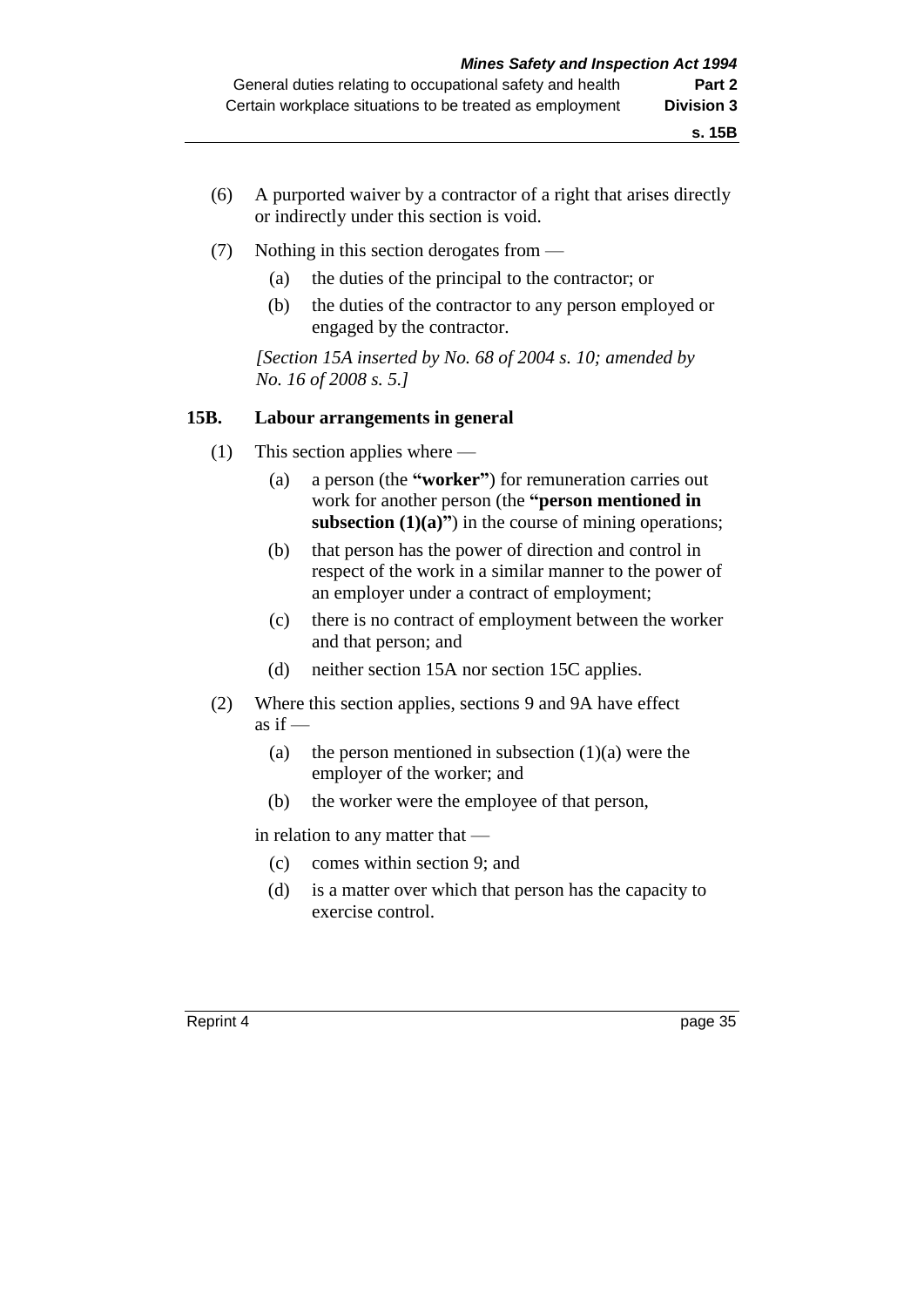(6) A purported waiver by a contractor of a right that arises directly or indirectly under this section is void.

(7) Nothing in this section derogates from —

(a) the duties of the principal to the contractor; or

(b) the duties of the contractor to any person employed or engaged by the contractor.

*[Section 15A inserted by No. 68 of 2004 s. 10; amended by No. 16 of 2008 s. 5.]*

### 15B. Labour arrangements in general

(1) This section applies where —

(a) a person (the **"worker"**) for remuneration carries out work for another person (the **"person mentioned in subsection (1)(a)"**) in the course of mining operations;

(b) that person has the power of direction and control in respect of the work in a similar manner to the power of an employer under a contract of employment;

(c) there is no contract of employment between the worker and that person; and

(d) neither section 15A nor section 15C applies.

(2) Where this section applies, sections 9 and 9A have effect as if —

(a) the person mentioned in subsection (1)(a) were the employer of the worker; and

(b) the worker were the employee of that person,

in relation to any matter that —

(c) comes within section 9; and

(d) is a matter over which that person has the capacity to exercise control.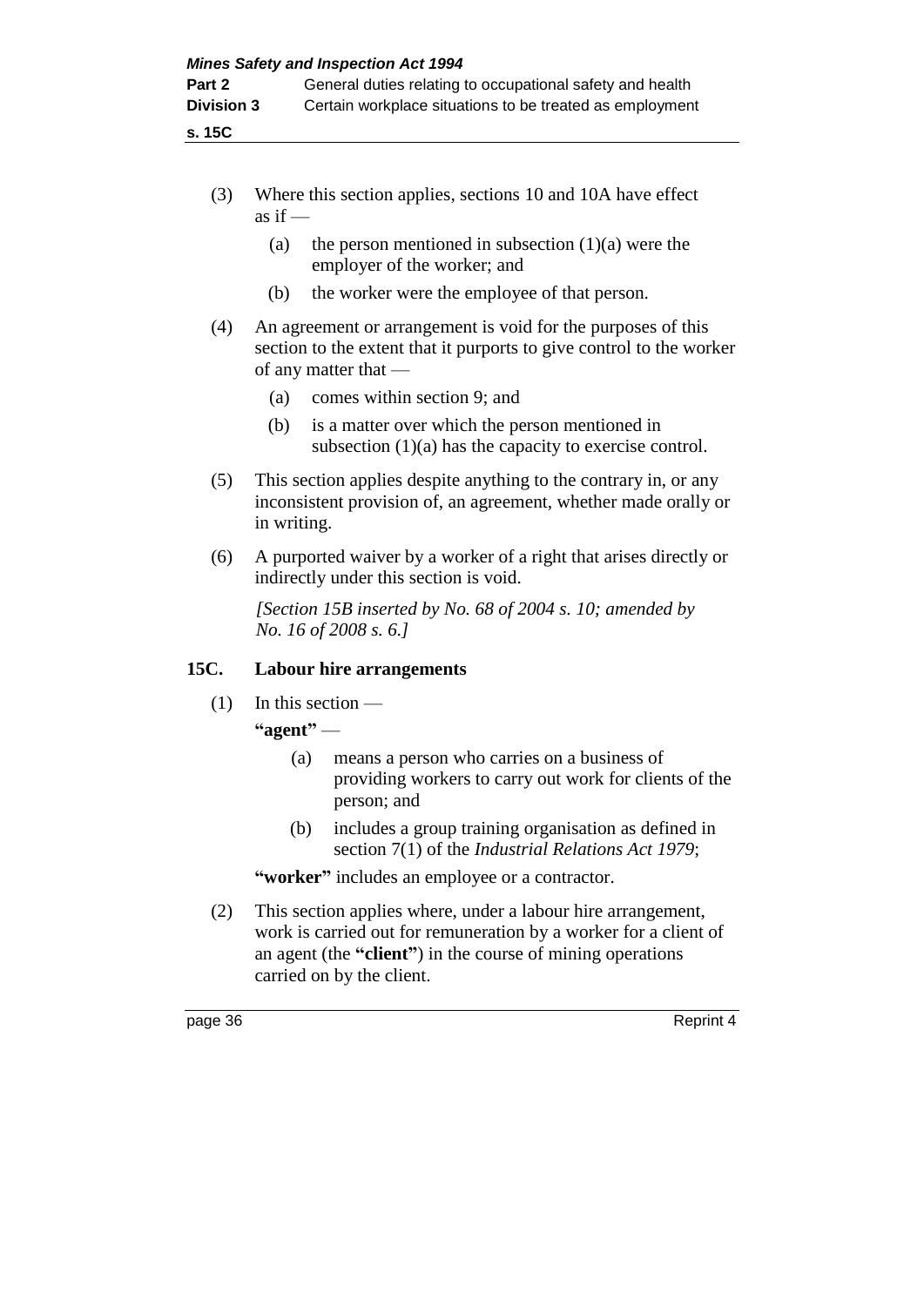(3) Where this section applies, sections 10 and 10A have effect as if —

  (a) the person mentioned in subsection (1)(a) were the employer of the worker; and

  (b) the worker were the employee of that person.

(4) An agreement or arrangement is void for the purposes of this section to the extent that it purports to give control to the worker of any matter that —

  (a) comes within section 9; and

  (b) is a matter over which the person mentioned in subsection (1)(a) has the capacity to exercise control.

(5) This section applies despite anything to the contrary in, or any inconsistent provision of, an agreement, whether made orally or in writing.

(6) A purported waiver by a worker of a right that arises directly or indirectly under this section is void.

*[Section 15B inserted by No. 68 of 2004 s. 10; amended by No. 16 of 2008 s. 6.]*

## 15C. Labour hire arrangements

(1) In this section —

**"agent"** —

  (a) means a person who carries on a business of providing workers to carry out work for clients of the person; and

  (b) includes a group training organisation as defined in section 7(1) of the *Industrial Relations Act 1979*;

**"worker"** includes an employee or a contractor.

(2) This section applies where, under a labour hire arrangement, work is carried out for remuneration by a worker for a client of an agent (the **"client"**) in the course of mining operations carried on by the client.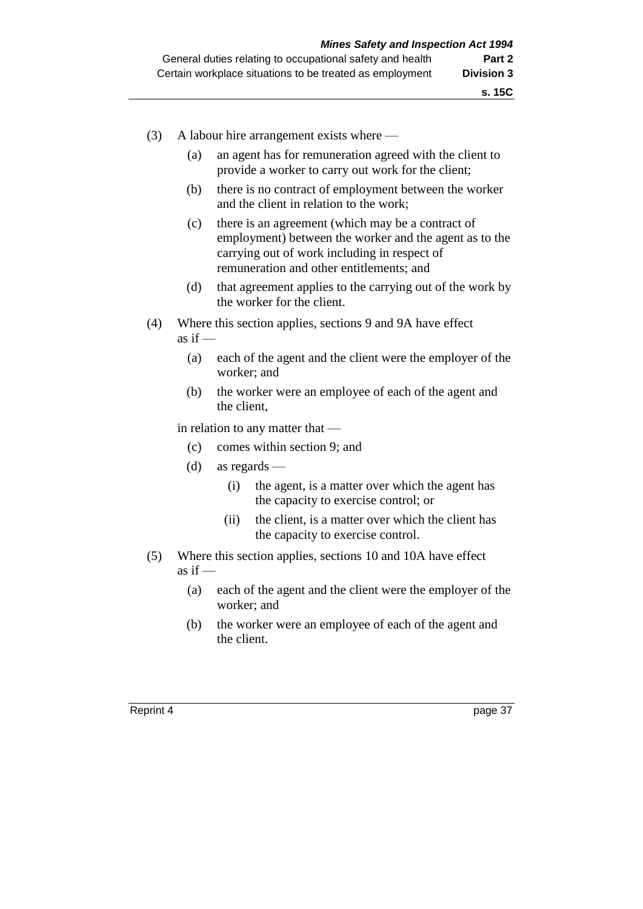(3) A labour hire arrangement exists where —

  (a) an agent has for remuneration agreed with the client to provide a worker to carry out work for the client;

  (b) there is no contract of employment between the worker and the client in relation to the work;

  (c) there is an agreement (which may be a contract of employment) between the worker and the agent as to the carrying out of work including in respect of remuneration and other entitlements; and

  (d) that agreement applies to the carrying out of the work by the worker for the client.

(4) Where this section applies, sections 9 and 9A have effect as if —

  (a) each of the agent and the client were the employer of the worker; and

  (b) the worker were an employee of each of the agent and the client,

  in relation to any matter that —

  (c) comes within section 9; and

  (d) as regards —

    (i) the agent, is a matter over which the agent has the capacity to exercise control; or

    (ii) the client, is a matter over which the client has the capacity to exercise control.

(5) Where this section applies, sections 10 and 10A have effect as if —

  (a) each of the agent and the client were the employer of the worker; and

  (b) the worker were an employee of each of the agent and the client.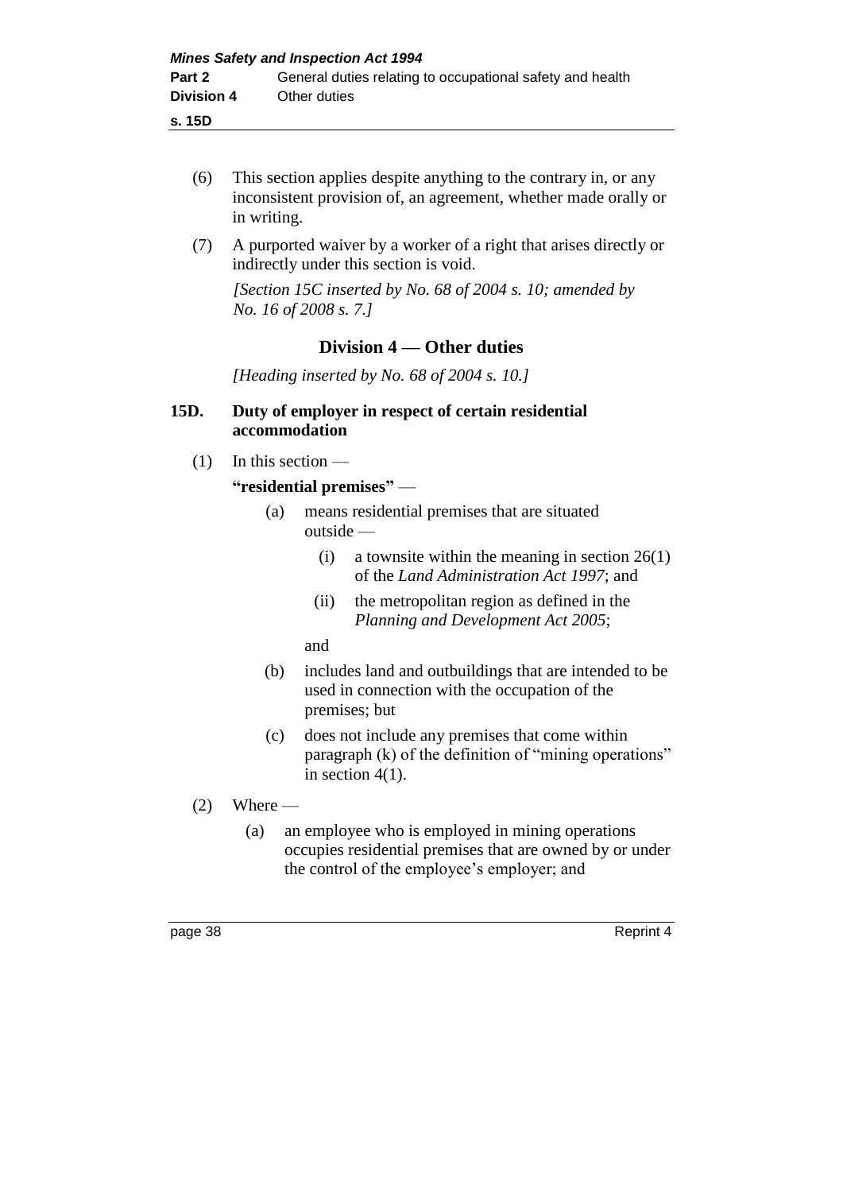(6) This section applies despite anything to the contrary in, or any inconsistent provision of, an agreement, whether made orally or in writing.

(7) A purported waiver by a worker of a right that arises directly or indirectly under this section is void.

*[Section 15C inserted by No. 68 of 2004 s. 10; amended by No. 16 of 2008 s. 7.]*

## Division 4 — Other duties

*[Heading inserted by No. 68 of 2004 s. 10.]*

### 15D. Duty of employer in respect of certain residential accommodation

(1) In this section —

**"residential premises"** —

- (a) means residential premises that are situated outside —
  - (i) a townsite within the meaning in section 26(1) of the *Land Administration Act 1997*; and
  - (ii) the metropolitan region as defined in the *Planning and Development Act 2005*;

  and
- (b) includes land and outbuildings that are intended to be used in connection with the occupation of the premises; but
- (c) does not include any premises that come within paragraph (k) of the definition of "mining operations" in section 4(1).

(2) Where —

- (a) an employee who is employed in mining operations occupies residential premises that are owned by or under the control of the employee's employer; and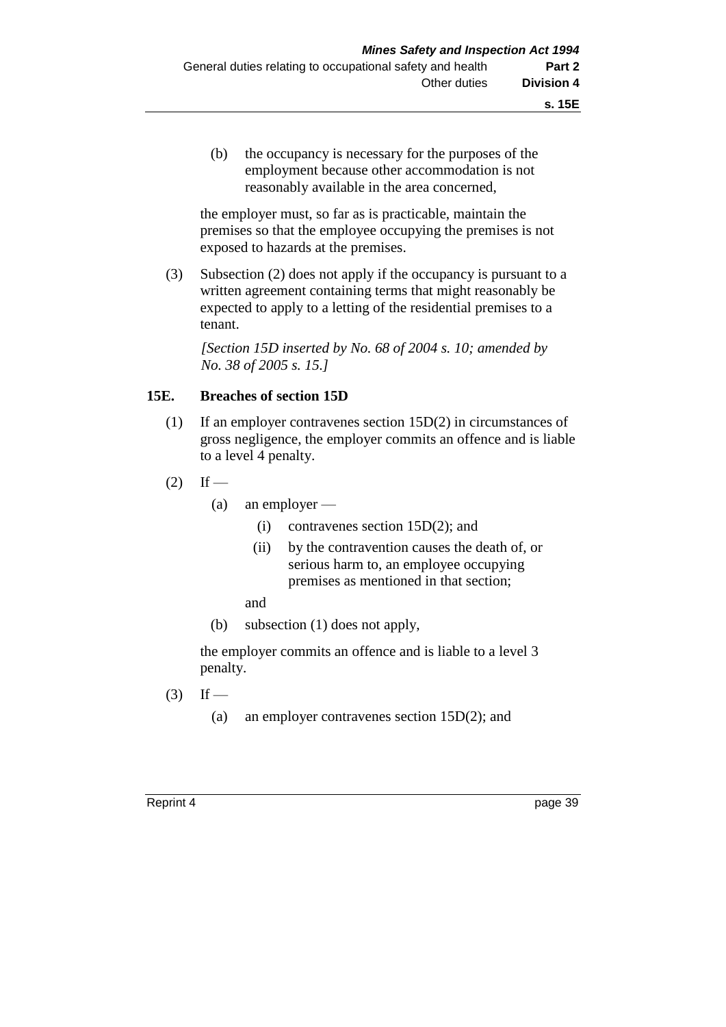(b) the occupancy is necessary for the purposes of the employment because other accommodation is not reasonably available in the area concerned,

the employer must, so far as is practicable, maintain the premises so that the employee occupying the premises is not exposed to hazards at the premises.

(3) Subsection (2) does not apply if the occupancy is pursuant to a written agreement containing terms that might reasonably be expected to apply to a letting of the residential premises to a tenant.

*[Section 15D inserted by No. 68 of 2004 s. 10; amended by No. 38 of 2005 s. 15.]*

## 15E. Breaches of section 15D

(1) If an employer contravenes section 15D(2) in circumstances of gross negligence, the employer commits an offence and is liable to a level 4 penalty.

(2) If —

- (a) an employer —
  - (i) contravenes section 15D(2); and
  - (ii) by the contravention causes the death of, or serious harm to, an employee occupying premises as mentioned in that section;

  and
- (b) subsection (1) does not apply,

the employer commits an offence and is liable to a level 3 penalty.

(3) If —

- (a) an employer contravenes section 15D(2); and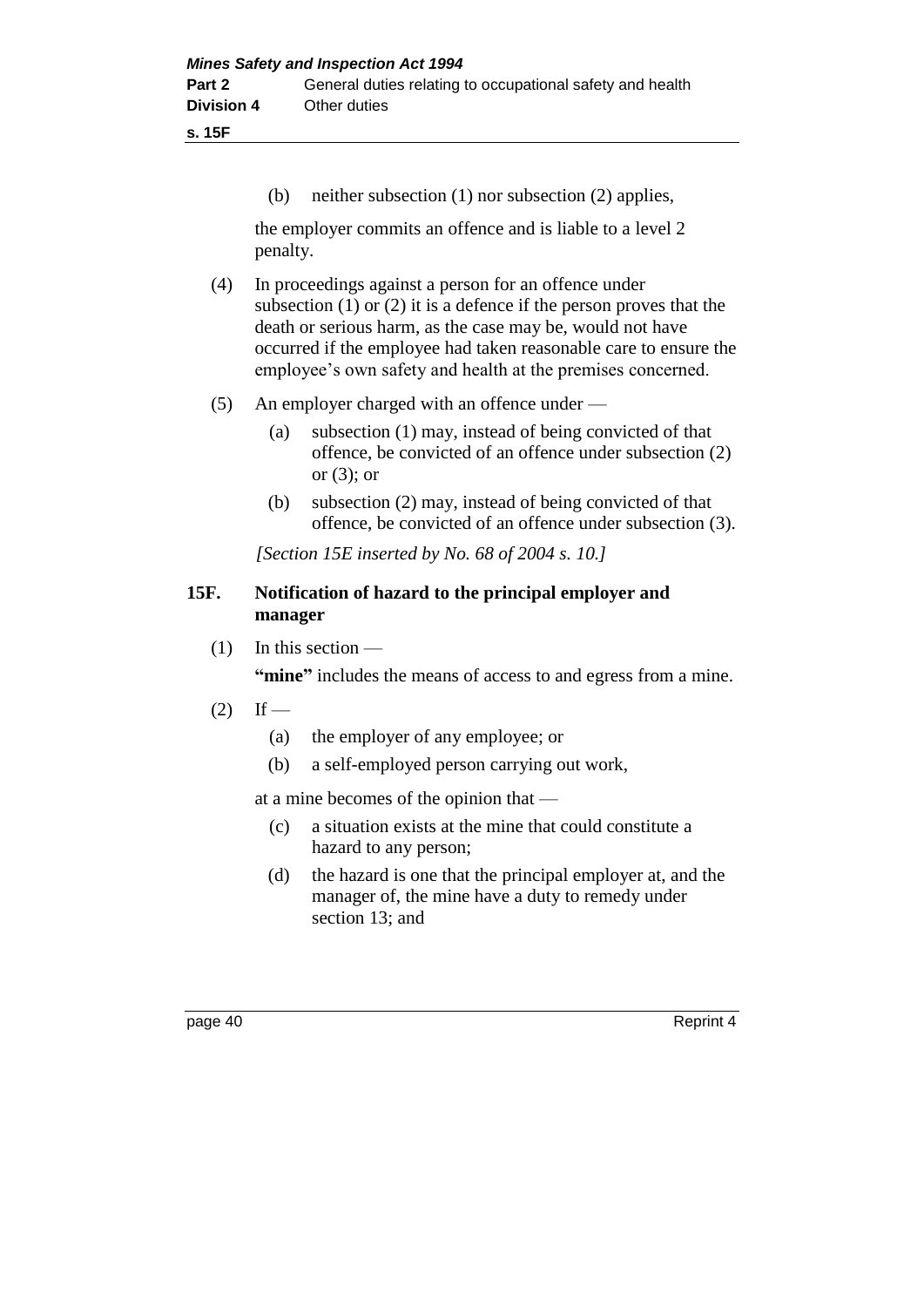(b) neither subsection (1) nor subsection (2) applies,

the employer commits an offence and is liable to a level 2 penalty.

(4) In proceedings against a person for an offence under subsection (1) or (2) it is a defence if the person proves that the death or serious harm, as the case may be, would not have occurred if the employee had taken reasonable care to ensure the employee's own safety and health at the premises concerned.

(5) An employer charged with an offence under —

(a) subsection (1) may, instead of being convicted of that offence, be convicted of an offence under subsection (2) or (3); or

(b) subsection (2) may, instead of being convicted of that offence, be convicted of an offence under subsection (3).

*[Section 15E inserted by No. 68 of 2004 s. 10.]*

### 15F. Notification of hazard to the principal employer and manager

(1) In this section —

**"mine"** includes the means of access to and egress from a mine.

(2) If —

(a) the employer of any employee; or

(b) a self-employed person carrying out work,

at a mine becomes of the opinion that —

(c) a situation exists at the mine that could constitute a hazard to any person;

(d) the hazard is one that the principal employer at, and the manager of, the mine have a duty to remedy under section 13; and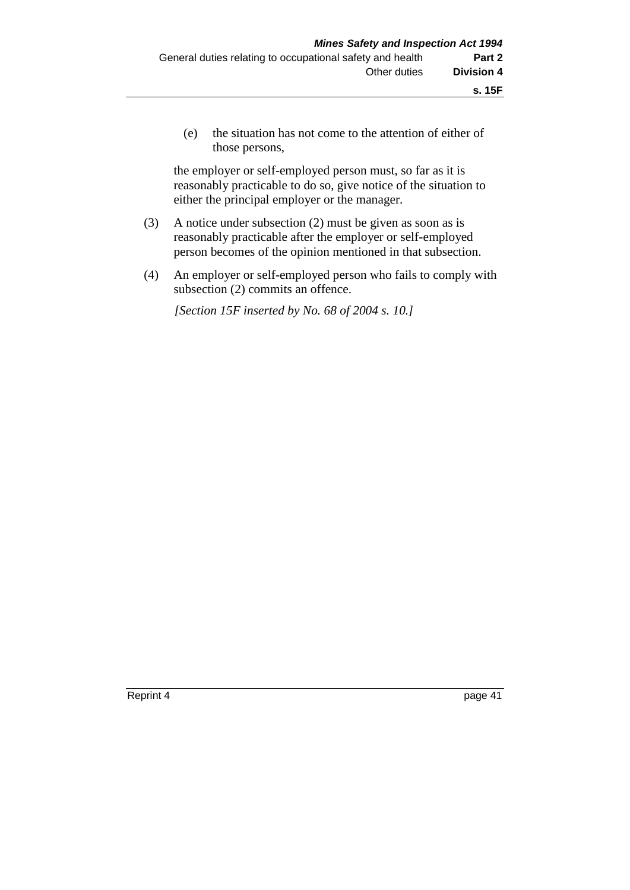(e) the situation has not come to the attention of either of those persons,

the employer or self-employed person must, so far as it is reasonably practicable to do so, give notice of the situation to either the principal employer or the manager.

(3) A notice under subsection (2) must be given as soon as is reasonably practicable after the employer or self-employed person becomes of the opinion mentioned in that subsection.

(4) An employer or self-employed person who fails to comply with subsection (2) commits an offence.

*[Section 15F inserted by No. 68 of 2004 s. 10.]*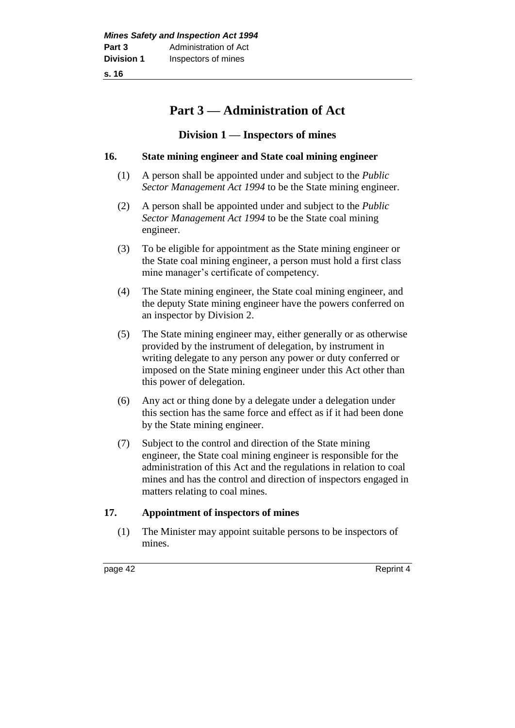# Part 3 — Administration of Act

## Division 1 — Inspectors of mines

### 16. State mining engineer and State coal mining engineer

(1) A person shall be appointed under and subject to the *Public Sector Management Act 1994* to be the State mining engineer.

(2) A person shall be appointed under and subject to the *Public Sector Management Act 1994* to be the State coal mining engineer.

(3) To be eligible for appointment as the State mining engineer or the State coal mining engineer, a person must hold a first class mine manager's certificate of competency.

(4) The State mining engineer, the State coal mining engineer, and the deputy State mining engineer have the powers conferred on an inspector by Division 2.

(5) The State mining engineer may, either generally or as otherwise provided by the instrument of delegation, by instrument in writing delegate to any person any power or duty conferred or imposed on the State mining engineer under this Act other than this power of delegation.

(6) Any act or thing done by a delegate under a delegation under this section has the same force and effect as if it had been done by the State mining engineer.

(7) Subject to the control and direction of the State mining engineer, the State coal mining engineer is responsible for the administration of this Act and the regulations in relation to coal mines and has the control and direction of inspectors engaged in matters relating to coal mines.

### 17. Appointment of inspectors of mines

(1) The Minister may appoint suitable persons to be inspectors of mines.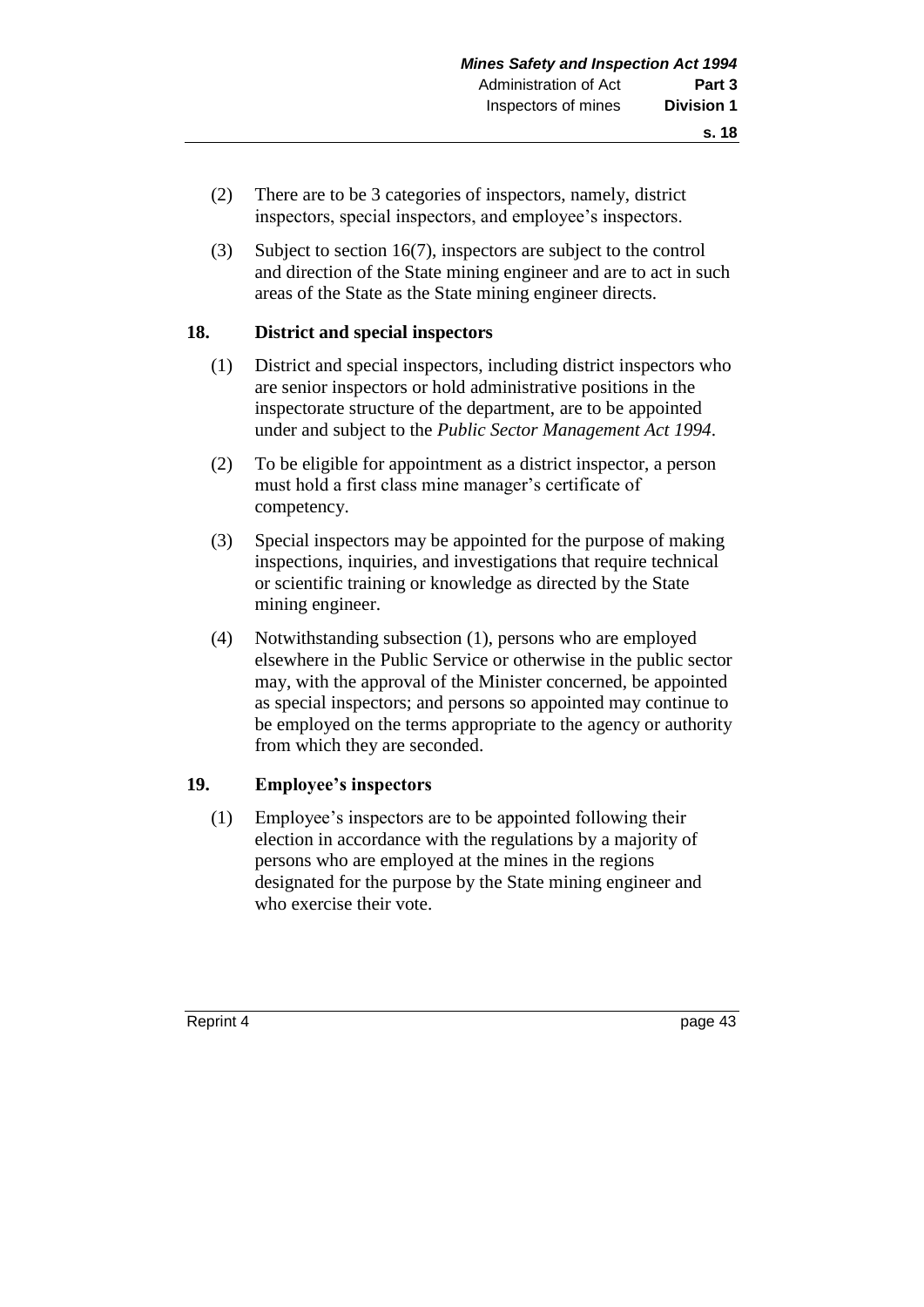(2) There are to be 3 categories of inspectors, namely, district inspectors, special inspectors, and employee's inspectors.

(3) Subject to section 16(7), inspectors are subject to the control and direction of the State mining engineer and are to act in such areas of the State as the State mining engineer directs.

## 18. District and special inspectors

(1) District and special inspectors, including district inspectors who are senior inspectors or hold administrative positions in the inspectorate structure of the department, are to be appointed under and subject to the *Public Sector Management Act 1994*.

(2) To be eligible for appointment as a district inspector, a person must hold a first class mine manager's certificate of competency.

(3) Special inspectors may be appointed for the purpose of making inspections, inquiries, and investigations that require technical or scientific training or knowledge as directed by the State mining engineer.

(4) Notwithstanding subsection (1), persons who are employed elsewhere in the Public Service or otherwise in the public sector may, with the approval of the Minister concerned, be appointed as special inspectors; and persons so appointed may continue to be employed on the terms appropriate to the agency or authority from which they are seconded.

## 19. Employee's inspectors

(1) Employee's inspectors are to be appointed following their election in accordance with the regulations by a majority of persons who are employed at the mines in the regions designated for the purpose by the State mining engineer and who exercise their vote.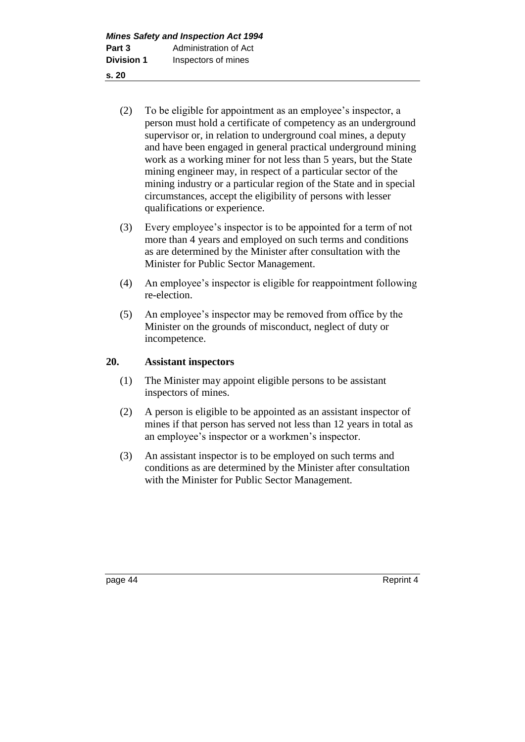(2) To be eligible for appointment as an employee's inspector, a person must hold a certificate of competency as an underground supervisor or, in relation to underground coal mines, a deputy and have been engaged in general practical underground mining work as a working miner for not less than 5 years, but the State mining engineer may, in respect of a particular sector of the mining industry or a particular region of the State and in special circumstances, accept the eligibility of persons with lesser qualifications or experience.

(3) Every employee's inspector is to be appointed for a term of not more than 4 years and employed on such terms and conditions as are determined by the Minister after consultation with the Minister for Public Sector Management.

(4) An employee's inspector is eligible for reappointment following re-election.

(5) An employee's inspector may be removed from office by the Minister on the grounds of misconduct, neglect of duty or incompetence.

## 20. Assistant inspectors

(1) The Minister may appoint eligible persons to be assistant inspectors of mines.

(2) A person is eligible to be appointed as an assistant inspector of mines if that person has served not less than 12 years in total as an employee's inspector or a workmen's inspector.

(3) An assistant inspector is to be employed on such terms and conditions as are determined by the Minister after consultation with the Minister for Public Sector Management.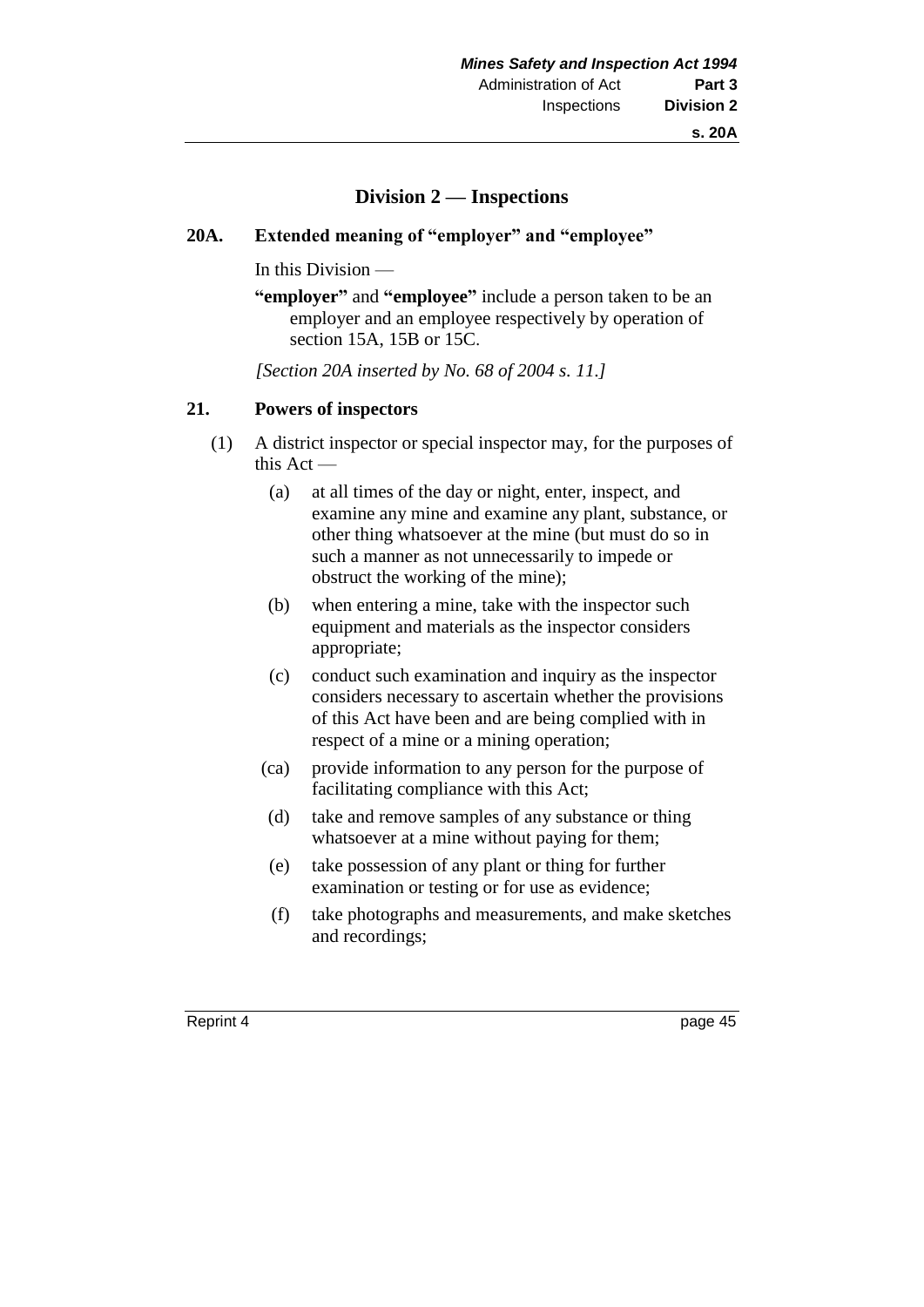## Division 2 — Inspections

### 20A. Extended meaning of "employer" and "employee"

In this Division —

**"employer"** and **"employee"** include a person taken to be an employer and an employee respectively by operation of section 15A, 15B or 15C.

*[Section 20A inserted by No. 68 of 2004 s. 11.]*

### 21. Powers of inspectors

(1) A district inspector or special inspector may, for the purposes of this Act —

(a) at all times of the day or night, enter, inspect, and examine any mine and examine any plant, substance, or other thing whatsoever at the mine (but must do so in such a manner as not unnecessarily to impede or obstruct the working of the mine);

(b) when entering a mine, take with the inspector such equipment and materials as the inspector considers appropriate;

(c) conduct such examination and inquiry as the inspector considers necessary to ascertain whether the provisions of this Act have been and are being complied with in respect of a mine or a mining operation;

(ca) provide information to any person for the purpose of facilitating compliance with this Act;

(d) take and remove samples of any substance or thing whatsoever at a mine without paying for them;

(e) take possession of any plant or thing for further examination or testing or for use as evidence;

(f) take photographs and measurements, and make sketches and recordings;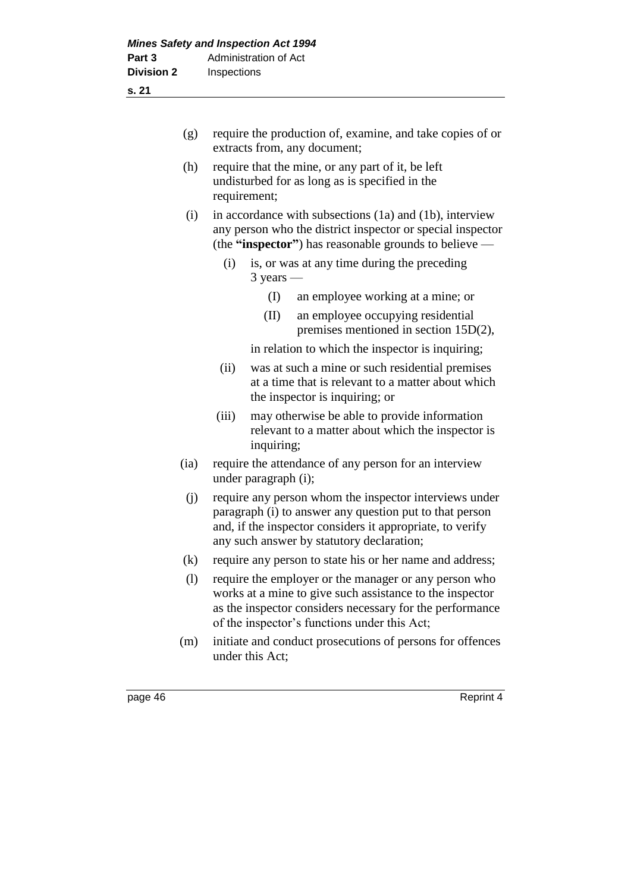(g) require the production of, examine, and take copies of or extracts from, any document;

(h) require that the mine, or any part of it, be left undisturbed for as long as is specified in the requirement;

(i) in accordance with subsections (1a) and (1b), interview any person who the district inspector or special inspector (the **"inspector"**) has reasonable grounds to believe —

  (i) is, or was at any time during the preceding 3 years —

    (I) an employee working at a mine; or

    (II) an employee occupying residential premises mentioned in section 15D(2),

  in relation to which the inspector is inquiring;

  (ii) was at such a mine or such residential premises at a time that is relevant to a matter about which the inspector is inquiring; or

  (iii) may otherwise be able to provide information relevant to a matter about which the inspector is inquiring;

(ia) require the attendance of any person for an interview under paragraph (i);

(j) require any person whom the inspector interviews under paragraph (i) to answer any question put to that person and, if the inspector considers it appropriate, to verify any such answer by statutory declaration;

(k) require any person to state his or her name and address;

(l) require the employer or the manager or any person who works at a mine to give such assistance to the inspector as the inspector considers necessary for the performance of the inspector's functions under this Act;

(m) initiate and conduct prosecutions of persons for offences under this Act;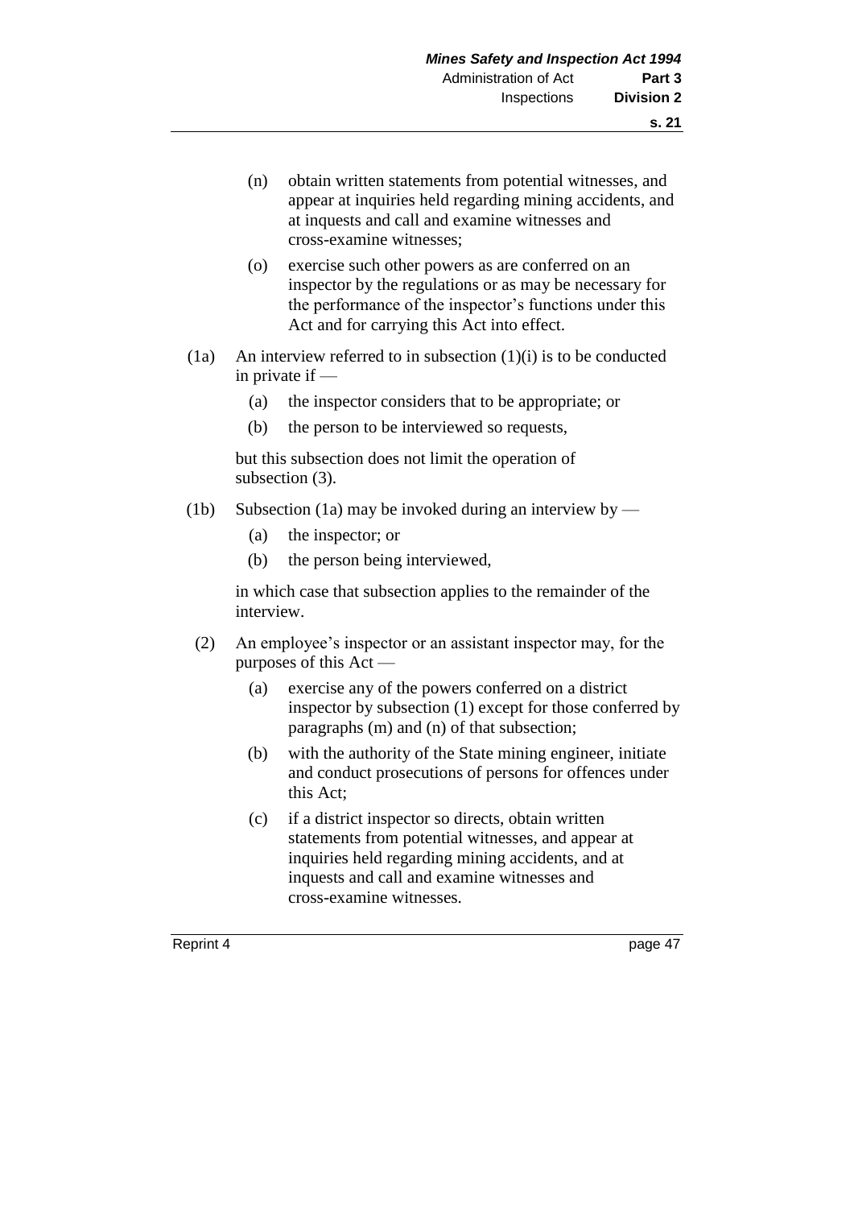(n) obtain written statements from potential witnesses, and appear at inquiries held regarding mining accidents, and at inquests and call and examine witnesses and cross-examine witnesses;

(o) exercise such other powers as are conferred on an inspector by the regulations or as may be necessary for the performance of the inspector's functions under this Act and for carrying this Act into effect.

(1a) An interview referred to in subsection (1)(i) is to be conducted in private if —

(a) the inspector considers that to be appropriate; or

(b) the person to be interviewed so requests,

but this subsection does not limit the operation of subsection (3).

(1b) Subsection (1a) may be invoked during an interview by —

(a) the inspector; or

(b) the person being interviewed,

in which case that subsection applies to the remainder of the interview.

(2) An employee's inspector or an assistant inspector may, for the purposes of this Act —

(a) exercise any of the powers conferred on a district inspector by subsection (1) except for those conferred by paragraphs (m) and (n) of that subsection;

(b) with the authority of the State mining engineer, initiate and conduct prosecutions of persons for offences under this Act;

(c) if a district inspector so directs, obtain written statements from potential witnesses, and appear at inquiries held regarding mining accidents, and at inquests and call and examine witnesses and cross-examine witnesses.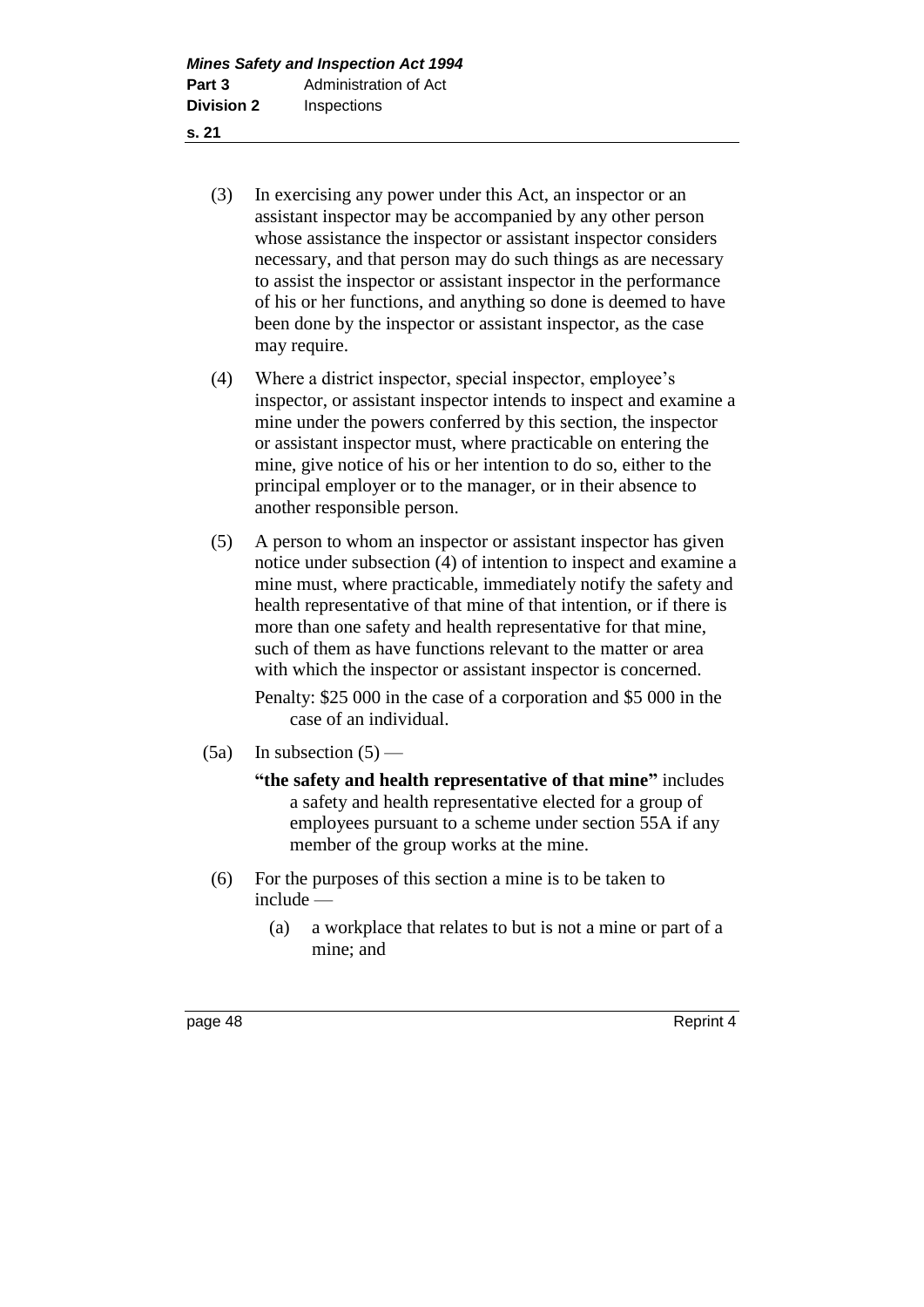(3) In exercising any power under this Act, an inspector or an assistant inspector may be accompanied by any other person whose assistance the inspector or assistant inspector considers necessary, and that person may do such things as are necessary to assist the inspector or assistant inspector in the performance of his or her functions, and anything so done is deemed to have been done by the inspector or assistant inspector, as the case may require.

(4) Where a district inspector, special inspector, employee's inspector, or assistant inspector intends to inspect and examine a mine under the powers conferred by this section, the inspector or assistant inspector must, where practicable on entering the mine, give notice of his or her intention to do so, either to the principal employer or to the manager, or in their absence to another responsible person.

(5) A person to whom an inspector or assistant inspector has given notice under subsection (4) of intention to inspect and examine a mine must, where practicable, immediately notify the safety and health representative of that mine of that intention, or if there is more than one safety and health representative for that mine, such of them as have functions relevant to the matter or area with which the inspector or assistant inspector is concerned.

Penalty: $25 000 in the case of a corporation and $5 000 in the case of an individual.

(5a) In subsection (5) —

**"the safety and health representative of that mine"** includes a safety and health representative elected for a group of employees pursuant to a scheme under section 55A if any member of the group works at the mine.

(6) For the purposes of this section a mine is to be taken to include —

(a) a workplace that relates to but is not a mine or part of a mine; and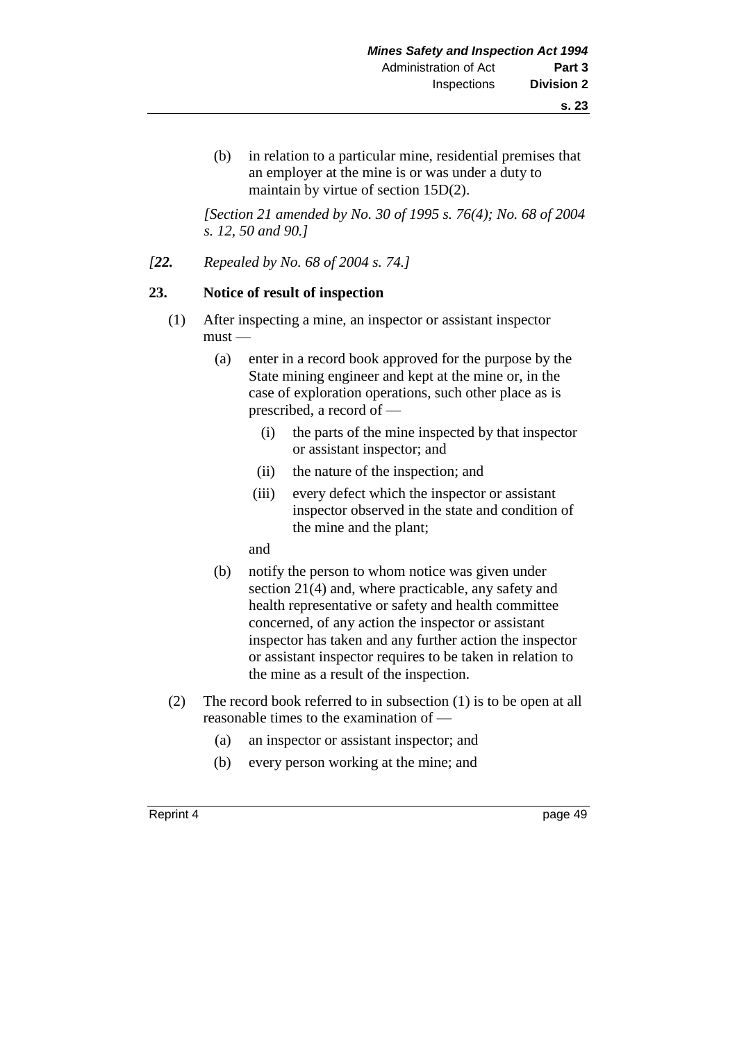(b) in relation to a particular mine, residential premises that an employer at the mine is or was under a duty to maintain by virtue of section 15D(2).

*[Section 21 amended by No. 30 of 1995 s. 76(4); No. 68 of 2004 s. 12, 50 and 90.]*

*[**22.** Repealed by No. 68 of 2004 s. 74.]*

## 23. Notice of result of inspection

(1) After inspecting a mine, an inspector or assistant inspector must —

(a) enter in a record book approved for the purpose by the State mining engineer and kept at the mine or, in the case of exploration operations, such other place as is prescribed, a record of —

(i) the parts of the mine inspected by that inspector or assistant inspector; and

(ii) the nature of the inspection; and

(iii) every defect which the inspector or assistant inspector observed in the state and condition of the mine and the plant;

and

(b) notify the person to whom notice was given under section 21(4) and, where practicable, any safety and health representative or safety and health committee concerned, of any action the inspector or assistant inspector has taken and any further action the inspector or assistant inspector requires to be taken in relation to the mine as a result of the inspection.

(2) The record book referred to in subsection (1) is to be open at all reasonable times to the examination of —

(a) an inspector or assistant inspector; and

(b) every person working at the mine; and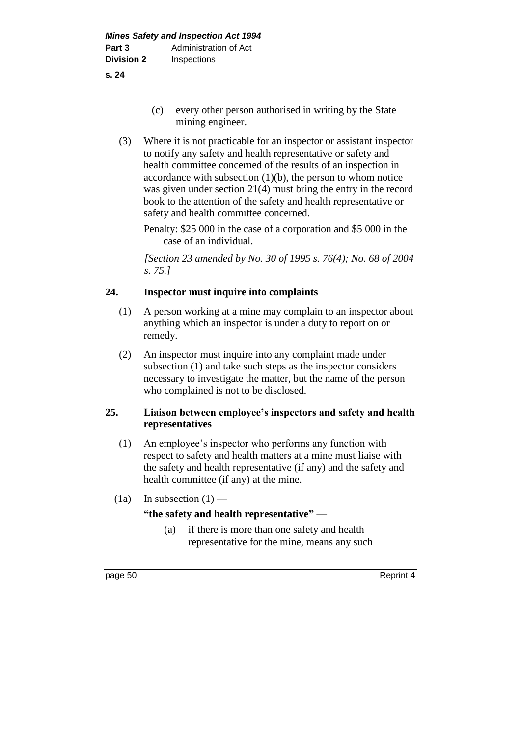(c) every other person authorised in writing by the State mining engineer.

(3) Where it is not practicable for an inspector or assistant inspector to notify any safety and health representative or safety and health committee concerned of the results of an inspection in accordance with subsection (1)(b), the person to whom notice was given under section 21(4) must bring the entry in the record book to the attention of the safety and health representative or safety and health committee concerned.

Penalty: $25 000 in the case of a corporation and $5 000 in the case of an individual.

*[Section 23 amended by No. 30 of 1995 s. 76(4); No. 68 of 2004 s. 75.]*

## 24. Inspector must inquire into complaints

(1) A person working at a mine may complain to an inspector about anything which an inspector is under a duty to report on or remedy.

(2) An inspector must inquire into any complaint made under subsection (1) and take such steps as the inspector considers necessary to investigate the matter, but the name of the person who complained is not to be disclosed.

## 25. Liaison between employee's inspectors and safety and health representatives

(1) An employee's inspector who performs any function with respect to safety and health matters at a mine must liaise with the safety and health representative (if any) and the safety and health committee (if any) at the mine.

(1a) In subsection (1) —

**"the safety and health representative"** —

(a) if there is more than one safety and health representative for the mine, means any such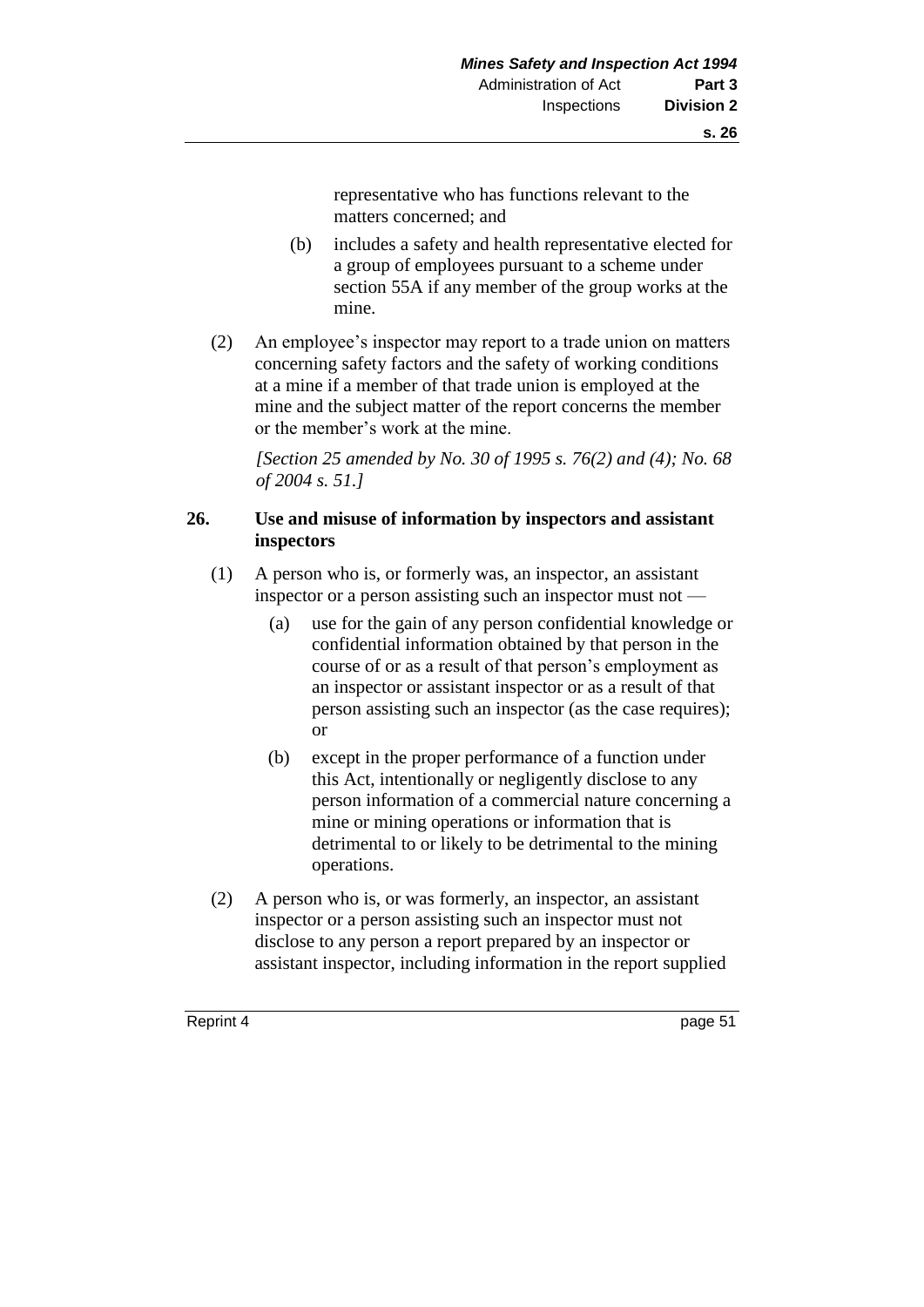representative who has functions relevant to the matters concerned; and

(b) includes a safety and health representative elected for a group of employees pursuant to a scheme under section 55A if any member of the group works at the mine.

(2) An employee's inspector may report to a trade union on matters concerning safety factors and the safety of working conditions at a mine if a member of that trade union is employed at the mine and the subject matter of the report concerns the member or the member's work at the mine.

*[Section 25 amended by No. 30 of 1995 s. 76(2) and (4); No. 68 of 2004 s. 51.]*

## 26. Use and misuse of information by inspectors and assistant inspectors

(1) A person who is, or formerly was, an inspector, an assistant inspector or a person assisting such an inspector must not —

(a) use for the gain of any person confidential knowledge or confidential information obtained by that person in the course of or as a result of that person's employment as an inspector or assistant inspector or as a result of that person assisting such an inspector (as the case requires); or

(b) except in the proper performance of a function under this Act, intentionally or negligently disclose to any person information of a commercial nature concerning a mine or mining operations or information that is detrimental to or likely to be detrimental to the mining operations.

(2) A person who is, or was formerly, an inspector, an assistant inspector or a person assisting such an inspector must not disclose to any person a report prepared by an inspector or assistant inspector, including information in the report supplied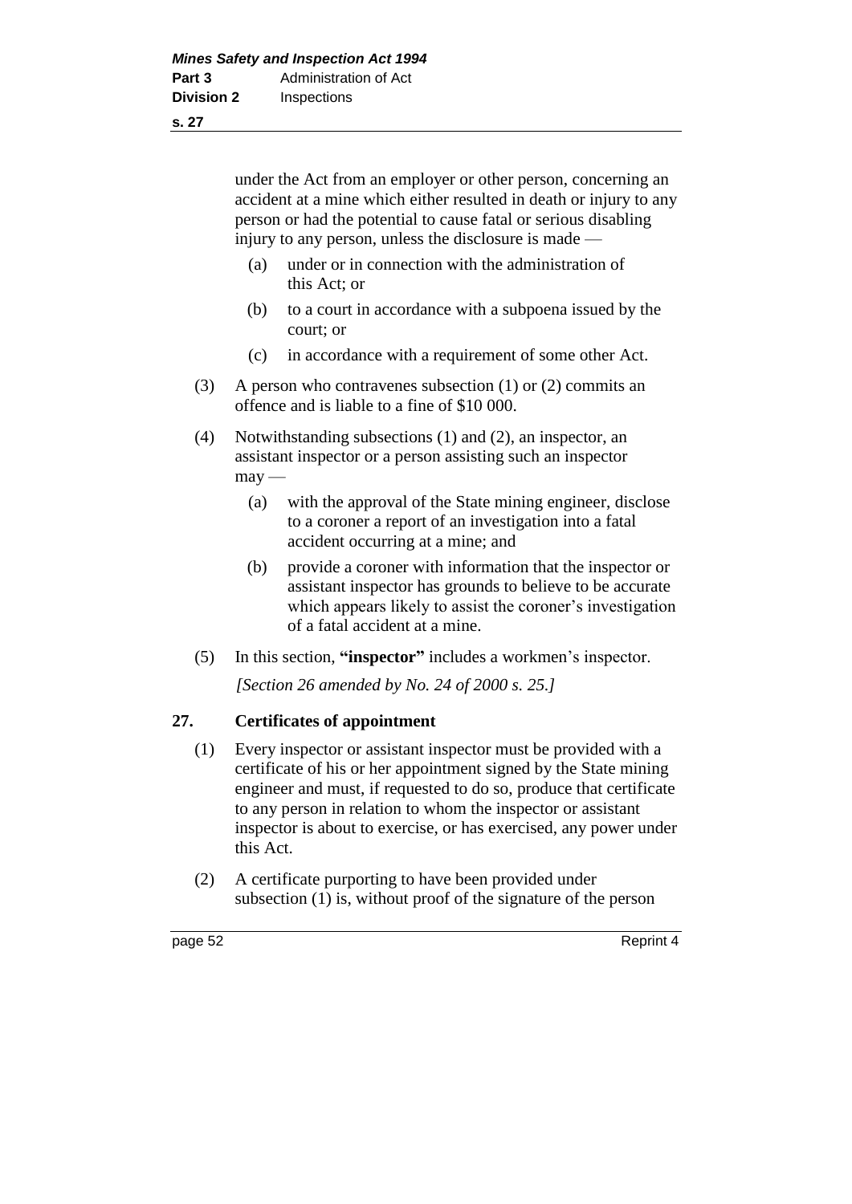under the Act from an employer or other person, concerning an accident at a mine which either resulted in death or injury to any person or had the potential to cause fatal or serious disabling injury to any person, unless the disclosure is made —

(a) under or in connection with the administration of this Act; or

(b) to a court in accordance with a subpoena issued by the court; or

(c) in accordance with a requirement of some other Act.

(3) A person who contravenes subsection (1) or (2) commits an offence and is liable to a fine of $10 000.

(4) Notwithstanding subsections (1) and (2), an inspector, an assistant inspector or a person assisting such an inspector may —

(a) with the approval of the State mining engineer, disclose to a coroner a report of an investigation into a fatal accident occurring at a mine; and

(b) provide a coroner with information that the inspector or assistant inspector has grounds to believe to be accurate which appears likely to assist the coroner's investigation of a fatal accident at a mine.

(5) In this section, **"inspector"** includes a workmen's inspector.

*[Section 26 amended by No. 24 of 2000 s. 25.]*

## 27. Certificates of appointment

(1) Every inspector or assistant inspector must be provided with a certificate of his or her appointment signed by the State mining engineer and must, if requested to do so, produce that certificate to any person in relation to whom the inspector or assistant inspector is about to exercise, or has exercised, any power under this Act.

(2) A certificate purporting to have been provided under subsection (1) is, without proof of the signature of the person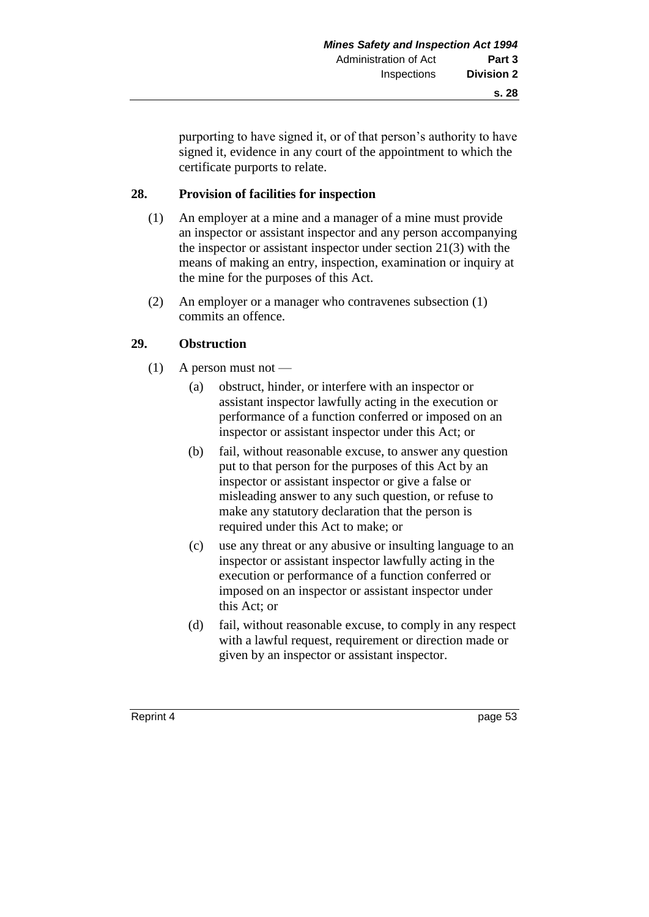purporting to have signed it, or of that person's authority to have signed it, evidence in any court of the appointment to which the certificate purports to relate.

### 28. Provision of facilities for inspection

(1) An employer at a mine and a manager of a mine must provide an inspector or assistant inspector and any person accompanying the inspector or assistant inspector under section 21(3) with the means of making an entry, inspection, examination or inquiry at the mine for the purposes of this Act.

(2) An employer or a manager who contravenes subsection (1) commits an offence.

### 29. Obstruction

(1) A person must not —

- (a) obstruct, hinder, or interfere with an inspector or assistant inspector lawfully acting in the execution or performance of a function conferred or imposed on an inspector or assistant inspector under this Act; or
- (b) fail, without reasonable excuse, to answer any question put to that person for the purposes of this Act by an inspector or assistant inspector or give a false or misleading answer to any such question, or refuse to make any statutory declaration that the person is required under this Act to make; or
- (c) use any threat or any abusive or insulting language to an inspector or assistant inspector lawfully acting in the execution or performance of a function conferred or imposed on an inspector or assistant inspector under this Act; or
- (d) fail, without reasonable excuse, to comply in any respect with a lawful request, requirement or direction made or given by an inspector or assistant inspector.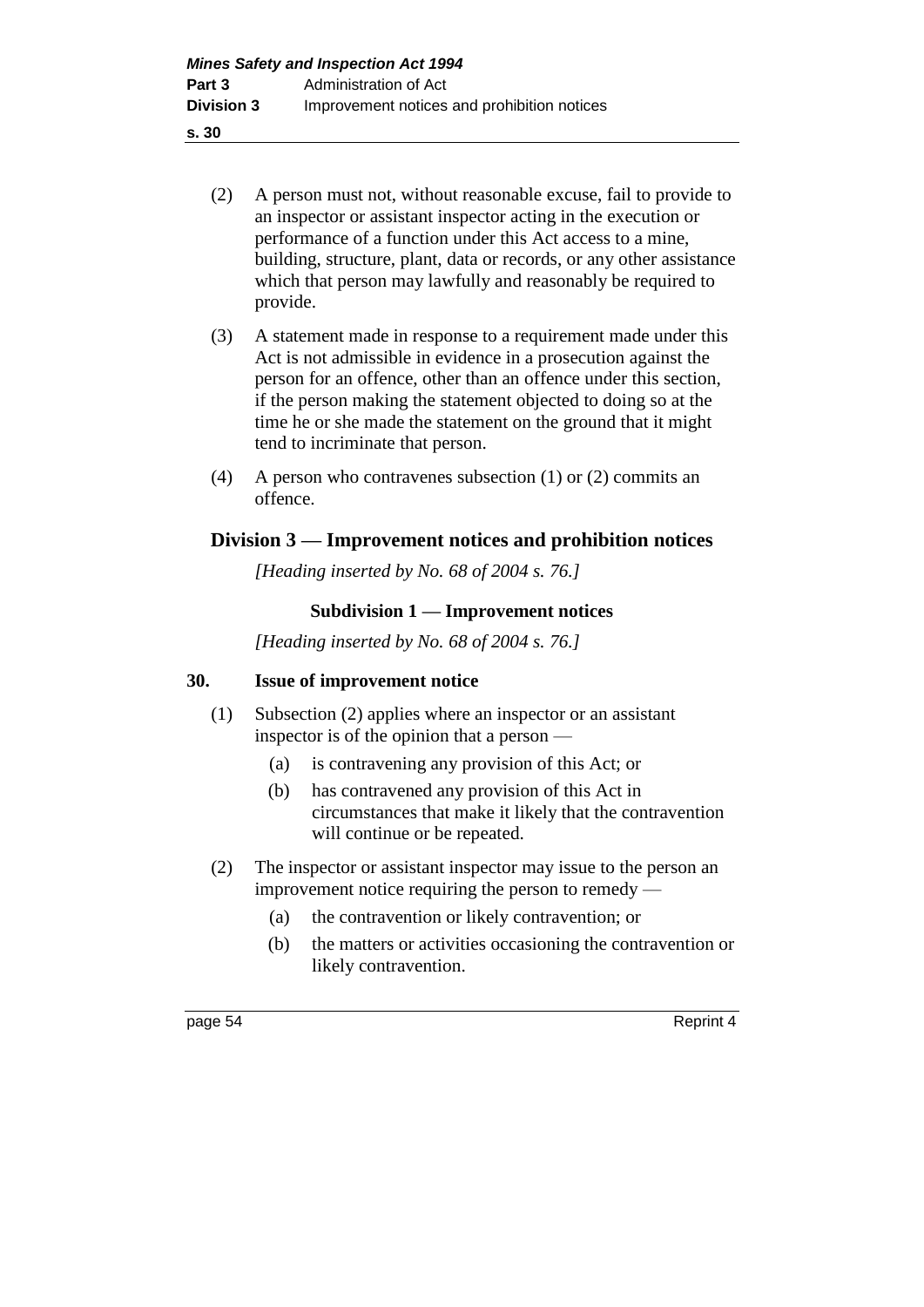(2) A person must not, without reasonable excuse, fail to provide to an inspector or assistant inspector acting in the execution or performance of a function under this Act access to a mine, building, structure, plant, data or records, or any other assistance which that person may lawfully and reasonably be required to provide.

(3) A statement made in response to a requirement made under this Act is not admissible in evidence in a prosecution against the person for an offence, other than an offence under this section, if the person making the statement objected to doing so at the time he or she made the statement on the ground that it might tend to incriminate that person.

(4) A person who contravenes subsection (1) or (2) commits an offence.

## Division 3 — Improvement notices and prohibition notices

*[Heading inserted by No. 68 of 2004 s. 76.]*

### Subdivision 1 — Improvement notices

*[Heading inserted by No. 68 of 2004 s. 76.]*

#### 30. Issue of improvement notice

(1) Subsection (2) applies where an inspector or an assistant inspector is of the opinion that a person —

- (a) is contravening any provision of this Act; or
- (b) has contravened any provision of this Act in circumstances that make it likely that the contravention will continue or be repeated.

(2) The inspector or assistant inspector may issue to the person an improvement notice requiring the person to remedy —

- (a) the contravention or likely contravention; or
- (b) the matters or activities occasioning the contravention or likely contravention.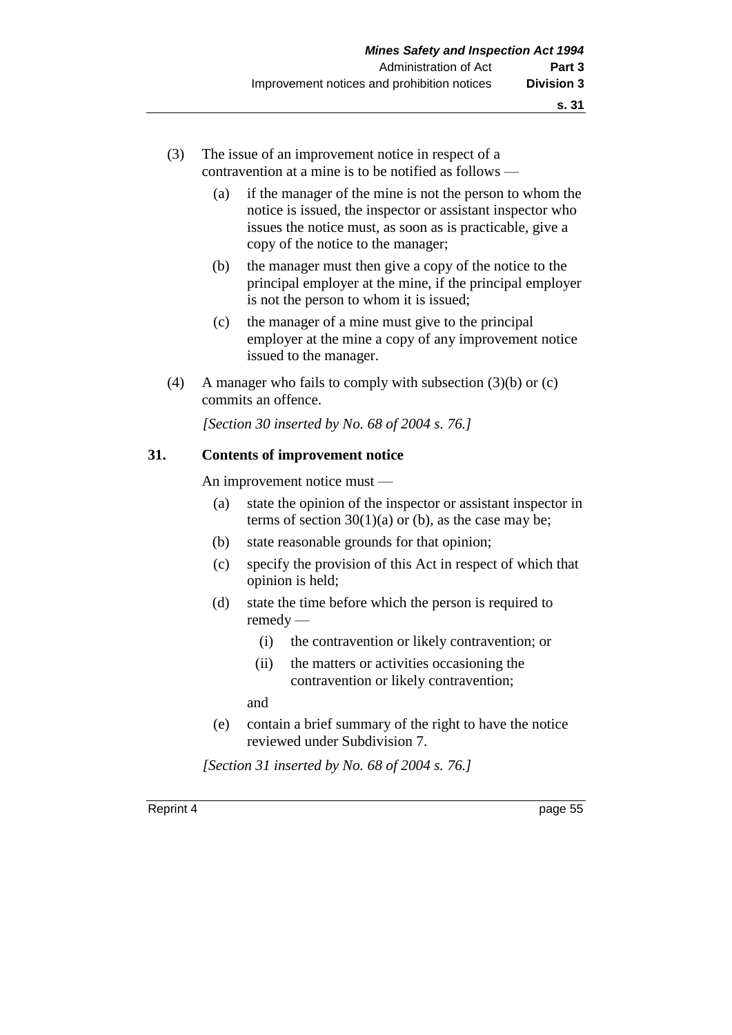(3) The issue of an improvement notice in respect of a contravention at a mine is to be notified as follows —

(a) if the manager of the mine is not the person to whom the notice is issued, the inspector or assistant inspector who issues the notice must, as soon as is practicable, give a copy of the notice to the manager;

(b) the manager must then give a copy of the notice to the principal employer at the mine, if the principal employer is not the person to whom it is issued;

(c) the manager of a mine must give to the principal employer at the mine a copy of any improvement notice issued to the manager.

(4) A manager who fails to comply with subsection (3)(b) or (c) commits an offence.

*[Section 30 inserted by No. 68 of 2004 s. 76.]*

### 31. Contents of improvement notice

An improvement notice must —

(a) state the opinion of the inspector or assistant inspector in terms of section 30(1)(a) or (b), as the case may be;

(b) state reasonable grounds for that opinion;

(c) specify the provision of this Act in respect of which that opinion is held;

(d) state the time before which the person is required to remedy —

  (i) the contravention or likely contravention; or

  (ii) the matters or activities occasioning the contravention or likely contravention;

  and

(e) contain a brief summary of the right to have the notice reviewed under Subdivision 7.

*[Section 31 inserted by No. 68 of 2004 s. 76.]*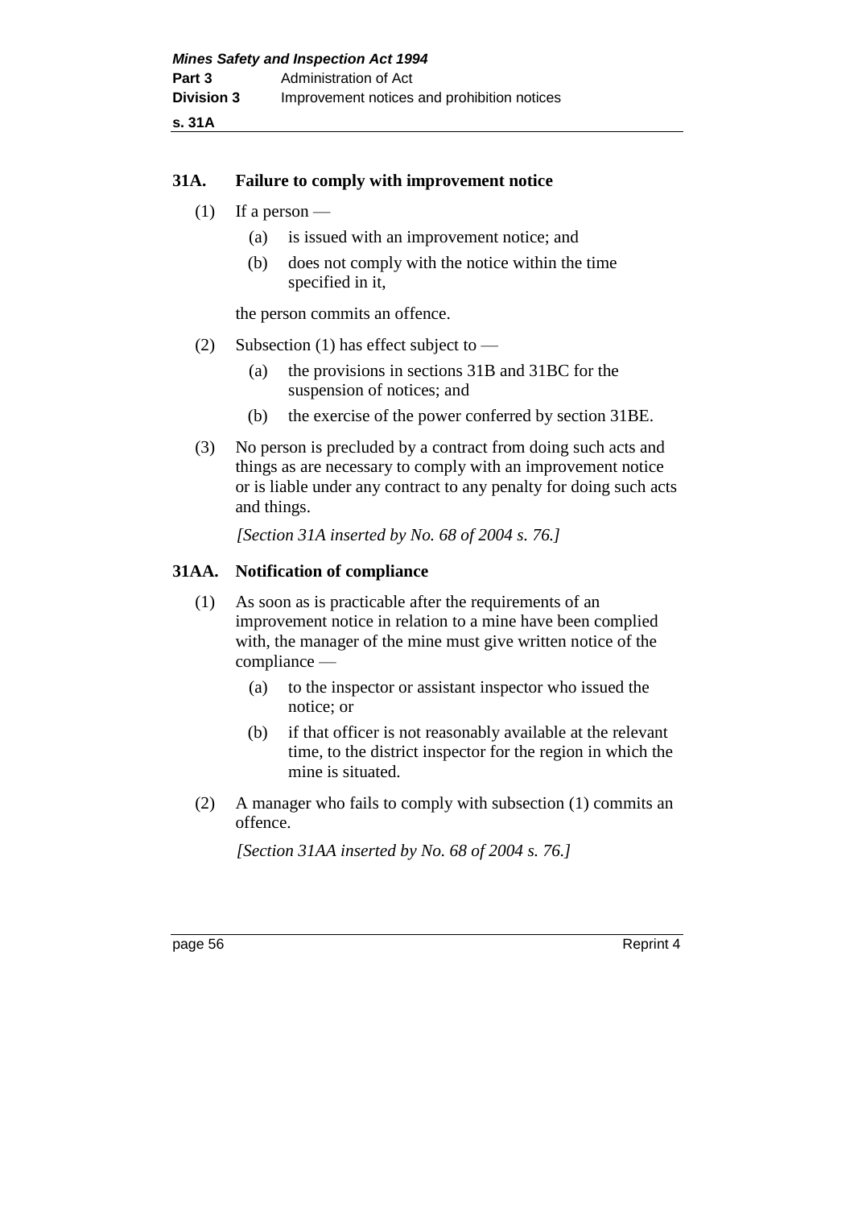### 31A. Failure to comply with improvement notice

(1) If a person —

  (a) is issued with an improvement notice; and

  (b) does not comply with the notice within the time specified in it,

the person commits an offence.

(2) Subsection (1) has effect subject to —

  (a) the provisions in sections 31B and 31BC for the suspension of notices; and

  (b) the exercise of the power conferred by section 31BE.

(3) No person is precluded by a contract from doing such acts and things as are necessary to comply with an improvement notice or is liable under any contract to any penalty for doing such acts and things.

*[Section 31A inserted by No. 68 of 2004 s. 76.]*

### 31AA. Notification of compliance

(1) As soon as is practicable after the requirements of an improvement notice in relation to a mine have been complied with, the manager of the mine must give written notice of the compliance —

  (a) to the inspector or assistant inspector who issued the notice; or

  (b) if that officer is not reasonably available at the relevant time, to the district inspector for the region in which the mine is situated.

(2) A manager who fails to comply with subsection (1) commits an offence.

*[Section 31AA inserted by No. 68 of 2004 s. 76.]*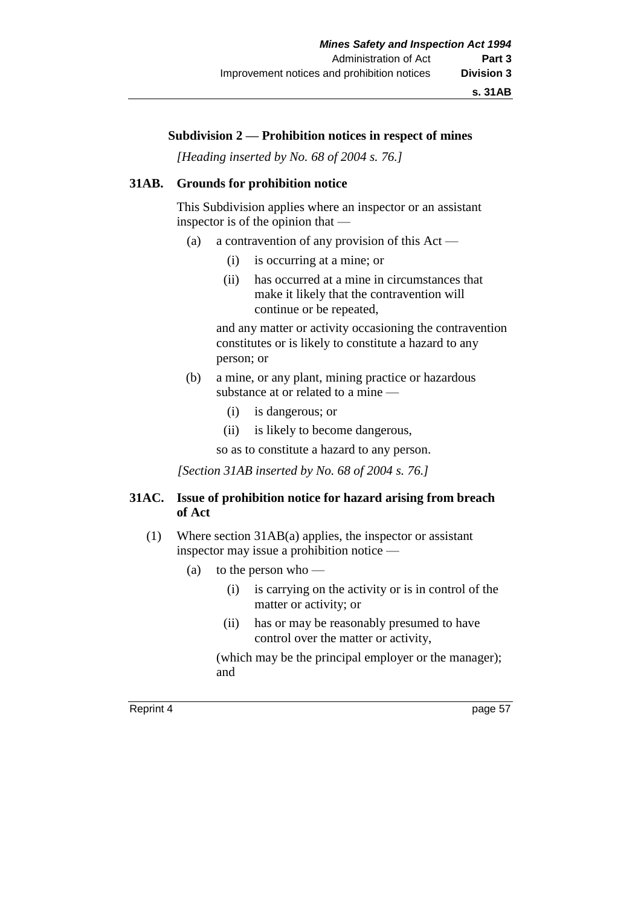### Subdivision 2 — Prohibition notices in respect of mines

*[Heading inserted by No. 68 of 2004 s. 76.]*

**31AB. Grounds for prohibition notice**

This Subdivision applies where an inspector or an assistant inspector is of the opinion that —

(a) a contravention of any provision of this Act —

(i) is occurring at a mine; or

(ii) has occurred at a mine in circumstances that make it likely that the contravention will continue or be repeated,

and any matter or activity occasioning the contravention constitutes or is likely to constitute a hazard to any person; or

(b) a mine, or any plant, mining practice or hazardous substance at or related to a mine —

(i) is dangerous; or

(ii) is likely to become dangerous,

so as to constitute a hazard to any person.

*[Section 31AB inserted by No. 68 of 2004 s. 76.]*

**31AC. Issue of prohibition notice for hazard arising from breach of Act**

(1) Where section 31AB(a) applies, the inspector or assistant inspector may issue a prohibition notice —

(a) to the person who —

(i) is carrying on the activity or is in control of the matter or activity; or

(ii) has or may be reasonably presumed to have control over the matter or activity,

(which may be the principal employer or the manager); and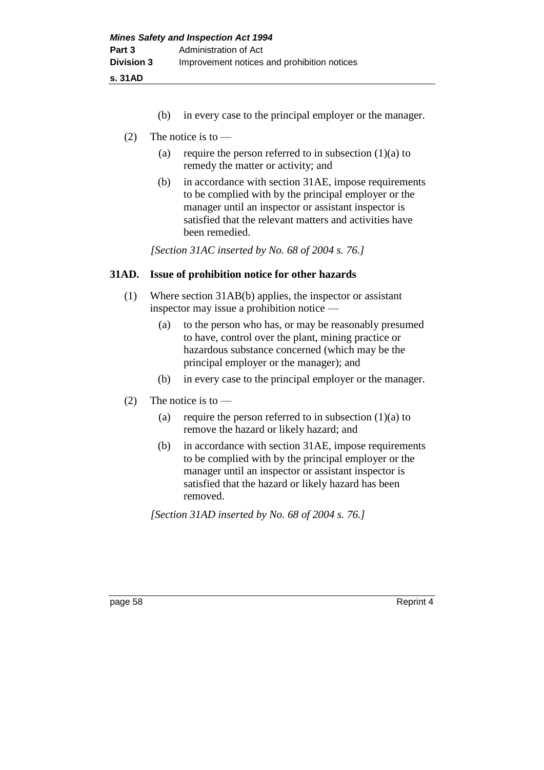(b) in every case to the principal employer or the manager.

(2) The notice is to —

(a) require the person referred to in subsection (1)(a) to remedy the matter or activity; and

(b) in accordance with section 31AE, impose requirements to be complied with by the principal employer or the manager until an inspector or assistant inspector is satisfied that the relevant matters and activities have been remedied.

*[Section 31AC inserted by No. 68 of 2004 s. 76.]*

### 31AD. Issue of prohibition notice for other hazards

(1) Where section 31AB(b) applies, the inspector or assistant inspector may issue a prohibition notice —

(a) to the person who has, or may be reasonably presumed to have, control over the plant, mining practice or hazardous substance concerned (which may be the principal employer or the manager); and

(b) in every case to the principal employer or the manager.

(2) The notice is to —

(a) require the person referred to in subsection (1)(a) to remove the hazard or likely hazard; and

(b) in accordance with section 31AE, impose requirements to be complied with by the principal employer or the manager until an inspector or assistant inspector is satisfied that the hazard or likely hazard has been removed.

*[Section 31AD inserted by No. 68 of 2004 s. 76.]*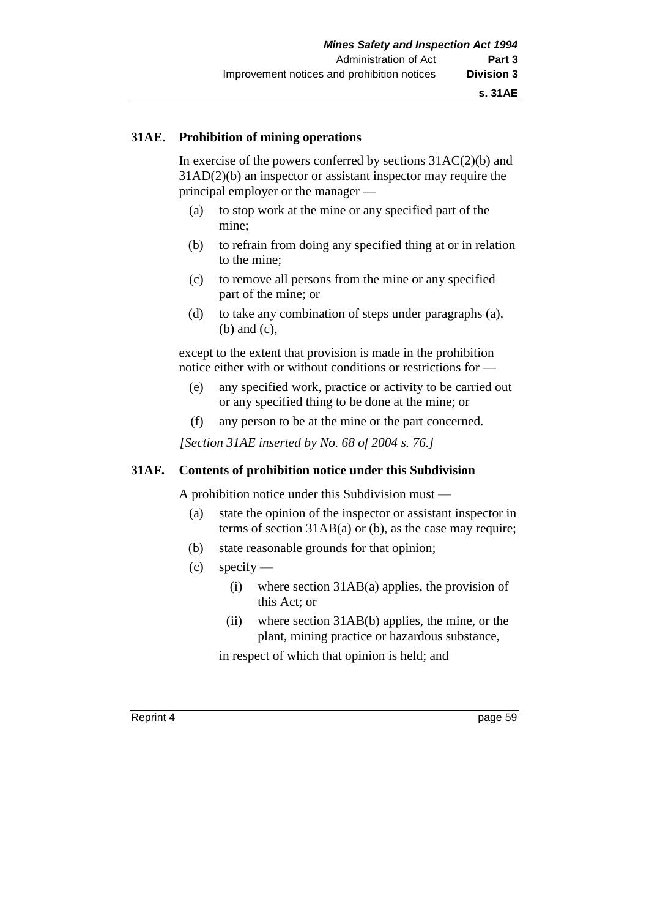### 31AE. Prohibition of mining operations

In exercise of the powers conferred by sections 31AC(2)(b) and 31AD(2)(b) an inspector or assistant inspector may require the principal employer or the manager —

- (a) to stop work at the mine or any specified part of the mine;
- (b) to refrain from doing any specified thing at or in relation to the mine;
- (c) to remove all persons from the mine or any specified part of the mine; or
- (d) to take any combination of steps under paragraphs (a), (b) and (c),

except to the extent that provision is made in the prohibition notice either with or without conditions or restrictions for —

- (e) any specified work, practice or activity to be carried out or any specified thing to be done at the mine; or
- (f) any person to be at the mine or the part concerned.

*[Section 31AE inserted by No. 68 of 2004 s. 76.]*

### 31AF. Contents of prohibition notice under this Subdivision

A prohibition notice under this Subdivision must —

- (a) state the opinion of the inspector or assistant inspector in terms of section 31AB(a) or (b), as the case may require;
- (b) state reasonable grounds for that opinion;
- (c) specify —
  - (i) where section 31AB(a) applies, the provision of this Act; or
  - (ii) where section 31AB(b) applies, the mine, or the plant, mining practice or hazardous substance,

  in respect of which that opinion is held; and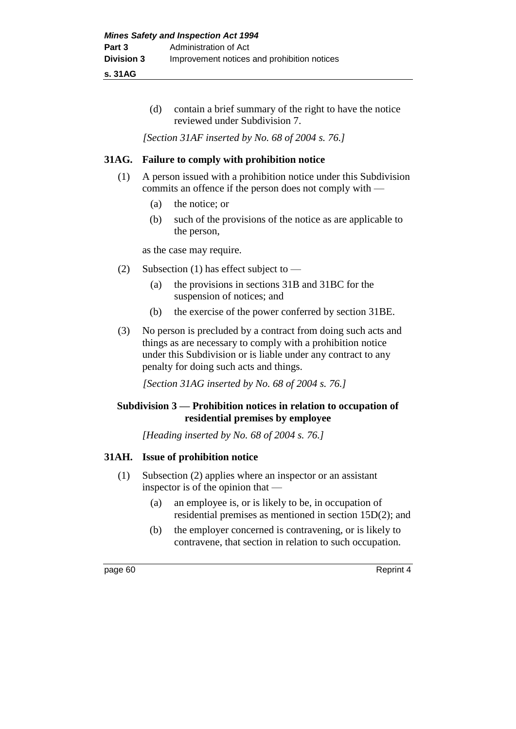(d) contain a brief summary of the right to have the notice reviewed under Subdivision 7.

*[Section 31AF inserted by No. 68 of 2004 s. 76.]*

### 31AG. Failure to comply with prohibition notice

(1) A person issued with a prohibition notice under this Subdivision commits an offence if the person does not comply with —

- (a) the notice; or
- (b) such of the provisions of the notice as are applicable to the person,

as the case may require.

(2) Subsection (1) has effect subject to —

- (a) the provisions in sections 31B and 31BC for the suspension of notices; and
- (b) the exercise of the power conferred by section 31BE.

(3) No person is precluded by a contract from doing such acts and things as are necessary to comply with a prohibition notice under this Subdivision or is liable under any contract to any penalty for doing such acts and things.

*[Section 31AG inserted by No. 68 of 2004 s. 76.]*

## Subdivision 3 — Prohibition notices in relation to occupation of residential premises by employee

*[Heading inserted by No. 68 of 2004 s. 76.]*

### 31AH. Issue of prohibition notice

(1) Subsection (2) applies where an inspector or an assistant inspector is of the opinion that —

- (a) an employee is, or is likely to be, in occupation of residential premises as mentioned in section 15D(2); and
- (b) the employer concerned is contravening, or is likely to contravene, that section in relation to such occupation.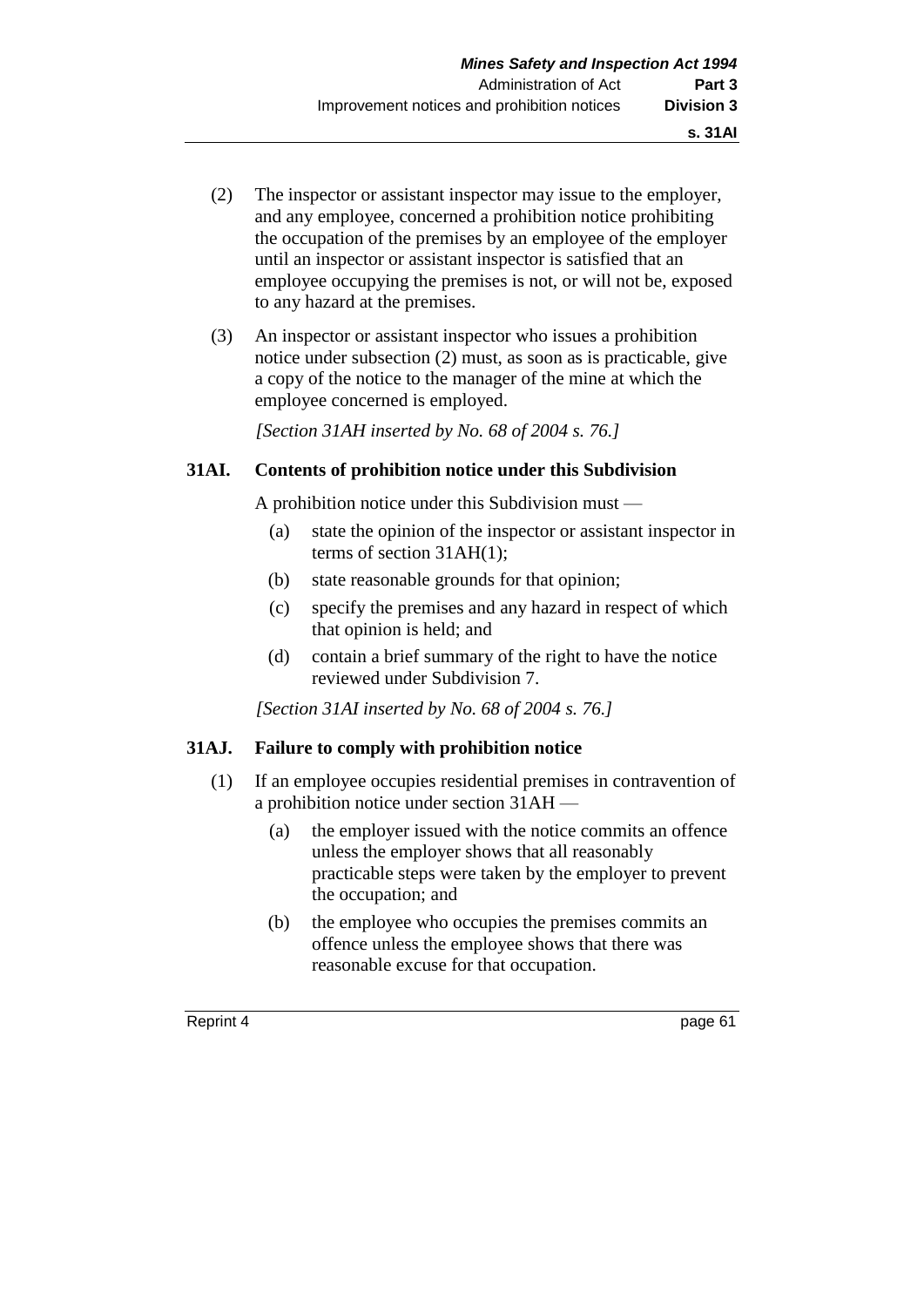(2) The inspector or assistant inspector may issue to the employer, and any employee, concerned a prohibition notice prohibiting the occupation of the premises by an employee of the employer until an inspector or assistant inspector is satisfied that an employee occupying the premises is not, or will not be, exposed to any hazard at the premises.

(3) An inspector or assistant inspector who issues a prohibition notice under subsection (2) must, as soon as is practicable, give a copy of the notice to the manager of the mine at which the employee concerned is employed.

*[Section 31AH inserted by No. 68 of 2004 s. 76.]*

### 31AI. Contents of prohibition notice under this Subdivision

A prohibition notice under this Subdivision must —

(a) state the opinion of the inspector or assistant inspector in terms of section 31AH(1);

(b) state reasonable grounds for that opinion;

(c) specify the premises and any hazard in respect of which that opinion is held; and

(d) contain a brief summary of the right to have the notice reviewed under Subdivision 7.

*[Section 31AI inserted by No. 68 of 2004 s. 76.]*

### 31AJ. Failure to comply with prohibition notice

(1) If an employee occupies residential premises in contravention of a prohibition notice under section 31AH —

(a) the employer issued with the notice commits an offence unless the employer shows that all reasonably practicable steps were taken by the employer to prevent the occupation; and

(b) the employee who occupies the premises commits an offence unless the employee shows that there was reasonable excuse for that occupation.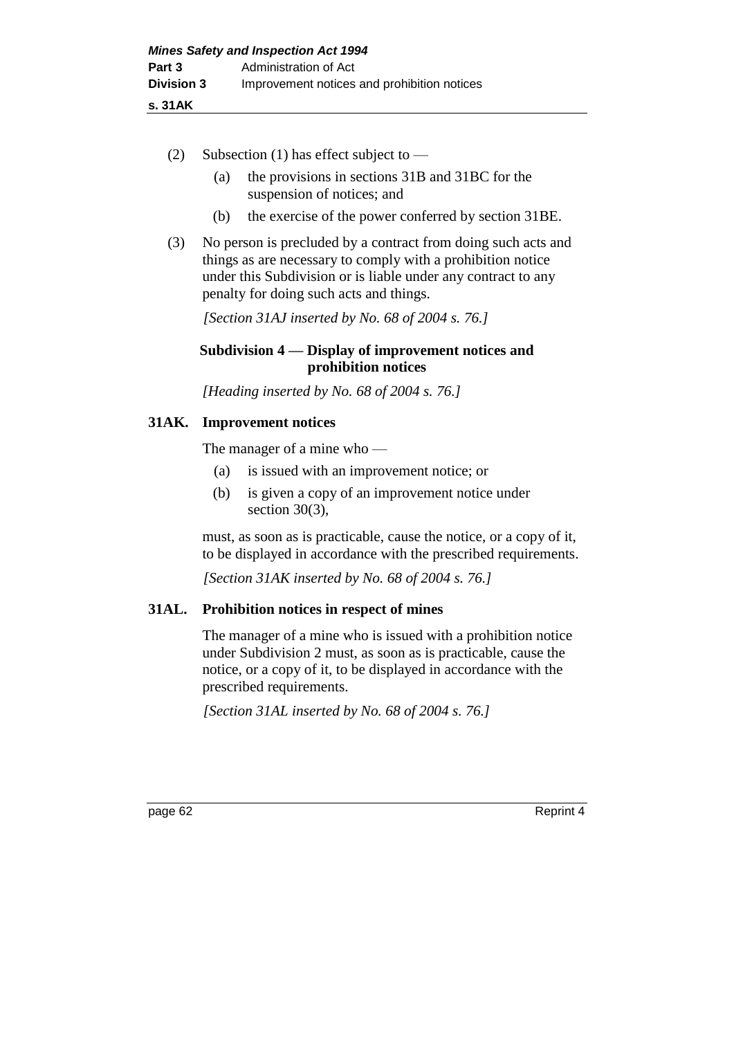(2) Subsection (1) has effect subject to —

  (a) the provisions in sections 31B and 31BC for the suspension of notices; and

  (b) the exercise of the power conferred by section 31BE.

(3) No person is precluded by a contract from doing such acts and things as are necessary to comply with a prohibition notice under this Subdivision or is liable under any contract to any penalty for doing such acts and things.

*[Section 31AJ inserted by No. 68 of 2004 s. 76.]*

### Subdivision 4 — Display of improvement notices and prohibition notices

*[Heading inserted by No. 68 of 2004 s. 76.]*

#### 31AK. Improvement notices

The manager of a mine who —

  (a) is issued with an improvement notice; or

  (b) is given a copy of an improvement notice under section 30(3),

must, as soon as is practicable, cause the notice, or a copy of it, to be displayed in accordance with the prescribed requirements.

*[Section 31AK inserted by No. 68 of 2004 s. 76.]*

#### 31AL. Prohibition notices in respect of mines

The manager of a mine who is issued with a prohibition notice under Subdivision 2 must, as soon as is practicable, cause the notice, or a copy of it, to be displayed in accordance with the prescribed requirements.

*[Section 31AL inserted by No. 68 of 2004 s. 76.]*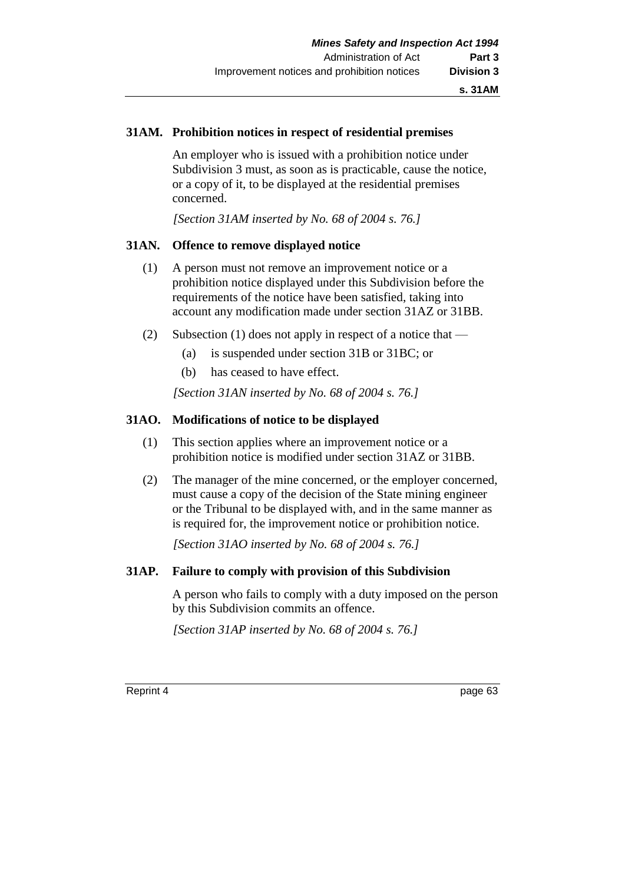#### 31AM. Prohibition notices in respect of residential premises

An employer who is issued with a prohibition notice under Subdivision 3 must, as soon as is practicable, cause the notice, or a copy of it, to be displayed at the residential premises concerned.

*[Section 31AM inserted by No. 68 of 2004 s. 76.]*

#### 31AN. Offence to remove displayed notice

(1) A person must not remove an improvement notice or a prohibition notice displayed under this Subdivision before the requirements of the notice have been satisfied, taking into account any modification made under section 31AZ or 31BB.

(2) Subsection (1) does not apply in respect of a notice that —

- (a) is suspended under section 31B or 31BC; or
- (b) has ceased to have effect.

*[Section 31AN inserted by No. 68 of 2004 s. 76.]*

#### 31AO. Modifications of notice to be displayed

(1) This section applies where an improvement notice or a prohibition notice is modified under section 31AZ or 31BB.

(2) The manager of the mine concerned, or the employer concerned, must cause a copy of the decision of the State mining engineer or the Tribunal to be displayed with, and in the same manner as is required for, the improvement notice or prohibition notice.

*[Section 31AO inserted by No. 68 of 2004 s. 76.]*

#### 31AP. Failure to comply with provision of this Subdivision

A person who fails to comply with a duty imposed on the person by this Subdivision commits an offence.

*[Section 31AP inserted by No. 68 of 2004 s. 76.]*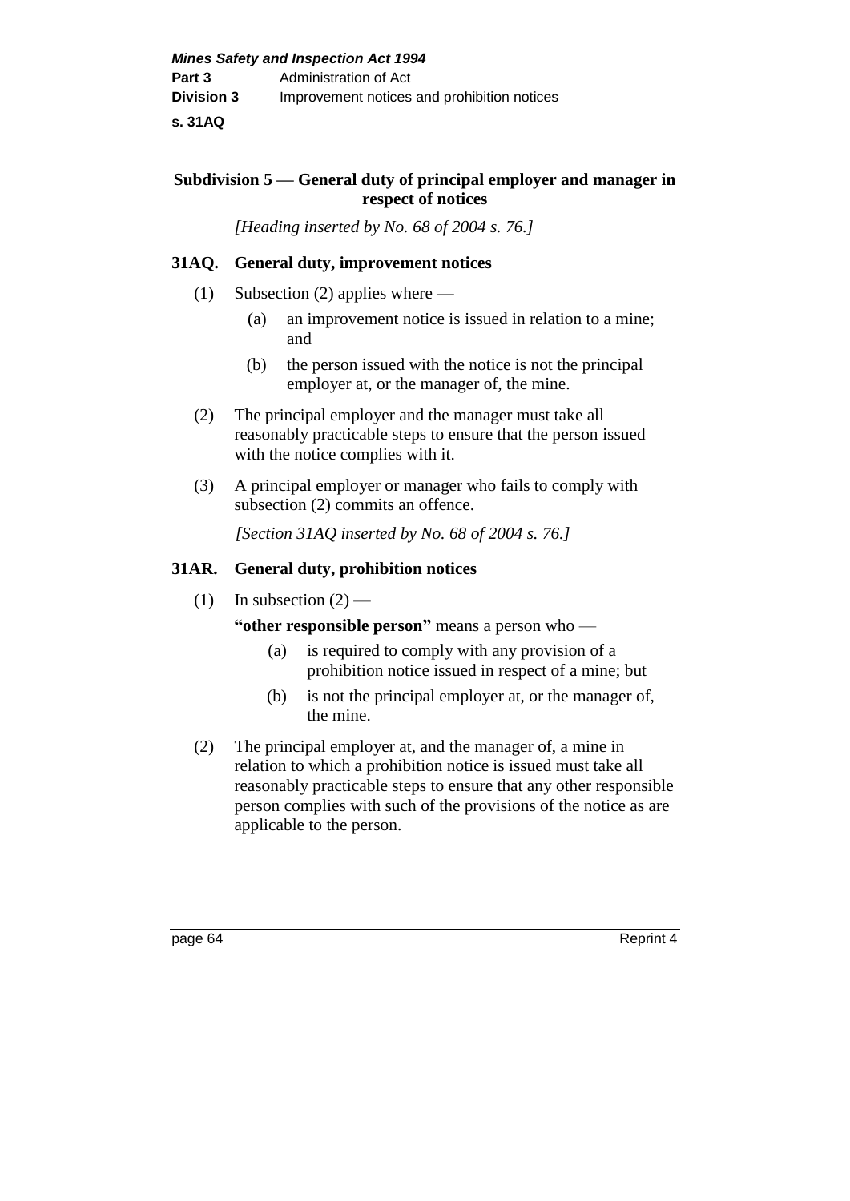### Subdivision 5 — General duty of principal employer and manager in respect of notices

*[Heading inserted by No. 68 of 2004 s. 76.]*

#### 31AQ. General duty, improvement notices

(1) Subsection (2) applies where —

  (a) an improvement notice is issued in relation to a mine; and

  (b) the person issued with the notice is not the principal employer at, or the manager of, the mine.

(2) The principal employer and the manager must take all reasonably practicable steps to ensure that the person issued with the notice complies with it.

(3) A principal employer or manager who fails to comply with subsection (2) commits an offence.

*[Section 31AQ inserted by No. 68 of 2004 s. 76.]*

#### 31AR. General duty, prohibition notices

(1) In subsection (2) —

**"other responsible person"** means a person who —

  (a) is required to comply with any provision of a prohibition notice issued in respect of a mine; but

  (b) is not the principal employer at, or the manager of, the mine.

(2) The principal employer at, and the manager of, a mine in relation to which a prohibition notice is issued must take all reasonably practicable steps to ensure that any other responsible person complies with such of the provisions of the notice as are applicable to the person.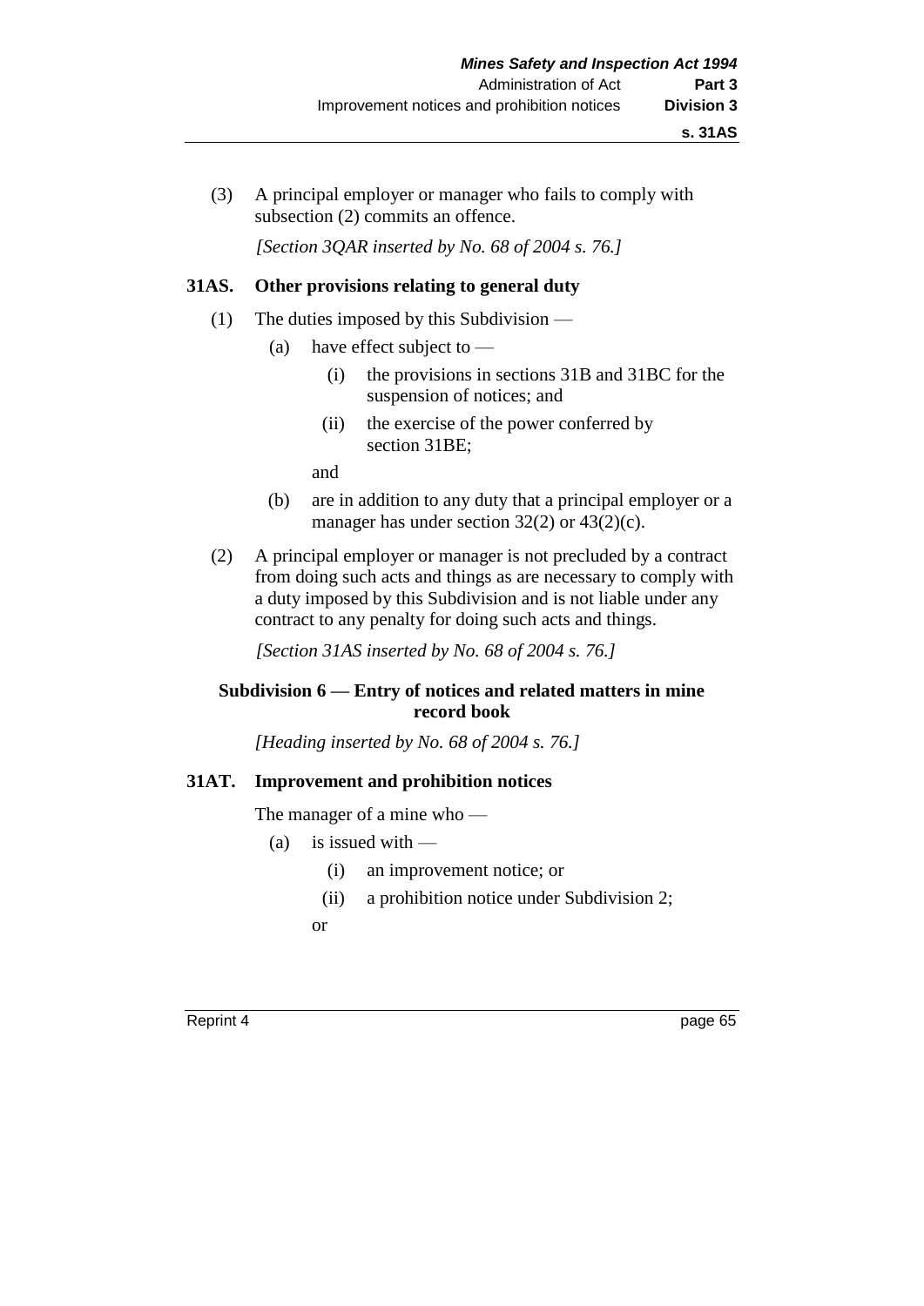(3) A principal employer or manager who fails to comply with subsection (2) commits an offence.

*[Section 3QAR inserted by No. 68 of 2004 s. 76.]*

**31AS. Other provisions relating to general duty**

(1) The duties imposed by this Subdivision —

(a) have effect subject to —

(i) the provisions in sections 31B and 31BC for the suspension of notices; and

(ii) the exercise of the power conferred by section 31BE;

and

(b) are in addition to any duty that a principal employer or a manager has under section 32(2) or 43(2)(c).

(2) A principal employer or manager is not precluded by a contract from doing such acts and things as are necessary to comply with a duty imposed by this Subdivision and is not liable under any contract to any penalty for doing such acts and things.

*[Section 31AS inserted by No. 68 of 2004 s. 76.]*

**Subdivision 6 — Entry of notices and related matters in mine record book**

*[Heading inserted by No. 68 of 2004 s. 76.]*

**31AT. Improvement and prohibition notices**

The manager of a mine who —

(a) is issued with —

(i) an improvement notice; or

(ii) a prohibition notice under Subdivision 2;

or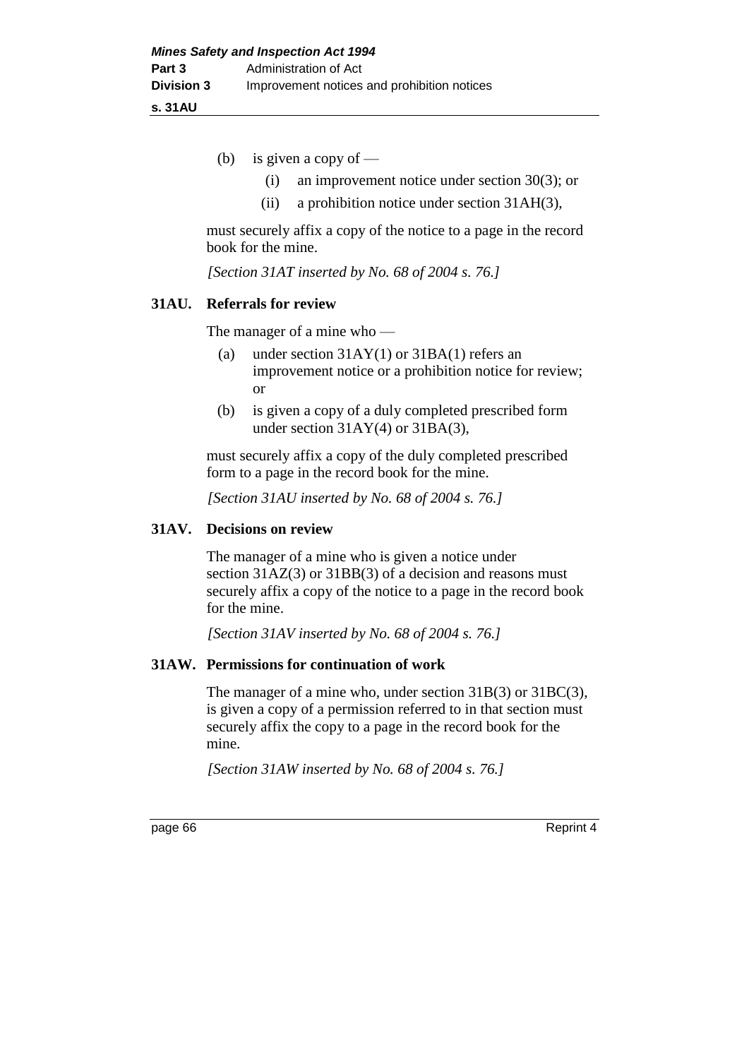(b) is given a copy of —

  (i) an improvement notice under section 30(3); or

  (ii) a prohibition notice under section 31AH(3),

must securely affix a copy of the notice to a page in the record book for the mine.

*[Section 31AT inserted by No. 68 of 2004 s. 76.]*

### 31AU. Referrals for review

The manager of a mine who —

(a) under section 31AY(1) or 31BA(1) refers an improvement notice or a prohibition notice for review; or

(b) is given a copy of a duly completed prescribed form under section 31AY(4) or 31BA(3),

must securely affix a copy of the duly completed prescribed form to a page in the record book for the mine.

*[Section 31AU inserted by No. 68 of 2004 s. 76.]*

### 31AV. Decisions on review

The manager of a mine who is given a notice under section 31AZ(3) or 31BB(3) of a decision and reasons must securely affix a copy of the notice to a page in the record book for the mine.

*[Section 31AV inserted by No. 68 of 2004 s. 76.]*

### 31AW. Permissions for continuation of work

The manager of a mine who, under section 31B(3) or 31BC(3), is given a copy of a permission referred to in that section must securely affix the copy to a page in the record book for the mine.

*[Section 31AW inserted by No. 68 of 2004 s. 76.]*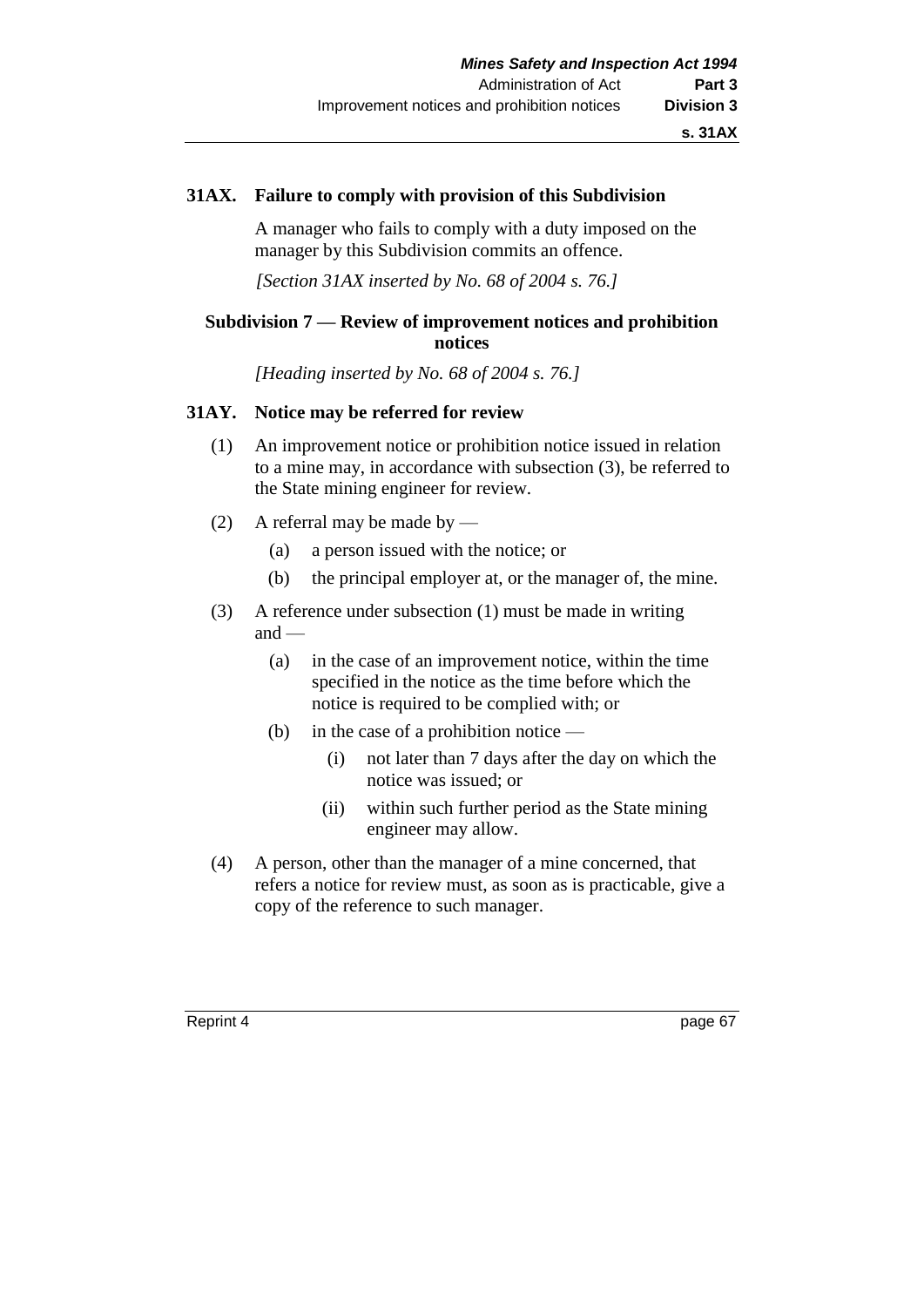**31AX. Failure to comply with provision of this Subdivision**

A manager who fails to comply with a duty imposed on the manager by this Subdivision commits an offence.

*[Section 31AX inserted by No. 68 of 2004 s. 76.]*

### Subdivision 7 — Review of improvement notices and prohibition notices

*[Heading inserted by No. 68 of 2004 s. 76.]*

**31AY. Notice may be referred for review**

(1) An improvement notice or prohibition notice issued in relation to a mine may, in accordance with subsection (3), be referred to the State mining engineer for review.

(2) A referral may be made by —

  (a) a person issued with the notice; or

  (b) the principal employer at, or the manager of, the mine.

(3) A reference under subsection (1) must be made in writing and —

  (a) in the case of an improvement notice, within the time specified in the notice as the time before which the notice is required to be complied with; or

  (b) in the case of a prohibition notice —

    (i) not later than 7 days after the day on which the notice was issued; or

    (ii) within such further period as the State mining engineer may allow.

(4) A person, other than the manager of a mine concerned, that refers a notice for review must, as soon as is practicable, give a copy of the reference to such manager.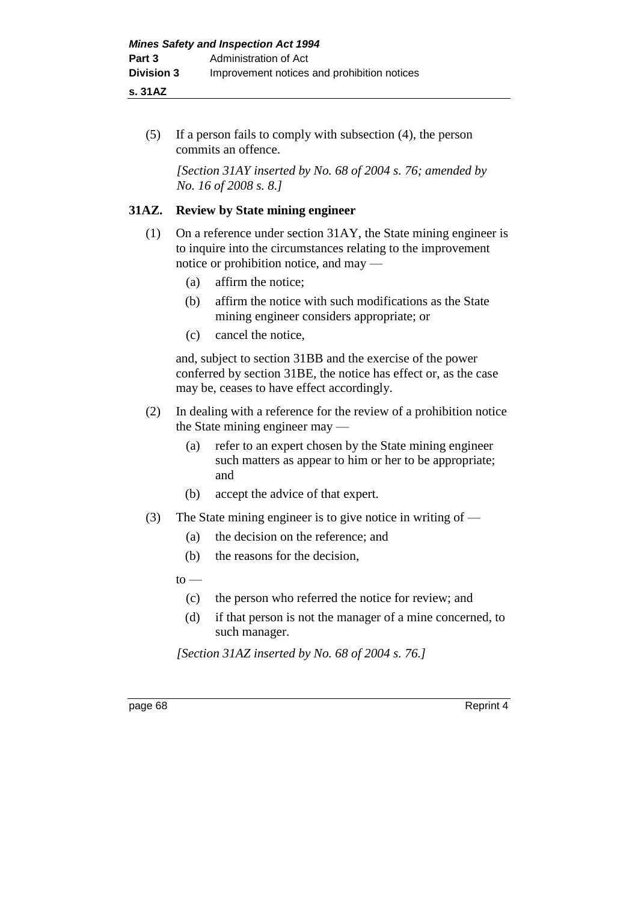(5) If a person fails to comply with subsection (4), the person commits an offence.

*[Section 31AY inserted by No. 68 of 2004 s. 76; amended by No. 16 of 2008 s. 8.]*

### 31AZ. Review by State mining engineer

(1) On a reference under section 31AY, the State mining engineer is to inquire into the circumstances relating to the improvement notice or prohibition notice, and may —

- (a) affirm the notice;
- (b) affirm the notice with such modifications as the State mining engineer considers appropriate; or
- (c) cancel the notice,

and, subject to section 31BB and the exercise of the power conferred by section 31BE, the notice has effect or, as the case may be, ceases to have effect accordingly.

(2) In dealing with a reference for the review of a prohibition notice the State mining engineer may —

- (a) refer to an expert chosen by the State mining engineer such matters as appear to him or her to be appropriate; and
- (b) accept the advice of that expert.

(3) The State mining engineer is to give notice in writing of —

- (a) the decision on the reference; and
- (b) the reasons for the decision,

to —

- (c) the person who referred the notice for review; and
- (d) if that person is not the manager of a mine concerned, to such manager.

*[Section 31AZ inserted by No. 68 of 2004 s. 76.]*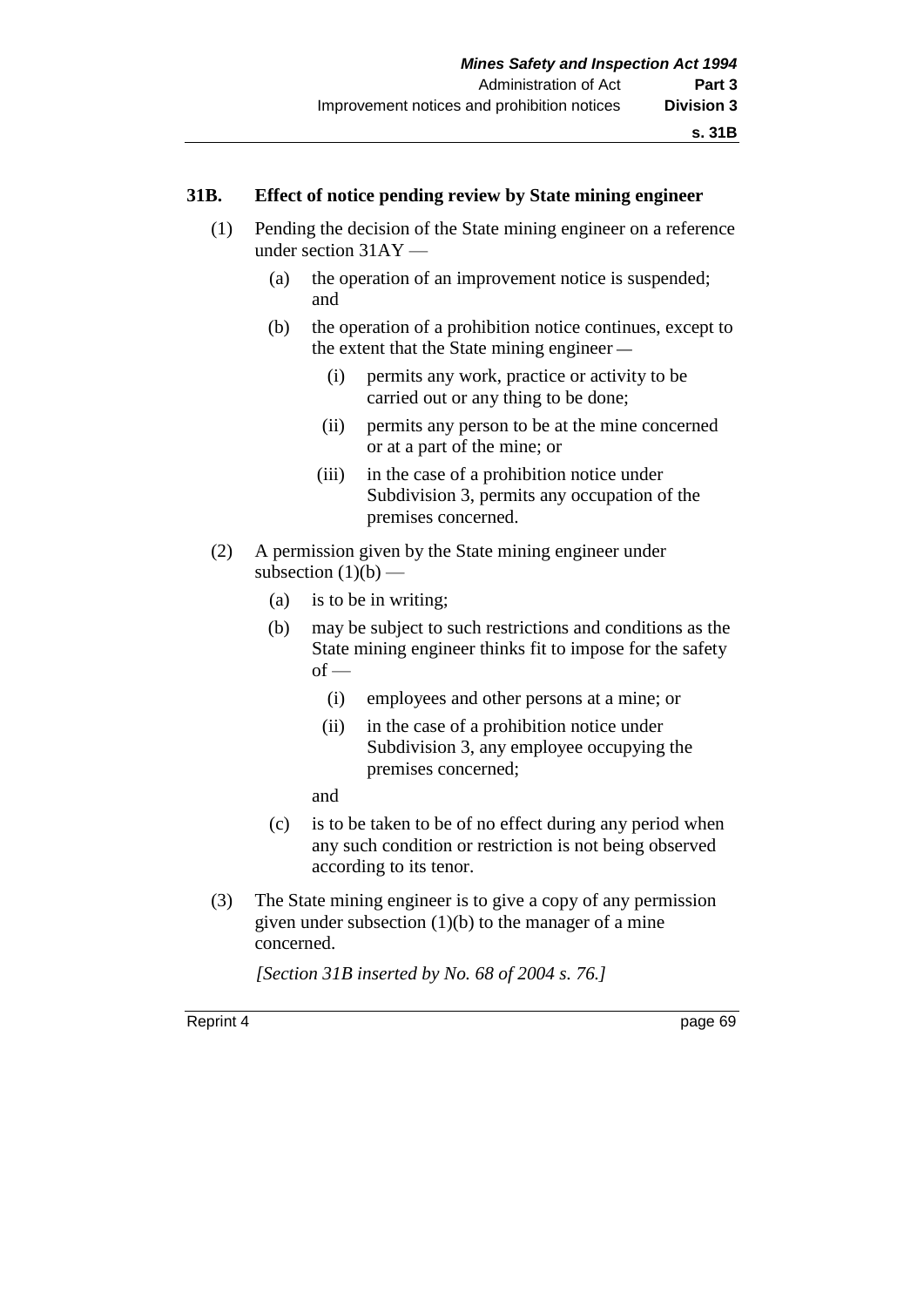### 31B. Effect of notice pending review by State mining engineer

(1) Pending the decision of the State mining engineer on a reference under section 31AY —

(a) the operation of an improvement notice is suspended; and

(b) the operation of a prohibition notice continues, except to the extent that the State mining engineer —

(i) permits any work, practice or activity to be carried out or any thing to be done;

(ii) permits any person to be at the mine concerned or at a part of the mine; or

(iii) in the case of a prohibition notice under Subdivision 3, permits any occupation of the premises concerned.

(2) A permission given by the State mining engineer under subsection (1)(b) —

(a) is to be in writing;

(b) may be subject to such restrictions and conditions as the State mining engineer thinks fit to impose for the safety of —

(i) employees and other persons at a mine; or

(ii) in the case of a prohibition notice under Subdivision 3, any employee occupying the premises concerned;

and

(c) is to be taken to be of no effect during any period when any such condition or restriction is not being observed according to its tenor.

(3) The State mining engineer is to give a copy of any permission given under subsection (1)(b) to the manager of a mine concerned.

*[Section 31B inserted by No. 68 of 2004 s. 76.]*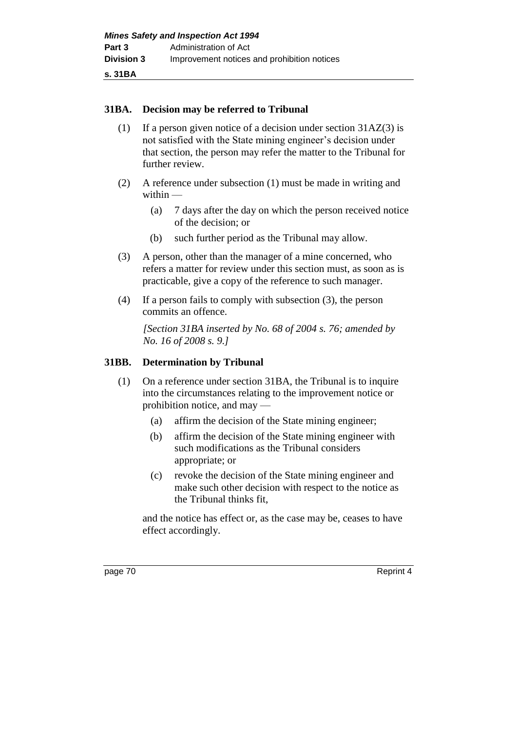### 31BA. Decision may be referred to Tribunal

(1) If a person given notice of a decision under section 31AZ(3) is not satisfied with the State mining engineer's decision under that section, the person may refer the matter to the Tribunal for further review.

(2) A reference under subsection (1) must be made in writing and within —

  (a) 7 days after the day on which the person received notice of the decision; or

  (b) such further period as the Tribunal may allow.

(3) A person, other than the manager of a mine concerned, who refers a matter for review under this section must, as soon as is practicable, give a copy of the reference to such manager.

(4) If a person fails to comply with subsection (3), the person commits an offence.

*[Section 31BA inserted by No. 68 of 2004 s. 76; amended by No. 16 of 2008 s. 9.]*

### 31BB. Determination by Tribunal

(1) On a reference under section 31BA, the Tribunal is to inquire into the circumstances relating to the improvement notice or prohibition notice, and may —

  (a) affirm the decision of the State mining engineer;

  (b) affirm the decision of the State mining engineer with such modifications as the Tribunal considers appropriate; or

  (c) revoke the decision of the State mining engineer and make such other decision with respect to the notice as the Tribunal thinks fit,

and the notice has effect or, as the case may be, ceases to have effect accordingly.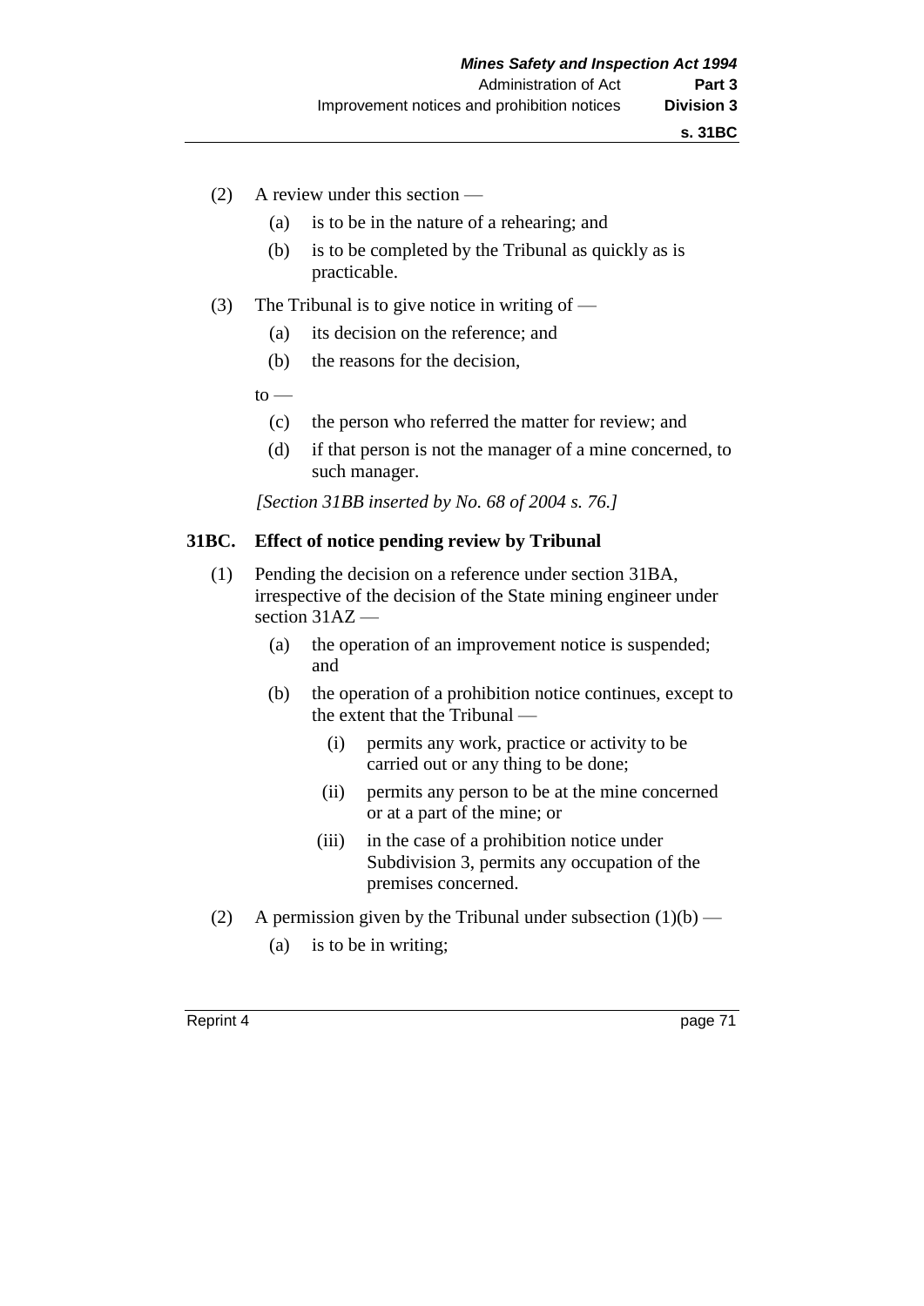(2) A review under this section —

  (a) is to be in the nature of a rehearing; and

  (b) is to be completed by the Tribunal as quickly as is practicable.

(3) The Tribunal is to give notice in writing of —

  (a) its decision on the reference; and

  (b) the reasons for the decision,

to —

  (c) the person who referred the matter for review; and

  (d) if that person is not the manager of a mine concerned, to such manager.

*[Section 31BB inserted by No. 68 of 2004 s. 76.]*

### 31BC. Effect of notice pending review by Tribunal

(1) Pending the decision on a reference under section 31BA, irrespective of the decision of the State mining engineer under section 31AZ —

  (a) the operation of an improvement notice is suspended; and

  (b) the operation of a prohibition notice continues, except to the extent that the Tribunal —

    (i) permits any work, practice or activity to be carried out or any thing to be done;

    (ii) permits any person to be at the mine concerned or at a part of the mine; or

    (iii) in the case of a prohibition notice under Subdivision 3, permits any occupation of the premises concerned.

(2) A permission given by the Tribunal under subsection (1)(b) —

  (a) is to be in writing;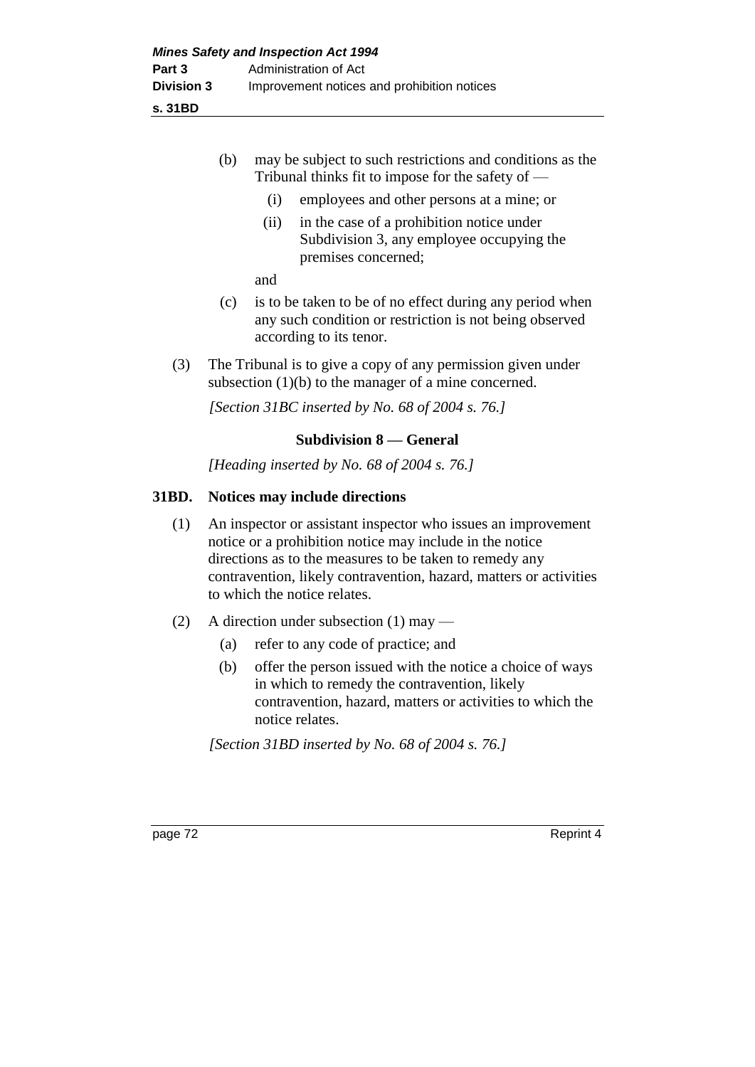(b) may be subject to such restrictions and conditions as the Tribunal thinks fit to impose for the safety of —

  (i) employees and other persons at a mine; or

  (ii) in the case of a prohibition notice under Subdivision 3, any employee occupying the premises concerned;

  and

(c) is to be taken to be of no effect during any period when any such condition or restriction is not being observed according to its tenor.

(3) The Tribunal is to give a copy of any permission given under subsection (1)(b) to the manager of a mine concerned.

*[Section 31BC inserted by No. 68 of 2004 s. 76.]*

### Subdivision 8 — General

*[Heading inserted by No. 68 of 2004 s. 76.]*

#### 31BD. Notices may include directions

(1) An inspector or assistant inspector who issues an improvement notice or a prohibition notice may include in the notice directions as to the measures to be taken to remedy any contravention, likely contravention, hazard, matters or activities to which the notice relates.

(2) A direction under subsection (1) may —

  (a) refer to any code of practice; and

  (b) offer the person issued with the notice a choice of ways in which to remedy the contravention, likely contravention, hazard, matters or activities to which the notice relates.

*[Section 31BD inserted by No. 68 of 2004 s. 76.]*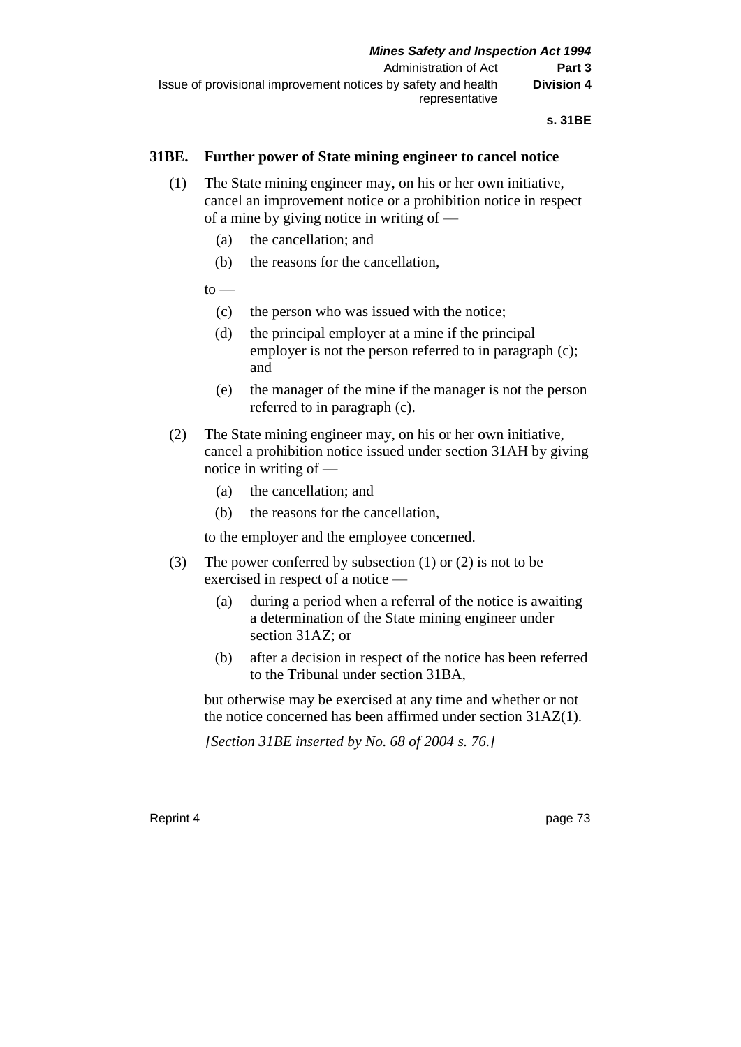### 31BE. Further power of State mining engineer to cancel notice

(1) The State mining engineer may, on his or her own initiative, cancel an improvement notice or a prohibition notice in respect of a mine by giving notice in writing of —

(a) the cancellation; and

(b) the reasons for the cancellation,

to —

(c) the person who was issued with the notice;

(d) the principal employer at a mine if the principal employer is not the person referred to in paragraph (c); and

(e) the manager of the mine if the manager is not the person referred to in paragraph (c).

(2) The State mining engineer may, on his or her own initiative, cancel a prohibition notice issued under section 31AH by giving notice in writing of —

(a) the cancellation; and

(b) the reasons for the cancellation,

to the employer and the employee concerned.

(3) The power conferred by subsection (1) or (2) is not to be exercised in respect of a notice —

(a) during a period when a referral of the notice is awaiting a determination of the State mining engineer under section 31AZ; or

(b) after a decision in respect of the notice has been referred to the Tribunal under section 31BA,

but otherwise may be exercised at any time and whether or not the notice concerned has been affirmed under section 31AZ(1).

*[Section 31BE inserted by No. 68 of 2004 s. 76.]*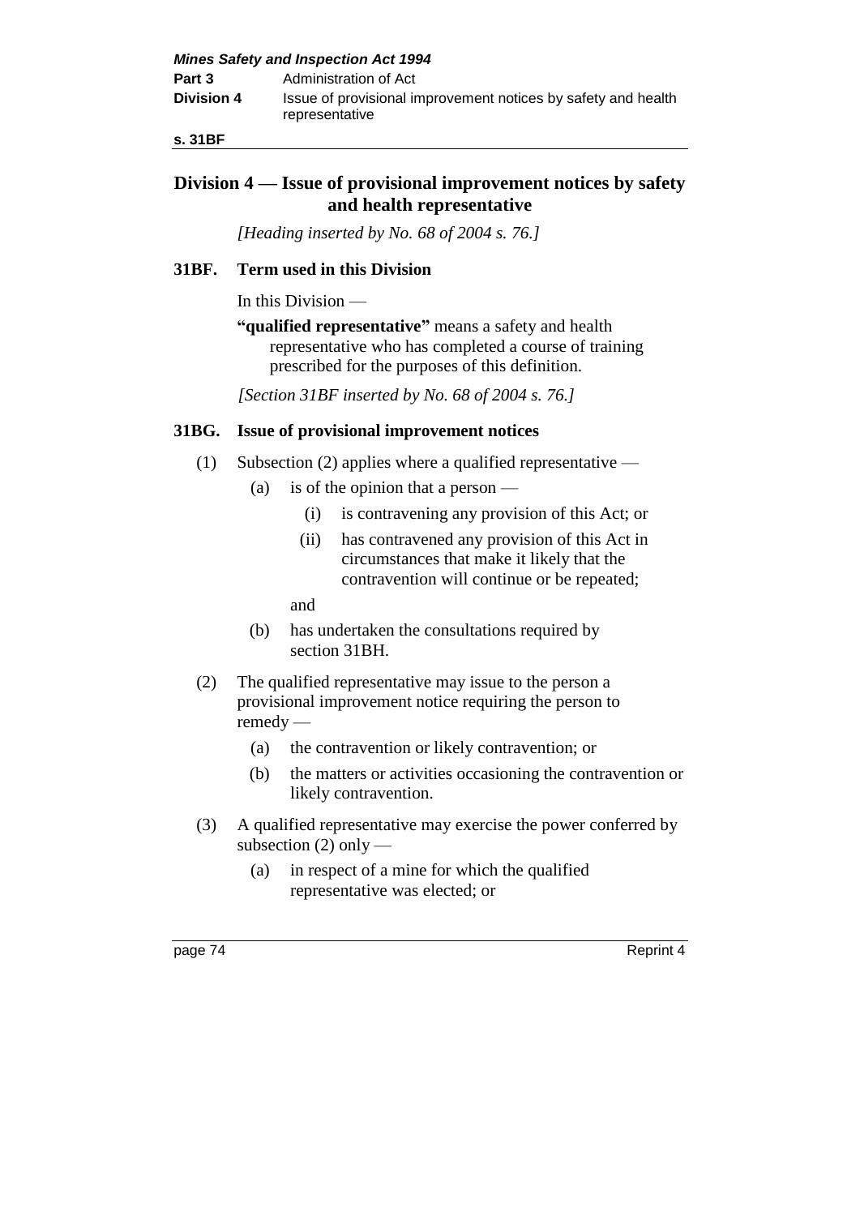## Division 4 — Issue of provisional improvement notices by safety and health representative

*[Heading inserted by No. 68 of 2004 s. 76.]*

### 31BF. Term used in this Division

In this Division —

**"qualified representative"** means a safety and health representative who has completed a course of training prescribed for the purposes of this definition.

*[Section 31BF inserted by No. 68 of 2004 s. 76.]*

### 31BG. Issue of provisional improvement notices

(1) Subsection (2) applies where a qualified representative —

  (a) is of the opinion that a person —

   (i) is contravening any provision of this Act; or

   (ii) has contravened any provision of this Act in circumstances that make it likely that the contravention will continue or be repeated;

  and

  (b) has undertaken the consultations required by section 31BH.

(2) The qualified representative may issue to the person a provisional improvement notice requiring the person to remedy —

  (a) the contravention or likely contravention; or

  (b) the matters or activities occasioning the contravention or likely contravention.

(3) A qualified representative may exercise the power conferred by subsection (2) only —

  (a) in respect of a mine for which the qualified representative was elected; or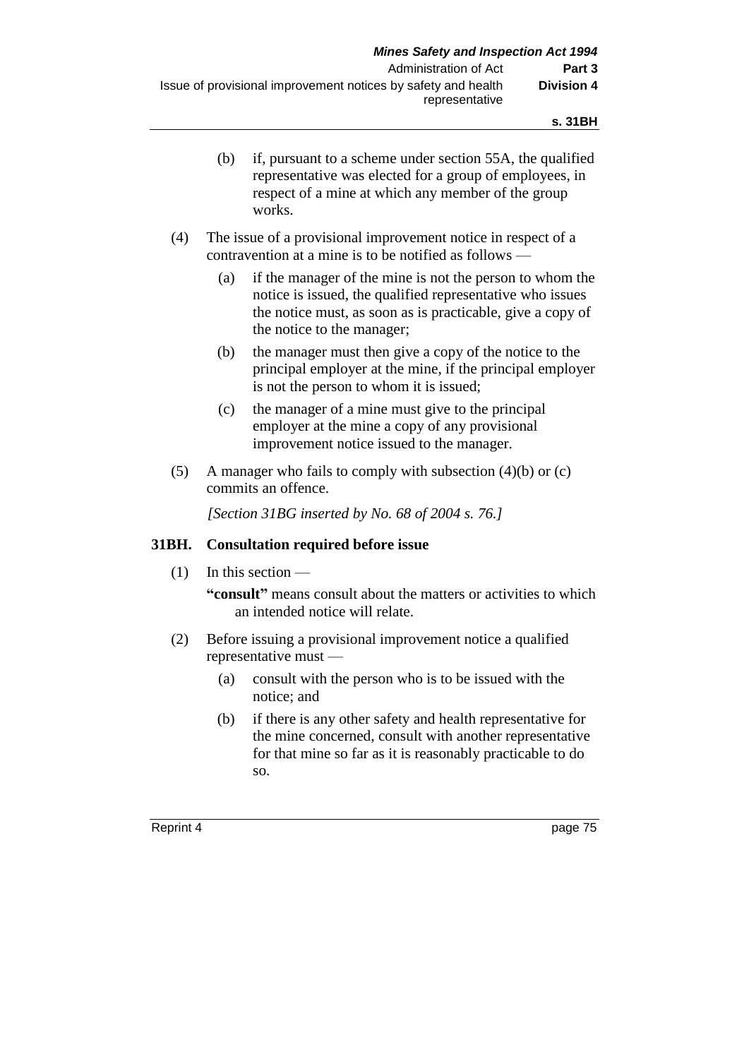(b) if, pursuant to a scheme under section 55A, the qualified representative was elected for a group of employees, in respect of a mine at which any member of the group works.

(4) The issue of a provisional improvement notice in respect of a contravention at a mine is to be notified as follows —

(a) if the manager of the mine is not the person to whom the notice is issued, the qualified representative who issues the notice must, as soon as is practicable, give a copy of the notice to the manager;

(b) the manager must then give a copy of the notice to the principal employer at the mine, if the principal employer is not the person to whom it is issued;

(c) the manager of a mine must give to the principal employer at the mine a copy of any provisional improvement notice issued to the manager.

(5) A manager who fails to comply with subsection (4)(b) or (c) commits an offence.

*[Section 31BG inserted by No. 68 of 2004 s. 76.]*

### 31BH. Consultation required before issue

(1) In this section —

**"consult"** means consult about the matters or activities to which an intended notice will relate.

(2) Before issuing a provisional improvement notice a qualified representative must —

(a) consult with the person who is to be issued with the notice; and

(b) if there is any other safety and health representative for the mine concerned, consult with another representative for that mine so far as it is reasonably practicable to do so.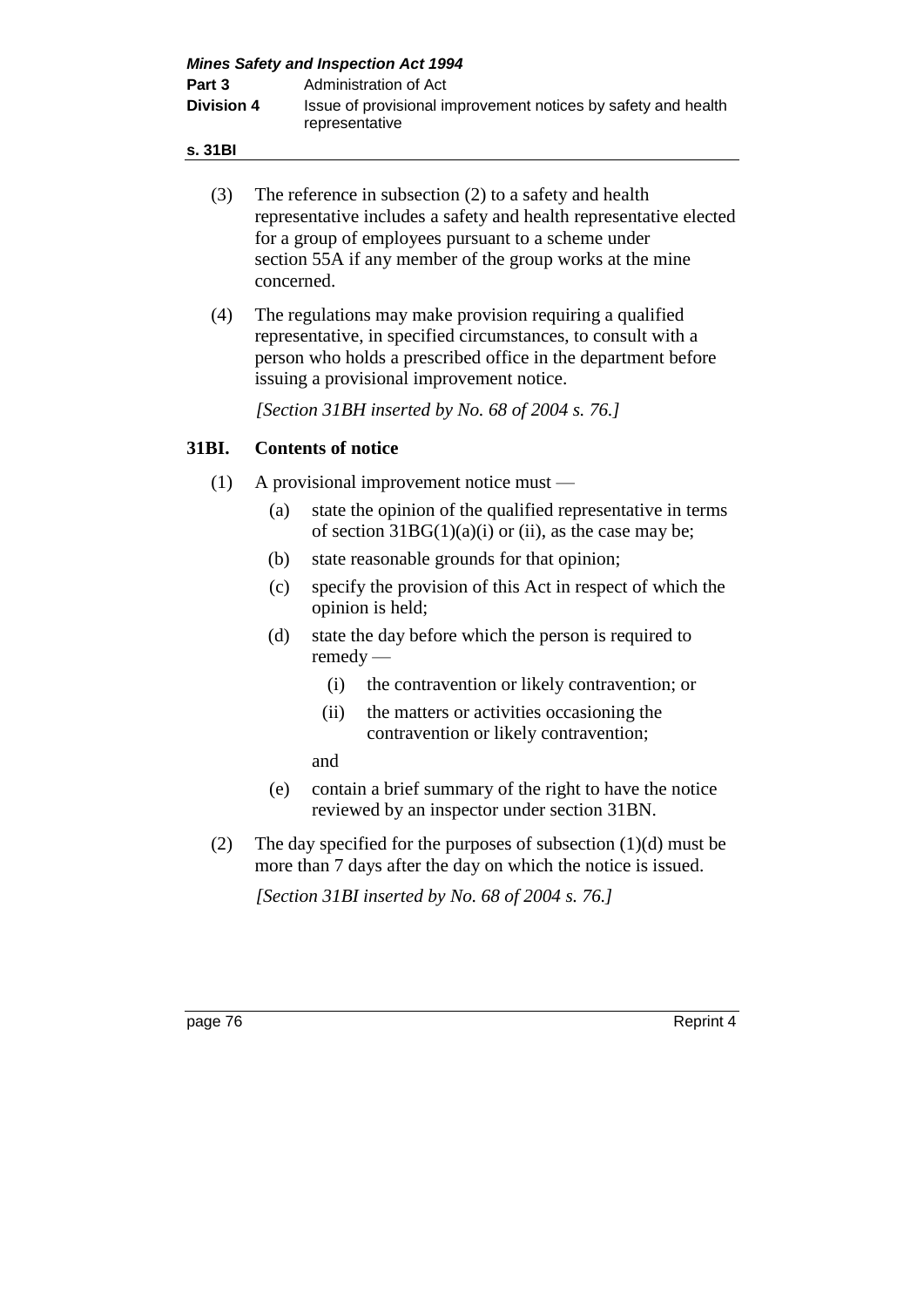(3) The reference in subsection (2) to a safety and health representative includes a safety and health representative elected for a group of employees pursuant to a scheme under section 55A if any member of the group works at the mine concerned.

(4) The regulations may make provision requiring a qualified representative, in specified circumstances, to consult with a person who holds a prescribed office in the department before issuing a provisional improvement notice.

*[Section 31BH inserted by No. 68 of 2004 s. 76.]*

### 31BI. Contents of notice

(1) A provisional improvement notice must —

- (a) state the opinion of the qualified representative in terms of section 31BG(1)(a)(i) or (ii), as the case may be;
- (b) state reasonable grounds for that opinion;
- (c) specify the provision of this Act in respect of which the opinion is held;
- (d) state the day before which the person is required to remedy —
  - (i) the contravention or likely contravention; or
  - (ii) the matters or activities occasioning the contravention or likely contravention;

  and
- (e) contain a brief summary of the right to have the notice reviewed by an inspector under section 31BN.

(2) The day specified for the purposes of subsection (1)(d) must be more than 7 days after the day on which the notice is issued.

*[Section 31BI inserted by No. 68 of 2004 s. 76.]*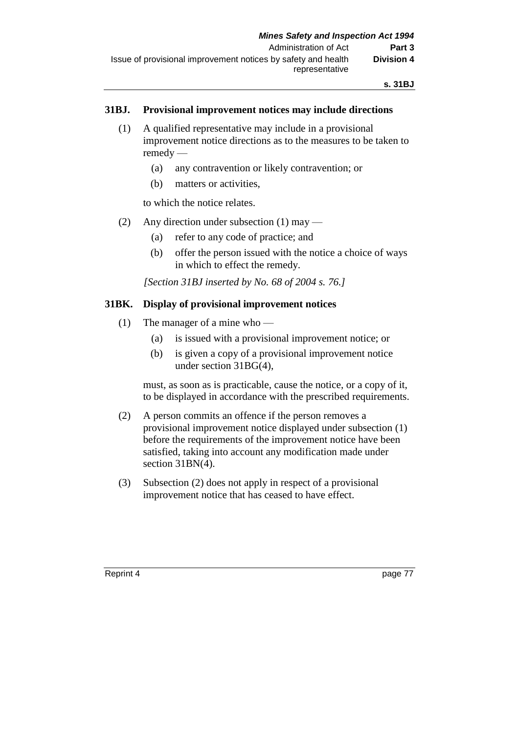### 31BJ. Provisional improvement notices may include directions

(1) A qualified representative may include in a provisional improvement notice directions as to the measures to be taken to remedy —

(a) any contravention or likely contravention; or

(b) matters or activities,

to which the notice relates.

(2) Any direction under subsection (1) may —

(a) refer to any code of practice; and

(b) offer the person issued with the notice a choice of ways in which to effect the remedy.

*[Section 31BJ inserted by No. 68 of 2004 s. 76.]*

### 31BK. Display of provisional improvement notices

(1) The manager of a mine who —

(a) is issued with a provisional improvement notice; or

(b) is given a copy of a provisional improvement notice under section 31BG(4),

must, as soon as is practicable, cause the notice, or a copy of it, to be displayed in accordance with the prescribed requirements.

(2) A person commits an offence if the person removes a provisional improvement notice displayed under subsection (1) before the requirements of the improvement notice have been satisfied, taking into account any modification made under section 31BN(4).

(3) Subsection (2) does not apply in respect of a provisional improvement notice that has ceased to have effect.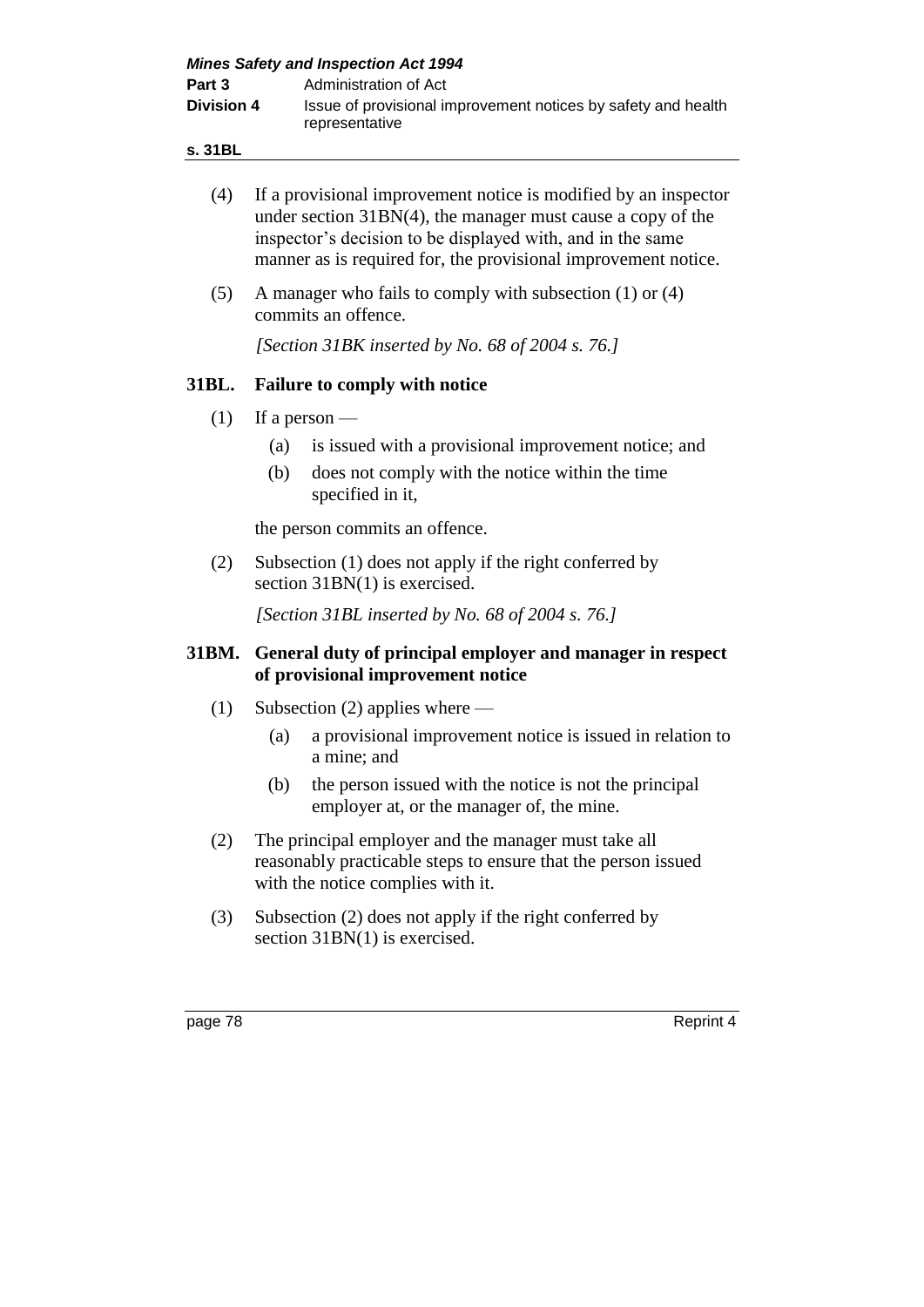(4) If a provisional improvement notice is modified by an inspector under section 31BN(4), the manager must cause a copy of the inspector's decision to be displayed with, and in the same manner as is required for, the provisional improvement notice.

(5) A manager who fails to comply with subsection (1) or (4) commits an offence.

*[Section 31BK inserted by No. 68 of 2004 s. 76.]*

### 31BL. Failure to comply with notice

(1) If a person —

(a) is issued with a provisional improvement notice; and

(b) does not comply with the notice within the time specified in it,

the person commits an offence.

(2) Subsection (1) does not apply if the right conferred by section 31BN(1) is exercised.

*[Section 31BL inserted by No. 68 of 2004 s. 76.]*

### 31BM. General duty of principal employer and manager in respect of provisional improvement notice

(1) Subsection (2) applies where —

(a) a provisional improvement notice is issued in relation to a mine; and

(b) the person issued with the notice is not the principal employer at, or the manager of, the mine.

(2) The principal employer and the manager must take all reasonably practicable steps to ensure that the person issued with the notice complies with it.

(3) Subsection (2) does not apply if the right conferred by section 31BN(1) is exercised.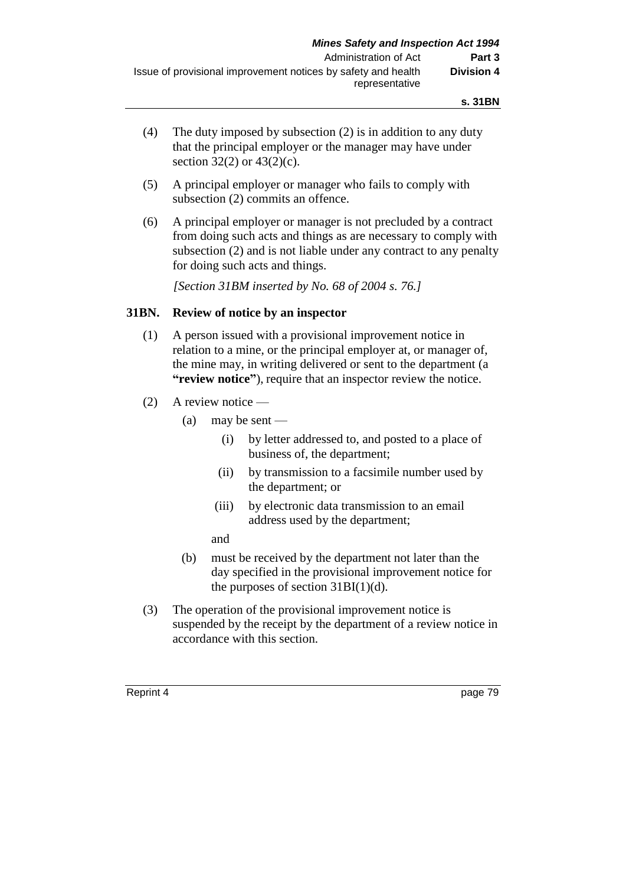(4) The duty imposed by subsection (2) is in addition to any duty that the principal employer or the manager may have under section 32(2) or 43(2)(c).

(5) A principal employer or manager who fails to comply with subsection (2) commits an offence.

(6) A principal employer or manager is not precluded by a contract from doing such acts and things as are necessary to comply with subsection (2) and is not liable under any contract to any penalty for doing such acts and things.

*[Section 31BM inserted by No. 68 of 2004 s. 76.]*

### 31BN. Review of notice by an inspector

(1) A person issued with a provisional improvement notice in relation to a mine, or the principal employer at, or manager of, the mine may, in writing delivered or sent to the department (a **"review notice"**), require that an inspector review the notice.

(2) A review notice —

(a) may be sent —

(i) by letter addressed to, and posted to a place of business of, the department;

(ii) by transmission to a facsimile number used by the department; or

(iii) by electronic data transmission to an email address used by the department;

and

(b) must be received by the department not later than the day specified in the provisional improvement notice for the purposes of section 31BI(1)(d).

(3) The operation of the provisional improvement notice is suspended by the receipt by the department of a review notice in accordance with this section.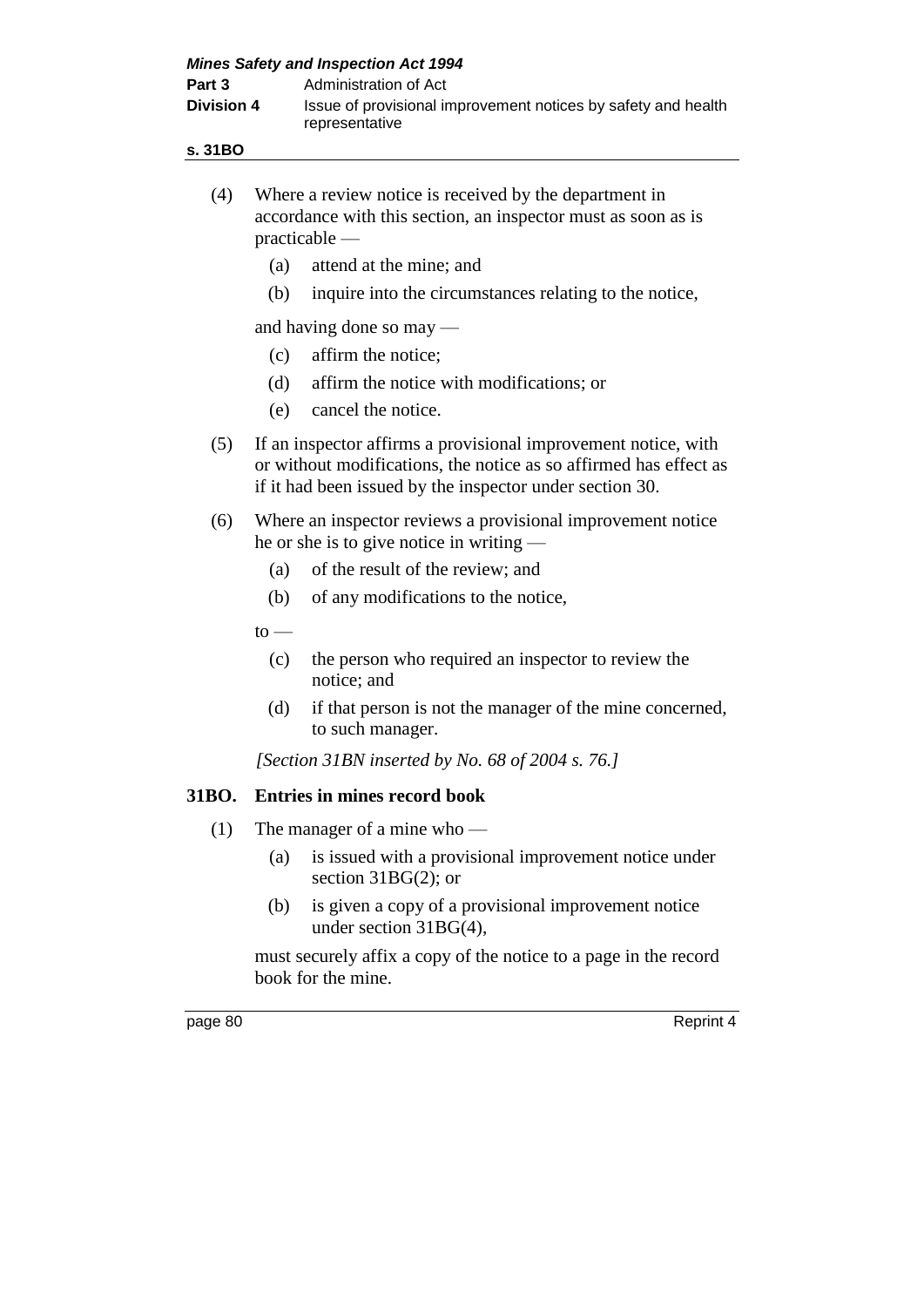(4) Where a review notice is received by the department in accordance with this section, an inspector must as soon as is practicable —

  (a) attend at the mine; and

  (b) inquire into the circumstances relating to the notice,

and having done so may —

  (c) affirm the notice;

  (d) affirm the notice with modifications; or

  (e) cancel the notice.

(5) If an inspector affirms a provisional improvement notice, with or without modifications, the notice as so affirmed has effect as if it had been issued by the inspector under section 30.

(6) Where an inspector reviews a provisional improvement notice he or she is to give notice in writing —

  (a) of the result of the review; and

  (b) of any modifications to the notice,

to —

  (c) the person who required an inspector to review the notice; and

  (d) if that person is not the manager of the mine concerned, to such manager.

*[Section 31BN inserted by No. 68 of 2004 s. 76.]*

### 31BO. Entries in mines record book

(1) The manager of a mine who —

  (a) is issued with a provisional improvement notice under section 31BG(2); or

  (b) is given a copy of a provisional improvement notice under section 31BG(4),

must securely affix a copy of the notice to a page in the record book for the mine.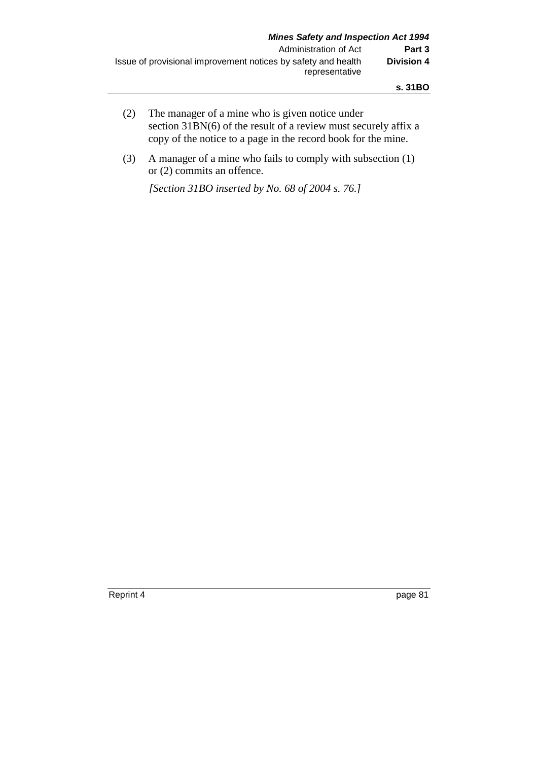(2) The manager of a mine who is given notice under section 31BN(6) of the result of a review must securely affix a copy of the notice to a page in the record book for the mine.

(3) A manager of a mine who fails to comply with subsection (1) or (2) commits an offence.

*[Section 31BO inserted by No. 68 of 2004 s. 76.]*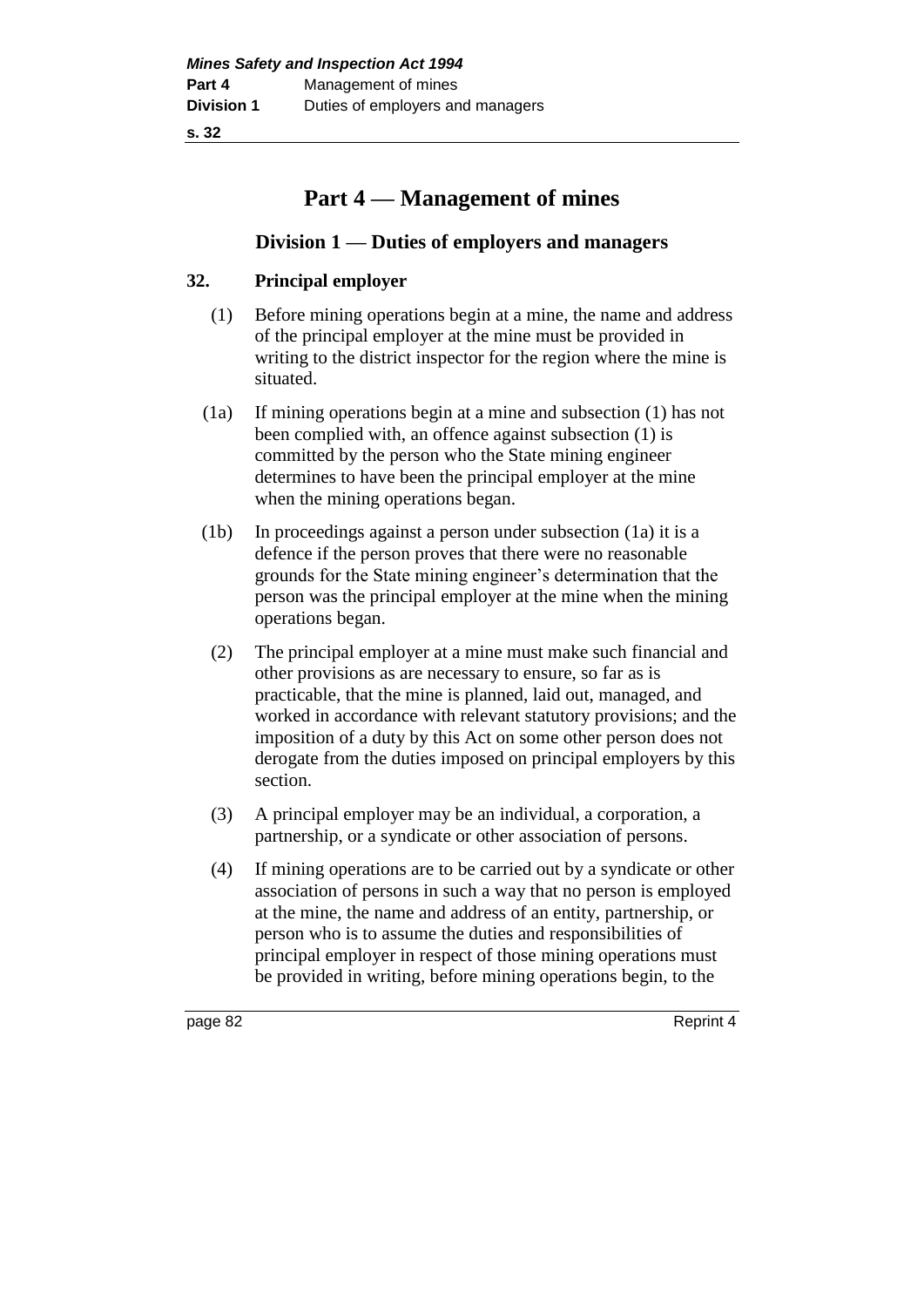# Part 4 — Management of mines

## Division 1 — Duties of employers and managers

### 32. Principal employer

(1) Before mining operations begin at a mine, the name and address of the principal employer at the mine must be provided in writing to the district inspector for the region where the mine is situated.

(1a) If mining operations begin at a mine and subsection (1) has not been complied with, an offence against subsection (1) is committed by the person who the State mining engineer determines to have been the principal employer at the mine when the mining operations began.

(1b) In proceedings against a person under subsection (1a) it is a defence if the person proves that there were no reasonable grounds for the State mining engineer's determination that the person was the principal employer at the mine when the mining operations began.

(2) The principal employer at a mine must make such financial and other provisions as are necessary to ensure, so far as is practicable, that the mine is planned, laid out, managed, and worked in accordance with relevant statutory provisions; and the imposition of a duty by this Act on some other person does not derogate from the duties imposed on principal employers by this section.

(3) A principal employer may be an individual, a corporation, a partnership, or a syndicate or other association of persons.

(4) If mining operations are to be carried out by a syndicate or other association of persons in such a way that no person is employed at the mine, the name and address of an entity, partnership, or person who is to assume the duties and responsibilities of principal employer in respect of those mining operations must be provided in writing, before mining operations begin, to the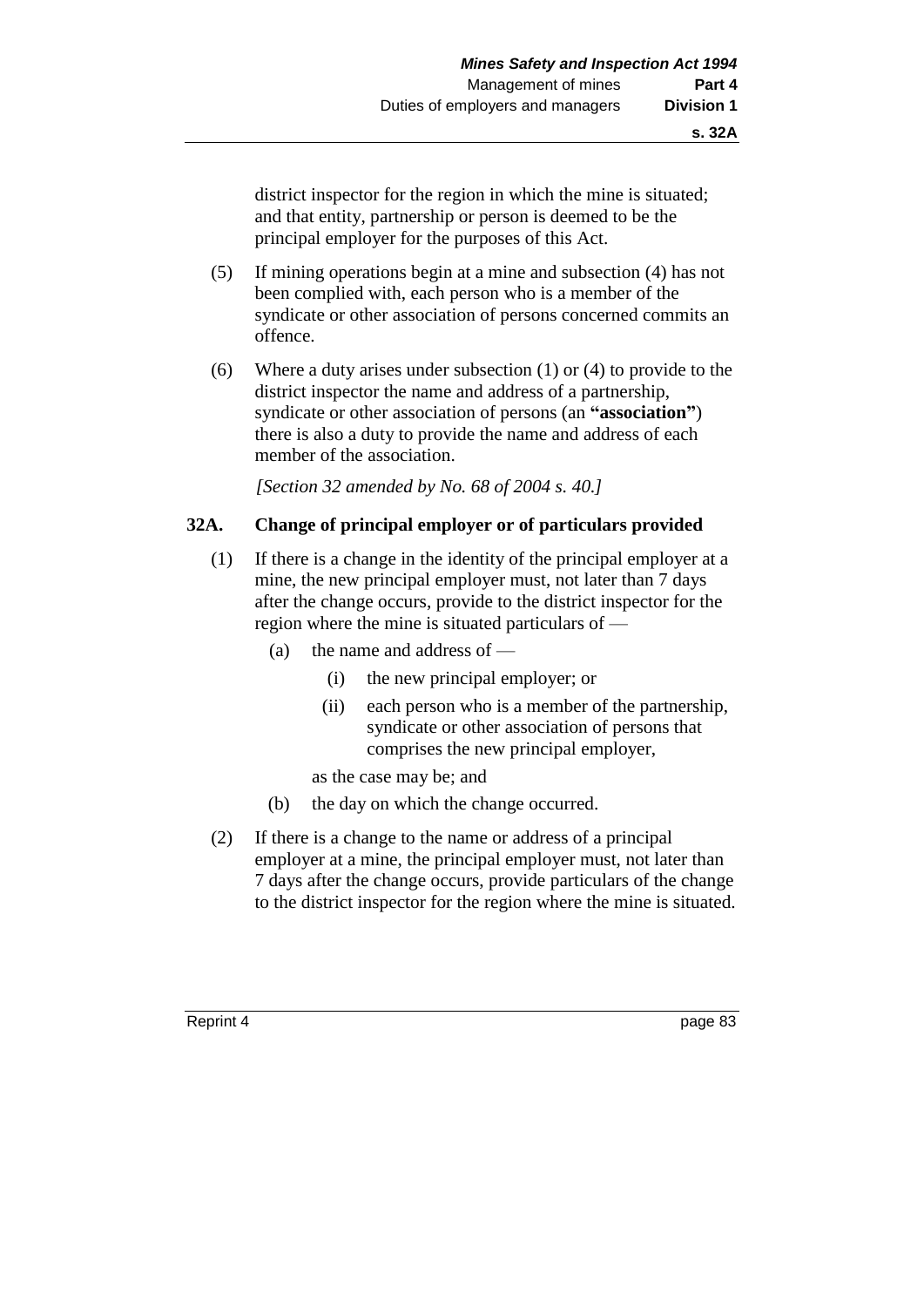district inspector for the region in which the mine is situated; and that entity, partnership or person is deemed to be the principal employer for the purposes of this Act.

(5) If mining operations begin at a mine and subsection (4) has not been complied with, each person who is a member of the syndicate or other association of persons concerned commits an offence.

(6) Where a duty arises under subsection (1) or (4) to provide to the district inspector the name and address of a partnership, syndicate or other association of persons (an **"association"**) there is also a duty to provide the name and address of each member of the association.

*[Section 32 amended by No. 68 of 2004 s. 40.]*

### 32A. Change of principal employer or of particulars provided

(1) If there is a change in the identity of the principal employer at a mine, the new principal employer must, not later than 7 days after the change occurs, provide to the district inspector for the region where the mine is situated particulars of —

(a) the name and address of —

(i) the new principal employer; or

(ii) each person who is a member of the partnership, syndicate or other association of persons that comprises the new principal employer,

as the case may be; and

(b) the day on which the change occurred.

(2) If there is a change to the name or address of a principal employer at a mine, the principal employer must, not later than 7 days after the change occurs, provide particulars of the change to the district inspector for the region where the mine is situated.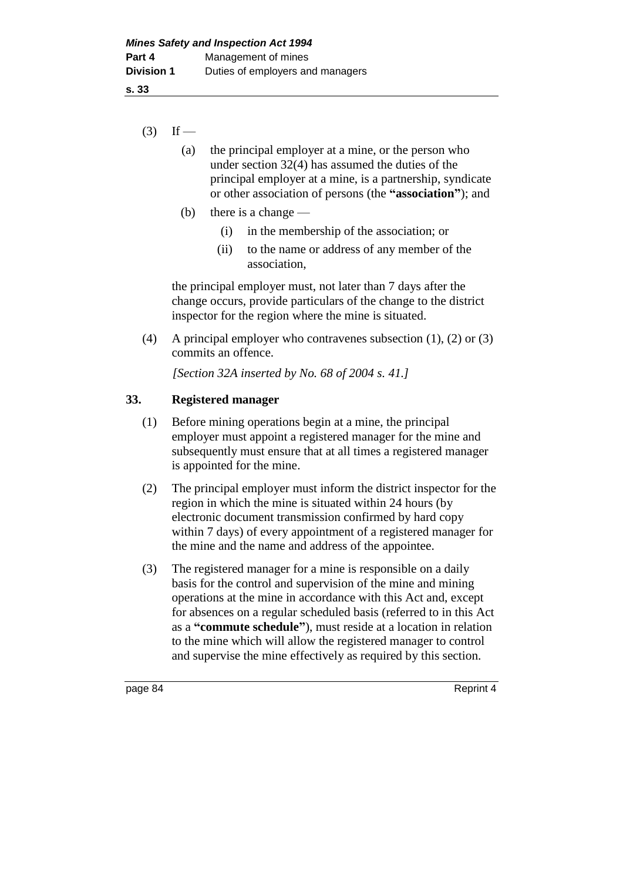(3) If —

(a) the principal employer at a mine, or the person who under section 32(4) has assumed the duties of the principal employer at a mine, is a partnership, syndicate or other association of persons (the **"association"**); and

(b) there is a change —

(i) in the membership of the association; or

(ii) to the name or address of any member of the association,

the principal employer must, not later than 7 days after the change occurs, provide particulars of the change to the district inspector for the region where the mine is situated.

(4) A principal employer who contravenes subsection (1), (2) or (3) commits an offence.

*[Section 32A inserted by No. 68 of 2004 s. 41.]*

### 33. Registered manager

(1) Before mining operations begin at a mine, the principal employer must appoint a registered manager for the mine and subsequently must ensure that at all times a registered manager is appointed for the mine.

(2) The principal employer must inform the district inspector for the region in which the mine is situated within 24 hours (by electronic document transmission confirmed by hard copy within 7 days) of every appointment of a registered manager for the mine and the name and address of the appointee.

(3) The registered manager for a mine is responsible on a daily basis for the control and supervision of the mine and mining operations at the mine in accordance with this Act and, except for absences on a regular scheduled basis (referred to in this Act as a **"commute schedule"**), must reside at a location in relation to the mine which will allow the registered manager to control and supervise the mine effectively as required by this section.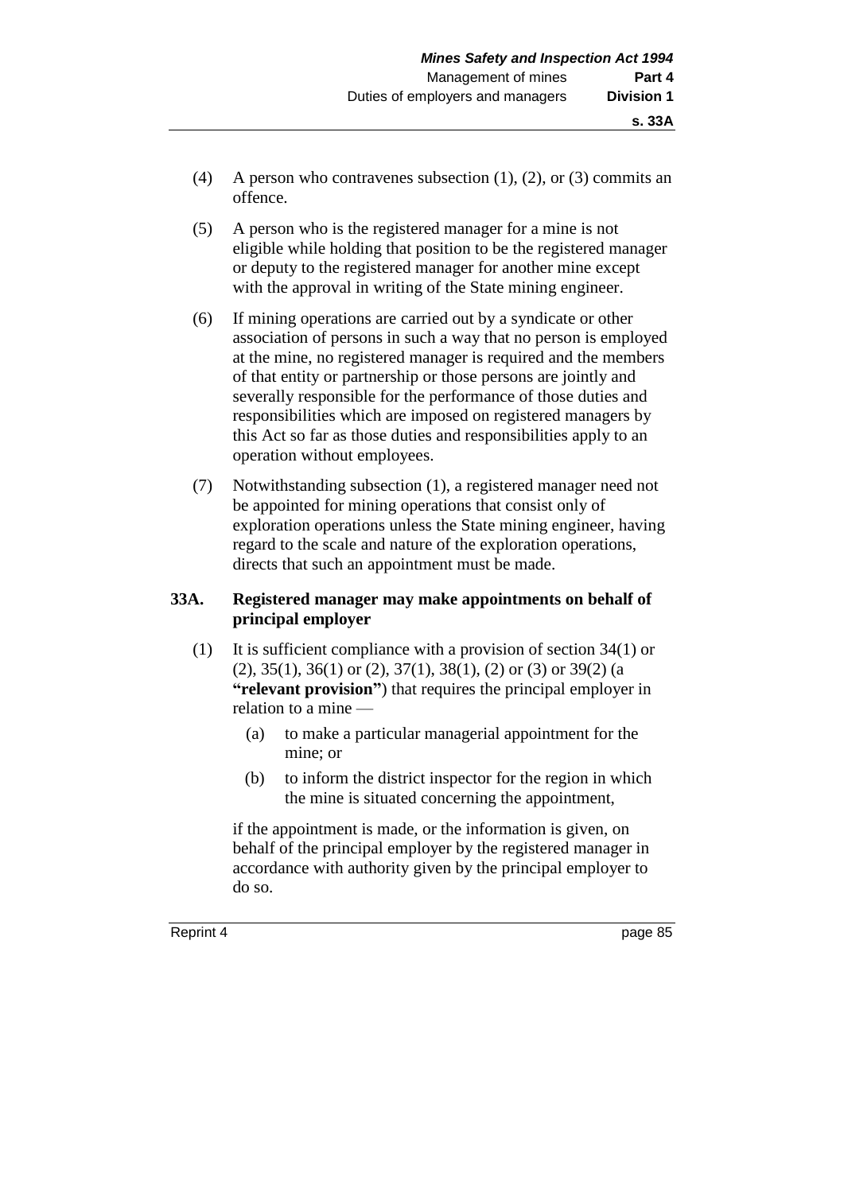(4) A person who contravenes subsection (1), (2), or (3) commits an offence.

(5) A person who is the registered manager for a mine is not eligible while holding that position to be the registered manager or deputy to the registered manager for another mine except with the approval in writing of the State mining engineer.

(6) If mining operations are carried out by a syndicate or other association of persons in such a way that no person is employed at the mine, no registered manager is required and the members of that entity or partnership or those persons are jointly and severally responsible for the performance of those duties and responsibilities which are imposed on registered managers by this Act so far as those duties and responsibilities apply to an operation without employees.

(7) Notwithstanding subsection (1), a registered manager need not be appointed for mining operations that consist only of exploration operations unless the State mining engineer, having regard to the scale and nature of the exploration operations, directs that such an appointment must be made.

### 33A. Registered manager may make appointments on behalf of principal employer

(1) It is sufficient compliance with a provision of section 34(1) or (2), 35(1), 36(1) or (2), 37(1), 38(1), (2) or (3) or 39(2) (a **"relevant provision"**) that requires the principal employer in relation to a mine —

- (a) to make a particular managerial appointment for the mine; or
- (b) to inform the district inspector for the region in which the mine is situated concerning the appointment,

if the appointment is made, or the information is given, on behalf of the principal employer by the registered manager in accordance with authority given by the principal employer to do so.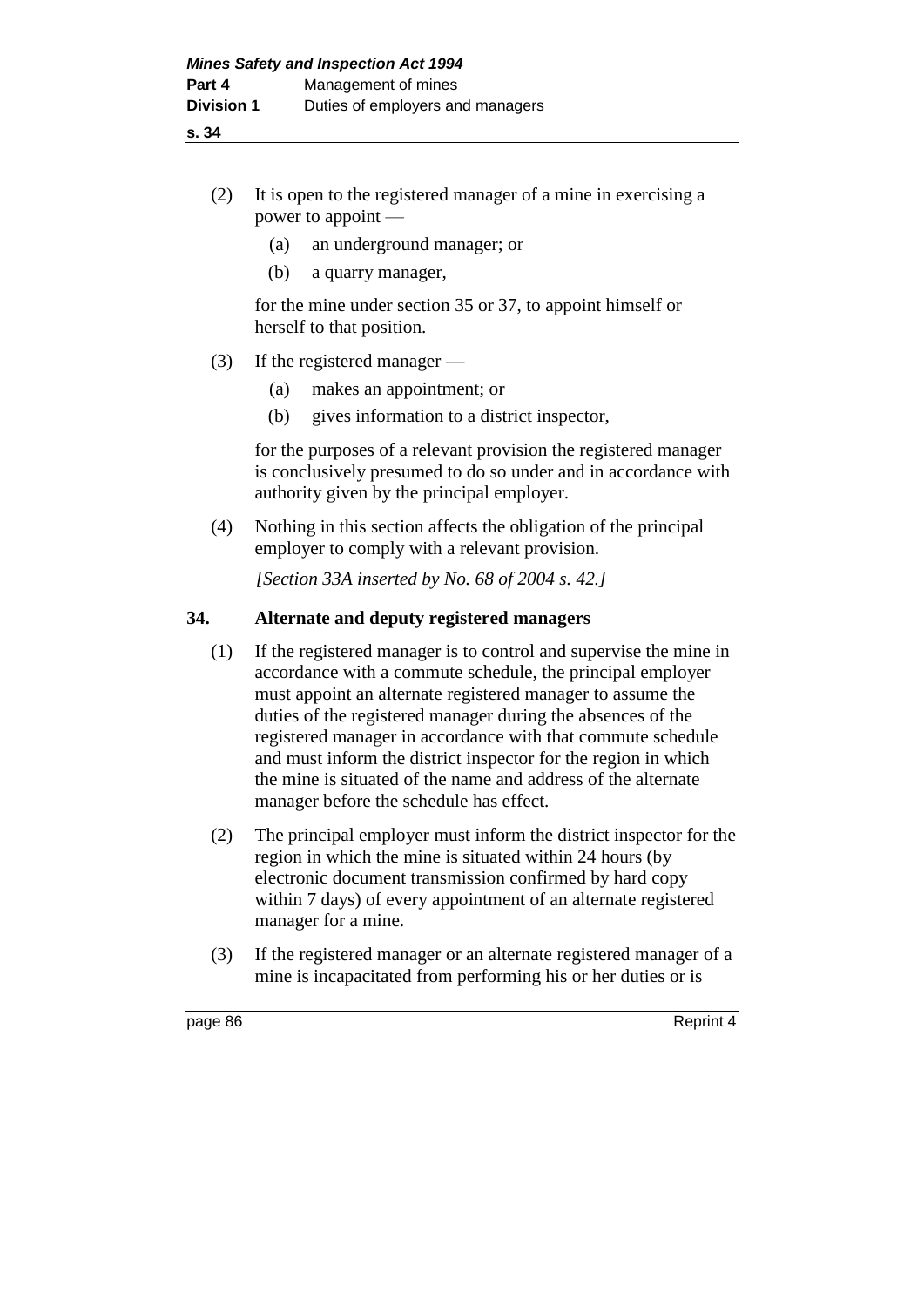(2) It is open to the registered manager of a mine in exercising a power to appoint —

(a) an underground manager; or

(b) a quarry manager,

for the mine under section 35 or 37, to appoint himself or herself to that position.

(3) If the registered manager —

(a) makes an appointment; or

(b) gives information to a district inspector,

for the purposes of a relevant provision the registered manager is conclusively presumed to do so under and in accordance with authority given by the principal employer.

(4) Nothing in this section affects the obligation of the principal employer to comply with a relevant provision.

*[Section 33A inserted by No. 68 of 2004 s. 42.]*

### 34. Alternate and deputy registered managers

(1) If the registered manager is to control and supervise the mine in accordance with a commute schedule, the principal employer must appoint an alternate registered manager to assume the duties of the registered manager during the absences of the registered manager in accordance with that commute schedule and must inform the district inspector for the region in which the mine is situated of the name and address of the alternate manager before the schedule has effect.

(2) The principal employer must inform the district inspector for the region in which the mine is situated within 24 hours (by electronic document transmission confirmed by hard copy within 7 days) of every appointment of an alternate registered manager for a mine.

(3) If the registered manager or an alternate registered manager of a mine is incapacitated from performing his or her duties or is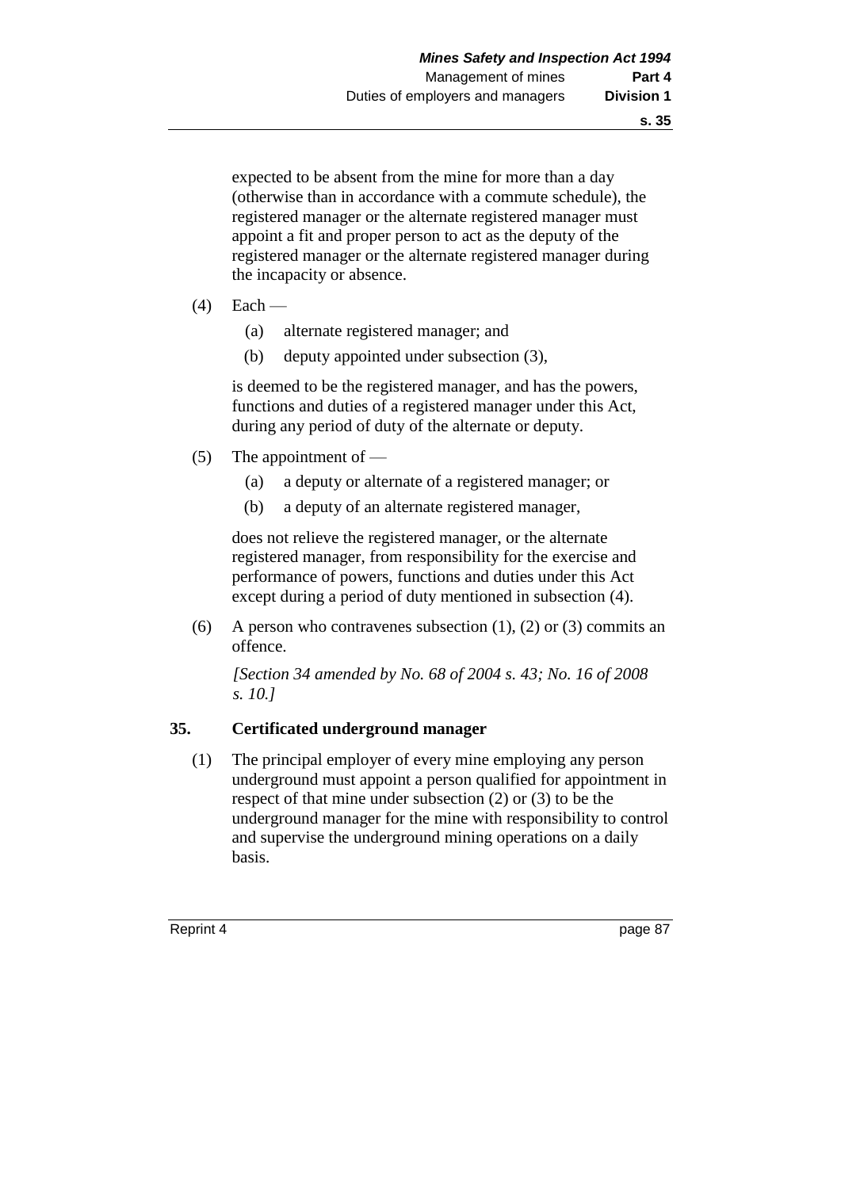expected to be absent from the mine for more than a day (otherwise than in accordance with a commute schedule), the registered manager or the alternate registered manager must appoint a fit and proper person to act as the deputy of the registered manager or the alternate registered manager during the incapacity or absence.

(4) Each —

  (a) alternate registered manager; and

  (b) deputy appointed under subsection (3),

is deemed to be the registered manager, and has the powers, functions and duties of a registered manager under this Act, during any period of duty of the alternate or deputy.

(5) The appointment of —

  (a) a deputy or alternate of a registered manager; or

  (b) a deputy of an alternate registered manager,

does not relieve the registered manager, or the alternate registered manager, from responsibility for the exercise and performance of powers, functions and duties under this Act except during a period of duty mentioned in subsection (4).

(6) A person who contravenes subsection (1), (2) or (3) commits an offence.

*[Section 34 amended by No. 68 of 2004 s. 43; No. 16 of 2008 s. 10.]*

### 35. Certificated underground manager

(1) The principal employer of every mine employing any person underground must appoint a person qualified for appointment in respect of that mine under subsection (2) or (3) to be the underground manager for the mine with responsibility to control and supervise the underground mining operations on a daily basis.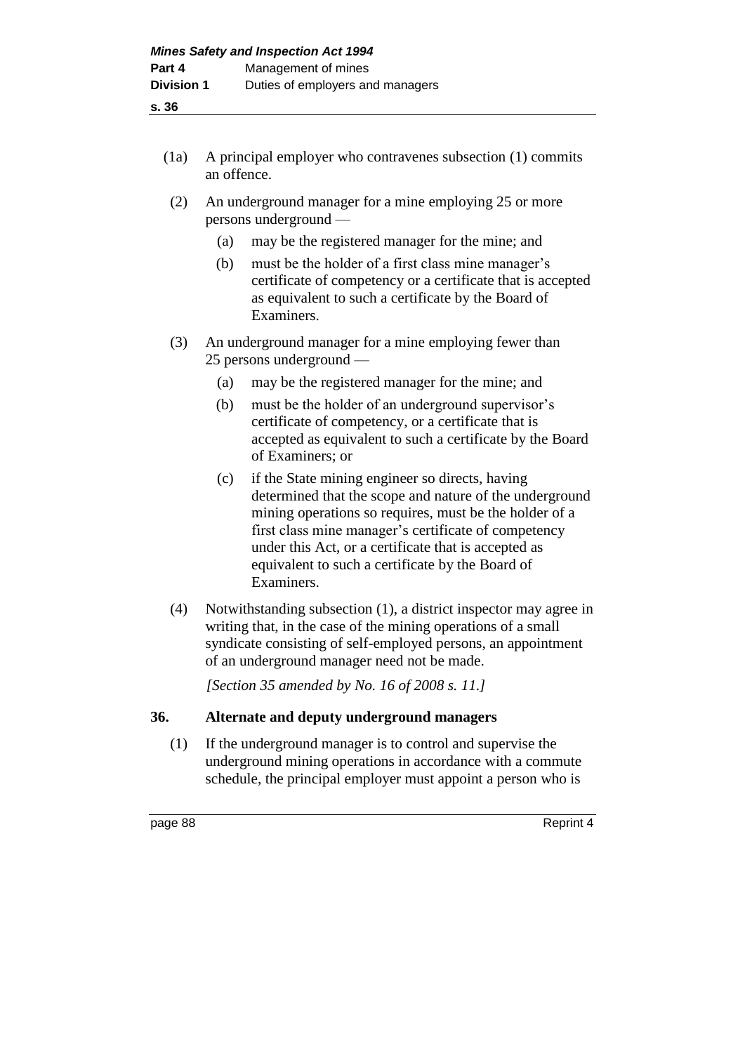(1a) A principal employer who contravenes subsection (1) commits an offence.

(2) An underground manager for a mine employing 25 or more persons underground —

(a) may be the registered manager for the mine; and

(b) must be the holder of a first class mine manager's certificate of competency or a certificate that is accepted as equivalent to such a certificate by the Board of Examiners.

(3) An underground manager for a mine employing fewer than 25 persons underground —

(a) may be the registered manager for the mine; and

(b) must be the holder of an underground supervisor's certificate of competency, or a certificate that is accepted as equivalent to such a certificate by the Board of Examiners; or

(c) if the State mining engineer so directs, having determined that the scope and nature of the underground mining operations so requires, must be the holder of a first class mine manager's certificate of competency under this Act, or a certificate that is accepted as equivalent to such a certificate by the Board of Examiners.

(4) Notwithstanding subsection (1), a district inspector may agree in writing that, in the case of the mining operations of a small syndicate consisting of self-employed persons, an appointment of an underground manager need not be made.

*[Section 35 amended by No. 16 of 2008 s. 11.]*

### 36. Alternate and deputy underground managers

(1) If the underground manager is to control and supervise the underground mining operations in accordance with a commute schedule, the principal employer must appoint a person who is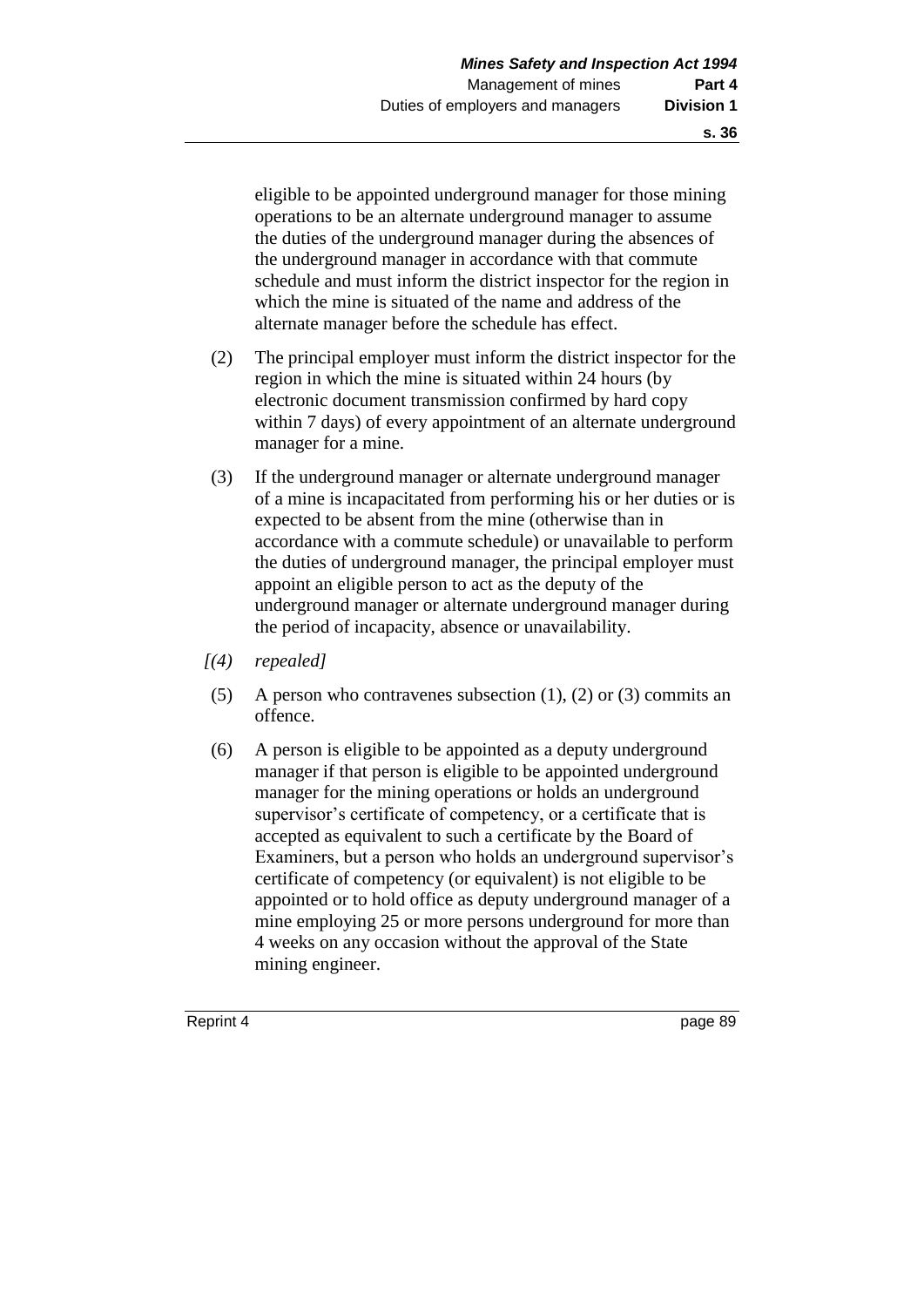eligible to be appointed underground manager for those mining operations to be an alternate underground manager to assume the duties of the underground manager during the absences of the underground manager in accordance with that commute schedule and must inform the district inspector for the region in which the mine is situated of the name and address of the alternate manager before the schedule has effect.

(2) The principal employer must inform the district inspector for the region in which the mine is situated within 24 hours (by electronic document transmission confirmed by hard copy within 7 days) of every appointment of an alternate underground manager for a mine.

(3) If the underground manager or alternate underground manager of a mine is incapacitated from performing his or her duties or is expected to be absent from the mine (otherwise than in accordance with a commute schedule) or unavailable to perform the duties of underground manager, the principal employer must appoint an eligible person to act as the deputy of the underground manager or alternate underground manager during the period of incapacity, absence or unavailability.

*[(4) repealed]*

(5) A person who contravenes subsection (1), (2) or (3) commits an offence.

(6) A person is eligible to be appointed as a deputy underground manager if that person is eligible to be appointed underground manager for the mining operations or holds an underground supervisor's certificate of competency, or a certificate that is accepted as equivalent to such a certificate by the Board of Examiners, but a person who holds an underground supervisor's certificate of competency (or equivalent) is not eligible to be appointed or to hold office as deputy underground manager of a mine employing 25 or more persons underground for more than 4 weeks on any occasion without the approval of the State mining engineer.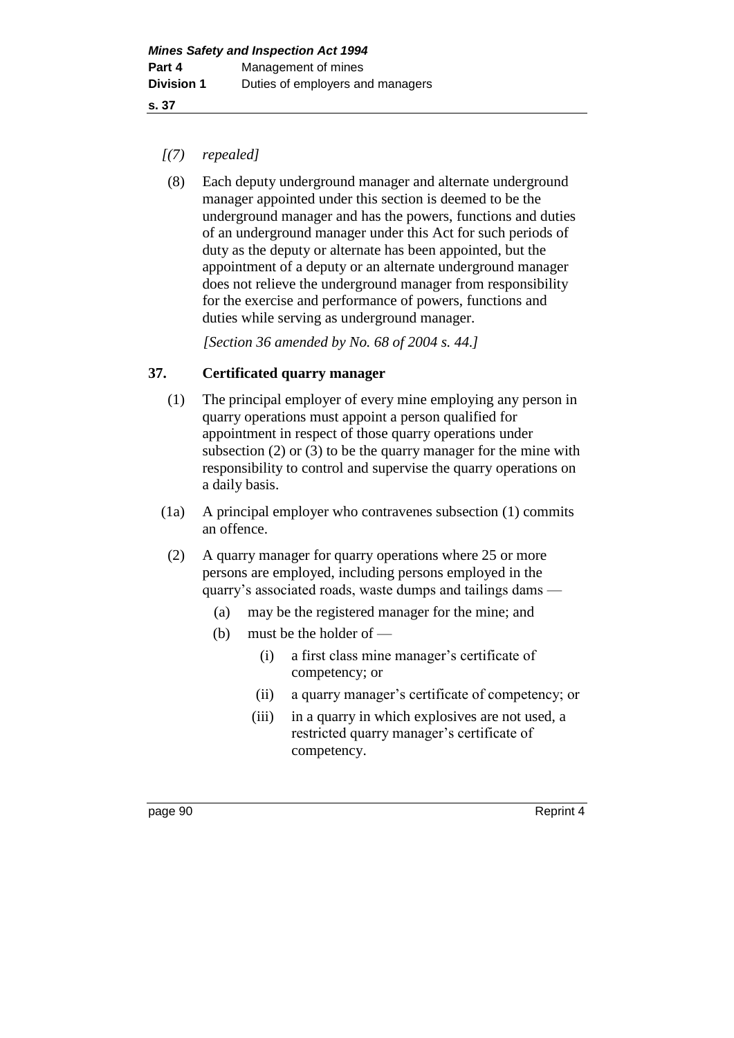*[(7) repealed]*

(8) Each deputy underground manager and alternate underground manager appointed under this section is deemed to be the underground manager and has the powers, functions and duties of an underground manager under this Act for such periods of duty as the deputy or alternate has been appointed, but the appointment of a deputy or an alternate underground manager does not relieve the underground manager from responsibility for the exercise and performance of powers, functions and duties while serving as underground manager.

*[Section 36 amended by No. 68 of 2004 s. 44.]*

## 37. Certificated quarry manager

(1) The principal employer of every mine employing any person in quarry operations must appoint a person qualified for appointment in respect of those quarry operations under subsection (2) or (3) to be the quarry manager for the mine with responsibility to control and supervise the quarry operations on a daily basis.

(1a) A principal employer who contravenes subsection (1) commits an offence.

(2) A quarry manager for quarry operations where 25 or more persons are employed, including persons employed in the quarry's associated roads, waste dumps and tailings dams —

- (a) may be the registered manager for the mine; and
- (b) must be the holder of —
  - (i) a first class mine manager's certificate of competency; or
  - (ii) a quarry manager's certificate of competency; or
  - (iii) in a quarry in which explosives are not used, a restricted quarry manager's certificate of competency.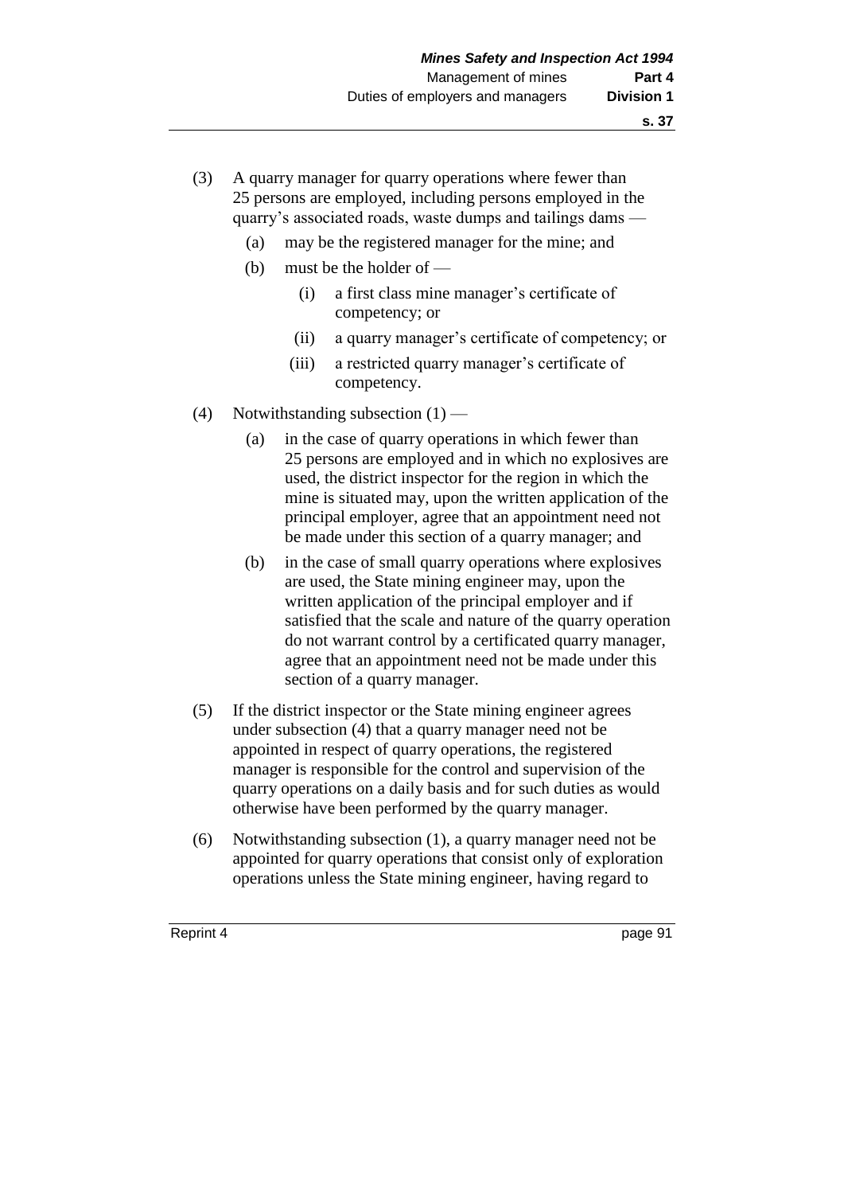(3) A quarry manager for quarry operations where fewer than 25 persons are employed, including persons employed in the quarry's associated roads, waste dumps and tailings dams —

  (a) may be the registered manager for the mine; and

  (b) must be the holder of —

    (i) a first class mine manager's certificate of competency; or

    (ii) a quarry manager's certificate of competency; or

    (iii) a restricted quarry manager's certificate of competency.

(4) Notwithstanding subsection (1) —

  (a) in the case of quarry operations in which fewer than 25 persons are employed and in which no explosives are used, the district inspector for the region in which the mine is situated may, upon the written application of the principal employer, agree that an appointment need not be made under this section of a quarry manager; and

  (b) in the case of small quarry operations where explosives are used, the State mining engineer may, upon the written application of the principal employer and if satisfied that the scale and nature of the quarry operation do not warrant control by a certificated quarry manager, agree that an appointment need not be made under this section of a quarry manager.

(5) If the district inspector or the State mining engineer agrees under subsection (4) that a quarry manager need not be appointed in respect of quarry operations, the registered manager is responsible for the control and supervision of the quarry operations on a daily basis and for such duties as would otherwise have been performed by the quarry manager.

(6) Notwithstanding subsection (1), a quarry manager need not be appointed for quarry operations that consist only of exploration operations unless the State mining engineer, having regard to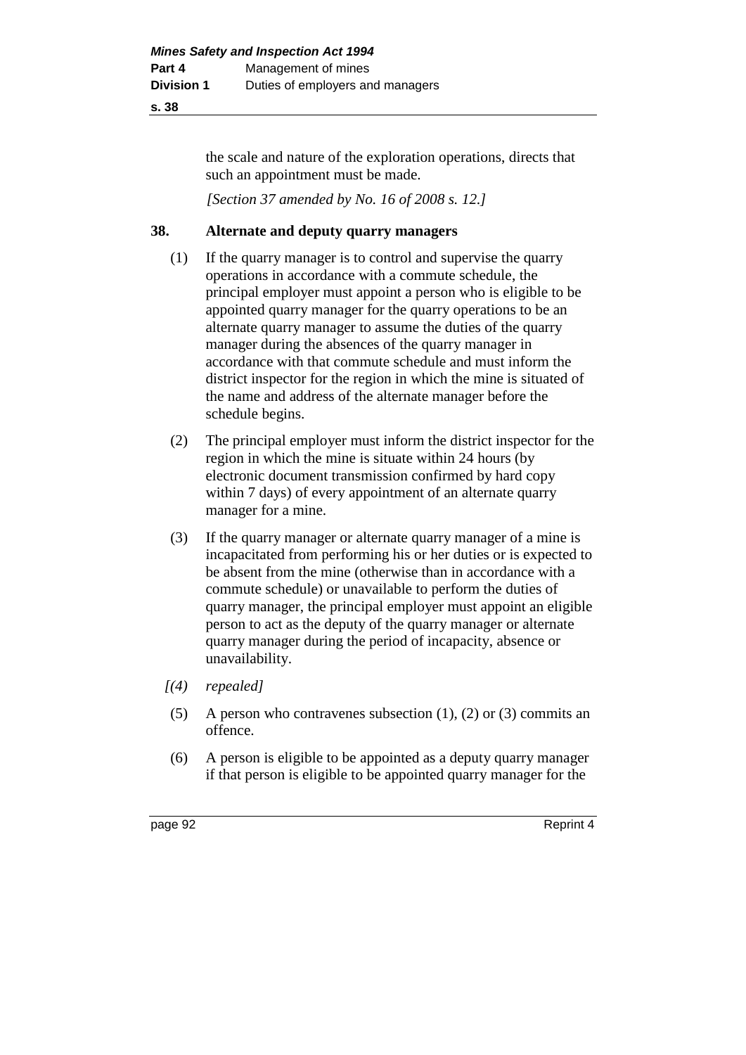the scale and nature of the exploration operations, directs that such an appointment must be made.

*[Section 37 amended by No. 16 of 2008 s. 12.]*

## 38. Alternate and deputy quarry managers

(1) If the quarry manager is to control and supervise the quarry operations in accordance with a commute schedule, the principal employer must appoint a person who is eligible to be appointed quarry manager for the quarry operations to be an alternate quarry manager to assume the duties of the quarry manager during the absences of the quarry manager in accordance with that commute schedule and must inform the district inspector for the region in which the mine is situated of the name and address of the alternate manager before the schedule begins.

(2) The principal employer must inform the district inspector for the region in which the mine is situate within 24 hours (by electronic document transmission confirmed by hard copy within 7 days) of every appointment of an alternate quarry manager for a mine.

(3) If the quarry manager or alternate quarry manager of a mine is incapacitated from performing his or her duties or is expected to be absent from the mine (otherwise than in accordance with a commute schedule) or unavailable to perform the duties of quarry manager, the principal employer must appoint an eligible person to act as the deputy of the quarry manager or alternate quarry manager during the period of incapacity, absence or unavailability.

*[(4) repealed]*

(5) A person who contravenes subsection (1), (2) or (3) commits an offence.

(6) A person is eligible to be appointed as a deputy quarry manager if that person is eligible to be appointed quarry manager for the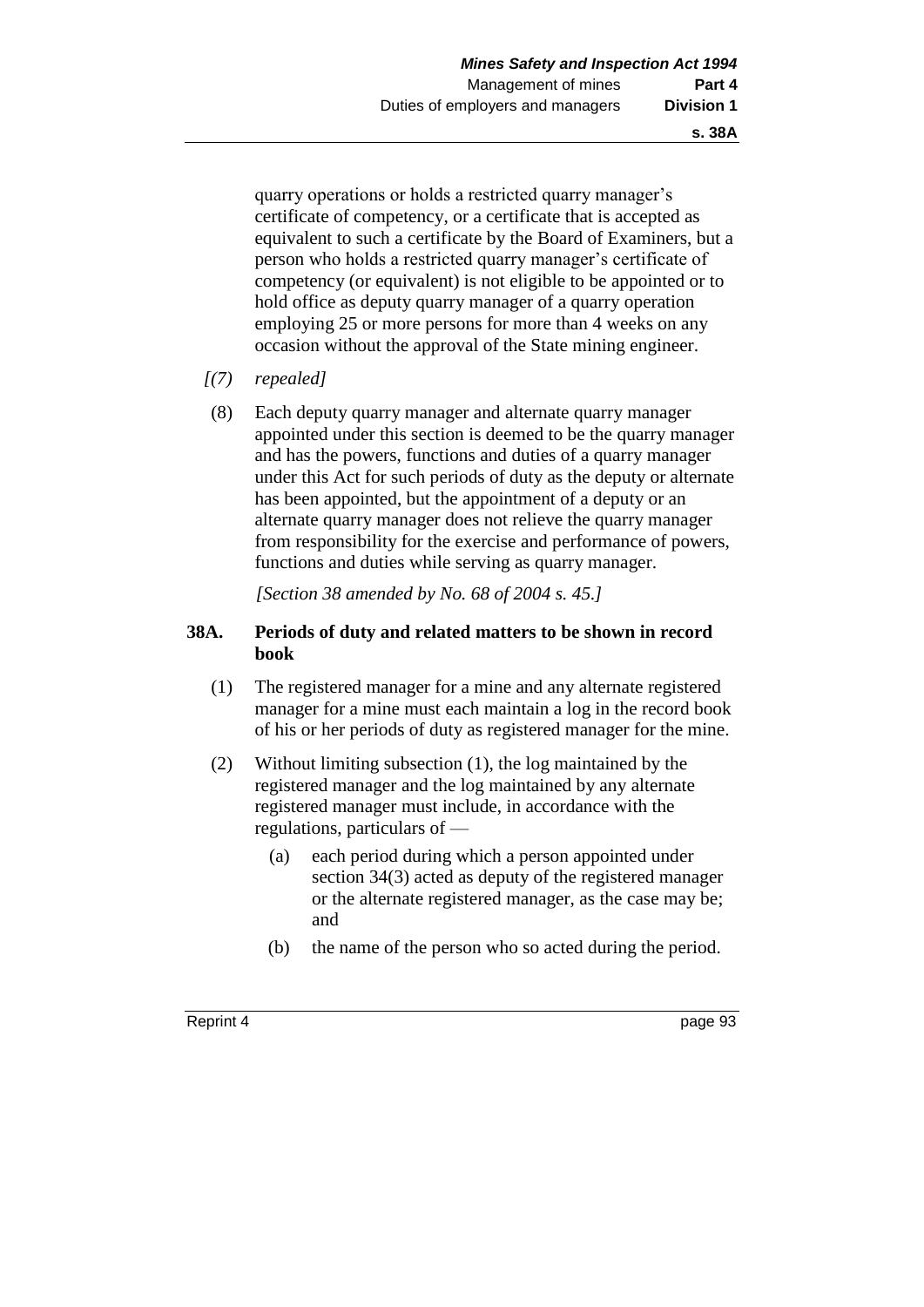quarry operations or holds a restricted quarry manager's certificate of competency, or a certificate that is accepted as equivalent to such a certificate by the Board of Examiners, but a person who holds a restricted quarry manager's certificate of competency (or equivalent) is not eligible to be appointed or to hold office as deputy quarry manager of a quarry operation employing 25 or more persons for more than 4 weeks on any occasion without the approval of the State mining engineer.

*[(7) repealed]*

(8) Each deputy quarry manager and alternate quarry manager appointed under this section is deemed to be the quarry manager and has the powers, functions and duties of a quarry manager under this Act for such periods of duty as the deputy or alternate has been appointed, but the appointment of a deputy or an alternate quarry manager does not relieve the quarry manager from responsibility for the exercise and performance of powers, functions and duties while serving as quarry manager.

*[Section 38 amended by No. 68 of 2004 s. 45.]*

**38A. Periods of duty and related matters to be shown in record book**

(1) The registered manager for a mine and any alternate registered manager for a mine must each maintain a log in the record book of his or her periods of duty as registered manager for the mine.

(2) Without limiting subsection (1), the log maintained by the registered manager and the log maintained by any alternate registered manager must include, in accordance with the regulations, particulars of —

- (a) each period during which a person appointed under section 34(3) acted as deputy of the registered manager or the alternate registered manager, as the case may be; and
- (b) the name of the person who so acted during the period.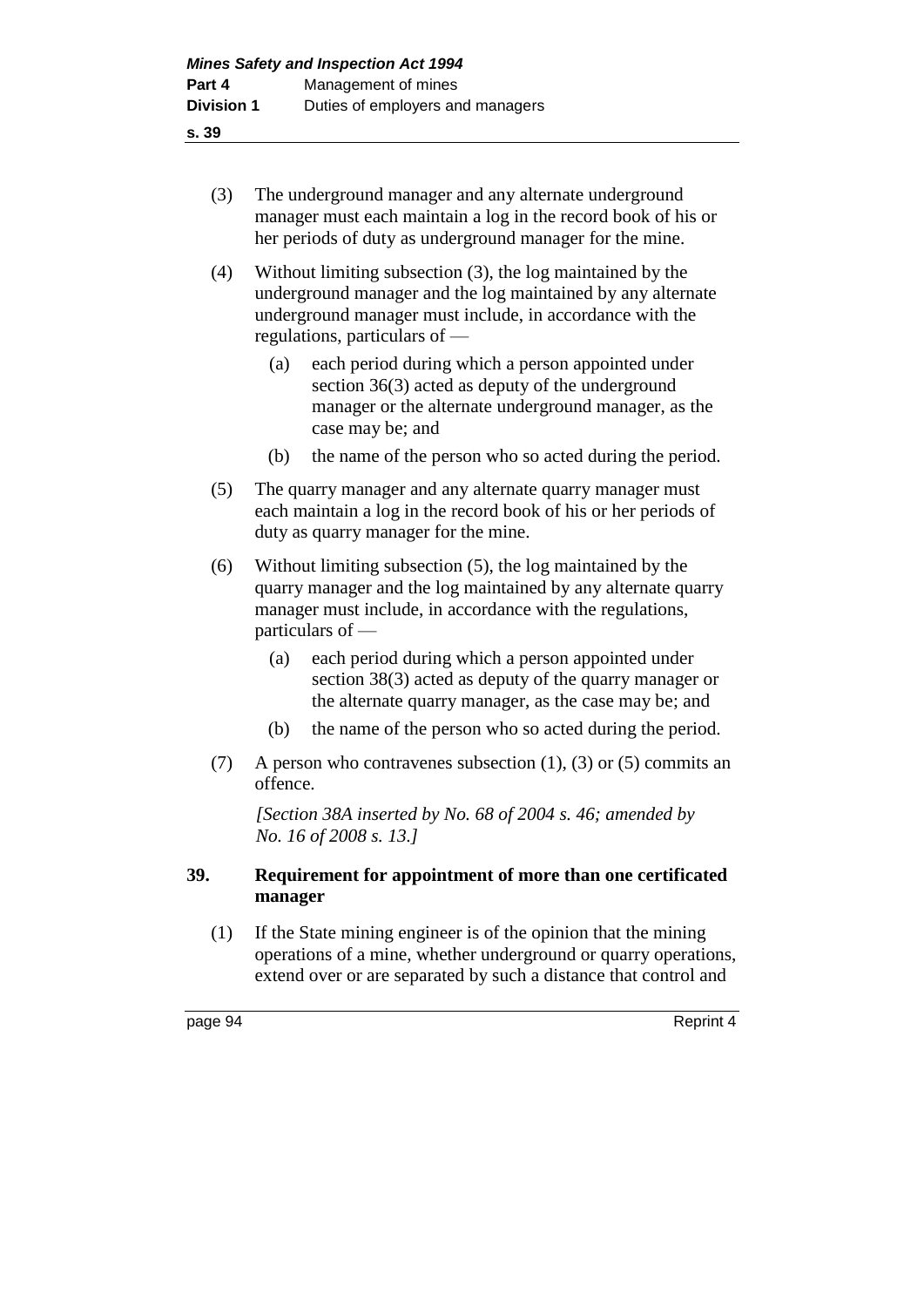(3) The underground manager and any alternate underground manager must each maintain a log in the record book of his or her periods of duty as underground manager for the mine.

(4) Without limiting subsection (3), the log maintained by the underground manager and the log maintained by any alternate underground manager must include, in accordance with the regulations, particulars of —

   (a) each period during which a person appointed under section 36(3) acted as deputy of the underground manager or the alternate underground manager, as the case may be; and

   (b) the name of the person who so acted during the period.

(5) The quarry manager and any alternate quarry manager must each maintain a log in the record book of his or her periods of duty as quarry manager for the mine.

(6) Without limiting subsection (5), the log maintained by the quarry manager and the log maintained by any alternate quarry manager must include, in accordance with the regulations, particulars of —

   (a) each period during which a person appointed under section 38(3) acted as deputy of the quarry manager or the alternate quarry manager, as the case may be; and

   (b) the name of the person who so acted during the period.

(7) A person who contravenes subsection (1), (3) or (5) commits an offence.

*[Section 38A inserted by No. 68 of 2004 s. 46; amended by No. 16 of 2008 s. 13.]*

## 39. Requirement for appointment of more than one certificated manager

(1) If the State mining engineer is of the opinion that the mining operations of a mine, whether underground or quarry operations, extend over or are separated by such a distance that control and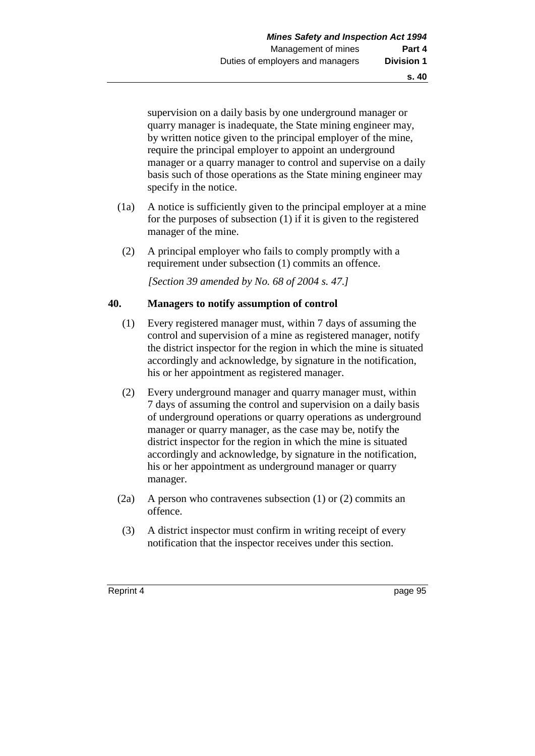supervision on a daily basis by one underground manager or quarry manager is inadequate, the State mining engineer may, by written notice given to the principal employer of the mine, require the principal employer to appoint an underground manager or a quarry manager to control and supervise on a daily basis such of those operations as the State mining engineer may specify in the notice.

(1a) A notice is sufficiently given to the principal employer at a mine for the purposes of subsection (1) if it is given to the registered manager of the mine.

(2) A principal employer who fails to comply promptly with a requirement under subsection (1) commits an offence.

*[Section 39 amended by No. 68 of 2004 s. 47.]*

### 40. Managers to notify assumption of control

(1) Every registered manager must, within 7 days of assuming the control and supervision of a mine as registered manager, notify the district inspector for the region in which the mine is situated accordingly and acknowledge, by signature in the notification, his or her appointment as registered manager.

(2) Every underground manager and quarry manager must, within 7 days of assuming the control and supervision on a daily basis of underground operations or quarry operations as underground manager or quarry manager, as the case may be, notify the district inspector for the region in which the mine is situated accordingly and acknowledge, by signature in the notification, his or her appointment as underground manager or quarry manager.

(2a) A person who contravenes subsection (1) or (2) commits an offence.

(3) A district inspector must confirm in writing receipt of every notification that the inspector receives under this section.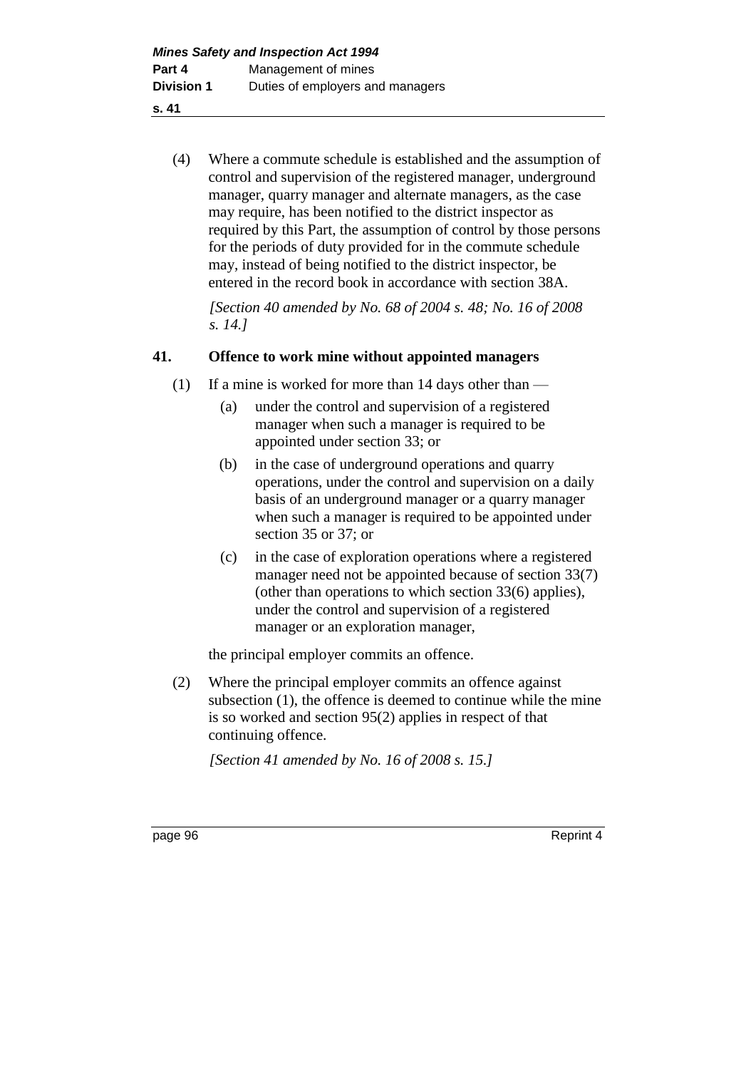(4) Where a commute schedule is established and the assumption of control and supervision of the registered manager, underground manager, quarry manager and alternate managers, as the case may require, has been notified to the district inspector as required by this Part, the assumption of control by those persons for the periods of duty provided for in the commute schedule may, instead of being notified to the district inspector, be entered in the record book in accordance with section 38A.

*[Section 40 amended by No. 68 of 2004 s. 48; No. 16 of 2008 s. 14.]*

### 41. Offence to work mine without appointed managers

(1) If a mine is worked for more than 14 days other than —

- (a) under the control and supervision of a registered manager when such a manager is required to be appointed under section 33; or
- (b) in the case of underground operations and quarry operations, under the control and supervision on a daily basis of an underground manager or a quarry manager when such a manager is required to be appointed under section 35 or 37; or
- (c) in the case of exploration operations where a registered manager need not be appointed because of section 33(7) (other than operations to which section 33(6) applies), under the control and supervision of a registered manager or an exploration manager,

the principal employer commits an offence.

(2) Where the principal employer commits an offence against subsection (1), the offence is deemed to continue while the mine is so worked and section 95(2) applies in respect of that continuing offence.

*[Section 41 amended by No. 16 of 2008 s. 15.]*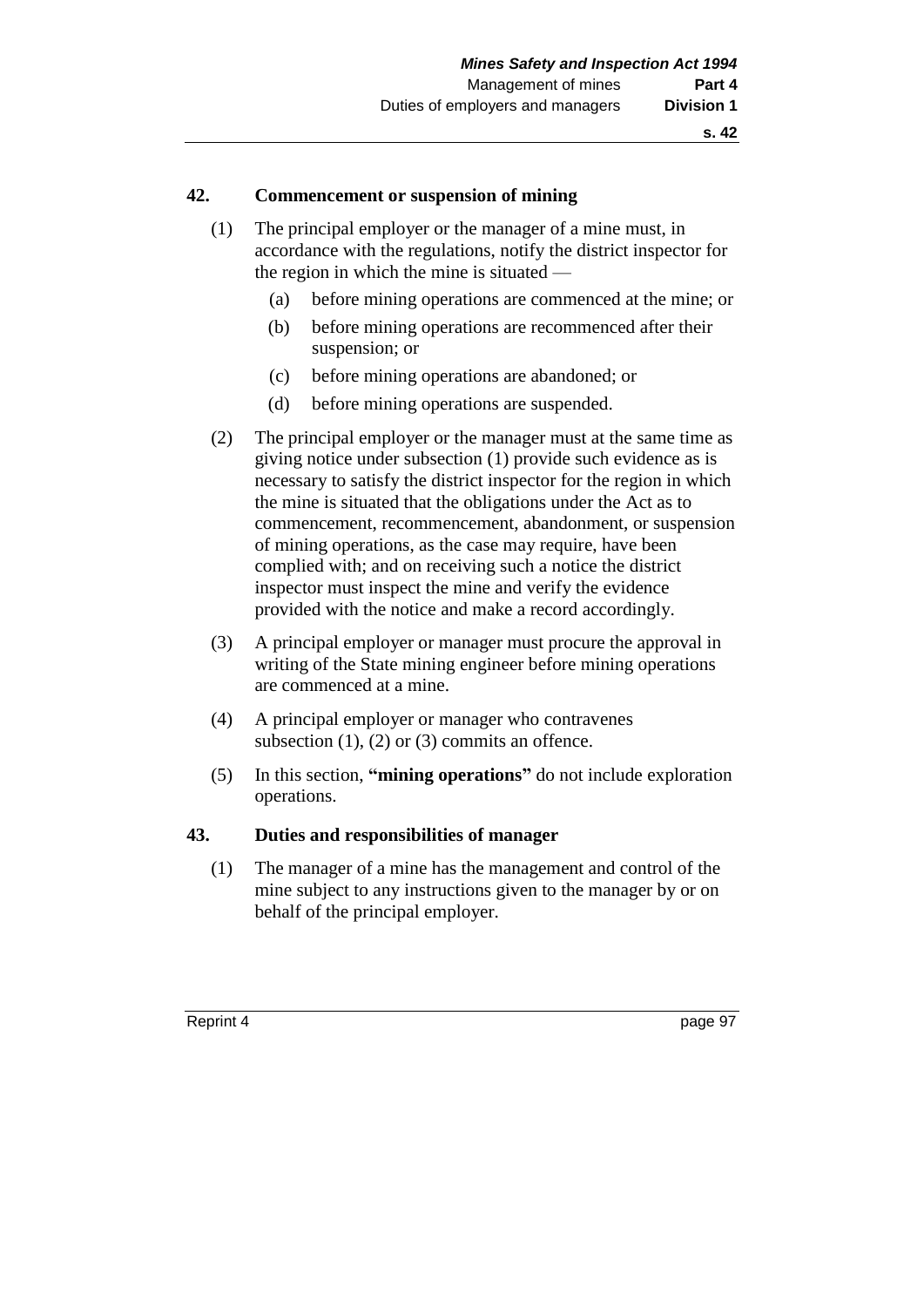## 42. Commencement or suspension of mining

(1) The principal employer or the manager of a mine must, in accordance with the regulations, notify the district inspector for the region in which the mine is situated —

(a) before mining operations are commenced at the mine; or

(b) before mining operations are recommenced after their suspension; or

(c) before mining operations are abandoned; or

(d) before mining operations are suspended.

(2) The principal employer or the manager must at the same time as giving notice under subsection (1) provide such evidence as is necessary to satisfy the district inspector for the region in which the mine is situated that the obligations under the Act as to commencement, recommencement, abandonment, or suspension of mining operations, as the case may require, have been complied with; and on receiving such a notice the district inspector must inspect the mine and verify the evidence provided with the notice and make a record accordingly.

(3) A principal employer or manager must procure the approval in writing of the State mining engineer before mining operations are commenced at a mine.

(4) A principal employer or manager who contravenes subsection (1), (2) or (3) commits an offence.

(5) In this section, **"mining operations"** do not include exploration operations.

## 43. Duties and responsibilities of manager

(1) The manager of a mine has the management and control of the mine subject to any instructions given to the manager by or on behalf of the principal employer.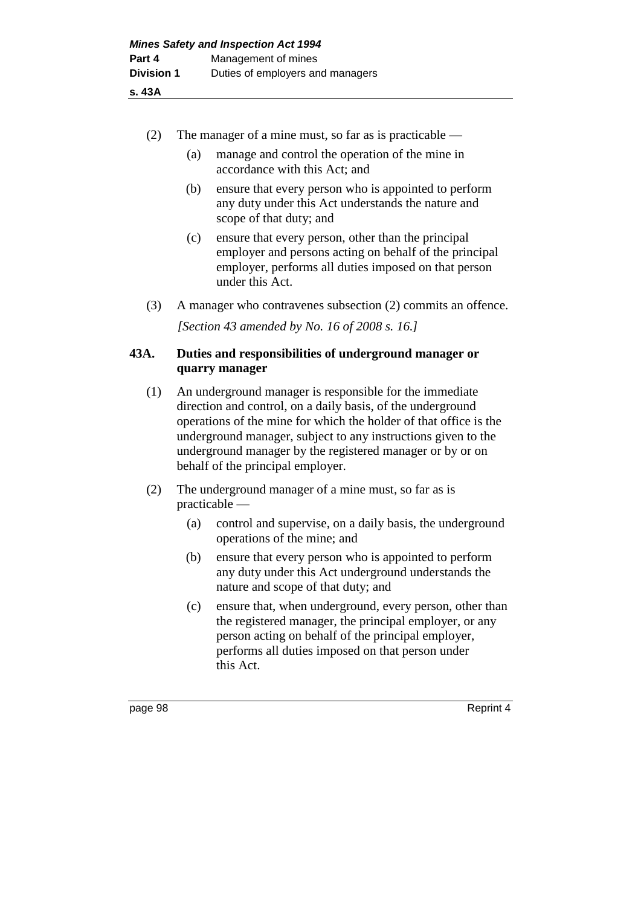(2) The manager of a mine must, so far as is practicable —

(a) manage and control the operation of the mine in accordance with this Act; and

(b) ensure that every person who is appointed to perform any duty under this Act understands the nature and scope of that duty; and

(c) ensure that every person, other than the principal employer and persons acting on behalf of the principal employer, performs all duties imposed on that person under this Act.

(3) A manager who contravenes subsection (2) commits an offence.

*[Section 43 amended by No. 16 of 2008 s. 16.]*

**43A. Duties and responsibilities of underground manager or quarry manager**

(1) An underground manager is responsible for the immediate direction and control, on a daily basis, of the underground operations of the mine for which the holder of that office is the underground manager, subject to any instructions given to the underground manager by the registered manager or by or on behalf of the principal employer.

(2) The underground manager of a mine must, so far as is practicable —

(a) control and supervise, on a daily basis, the underground operations of the mine; and

(b) ensure that every person who is appointed to perform any duty under this Act underground understands the nature and scope of that duty; and

(c) ensure that, when underground, every person, other than the registered manager, the principal employer, or any person acting on behalf of the principal employer, performs all duties imposed on that person under this Act.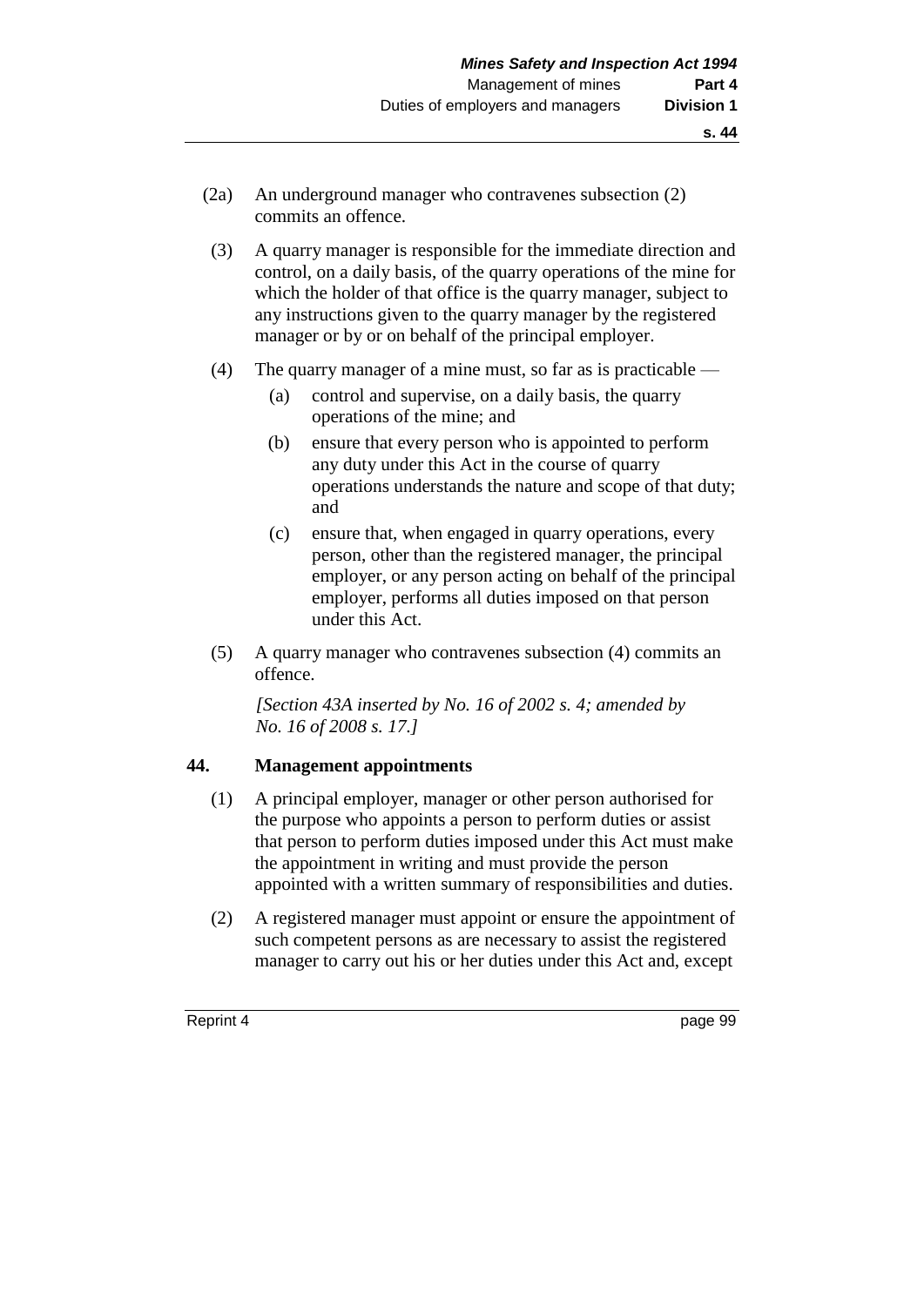(2a) An underground manager who contravenes subsection (2) commits an offence.

(3) A quarry manager is responsible for the immediate direction and control, on a daily basis, of the quarry operations of the mine for which the holder of that office is the quarry manager, subject to any instructions given to the quarry manager by the registered manager or by or on behalf of the principal employer.

(4) The quarry manager of a mine must, so far as is practicable —

  (a) control and supervise, on a daily basis, the quarry operations of the mine; and

  (b) ensure that every person who is appointed to perform any duty under this Act in the course of quarry operations understands the nature and scope of that duty; and

  (c) ensure that, when engaged in quarry operations, every person, other than the registered manager, the principal employer, or any person acting on behalf of the principal employer, performs all duties imposed on that person under this Act.

(5) A quarry manager who contravenes subsection (4) commits an offence.

*[Section 43A inserted by No. 16 of 2002 s. 4; amended by No. 16 of 2008 s. 17.]*

### 44. Management appointments

(1) A principal employer, manager or other person authorised for the purpose who appoints a person to perform duties or assist that person to perform duties imposed under this Act must make the appointment in writing and must provide the person appointed with a written summary of responsibilities and duties.

(2) A registered manager must appoint or ensure the appointment of such competent persons as are necessary to assist the registered manager to carry out his or her duties under this Act and, except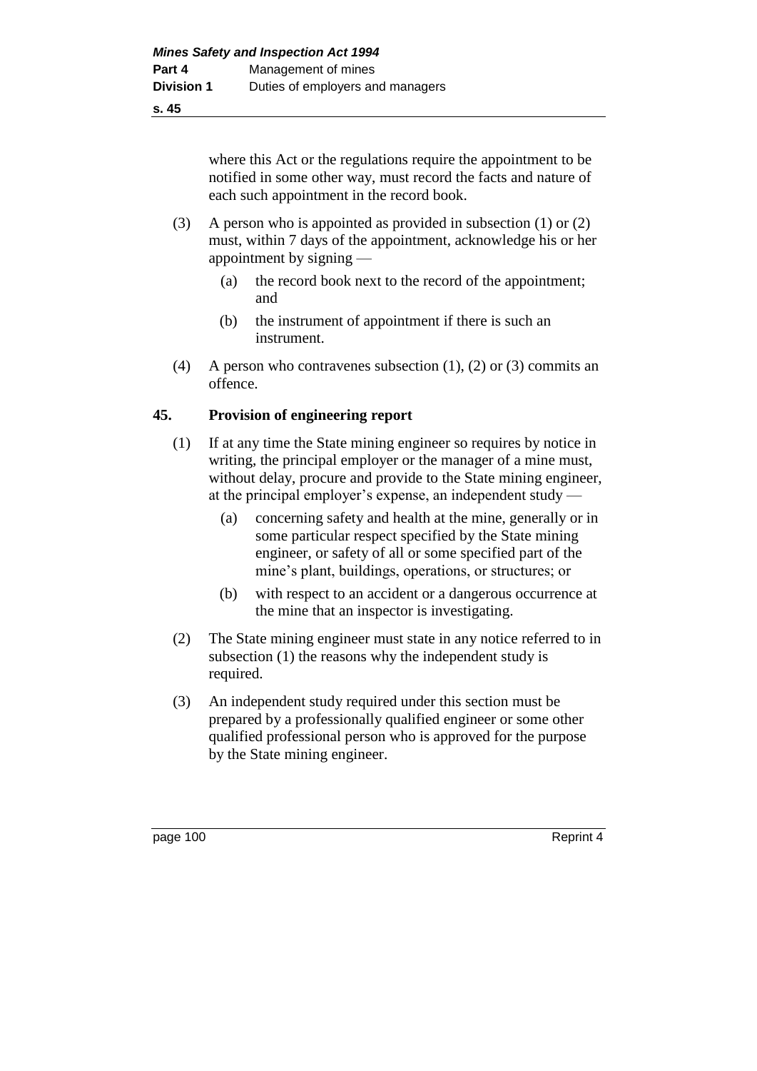where this Act or the regulations require the appointment to be notified in some other way, must record the facts and nature of each such appointment in the record book.

(3) A person who is appointed as provided in subsection (1) or (2) must, within 7 days of the appointment, acknowledge his or her appointment by signing —

(a) the record book next to the record of the appointment; and

(b) the instrument of appointment if there is such an instrument.

(4) A person who contravenes subsection (1), (2) or (3) commits an offence.

## 45. Provision of engineering report

(1) If at any time the State mining engineer so requires by notice in writing, the principal employer or the manager of a mine must, without delay, procure and provide to the State mining engineer, at the principal employer's expense, an independent study —

(a) concerning safety and health at the mine, generally or in some particular respect specified by the State mining engineer, or safety of all or some specified part of the mine's plant, buildings, operations, or structures; or

(b) with respect to an accident or a dangerous occurrence at the mine that an inspector is investigating.

(2) The State mining engineer must state in any notice referred to in subsection (1) the reasons why the independent study is required.

(3) An independent study required under this section must be prepared by a professionally qualified engineer or some other qualified professional person who is approved for the purpose by the State mining engineer.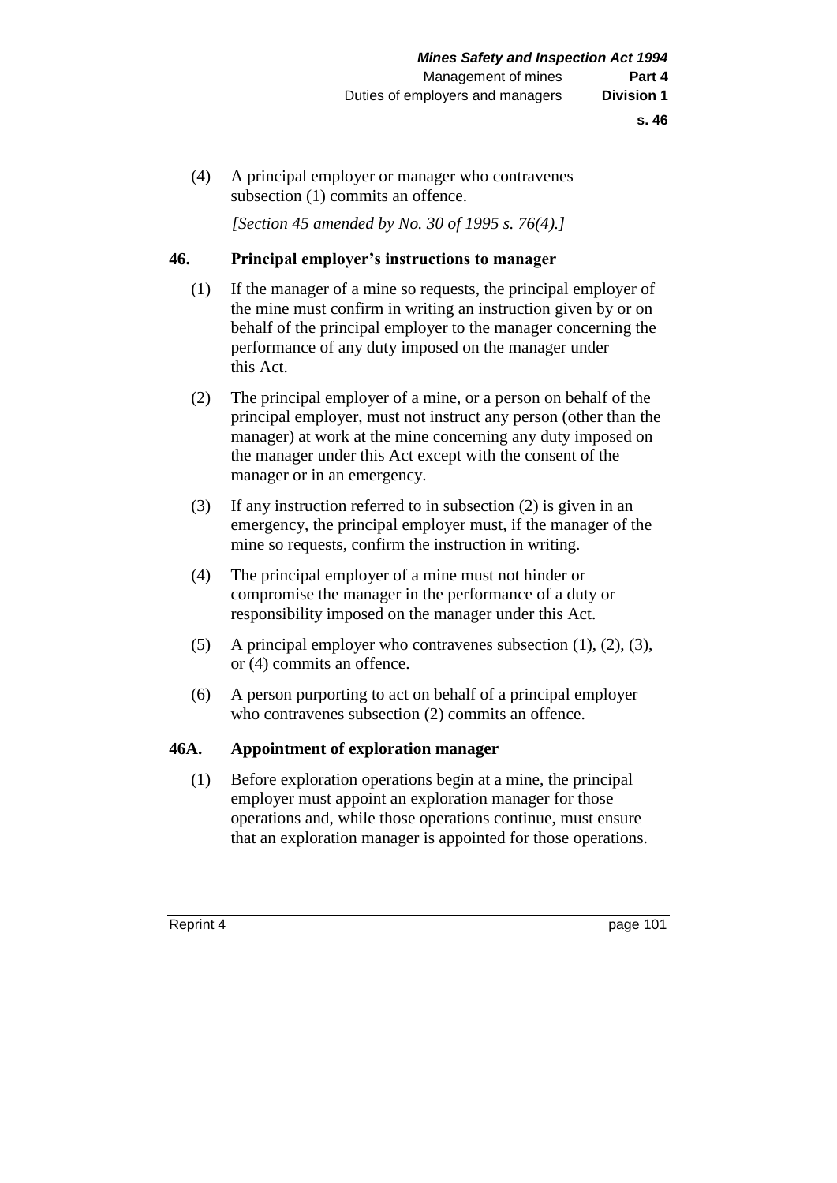(4) A principal employer or manager who contravenes subsection (1) commits an offence.

*[Section 45 amended by No. 30 of 1995 s. 76(4).]*

## 46. Principal employer's instructions to manager

(1) If the manager of a mine so requests, the principal employer of the mine must confirm in writing an instruction given by or on behalf of the principal employer to the manager concerning the performance of any duty imposed on the manager under this Act.

(2) The principal employer of a mine, or a person on behalf of the principal employer, must not instruct any person (other than the manager) at work at the mine concerning any duty imposed on the manager under this Act except with the consent of the manager or in an emergency.

(3) If any instruction referred to in subsection (2) is given in an emergency, the principal employer must, if the manager of the mine so requests, confirm the instruction in writing.

(4) The principal employer of a mine must not hinder or compromise the manager in the performance of a duty or responsibility imposed on the manager under this Act.

(5) A principal employer who contravenes subsection (1), (2), (3), or (4) commits an offence.

(6) A person purporting to act on behalf of a principal employer who contravenes subsection (2) commits an offence.

## 46A. Appointment of exploration manager

(1) Before exploration operations begin at a mine, the principal employer must appoint an exploration manager for those operations and, while those operations continue, must ensure that an exploration manager is appointed for those operations.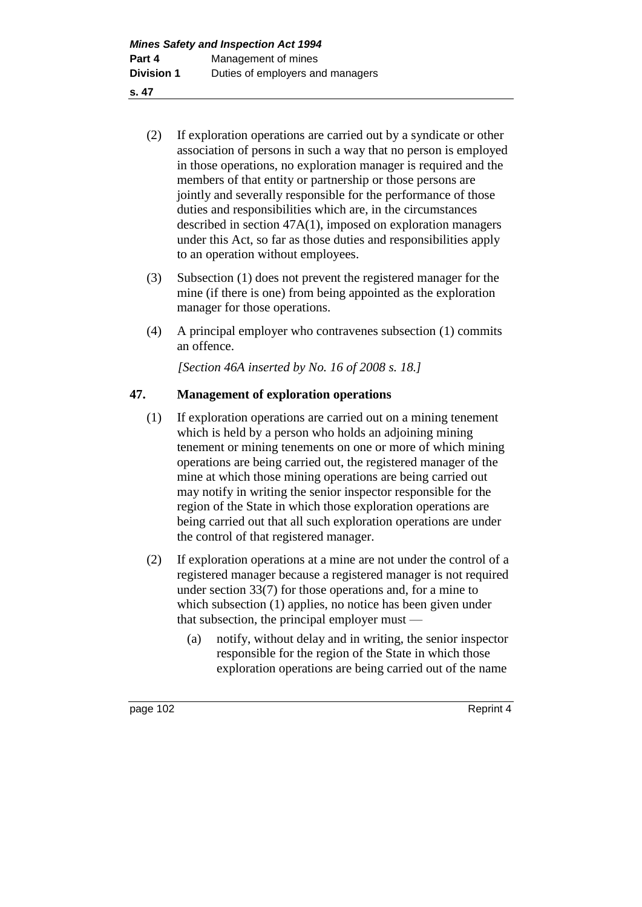(2) If exploration operations are carried out by a syndicate or other association of persons in such a way that no person is employed in those operations, no exploration manager is required and the members of that entity or partnership or those persons are jointly and severally responsible for the performance of those duties and responsibilities which are, in the circumstances described in section 47A(1), imposed on exploration managers under this Act, so far as those duties and responsibilities apply to an operation without employees.

(3) Subsection (1) does not prevent the registered manager for the mine (if there is one) from being appointed as the exploration manager for those operations.

(4) A principal employer who contravenes subsection (1) commits an offence.

*[Section 46A inserted by No. 16 of 2008 s. 18.]*

## 47. Management of exploration operations

(1) If exploration operations are carried out on a mining tenement which is held by a person who holds an adjoining mining tenement or mining tenements on one or more of which mining operations are being carried out, the registered manager of the mine at which those mining operations are being carried out may notify in writing the senior inspector responsible for the region of the State in which those exploration operations are being carried out that all such exploration operations are under the control of that registered manager.

(2) If exploration operations at a mine are not under the control of a registered manager because a registered manager is not required under section 33(7) for those operations and, for a mine to which subsection (1) applies, no notice has been given under that subsection, the principal employer must —

(a) notify, without delay and in writing, the senior inspector responsible for the region of the State in which those exploration operations are being carried out of the name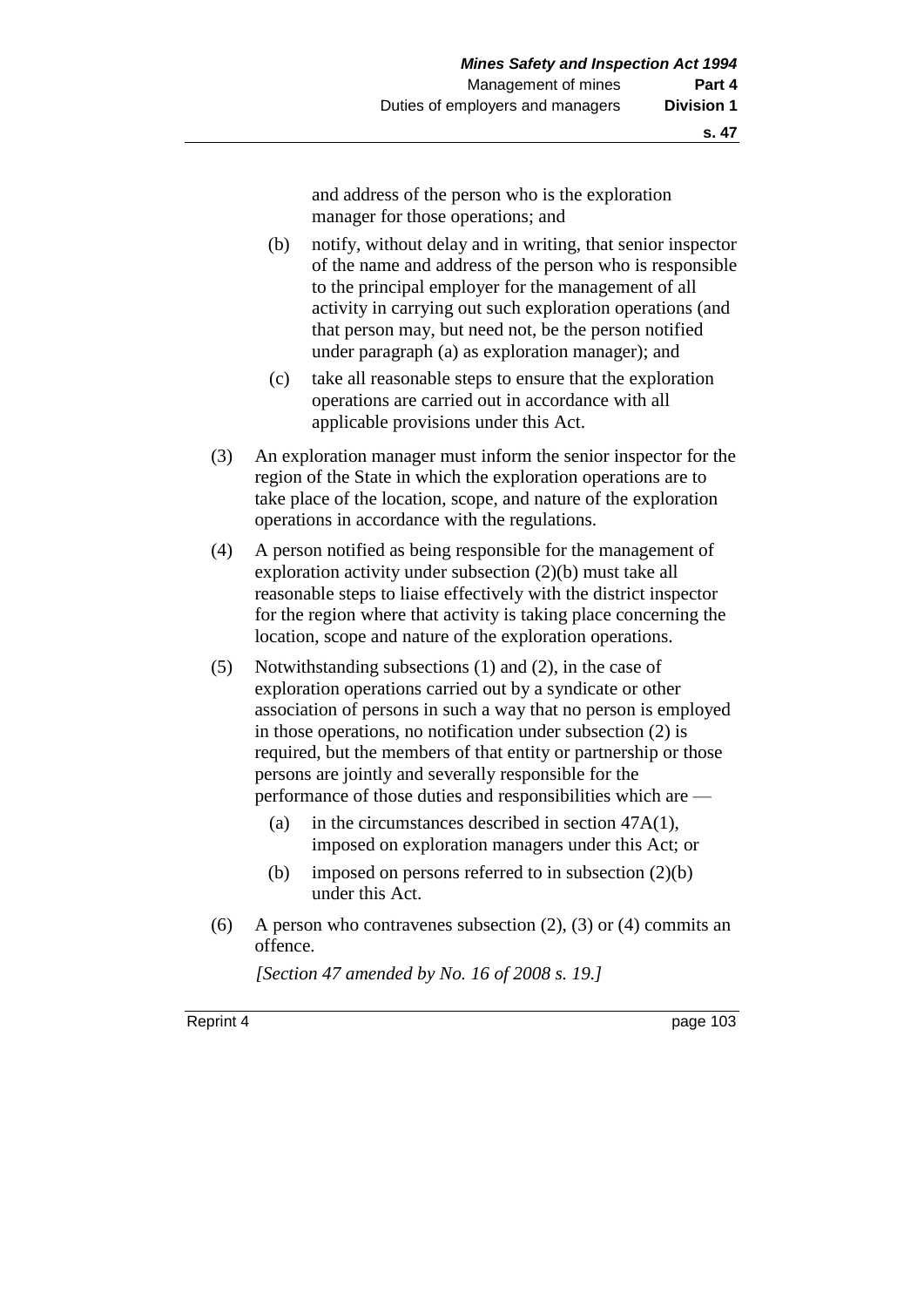and address of the person who is the exploration manager for those operations; and

(b) notify, without delay and in writing, that senior inspector of the name and address of the person who is responsible to the principal employer for the management of all activity in carrying out such exploration operations (and that person may, but need not, be the person notified under paragraph (a) as exploration manager); and

(c) take all reasonable steps to ensure that the exploration operations are carried out in accordance with all applicable provisions under this Act.

(3) An exploration manager must inform the senior inspector for the region of the State in which the exploration operations are to take place of the location, scope, and nature of the exploration operations in accordance with the regulations.

(4) A person notified as being responsible for the management of exploration activity under subsection (2)(b) must take all reasonable steps to liaise effectively with the district inspector for the region where that activity is taking place concerning the location, scope and nature of the exploration operations.

(5) Notwithstanding subsections (1) and (2), in the case of exploration operations carried out by a syndicate or other association of persons in such a way that no person is employed in those operations, no notification under subsection (2) is required, but the members of that entity or partnership or those persons are jointly and severally responsible for the performance of those duties and responsibilities which are —

(a) in the circumstances described in section 47A(1), imposed on exploration managers under this Act; or

(b) imposed on persons referred to in subsection (2)(b) under this Act.

(6) A person who contravenes subsection (2), (3) or (4) commits an offence.

*[Section 47 amended by No. 16 of 2008 s. 19.]*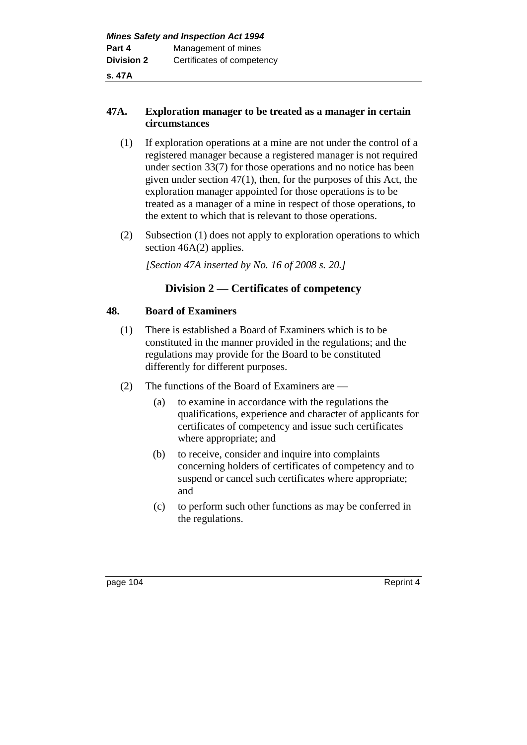**47A. Exploration manager to be treated as a manager in certain circumstances**

(1) If exploration operations at a mine are not under the control of a registered manager because a registered manager is not required under section 33(7) for those operations and no notice has been given under section 47(1), then, for the purposes of this Act, the exploration manager appointed for those operations is to be treated as a manager of a mine in respect of those operations, to the extent to which that is relevant to those operations.

(2) Subsection (1) does not apply to exploration operations to which section 46A(2) applies.

*[Section 47A inserted by No. 16 of 2008 s. 20.]*

## Division 2 — Certificates of competency

**48. Board of Examiners**

(1) There is established a Board of Examiners which is to be constituted in the manner provided in the regulations; and the regulations may provide for the Board to be constituted differently for different purposes.

(2) The functions of the Board of Examiners are —

(a) to examine in accordance with the regulations the qualifications, experience and character of applicants for certificates of competency and issue such certificates where appropriate; and

(b) to receive, consider and inquire into complaints concerning holders of certificates of competency and to suspend or cancel such certificates where appropriate; and

(c) to perform such other functions as may be conferred in the regulations.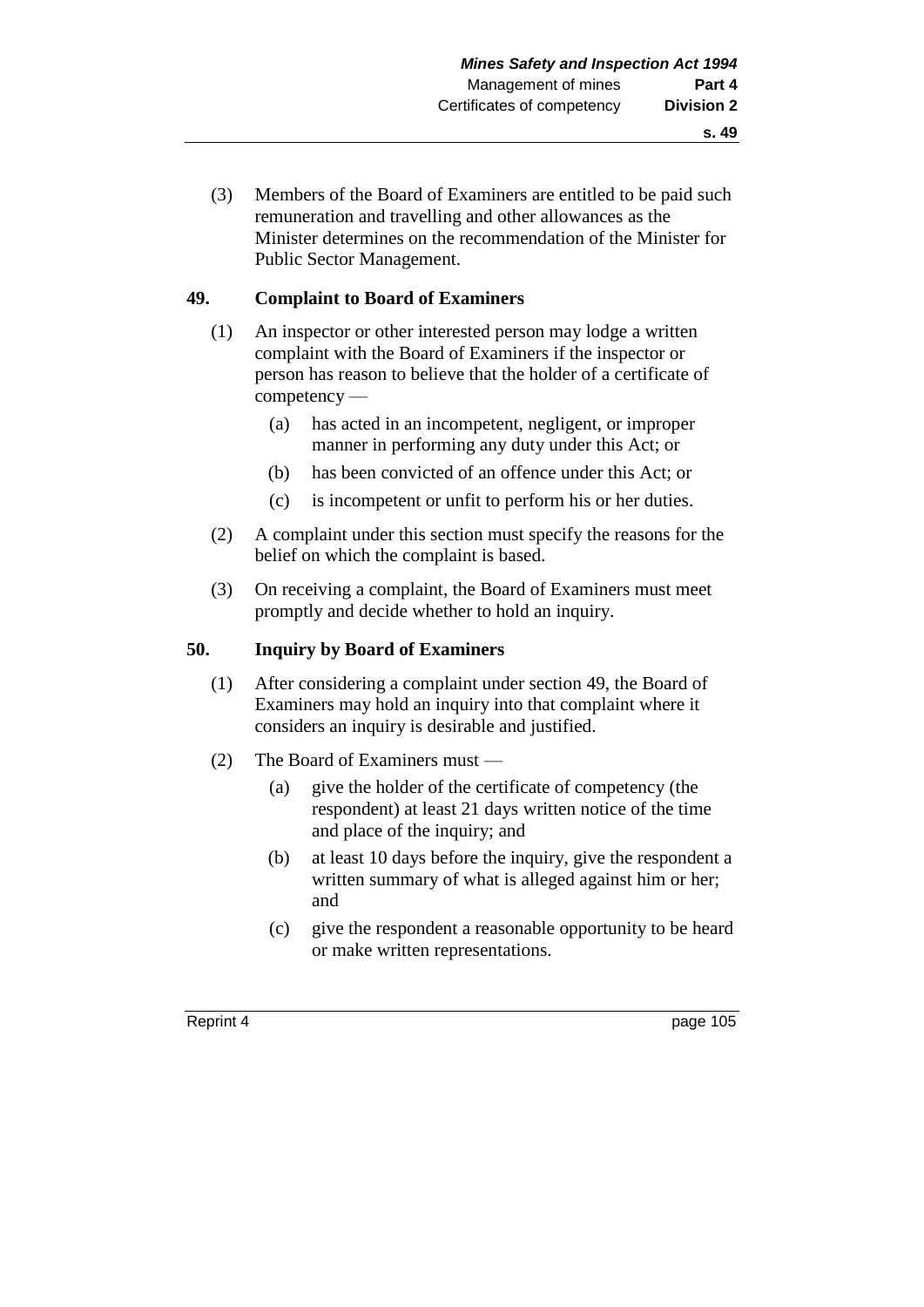(3) Members of the Board of Examiners are entitled to be paid such remuneration and travelling and other allowances as the Minister determines on the recommendation of the Minister for Public Sector Management.

## 49. Complaint to Board of Examiners

(1) An inspector or other interested person may lodge a written complaint with the Board of Examiners if the inspector or person has reason to believe that the holder of a certificate of competency —

  (a) has acted in an incompetent, negligent, or improper manner in performing any duty under this Act; or

  (b) has been convicted of an offence under this Act; or

  (c) is incompetent or unfit to perform his or her duties.

(2) A complaint under this section must specify the reasons for the belief on which the complaint is based.

(3) On receiving a complaint, the Board of Examiners must meet promptly and decide whether to hold an inquiry.

## 50. Inquiry by Board of Examiners

(1) After considering a complaint under section 49, the Board of Examiners may hold an inquiry into that complaint where it considers an inquiry is desirable and justified.

(2) The Board of Examiners must —

  (a) give the holder of the certificate of competency (the respondent) at least 21 days written notice of the time and place of the inquiry; and

  (b) at least 10 days before the inquiry, give the respondent a written summary of what is alleged against him or her; and

  (c) give the respondent a reasonable opportunity to be heard or make written representations.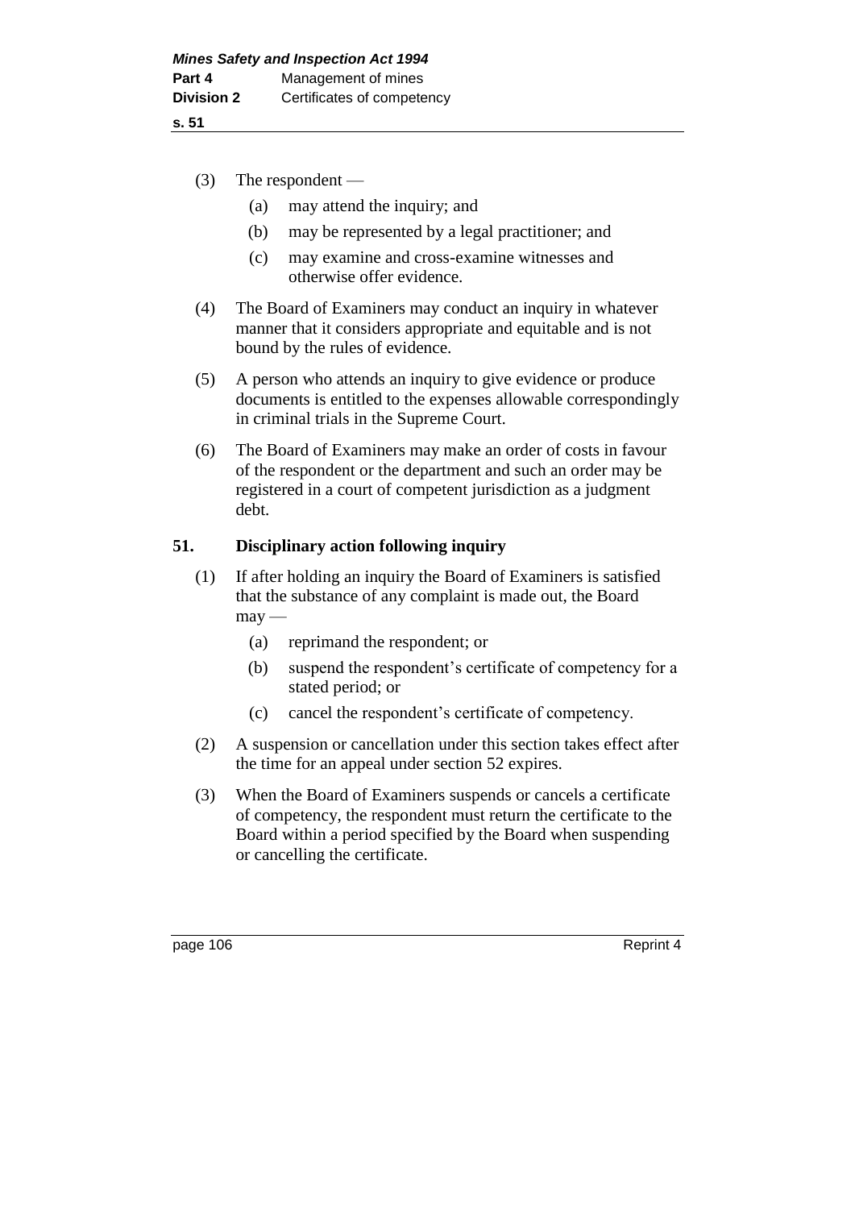(3) The respondent —

(a) may attend the inquiry; and

(b) may be represented by a legal practitioner; and

(c) may examine and cross-examine witnesses and otherwise offer evidence.

(4) The Board of Examiners may conduct an inquiry in whatever manner that it considers appropriate and equitable and is not bound by the rules of evidence.

(5) A person who attends an inquiry to give evidence or produce documents is entitled to the expenses allowable correspondingly in criminal trials in the Supreme Court.

(6) The Board of Examiners may make an order of costs in favour of the respondent or the department and such an order may be registered in a court of competent jurisdiction as a judgment debt.

### 51. Disciplinary action following inquiry

(1) If after holding an inquiry the Board of Examiners is satisfied that the substance of any complaint is made out, the Board may —

(a) reprimand the respondent; or

(b) suspend the respondent's certificate of competency for a stated period; or

(c) cancel the respondent's certificate of competency.

(2) A suspension or cancellation under this section takes effect after the time for an appeal under section 52 expires.

(3) When the Board of Examiners suspends or cancels a certificate of competency, the respondent must return the certificate to the Board within a period specified by the Board when suspending or cancelling the certificate.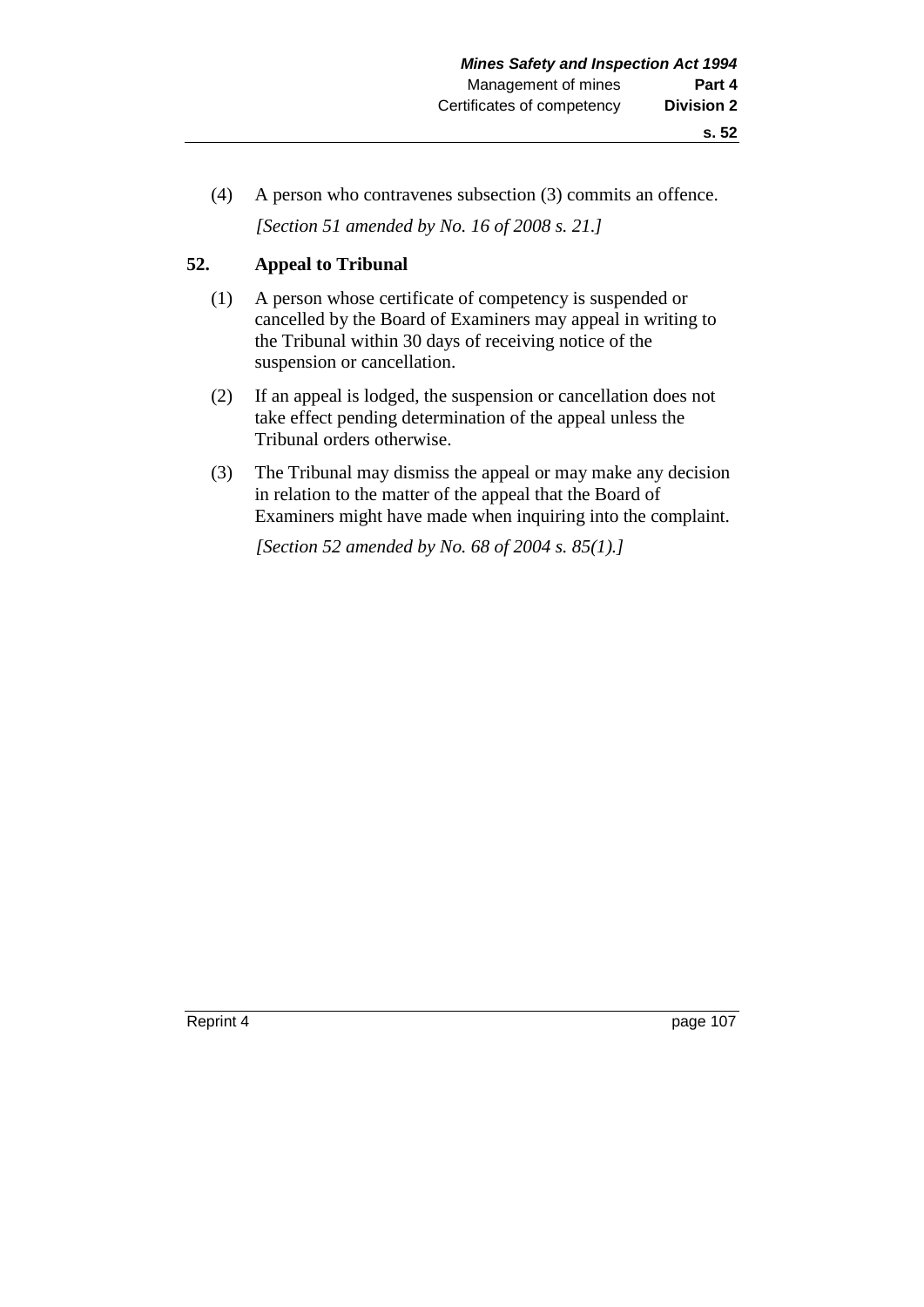(4) A person who contravenes subsection (3) commits an offence.

*[Section 51 amended by No. 16 of 2008 s. 21.]*

## 52. Appeal to Tribunal

(1) A person whose certificate of competency is suspended or cancelled by the Board of Examiners may appeal in writing to the Tribunal within 30 days of receiving notice of the suspension or cancellation.

(2) If an appeal is lodged, the suspension or cancellation does not take effect pending determination of the appeal unless the Tribunal orders otherwise.

(3) The Tribunal may dismiss the appeal or may make any decision in relation to the matter of the appeal that the Board of Examiners might have made when inquiring into the complaint.

*[Section 52 amended by No. 68 of 2004 s. 85(1).]*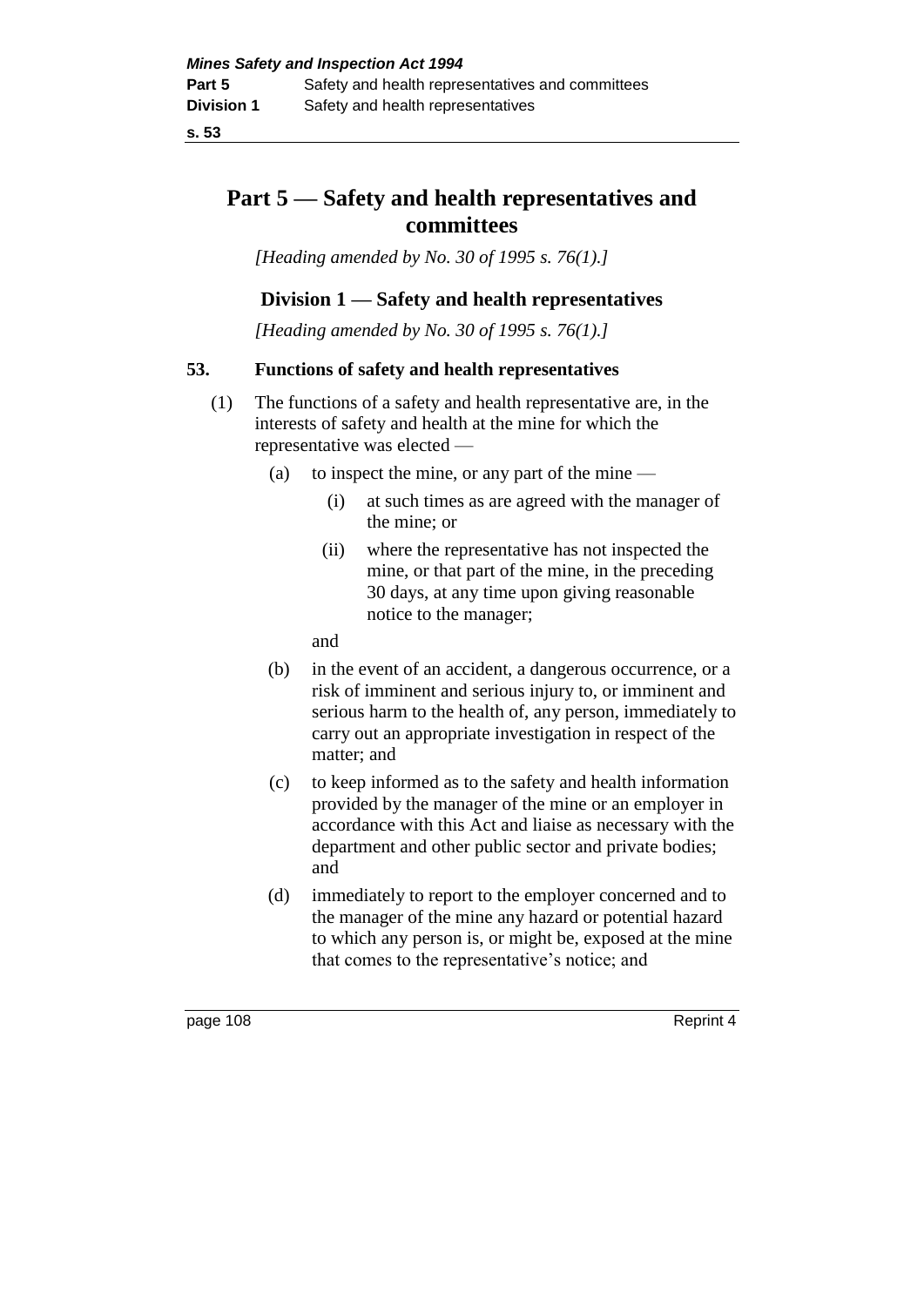# Part 5 — Safety and health representatives and committees

*[Heading amended by No. 30 of 1995 s. 76(1).]*

## Division 1 — Safety and health representatives

*[Heading amended by No. 30 of 1995 s. 76(1).]*

### 53. Functions of safety and health representatives

(1) The functions of a safety and health representative are, in the interests of safety and health at the mine for which the representative was elected —

(a) to inspect the mine, or any part of the mine —

(i) at such times as are agreed with the manager of the mine; or

(ii) where the representative has not inspected the mine, or that part of the mine, in the preceding 30 days, at any time upon giving reasonable notice to the manager;

and

(b) in the event of an accident, a dangerous occurrence, or a risk of imminent and serious injury to, or imminent and serious harm to the health of, any person, immediately to carry out an appropriate investigation in respect of the matter; and

(c) to keep informed as to the safety and health information provided by the manager of the mine or an employer in accordance with this Act and liaise as necessary with the department and other public sector and private bodies; and

(d) immediately to report to the employer concerned and to the manager of the mine any hazard or potential hazard to which any person is, or might be, exposed at the mine that comes to the representative's notice; and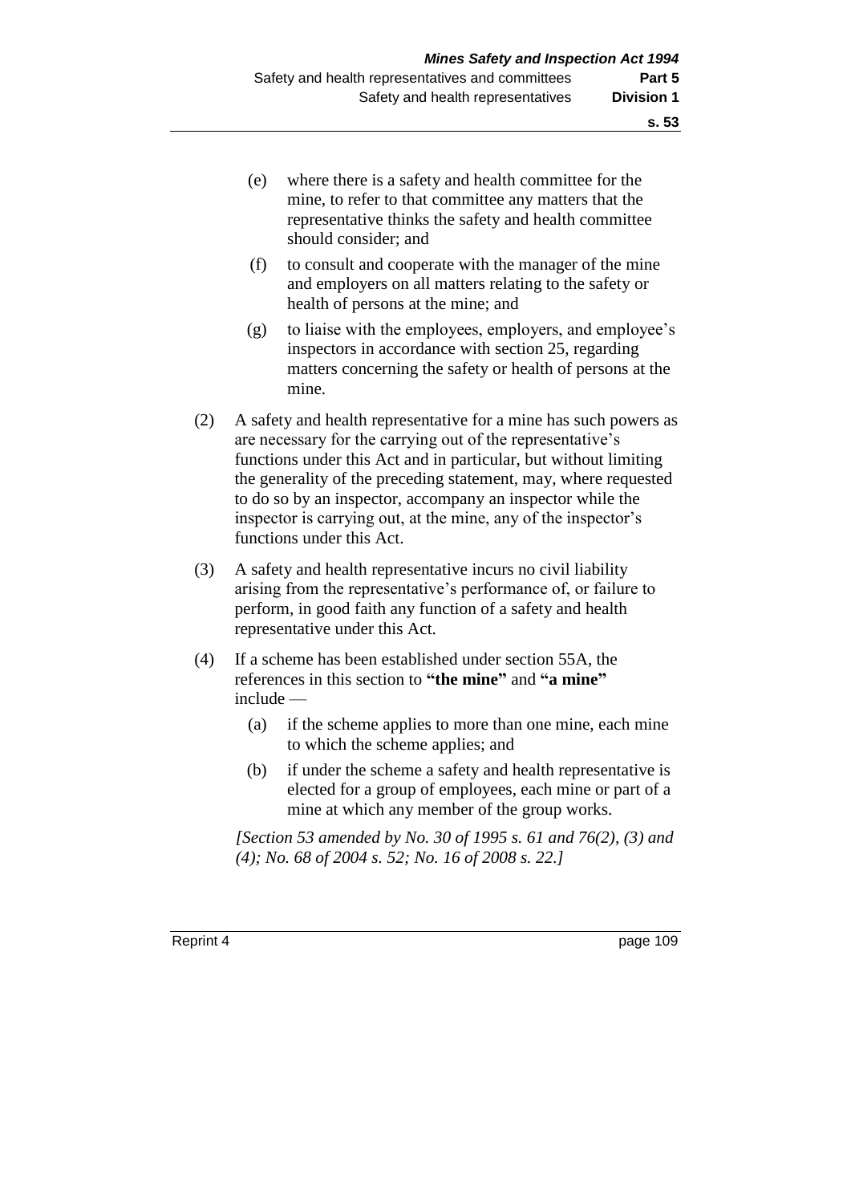(e) where there is a safety and health committee for the mine, to refer to that committee any matters that the representative thinks the safety and health committee should consider; and

(f) to consult and cooperate with the manager of the mine and employers on all matters relating to the safety or health of persons at the mine; and

(g) to liaise with the employees, employers, and employee's inspectors in accordance with section 25, regarding matters concerning the safety or health of persons at the mine.

(2) A safety and health representative for a mine has such powers as are necessary for the carrying out of the representative's functions under this Act and in particular, but without limiting the generality of the preceding statement, may, where requested to do so by an inspector, accompany an inspector while the inspector is carrying out, at the mine, any of the inspector's functions under this Act.

(3) A safety and health representative incurs no civil liability arising from the representative's performance of, or failure to perform, in good faith any function of a safety and health representative under this Act.

(4) If a scheme has been established under section 55A, the references in this section to **"the mine"** and **"a mine"** include —

(a) if the scheme applies to more than one mine, each mine to which the scheme applies; and

(b) if under the scheme a safety and health representative is elected for a group of employees, each mine or part of a mine at which any member of the group works.

*[Section 53 amended by No. 30 of 1995 s. 61 and 76(2), (3) and (4); No. 68 of 2004 s. 52; No. 16 of 2008 s. 22.]*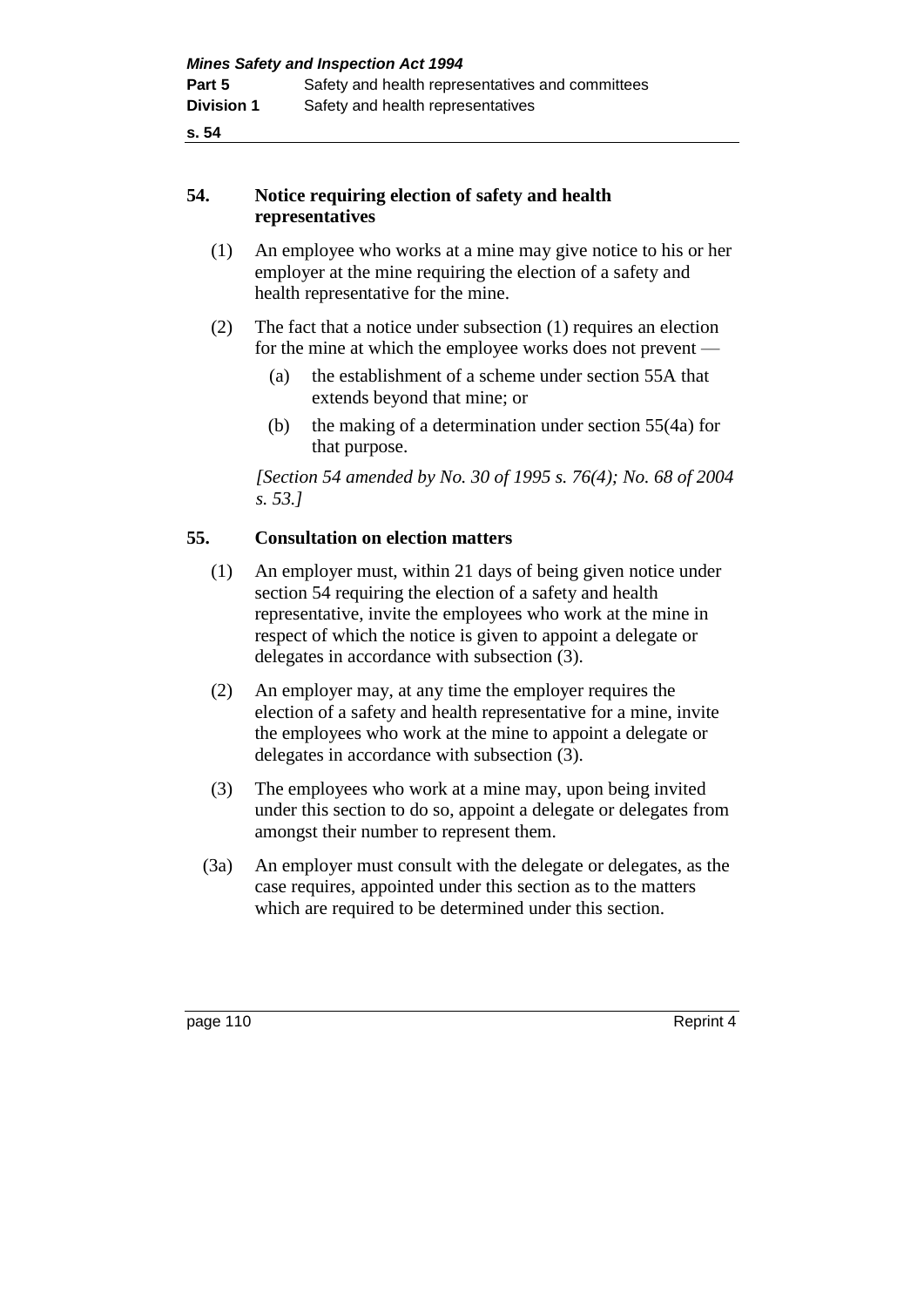## 54. Notice requiring election of safety and health representatives

(1) An employee who works at a mine may give notice to his or her employer at the mine requiring the election of a safety and health representative for the mine.

(2) The fact that a notice under subsection (1) requires an election for the mine at which the employee works does not prevent —

(a) the establishment of a scheme under section 55A that extends beyond that mine; or

(b) the making of a determination under section 55(4a) for that purpose.

*[Section 54 amended by No. 30 of 1995 s. 76(4); No. 68 of 2004 s. 53.]*

## 55. Consultation on election matters

(1) An employer must, within 21 days of being given notice under section 54 requiring the election of a safety and health representative, invite the employees who work at the mine in respect of which the notice is given to appoint a delegate or delegates in accordance with subsection (3).

(2) An employer may, at any time the employer requires the election of a safety and health representative for a mine, invite the employees who work at the mine to appoint a delegate or delegates in accordance with subsection (3).

(3) The employees who work at a mine may, upon being invited under this section to do so, appoint a delegate or delegates from amongst their number to represent them.

(3a) An employer must consult with the delegate or delegates, as the case requires, appointed under this section as to the matters which are required to be determined under this section.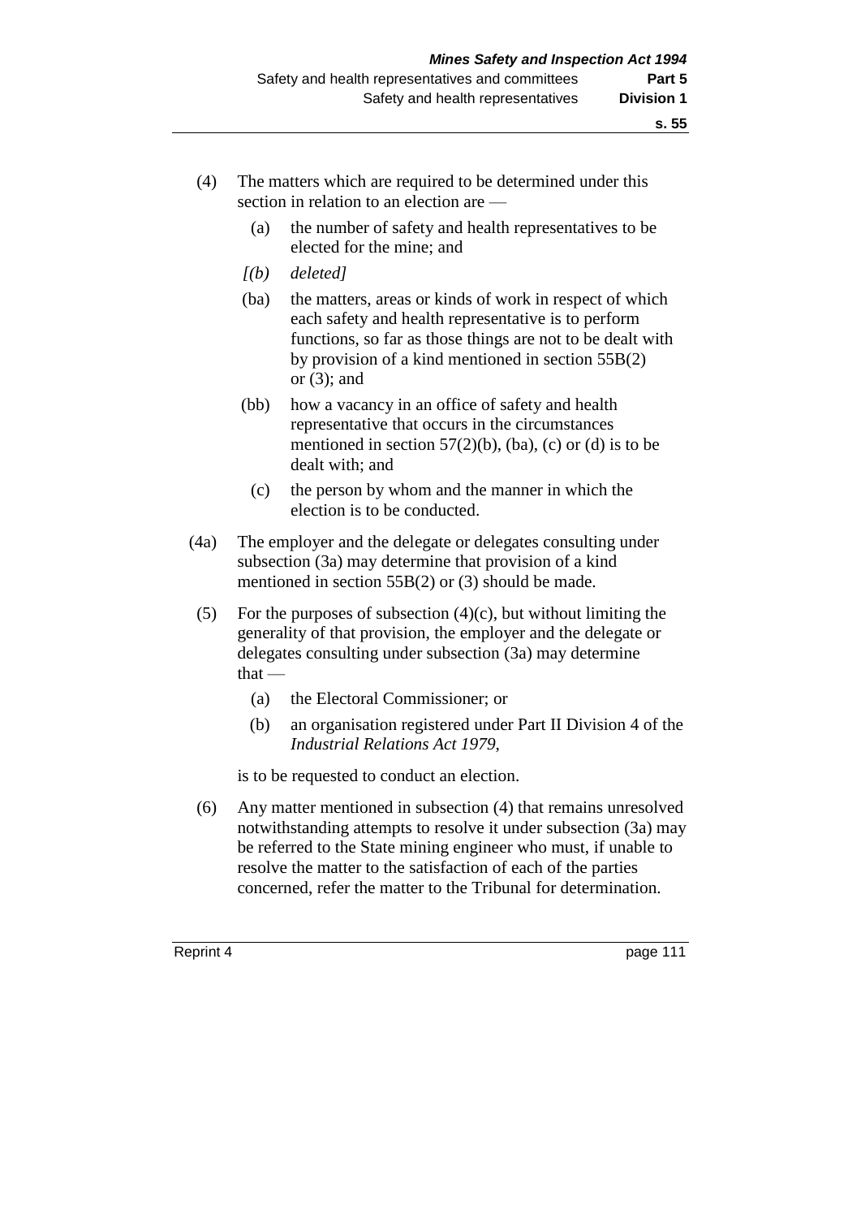(4) The matters which are required to be determined under this section in relation to an election are —

  (a) the number of safety and health representatives to be elected for the mine; and

  *[(b) deleted]*

  (ba) the matters, areas or kinds of work in respect of which each safety and health representative is to perform functions, so far as those things are not to be dealt with by provision of a kind mentioned in section 55B(2) or (3); and

  (bb) how a vacancy in an office of safety and health representative that occurs in the circumstances mentioned in section 57(2)(b), (ba), (c) or (d) is to be dealt with; and

  (c) the person by whom and the manner in which the election is to be conducted.

(4a) The employer and the delegate or delegates consulting under subsection (3a) may determine that provision of a kind mentioned in section 55B(2) or (3) should be made.

(5) For the purposes of subsection (4)(c), but without limiting the generality of that provision, the employer and the delegate or delegates consulting under subsection (3a) may determine that —

  (a) the Electoral Commissioner; or

  (b) an organisation registered under Part II Division 4 of the *Industrial Relations Act 1979*,

is to be requested to conduct an election.

(6) Any matter mentioned in subsection (4) that remains unresolved notwithstanding attempts to resolve it under subsection (3a) may be referred to the State mining engineer who must, if unable to resolve the matter to the satisfaction of each of the parties concerned, refer the matter to the Tribunal for determination.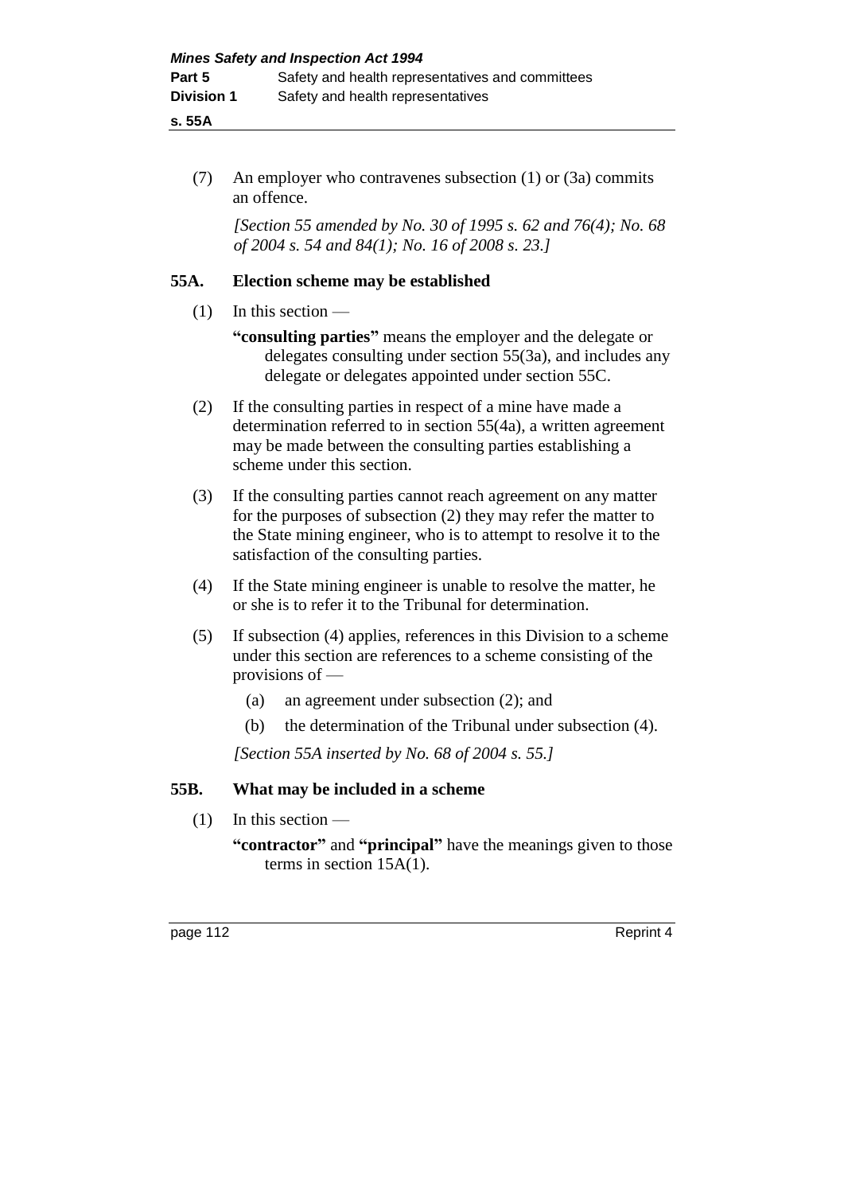(7) An employer who contravenes subsection (1) or (3a) commits an offence.

*[Section 55 amended by No. 30 of 1995 s. 62 and 76(4); No. 68 of 2004 s. 54 and 84(1); No. 16 of 2008 s. 23.]*

### 55A. Election scheme may be established

(1) In this section —

**“consulting parties”** means the employer and the delegate or delegates consulting under section 55(3a), and includes any delegate or delegates appointed under section 55C.

(2) If the consulting parties in respect of a mine have made a determination referred to in section 55(4a), a written agreement may be made between the consulting parties establishing a scheme under this section.

(3) If the consulting parties cannot reach agreement on any matter for the purposes of subsection (2) they may refer the matter to the State mining engineer, who is to attempt to resolve it to the satisfaction of the consulting parties.

(4) If the State mining engineer is unable to resolve the matter, he or she is to refer it to the Tribunal for determination.

(5) If subsection (4) applies, references in this Division to a scheme under this section are references to a scheme consisting of the provisions of —

(a) an agreement under subsection (2); and

(b) the determination of the Tribunal under subsection (4).

*[Section 55A inserted by No. 68 of 2004 s. 55.]*

### 55B. What may be included in a scheme

(1) In this section —

**“contractor”** and **“principal”** have the meanings given to those terms in section 15A(1).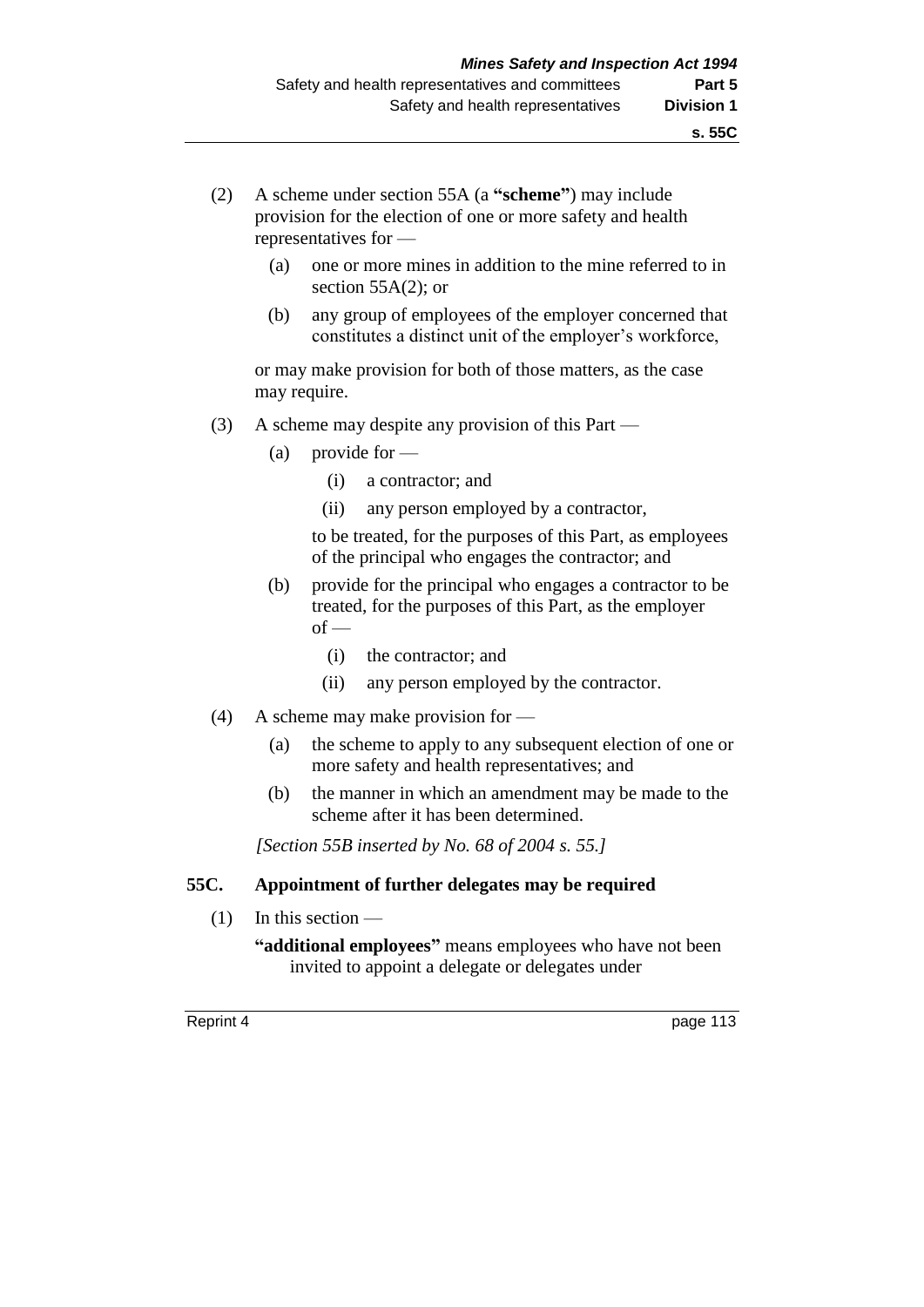(2) A scheme under section 55A (a **"scheme"**) may include provision for the election of one or more safety and health representatives for —

(a) one or more mines in addition to the mine referred to in section 55A(2); or

(b) any group of employees of the employer concerned that constitutes a distinct unit of the employer's workforce,

or may make provision for both of those matters, as the case may require.

(3) A scheme may despite any provision of this Part —

(a) provide for —

(i) a contractor; and

(ii) any person employed by a contractor,

to be treated, for the purposes of this Part, as employees of the principal who engages the contractor; and

(b) provide for the principal who engages a contractor to be treated, for the purposes of this Part, as the employer of —

(i) the contractor; and

(ii) any person employed by the contractor.

(4) A scheme may make provision for —

(a) the scheme to apply to any subsequent election of one or more safety and health representatives; and

(b) the manner in which an amendment may be made to the scheme after it has been determined.

*[Section 55B inserted by No. 68 of 2004 s. 55.]*

### 55C. Appointment of further delegates may be required

(1) In this section —

**"additional employees"** means employees who have not been invited to appoint a delegate or delegates under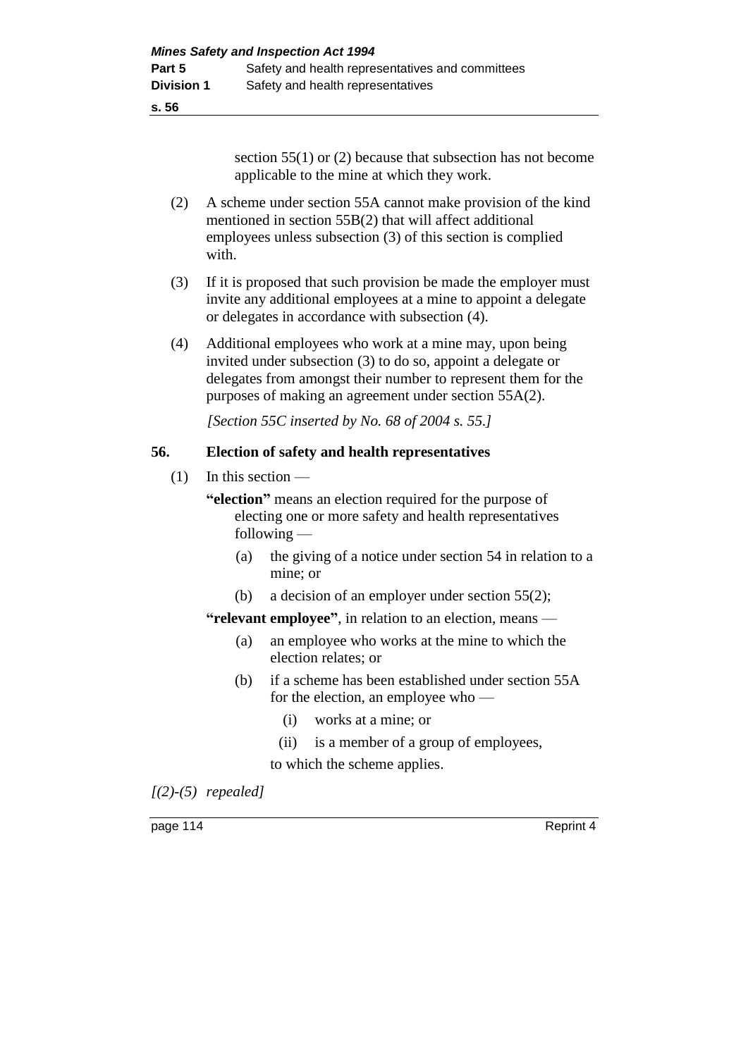section 55(1) or (2) because that subsection has not become applicable to the mine at which they work.

(2) A scheme under section 55A cannot make provision of the kind mentioned in section 55B(2) that will affect additional employees unless subsection (3) of this section is complied with.

(3) If it is proposed that such provision be made the employer must invite any additional employees at a mine to appoint a delegate or delegates in accordance with subsection (4).

(4) Additional employees who work at a mine may, upon being invited under subsection (3) to do so, appoint a delegate or delegates from amongst their number to represent them for the purposes of making an agreement under section 55A(2).

*[Section 55C inserted by No. 68 of 2004 s. 55.]*

## 56. Election of safety and health representatives

(1) In this section —

**"election"** means an election required for the purpose of electing one or more safety and health representatives following —

- (a) the giving of a notice under section 54 in relation to a mine; or
- (b) a decision of an employer under section 55(2);

**"relevant employee"**, in relation to an election, means —

- (a) an employee who works at the mine to which the election relates; or
- (b) if a scheme has been established under section 55A for the election, an employee who —
  - (i) works at a mine; or
  - (ii) is a member of a group of employees,

  to which the scheme applies.

*[(2)-(5) repealed]*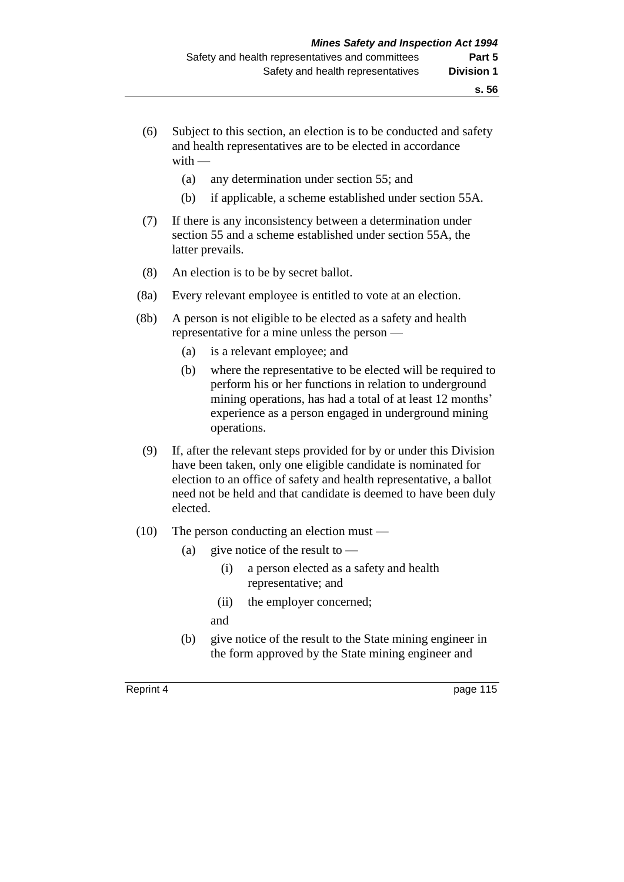(6) Subject to this section, an election is to be conducted and safety and health representatives are to be elected in accordance with —

  (a) any determination under section 55; and

  (b) if applicable, a scheme established under section 55A.

(7) If there is any inconsistency between a determination under section 55 and a scheme established under section 55A, the latter prevails.

(8) An election is to be by secret ballot.

(8a) Every relevant employee is entitled to vote at an election.

(8b) A person is not eligible to be elected as a safety and health representative for a mine unless the person —

  (a) is a relevant employee; and

  (b) where the representative to be elected will be required to perform his or her functions in relation to underground mining operations, has had a total of at least 12 months' experience as a person engaged in underground mining operations.

(9) If, after the relevant steps provided for by or under this Division have been taken, only one eligible candidate is nominated for election to an office of safety and health representative, a ballot need not be held and that candidate is deemed to have been duly elected.

(10) The person conducting an election must —

  (a) give notice of the result to —

    (i) a person elected as a safety and health representative; and

    (ii) the employer concerned;

  and

  (b) give notice of the result to the State mining engineer in the form approved by the State mining engineer and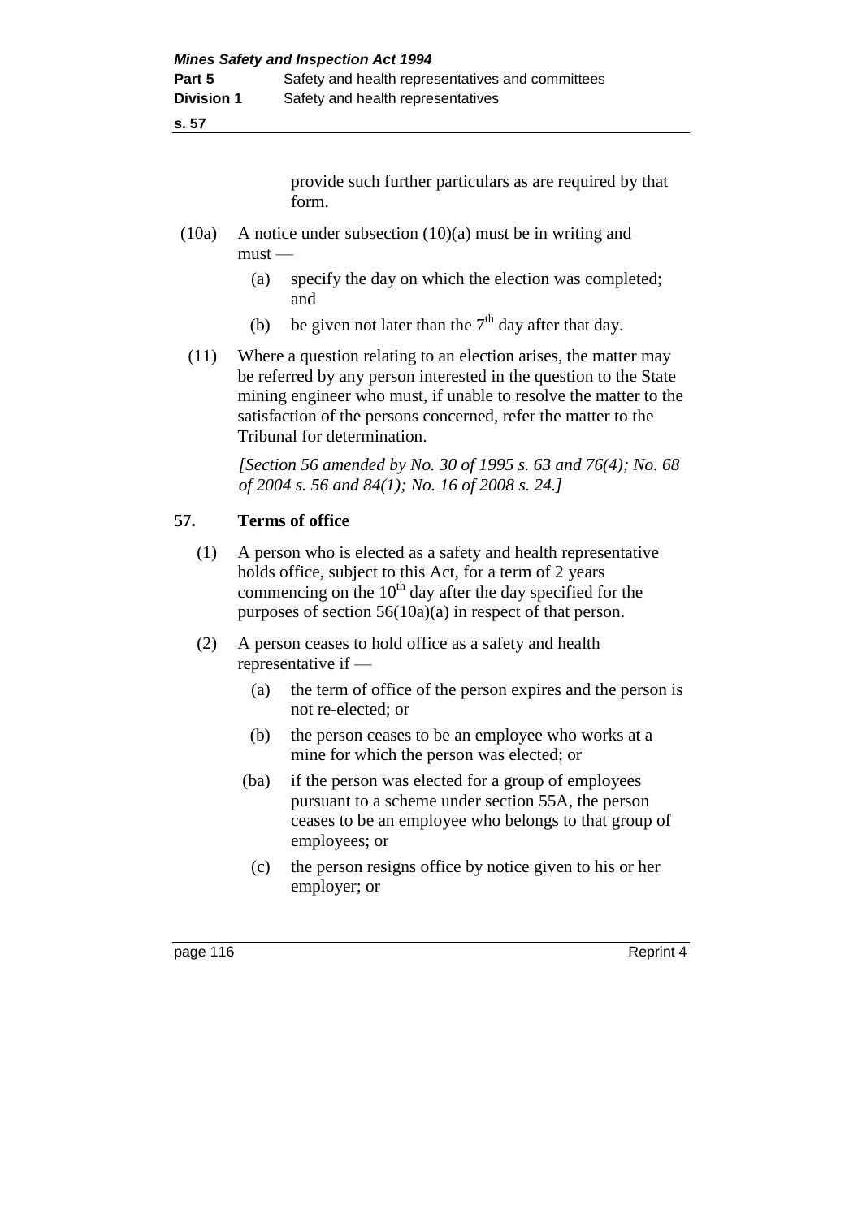provide such further particulars as are required by that form.

(10a) A notice under subsection (10)(a) must be in writing and must —

(a) specify the day on which the election was completed; and

(b) be given not later than the 7th day after that day.

(11) Where a question relating to an election arises, the matter may be referred by any person interested in the question to the State mining engineer who must, if unable to resolve the matter to the satisfaction of the persons concerned, refer the matter to the Tribunal for determination.

*[Section 56 amended by No. 30 of 1995 s. 63 and 76(4); No. 68 of 2004 s. 56 and 84(1); No. 16 of 2008 s. 24.]*

### 57. Terms of office

(1) A person who is elected as a safety and health representative holds office, subject to this Act, for a term of 2 years commencing on the 10th day after the day specified for the purposes of section 56(10a)(a) in respect of that person.

(2) A person ceases to hold office as a safety and health representative if —

(a) the term of office of the person expires and the person is not re-elected; or

(b) the person ceases to be an employee who works at a mine for which the person was elected; or

(ba) if the person was elected for a group of employees pursuant to a scheme under section 55A, the person ceases to be an employee who belongs to that group of employees; or

(c) the person resigns office by notice given to his or her employer; or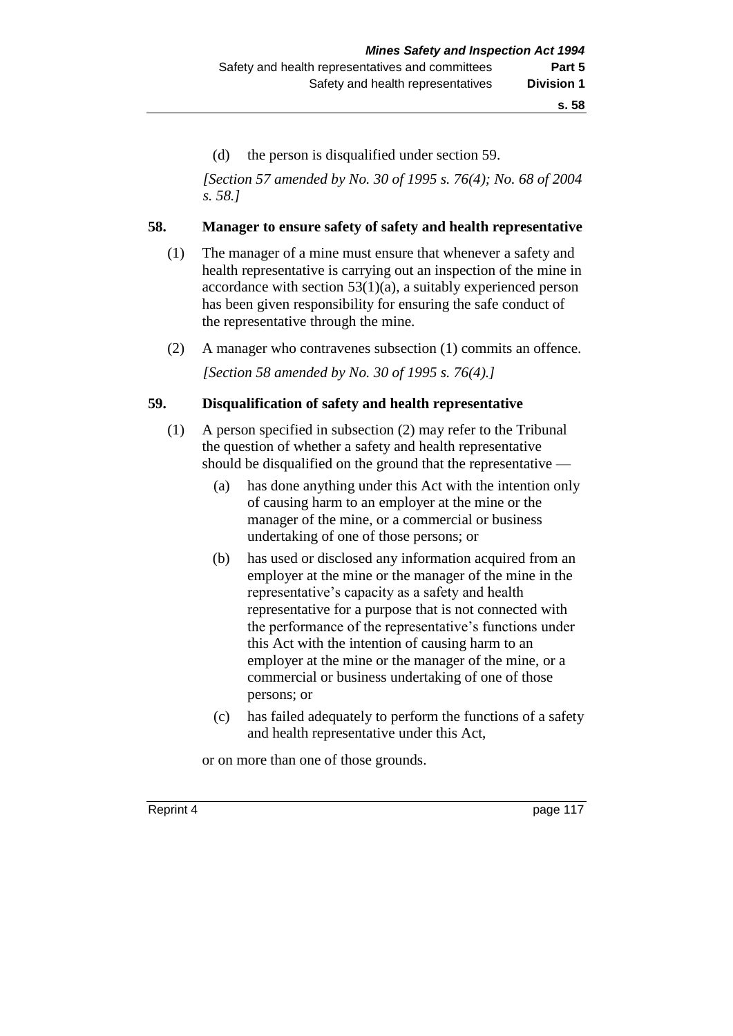(d) the person is disqualified under section 59.

*[Section 57 amended by No. 30 of 1995 s. 76(4); No. 68 of 2004 s. 58.]*

## 58. Manager to ensure safety of safety and health representative

(1) The manager of a mine must ensure that whenever a safety and health representative is carrying out an inspection of the mine in accordance with section 53(1)(a), a suitably experienced person has been given responsibility for ensuring the safe conduct of the representative through the mine.

(2) A manager who contravenes subsection (1) commits an offence.

*[Section 58 amended by No. 30 of 1995 s. 76(4).]*

## 59. Disqualification of safety and health representative

(1) A person specified in subsection (2) may refer to the Tribunal the question of whether a safety and health representative should be disqualified on the ground that the representative —

(a) has done anything under this Act with the intention only of causing harm to an employer at the mine or the manager of the mine, or a commercial or business undertaking of one of those persons; or

(b) has used or disclosed any information acquired from an employer at the mine or the manager of the mine in the representative's capacity as a safety and health representative for a purpose that is not connected with the performance of the representative's functions under this Act with the intention of causing harm to an employer at the mine or the manager of the mine, or a commercial or business undertaking of one of those persons; or

(c) has failed adequately to perform the functions of a safety and health representative under this Act,

or on more than one of those grounds.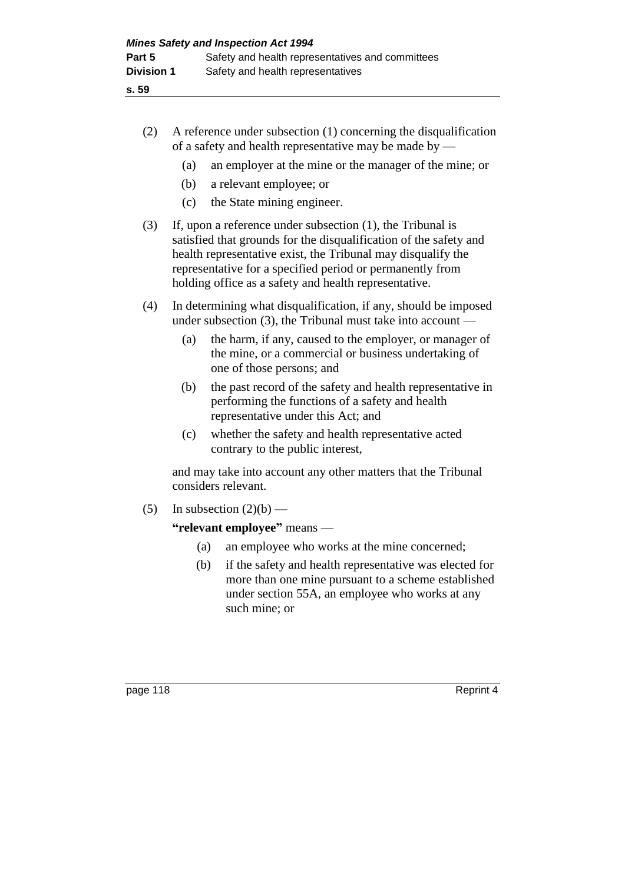(2) A reference under subsection (1) concerning the disqualification of a safety and health representative may be made by —

  (a) an employer at the mine or the manager of the mine; or

  (b) a relevant employee; or

  (c) the State mining engineer.

(3) If, upon a reference under subsection (1), the Tribunal is satisfied that grounds for the disqualification of the safety and health representative exist, the Tribunal may disqualify the representative for a specified period or permanently from holding office as a safety and health representative.

(4) In determining what disqualification, if any, should be imposed under subsection (3), the Tribunal must take into account —

  (a) the harm, if any, caused to the employer, or manager of the mine, or a commercial or business undertaking of one of those persons; and

  (b) the past record of the safety and health representative in performing the functions of a safety and health representative under this Act; and

  (c) whether the safety and health representative acted contrary to the public interest,

and may take into account any other matters that the Tribunal considers relevant.

(5) In subsection (2)(b) —

**"relevant employee"** means —

  (a) an employee who works at the mine concerned;

  (b) if the safety and health representative was elected for more than one mine pursuant to a scheme established under section 55A, an employee who works at any such mine; or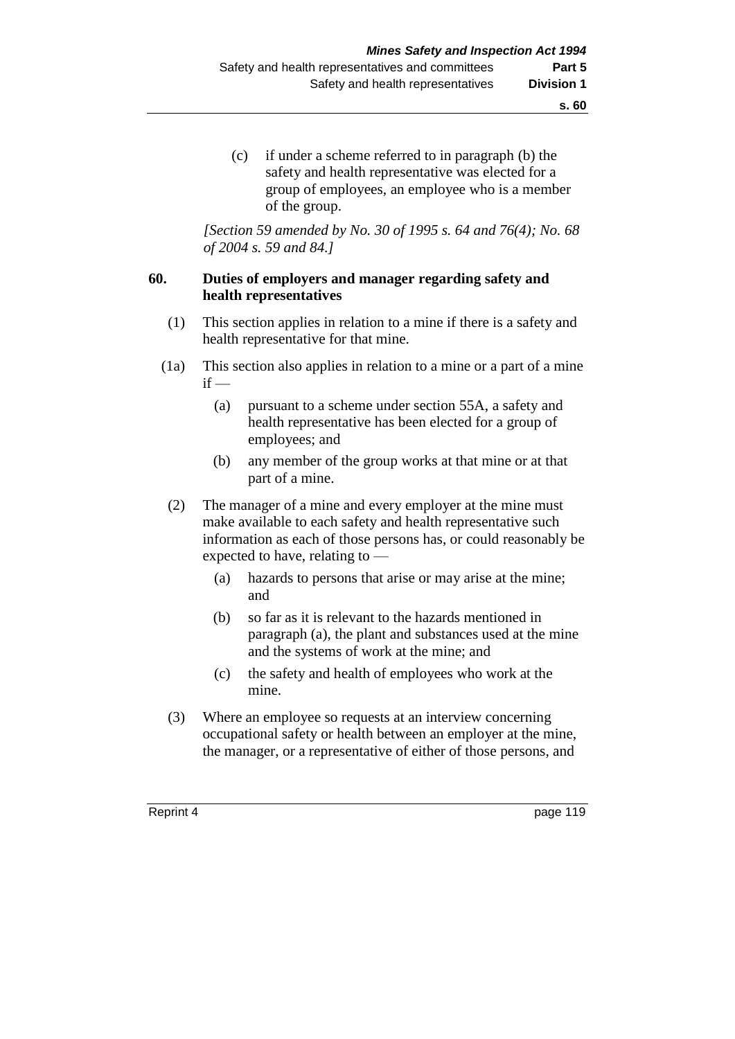(c) if under a scheme referred to in paragraph (b) the safety and health representative was elected for a group of employees, an employee who is a member of the group.

*[Section 59 amended by No. 30 of 1995 s. 64 and 76(4); No. 68 of 2004 s. 59 and 84.]*

## 60. Duties of employers and manager regarding safety and health representatives

(1) This section applies in relation to a mine if there is a safety and health representative for that mine.

(1a) This section also applies in relation to a mine or a part of a mine if —

(a) pursuant to a scheme under section 55A, a safety and health representative has been elected for a group of employees; and

(b) any member of the group works at that mine or at that part of a mine.

(2) The manager of a mine and every employer at the mine must make available to each safety and health representative such information as each of those persons has, or could reasonably be expected to have, relating to —

(a) hazards to persons that arise or may arise at the mine; and

(b) so far as it is relevant to the hazards mentioned in paragraph (a), the plant and substances used at the mine and the systems of work at the mine; and

(c) the safety and health of employees who work at the mine.

(3) Where an employee so requests at an interview concerning occupational safety or health between an employer at the mine, the manager, or a representative of either of those persons, and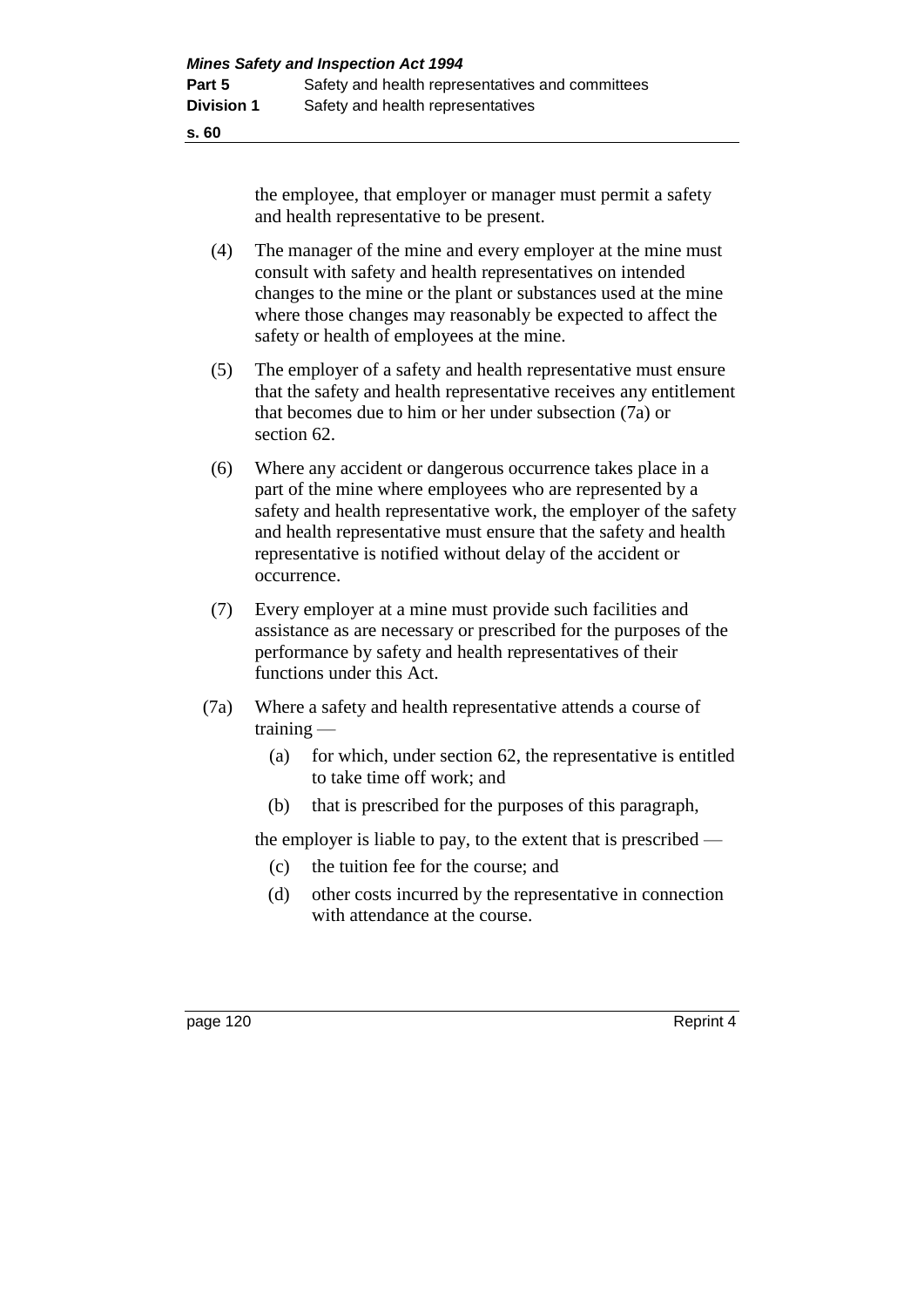the employee, that employer or manager must permit a safety and health representative to be present.

(4) The manager of the mine and every employer at the mine must consult with safety and health representatives on intended changes to the mine or the plant or substances used at the mine where those changes may reasonably be expected to affect the safety or health of employees at the mine.

(5) The employer of a safety and health representative must ensure that the safety and health representative receives any entitlement that becomes due to him or her under subsection (7a) or section 62.

(6) Where any accident or dangerous occurrence takes place in a part of the mine where employees who are represented by a safety and health representative work, the employer of the safety and health representative must ensure that the safety and health representative is notified without delay of the accident or occurrence.

(7) Every employer at a mine must provide such facilities and assistance as are necessary or prescribed for the purposes of the performance by safety and health representatives of their functions under this Act.

(7a) Where a safety and health representative attends a course of training —

- (a) for which, under section 62, the representative is entitled to take time off work; and
- (b) that is prescribed for the purposes of this paragraph,

the employer is liable to pay, to the extent that is prescribed —

- (c) the tuition fee for the course; and
- (d) other costs incurred by the representative in connection with attendance at the course.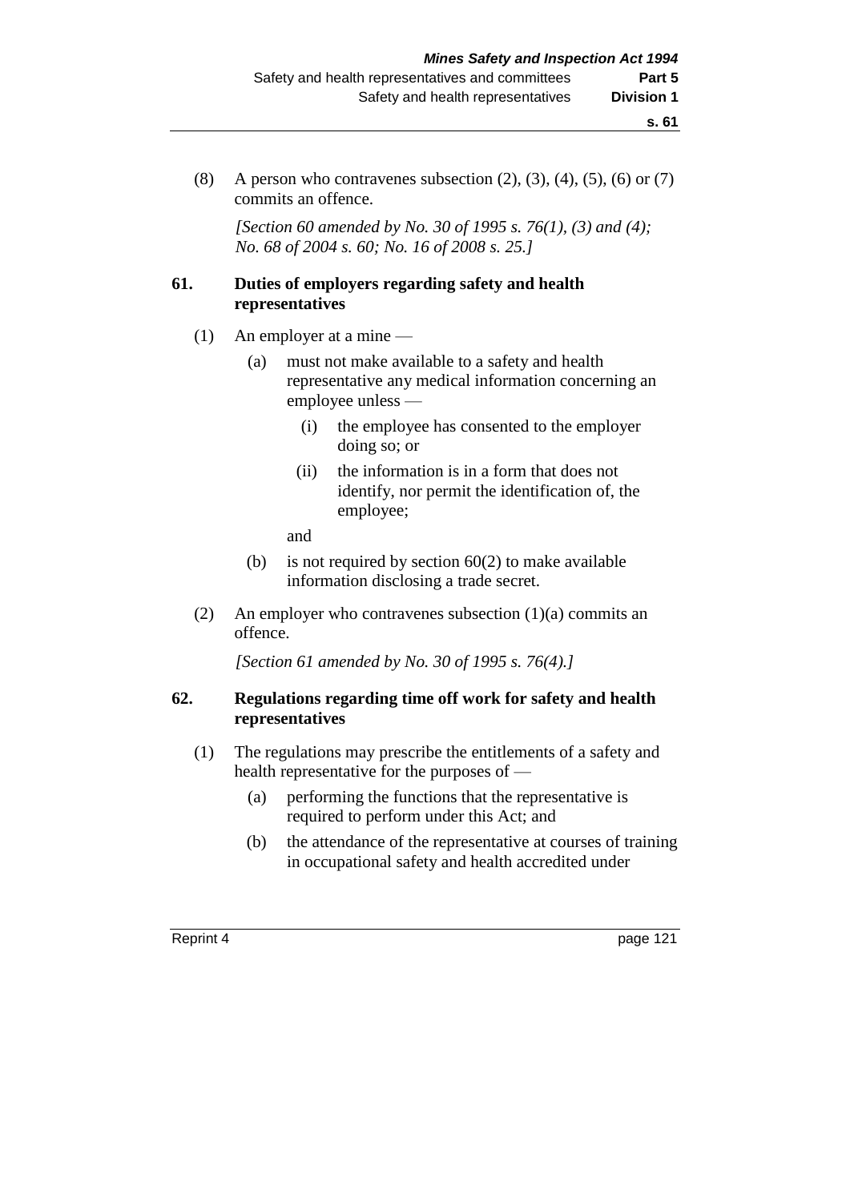(8) A person who contravenes subsection (2), (3), (4), (5), (6) or (7) commits an offence.

*[Section 60 amended by No. 30 of 1995 s. 76(1), (3) and (4); No. 68 of 2004 s. 60; No. 16 of 2008 s. 25.]*

## 61. Duties of employers regarding safety and health representatives

(1) An employer at a mine —

- (a) must not make available to a safety and health representative any medical information concerning an employee unless —
  - (i) the employee has consented to the employer doing so; or
  - (ii) the information is in a form that does not identify, nor permit the identification of, the employee;

  and
- (b) is not required by section 60(2) to make available information disclosing a trade secret.

(2) An employer who contravenes subsection (1)(a) commits an offence.

*[Section 61 amended by No. 30 of 1995 s. 76(4).]*

## 62. Regulations regarding time off work for safety and health representatives

(1) The regulations may prescribe the entitlements of a safety and health representative for the purposes of —

- (a) performing the functions that the representative is required to perform under this Act; and
- (b) the attendance of the representative at courses of training in occupational safety and health accredited under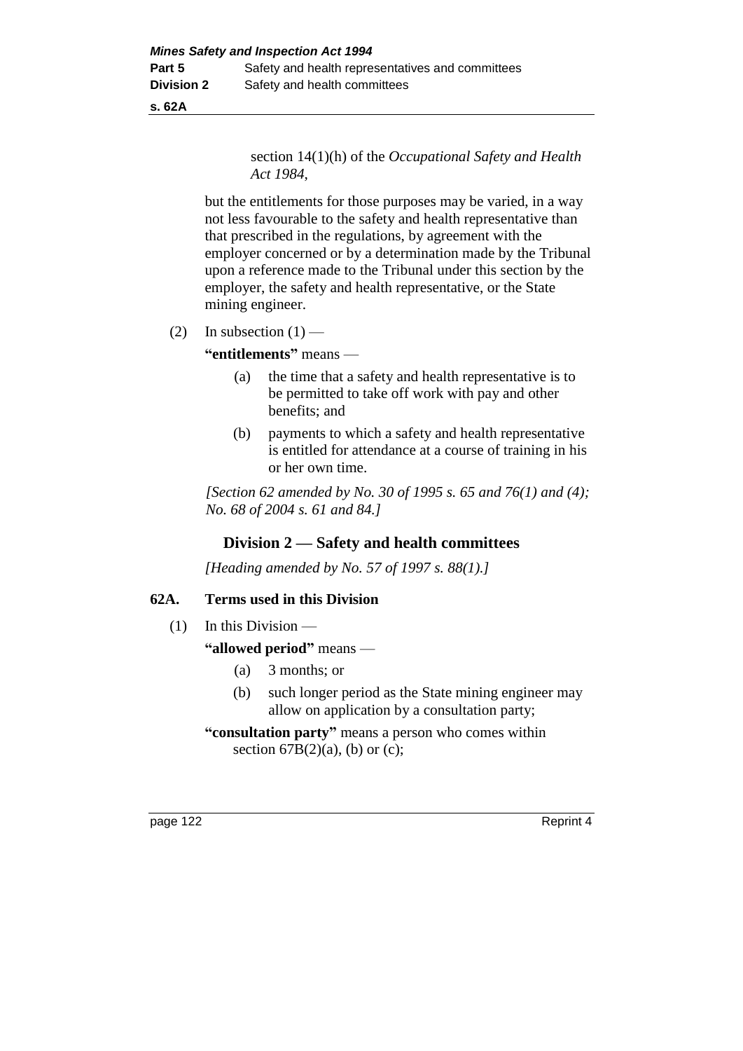section 14(1)(h) of the *Occupational Safety and Health Act 1984*,

but the entitlements for those purposes may be varied, in a way not less favourable to the safety and health representative than that prescribed in the regulations, by agreement with the employer concerned or by a determination made by the Tribunal upon a reference made to the Tribunal under this section by the employer, the safety and health representative, or the State mining engineer.

(2) In subsection (1) —

**"entitlements"** means —

(a) the time that a safety and health representative is to be permitted to take off work with pay and other benefits; and

(b) payments to which a safety and health representative is entitled for attendance at a course of training in his or her own time.

*[Section 62 amended by No. 30 of 1995 s. 65 and 76(1) and (4); No. 68 of 2004 s. 61 and 84.]*

## Division 2 — Safety and health committees

*[Heading amended by No. 57 of 1997 s. 88(1).]*

### 62A. Terms used in this Division

(1) In this Division —

**"allowed period"** means —

(a) 3 months; or

(b) such longer period as the State mining engineer may allow on application by a consultation party;

**"consultation party"** means a person who comes within section 67B(2)(a), (b) or (c);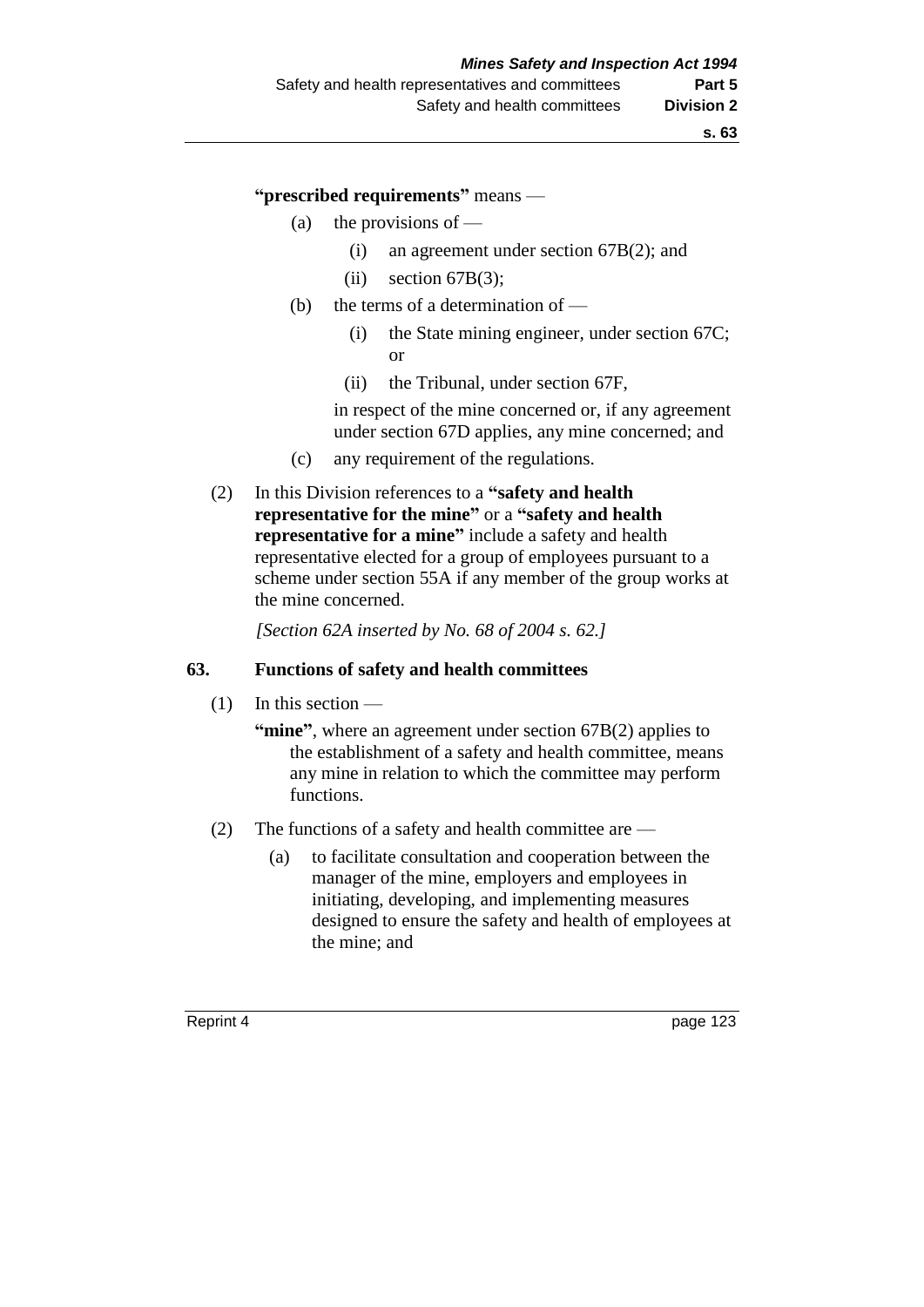**"prescribed requirements"** means —

(a) the provisions of —

(i) an agreement under section 67B(2); and

(ii) section 67B(3);

(b) the terms of a determination of —

(i) the State mining engineer, under section 67C; or

(ii) the Tribunal, under section 67F,

in respect of the mine concerned or, if any agreement under section 67D applies, any mine concerned; and

(c) any requirement of the regulations.

(2) In this Division references to a **"safety and health representative for the mine"** or a **"safety and health representative for a mine"** include a safety and health representative elected for a group of employees pursuant to a scheme under section 55A if any member of the group works at the mine concerned.

*[Section 62A inserted by No. 68 of 2004 s. 62.]*

## 63. Functions of safety and health committees

(1) In this section —

**"mine"**, where an agreement under section 67B(2) applies to the establishment of a safety and health committee, means any mine in relation to which the committee may perform functions.

(2) The functions of a safety and health committee are —

(a) to facilitate consultation and cooperation between the manager of the mine, employers and employees in initiating, developing, and implementing measures designed to ensure the safety and health of employees at the mine; and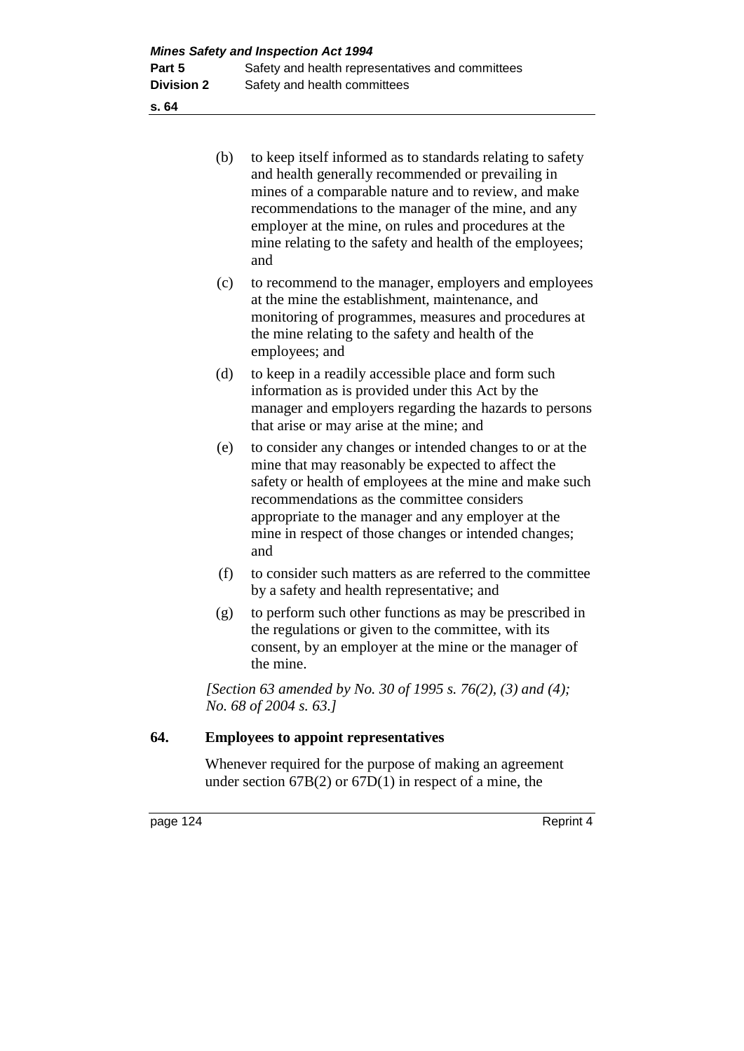(b) to keep itself informed as to standards relating to safety and health generally recommended or prevailing in mines of a comparable nature and to review, and make recommendations to the manager of the mine, and any employer at the mine, on rules and procedures at the mine relating to the safety and health of the employees; and

(c) to recommend to the manager, employers and employees at the mine the establishment, maintenance, and monitoring of programmes, measures and procedures at the mine relating to the safety and health of the employees; and

(d) to keep in a readily accessible place and form such information as is provided under this Act by the manager and employers regarding the hazards to persons that arise or may arise at the mine; and

(e) to consider any changes or intended changes to or at the mine that may reasonably be expected to affect the safety or health of employees at the mine and make such recommendations as the committee considers appropriate to the manager and any employer at the mine in respect of those changes or intended changes; and

(f) to consider such matters as are referred to the committee by a safety and health representative; and

(g) to perform such other functions as may be prescribed in the regulations or given to the committee, with its consent, by an employer at the mine or the manager of the mine.

*[Section 63 amended by No. 30 of 1995 s. 76(2), (3) and (4); No. 68 of 2004 s. 63.]*

### 64. Employees to appoint representatives

Whenever required for the purpose of making an agreement under section 67B(2) or 67D(1) in respect of a mine, the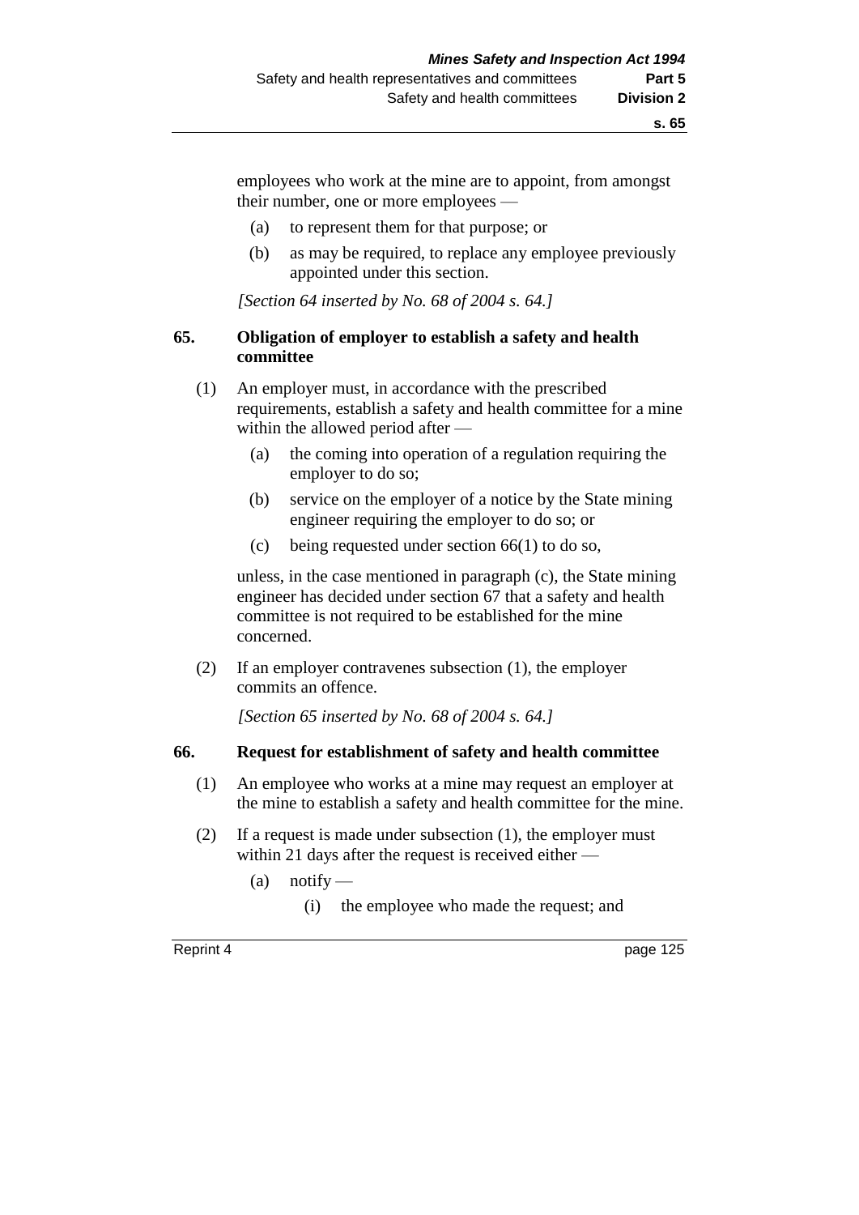employees who work at the mine are to appoint, from amongst their number, one or more employees —

(a) to represent them for that purpose; or

(b) as may be required, to replace any employee previously appointed under this section.

*[Section 64 inserted by No. 68 of 2004 s. 64.]*

### 65. Obligation of employer to establish a safety and health committee

(1) An employer must, in accordance with the prescribed requirements, establish a safety and health committee for a mine within the allowed period after —

(a) the coming into operation of a regulation requiring the employer to do so;

(b) service on the employer of a notice by the State mining engineer requiring the employer to do so; or

(c) being requested under section 66(1) to do so,

unless, in the case mentioned in paragraph (c), the State mining engineer has decided under section 67 that a safety and health committee is not required to be established for the mine concerned.

(2) If an employer contravenes subsection (1), the employer commits an offence.

*[Section 65 inserted by No. 68 of 2004 s. 64.]*

### 66. Request for establishment of safety and health committee

(1) An employee who works at a mine may request an employer at the mine to establish a safety and health committee for the mine.

(2) If a request is made under subsection (1), the employer must within 21 days after the request is received either —

(a) notify —

(i) the employee who made the request; and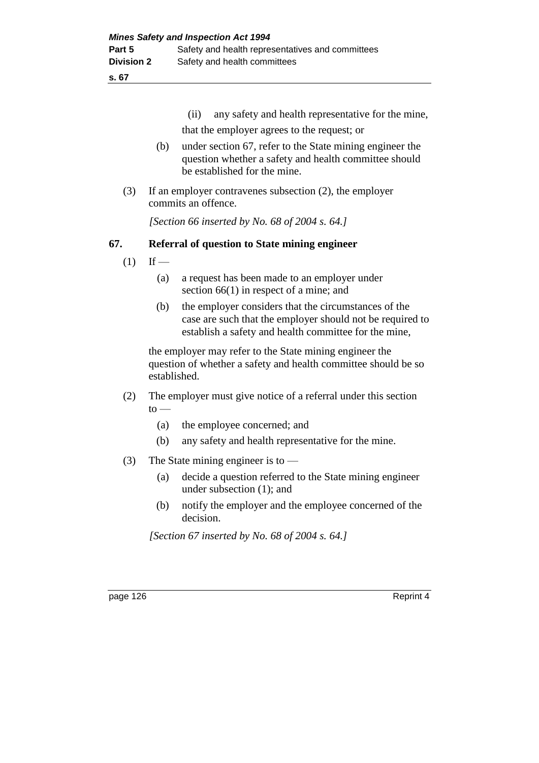(ii) any safety and health representative for the mine,

that the employer agrees to the request; or

(b) under section 67, refer to the State mining engineer the question whether a safety and health committee should be established for the mine.

(3) If an employer contravenes subsection (2), the employer commits an offence.

*[Section 66 inserted by No. 68 of 2004 s. 64.]*

### 67. Referral of question to State mining engineer

(1) If —

(a) a request has been made to an employer under section 66(1) in respect of a mine; and

(b) the employer considers that the circumstances of the case are such that the employer should not be required to establish a safety and health committee for the mine,

the employer may refer to the State mining engineer the question of whether a safety and health committee should be so established.

(2) The employer must give notice of a referral under this section to —

(a) the employee concerned; and

(b) any safety and health representative for the mine.

(3) The State mining engineer is to —

(a) decide a question referred to the State mining engineer under subsection (1); and

(b) notify the employer and the employee concerned of the decision.

*[Section 67 inserted by No. 68 of 2004 s. 64.]*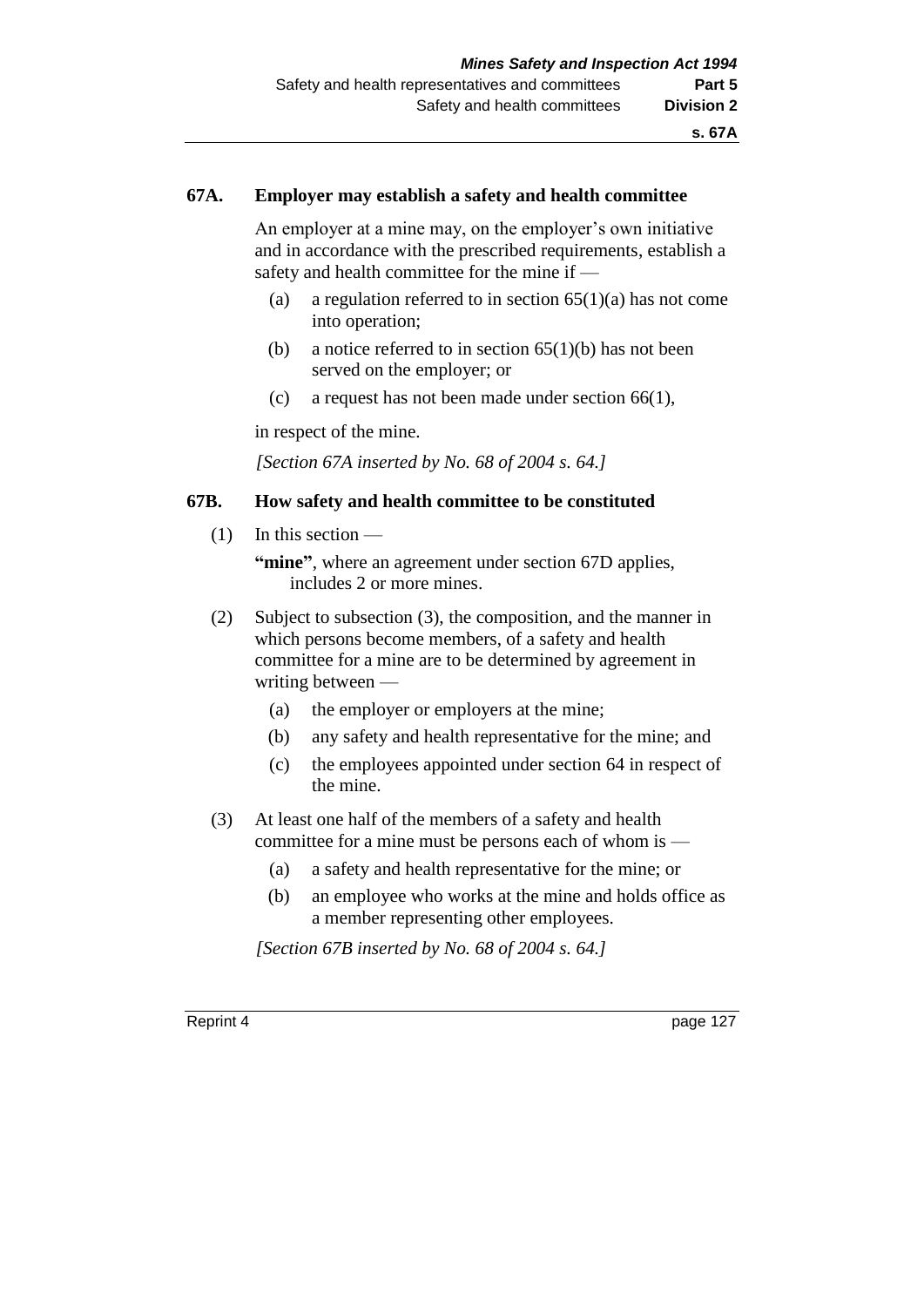## 67A. Employer may establish a safety and health committee

An employer at a mine may, on the employer's own initiative and in accordance with the prescribed requirements, establish a safety and health committee for the mine if —

(a) a regulation referred to in section 65(1)(a) has not come into operation;

(b) a notice referred to in section 65(1)(b) has not been served on the employer; or

(c) a request has not been made under section 66(1),

in respect of the mine.

*[Section 67A inserted by No. 68 of 2004 s. 64.]*

## 67B. How safety and health committee to be constituted

(1) In this section —

**"mine"**, where an agreement under section 67D applies, includes 2 or more mines.

(2) Subject to subsection (3), the composition, and the manner in which persons become members, of a safety and health committee for a mine are to be determined by agreement in writing between —

(a) the employer or employers at the mine;

(b) any safety and health representative for the mine; and

(c) the employees appointed under section 64 in respect of the mine.

(3) At least one half of the members of a safety and health committee for a mine must be persons each of whom is —

(a) a safety and health representative for the mine; or

(b) an employee who works at the mine and holds office as a member representing other employees.

*[Section 67B inserted by No. 68 of 2004 s. 64.]*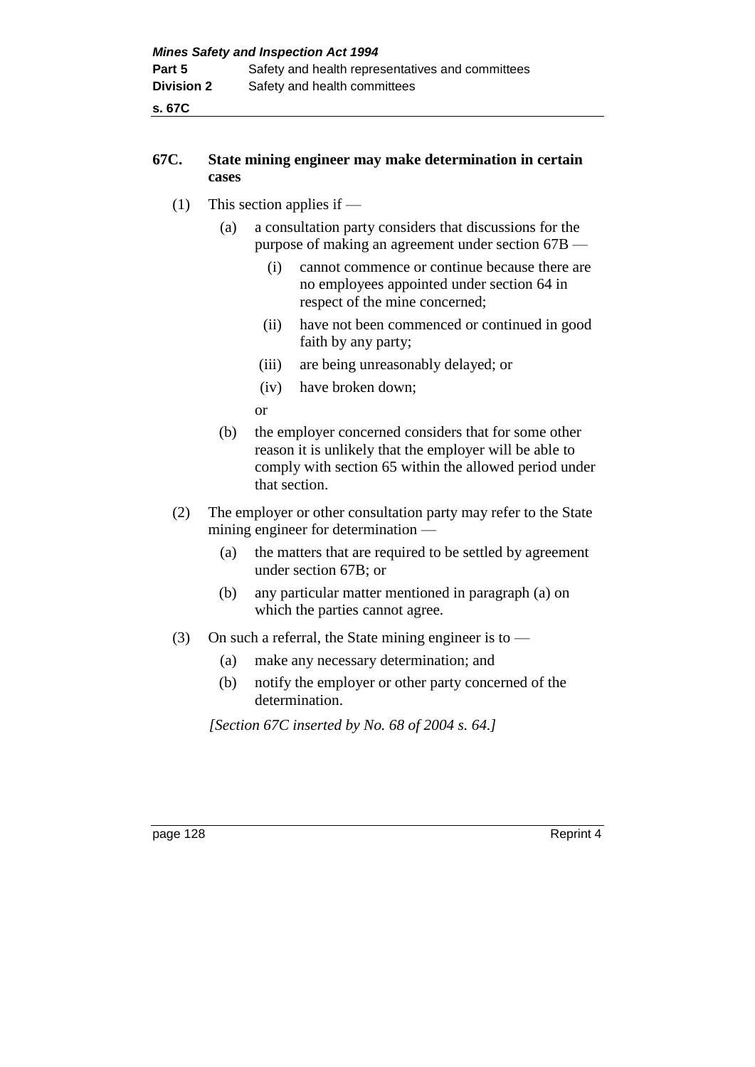### 67C. State mining engineer may make determination in certain cases

(1) This section applies if —

   (a) a consultation party considers that discussions for the purpose of making an agreement under section 67B —

      (i) cannot commence or continue because there are no employees appointed under section 64 in respect of the mine concerned;

      (ii) have not been commenced or continued in good faith by any party;

      (iii) are being unreasonably delayed; or

      (iv) have broken down;

   or

   (b) the employer concerned considers that for some other reason it is unlikely that the employer will be able to comply with section 65 within the allowed period under that section.

(2) The employer or other consultation party may refer to the State mining engineer for determination —

   (a) the matters that are required to be settled by agreement under section 67B; or

   (b) any particular matter mentioned in paragraph (a) on which the parties cannot agree.

(3) On such a referral, the State mining engineer is to —

   (a) make any necessary determination; and

   (b) notify the employer or other party concerned of the determination.

*[Section 67C inserted by No. 68 of 2004 s. 64.]*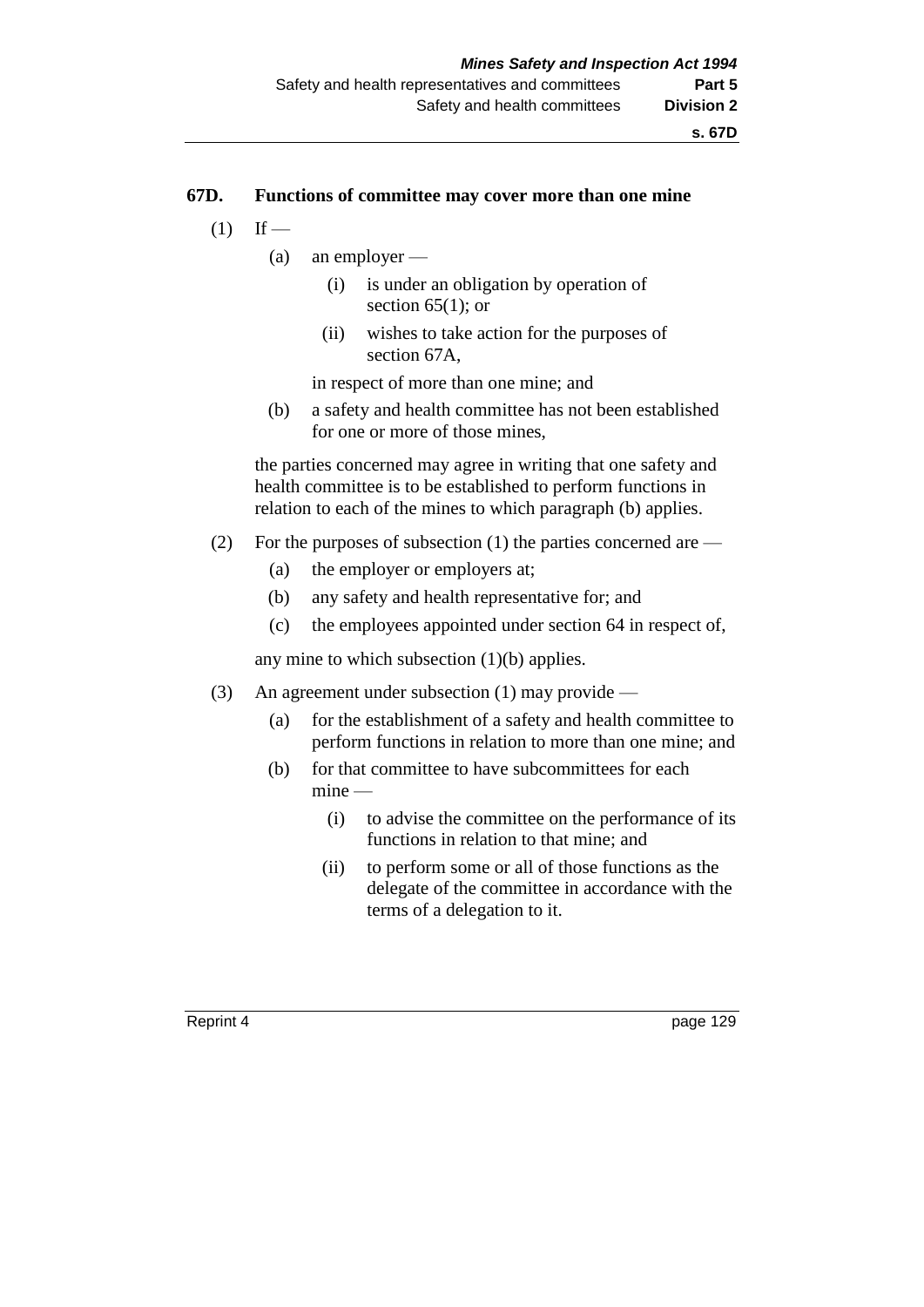## 67D. Functions of committee may cover more than one mine

(1) If —

  (a) an employer —

    (i) is under an obligation by operation of section 65(1); or

    (ii) wishes to take action for the purposes of section 67A,

  in respect of more than one mine; and

  (b) a safety and health committee has not been established for one or more of those mines,

the parties concerned may agree in writing that one safety and health committee is to be established to perform functions in relation to each of the mines to which paragraph (b) applies.

(2) For the purposes of subsection (1) the parties concerned are —

  (a) the employer or employers at;

  (b) any safety and health representative for; and

  (c) the employees appointed under section 64 in respect of,

any mine to which subsection (1)(b) applies.

(3) An agreement under subsection (1) may provide —

  (a) for the establishment of a safety and health committee to perform functions in relation to more than one mine; and

  (b) for that committee to have subcommittees for each mine —

    (i) to advise the committee on the performance of its functions in relation to that mine; and

    (ii) to perform some or all of those functions as the delegate of the committee in accordance with the terms of a delegation to it.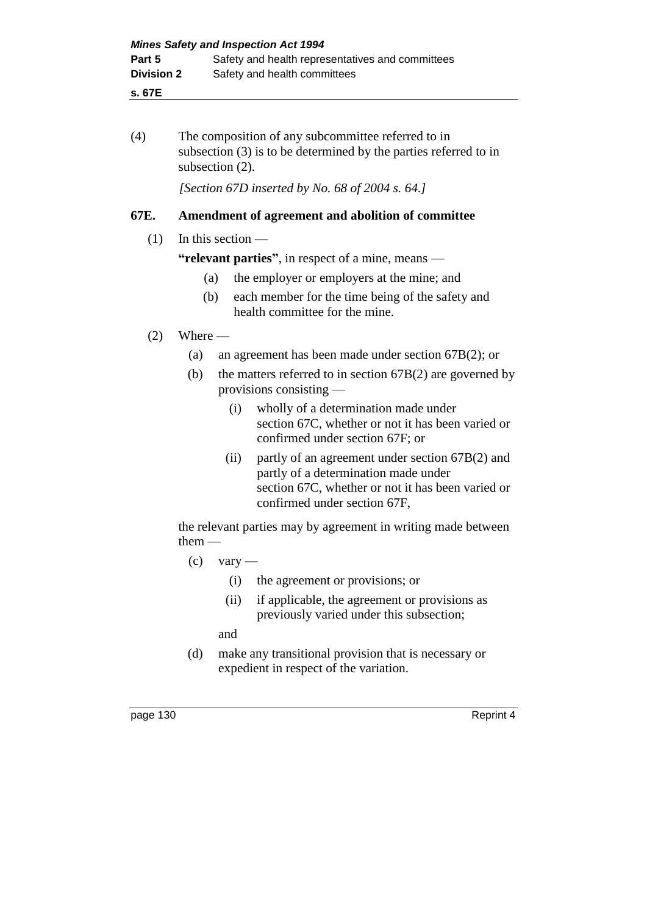(4) The composition of any subcommittee referred to in subsection (3) is to be determined by the parties referred to in subsection (2).

*[Section 67D inserted by No. 68 of 2004 s. 64.]*

### 67E. Amendment of agreement and abolition of committee

(1) In this section —

**"relevant parties"**, in respect of a mine, means —

- (a) the employer or employers at the mine; and
- (b) each member for the time being of the safety and health committee for the mine.

(2) Where —

- (a) an agreement has been made under section 67B(2); or
- (b) the matters referred to in section 67B(2) are governed by provisions consisting —
  - (i) wholly of a determination made under section 67C, whether or not it has been varied or confirmed under section 67F; or
  - (ii) partly of an agreement under section 67B(2) and partly of a determination made under section 67C, whether or not it has been varied or confirmed under section 67F,

the relevant parties may by agreement in writing made between them —

- (c) vary —
  - (i) the agreement or provisions; or
  - (ii) if applicable, the agreement or provisions as previously varied under this subsection;

  and
- (d) make any transitional provision that is necessary or expedient in respect of the variation.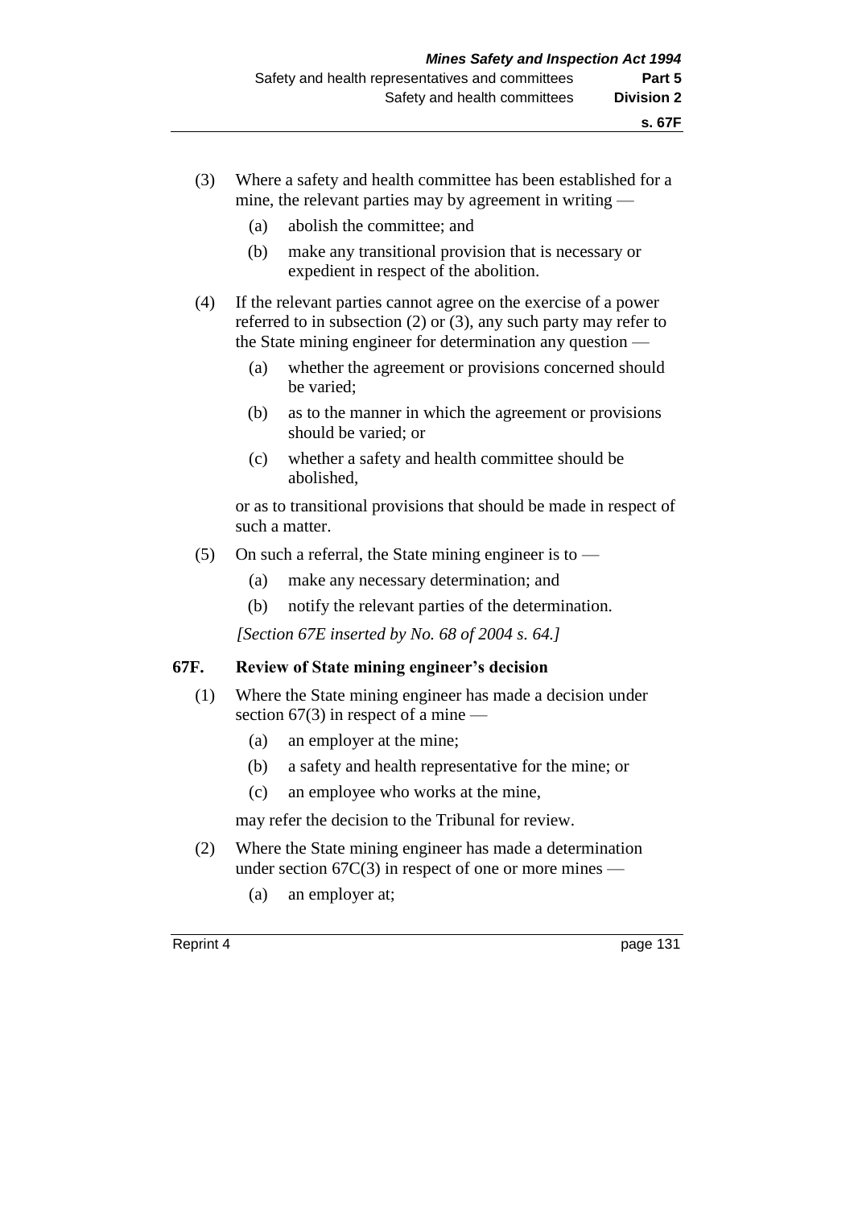(3) Where a safety and health committee has been established for a mine, the relevant parties may by agreement in writing —

   (a) abolish the committee; and

   (b) make any transitional provision that is necessary or expedient in respect of the abolition.

(4) If the relevant parties cannot agree on the exercise of a power referred to in subsection (2) or (3), any such party may refer to the State mining engineer for determination any question —

   (a) whether the agreement or provisions concerned should be varied;

   (b) as to the manner in which the agreement or provisions should be varied; or

   (c) whether a safety and health committee should be abolished,

or as to transitional provisions that should be made in respect of such a matter.

(5) On such a referral, the State mining engineer is to —

   (a) make any necessary determination; and

   (b) notify the relevant parties of the determination.

*[Section 67E inserted by No. 68 of 2004 s. 64.]*

### 67F. Review of State mining engineer's decision

(1) Where the State mining engineer has made a decision under section 67(3) in respect of a mine —

   (a) an employer at the mine;

   (b) a safety and health representative for the mine; or

   (c) an employee who works at the mine,

may refer the decision to the Tribunal for review.

(2) Where the State mining engineer has made a determination under section 67C(3) in respect of one or more mines —

   (a) an employer at;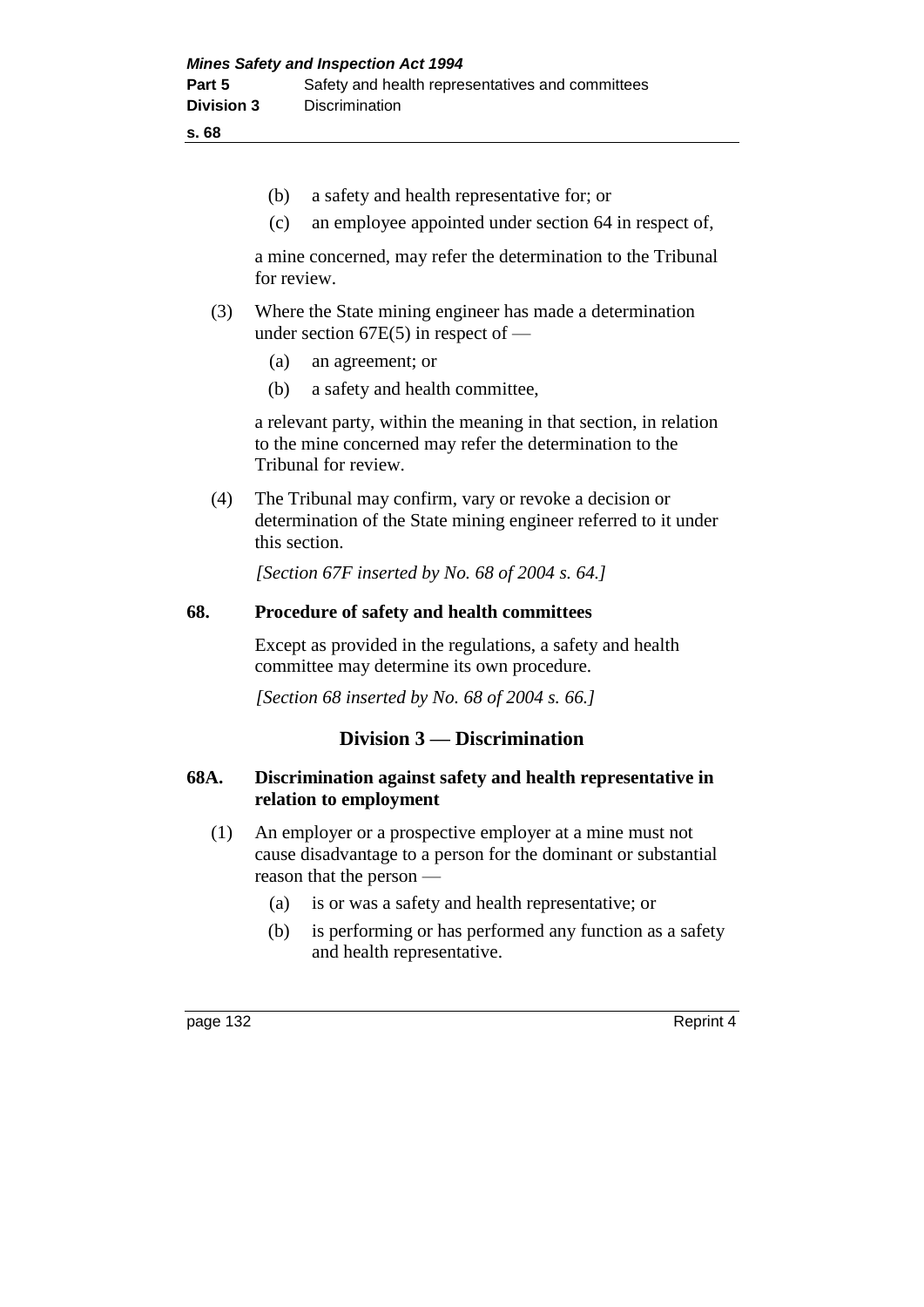(b) a safety and health representative for; or

(c) an employee appointed under section 64 in respect of,

a mine concerned, may refer the determination to the Tribunal for review.

(3) Where the State mining engineer has made a determination under section 67E(5) in respect of —

(a) an agreement; or

(b) a safety and health committee,

a relevant party, within the meaning in that section, in relation to the mine concerned may refer the determination to the Tribunal for review.

(4) The Tribunal may confirm, vary or revoke a decision or determination of the State mining engineer referred to it under this section.

*[Section 67F inserted by No. 68 of 2004 s. 64.]*

### 68. Procedure of safety and health committees

Except as provided in the regulations, a safety and health committee may determine its own procedure.

*[Section 68 inserted by No. 68 of 2004 s. 66.]*

## Division 3 — Discrimination

### 68A. Discrimination against safety and health representative in relation to employment

(1) An employer or a prospective employer at a mine must not cause disadvantage to a person for the dominant or substantial reason that the person —

(a) is or was a safety and health representative; or

(b) is performing or has performed any function as a safety and health representative.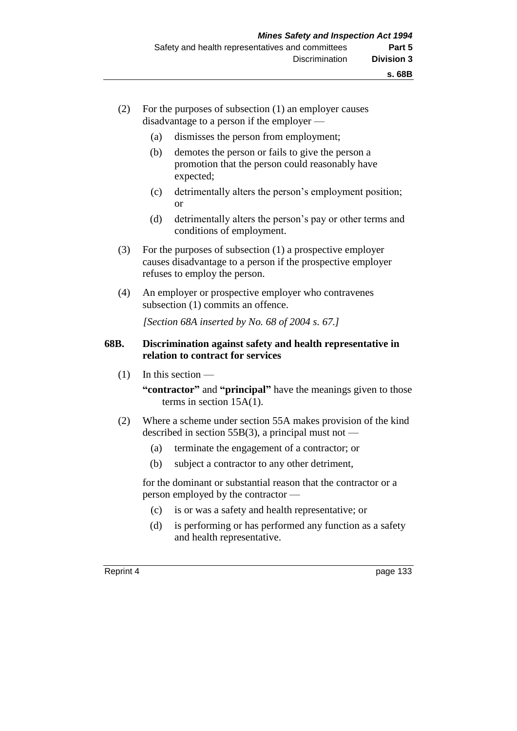(2) For the purposes of subsection (1) an employer causes disadvantage to a person if the employer —

(a) dismisses the person from employment;

(b) demotes the person or fails to give the person a promotion that the person could reasonably have expected;

(c) detrimentally alters the person's employment position; or

(d) detrimentally alters the person's pay or other terms and conditions of employment.

(3) For the purposes of subsection (1) a prospective employer causes disadvantage to a person if the prospective employer refuses to employ the person.

(4) An employer or prospective employer who contravenes subsection (1) commits an offence.

*[Section 68A inserted by No. 68 of 2004 s. 67.]*

**68B. Discrimination against safety and health representative in relation to contract for services**

(1) In this section —

**"contractor"** and **"principal"** have the meanings given to those terms in section 15A(1).

(2) Where a scheme under section 55A makes provision of the kind described in section 55B(3), a principal must not —

(a) terminate the engagement of a contractor; or

(b) subject a contractor to any other detriment,

for the dominant or substantial reason that the contractor or a person employed by the contractor —

(c) is or was a safety and health representative; or

(d) is performing or has performed any function as a safety and health representative.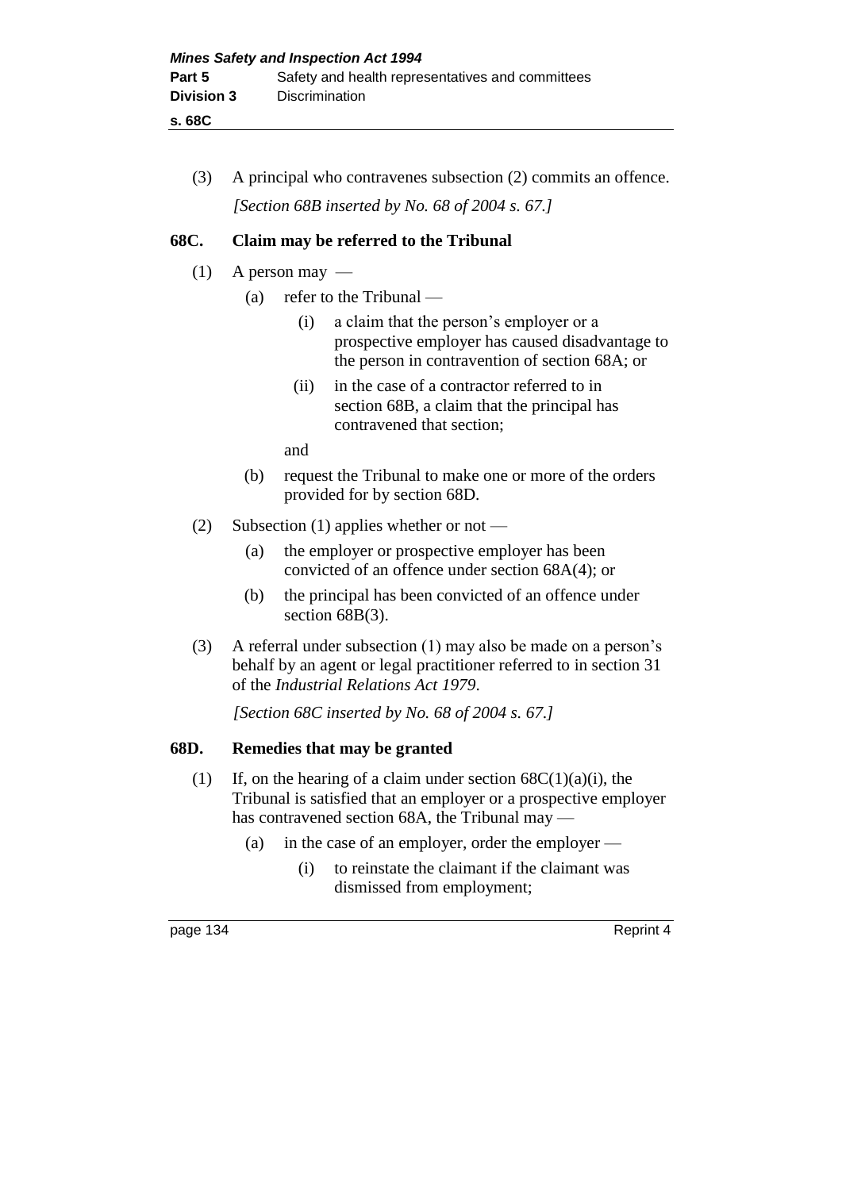(3) A principal who contravenes subsection (2) commits an offence.

*[Section 68B inserted by No. 68 of 2004 s. 67.]*

## 68C. Claim may be referred to the Tribunal

(1) A person may —

 (a) refer to the Tribunal —

  (i) a claim that the person's employer or a prospective employer has caused disadvantage to the person in contravention of section 68A; or

  (ii) in the case of a contractor referred to in section 68B, a claim that the principal has contravened that section;

 and

 (b) request the Tribunal to make one or more of the orders provided for by section 68D.

(2) Subsection (1) applies whether or not —

 (a) the employer or prospective employer has been convicted of an offence under section 68A(4); or

 (b) the principal has been convicted of an offence under section 68B(3).

(3) A referral under subsection (1) may also be made on a person's behalf by an agent or legal practitioner referred to in section 31 of the *Industrial Relations Act 1979*.

*[Section 68C inserted by No. 68 of 2004 s. 67.]*

## 68D. Remedies that may be granted

(1) If, on the hearing of a claim under section 68C(1)(a)(i), the Tribunal is satisfied that an employer or a prospective employer has contravened section 68A, the Tribunal may —

 (a) in the case of an employer, order the employer —

  (i) to reinstate the claimant if the claimant was dismissed from employment;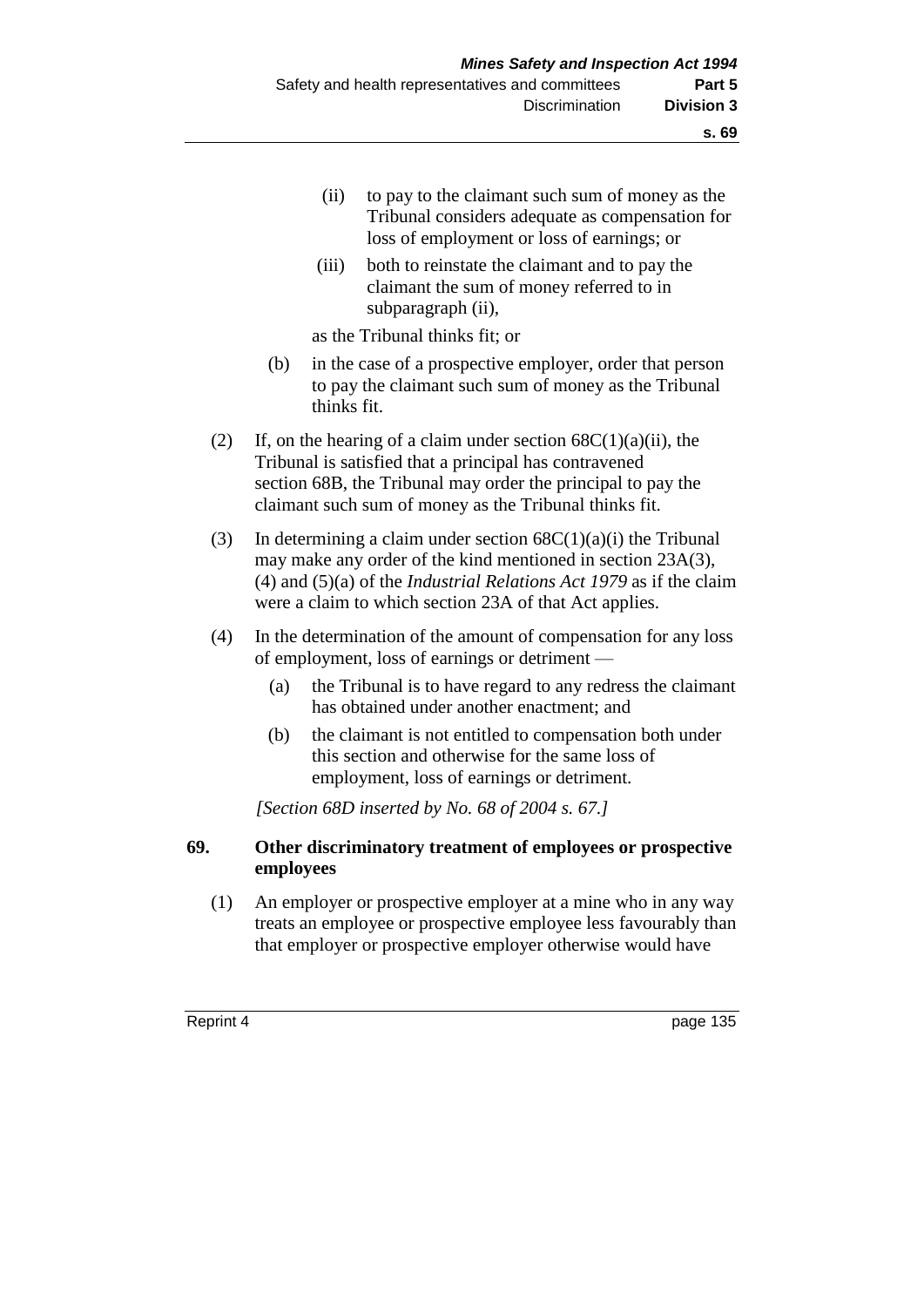(ii) to pay to the claimant such sum of money as the Tribunal considers adequate as compensation for loss of employment or loss of earnings; or

(iii) both to reinstate the claimant and to pay the claimant the sum of money referred to in subparagraph (ii),

as the Tribunal thinks fit; or

(b) in the case of a prospective employer, order that person to pay the claimant such sum of money as the Tribunal thinks fit.

(2) If, on the hearing of a claim under section 68C(1)(a)(ii), the Tribunal is satisfied that a principal has contravened section 68B, the Tribunal may order the principal to pay the claimant such sum of money as the Tribunal thinks fit.

(3) In determining a claim under section 68C(1)(a)(i) the Tribunal may make any order of the kind mentioned in section 23A(3), (4) and (5)(a) of the *Industrial Relations Act 1979* as if the claim were a claim to which section 23A of that Act applies.

(4) In the determination of the amount of compensation for any loss of employment, loss of earnings or detriment —

(a) the Tribunal is to have regard to any redress the claimant has obtained under another enactment; and

(b) the claimant is not entitled to compensation both under this section and otherwise for the same loss of employment, loss of earnings or detriment.

*[Section 68D inserted by No. 68 of 2004 s. 67.]*

## 69. Other discriminatory treatment of employees or prospective employees

(1) An employer or prospective employer at a mine who in any way treats an employee or prospective employee less favourably than that employer or prospective employer otherwise would have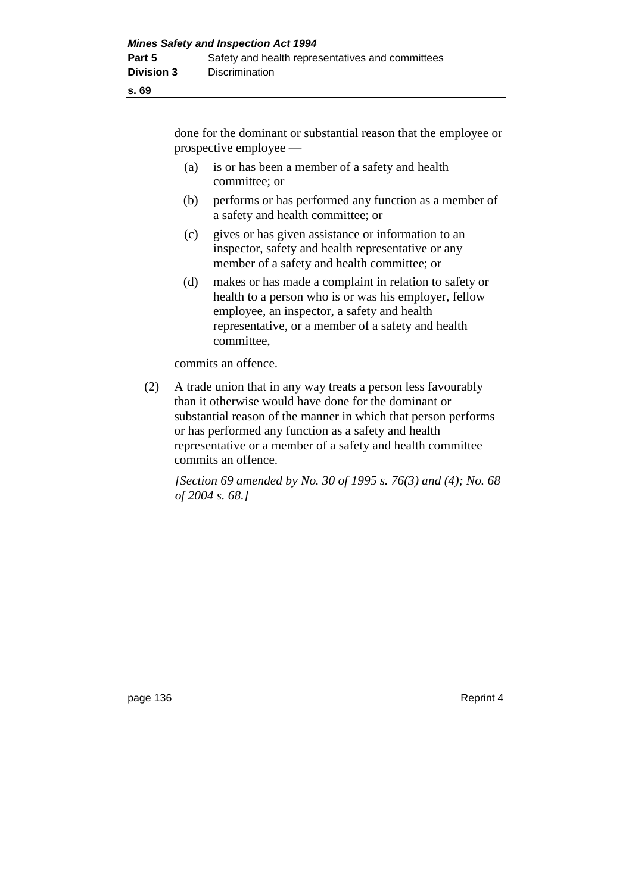done for the dominant or substantial reason that the employee or prospective employee —

(a) is or has been a member of a safety and health committee; or

(b) performs or has performed any function as a member of a safety and health committee; or

(c) gives or has given assistance or information to an inspector, safety and health representative or any member of a safety and health committee; or

(d) makes or has made a complaint in relation to safety or health to a person who is or was his employer, fellow employee, an inspector, a safety and health representative, or a member of a safety and health committee,

commits an offence.

(2) A trade union that in any way treats a person less favourably than it otherwise would have done for the dominant or substantial reason of the manner in which that person performs or has performed any function as a safety and health representative or a member of a safety and health committee commits an offence.

*[Section 69 amended by No. 30 of 1995 s. 76(3) and (4); No. 68 of 2004 s. 68.]*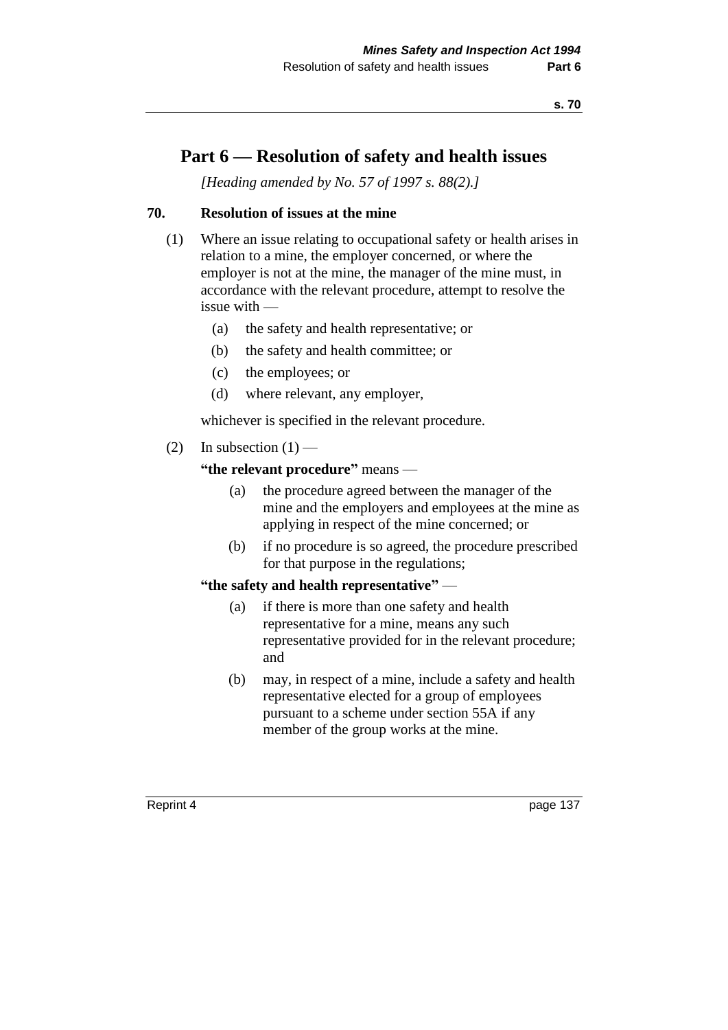# Part 6 — Resolution of safety and health issues

*[Heading amended by No. 57 of 1997 s. 88(2).]*

## 70. Resolution of issues at the mine

(1) Where an issue relating to occupational safety or health arises in relation to a mine, the employer concerned, or where the employer is not at the mine, the manager of the mine must, in accordance with the relevant procedure, attempt to resolve the issue with —

- (a) the safety and health representative; or
- (b) the safety and health committee; or
- (c) the employees; or
- (d) where relevant, any employer,

whichever is specified in the relevant procedure.

(2) In subsection (1) —

**"the relevant procedure"** means —

- (a) the procedure agreed between the manager of the mine and the employers and employees at the mine as applying in respect of the mine concerned; or
- (b) if no procedure is so agreed, the procedure prescribed for that purpose in the regulations;

**"the safety and health representative"** —

- (a) if there is more than one safety and health representative for a mine, means any such representative provided for in the relevant procedure; and
- (b) may, in respect of a mine, include a safety and health representative elected for a group of employees pursuant to a scheme under section 55A if any member of the group works at the mine.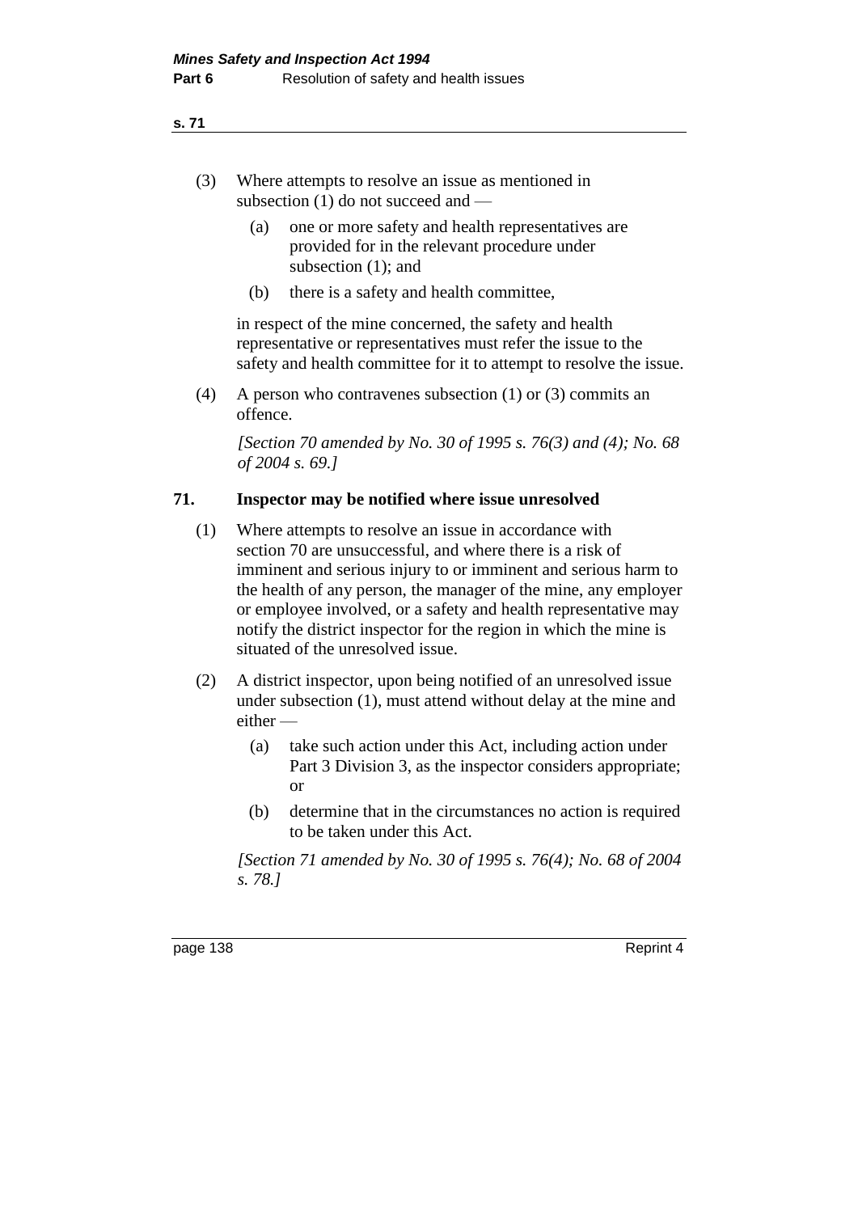(3) Where attempts to resolve an issue as mentioned in subsection (1) do not succeed and —

(a) one or more safety and health representatives are provided for in the relevant procedure under subsection (1); and

(b) there is a safety and health committee,

in respect of the mine concerned, the safety and health representative or representatives must refer the issue to the safety and health committee for it to attempt to resolve the issue.

(4) A person who contravenes subsection (1) or (3) commits an offence.

*[Section 70 amended by No. 30 of 1995 s. 76(3) and (4); No. 68 of 2004 s. 69.]*

## 71. Inspector may be notified where issue unresolved

(1) Where attempts to resolve an issue in accordance with section 70 are unsuccessful, and where there is a risk of imminent and serious injury to or imminent and serious harm to the health of any person, the manager of the mine, any employer or employee involved, or a safety and health representative may notify the district inspector for the region in which the mine is situated of the unresolved issue.

(2) A district inspector, upon being notified of an unresolved issue under subsection (1), must attend without delay at the mine and either —

(a) take such action under this Act, including action under Part 3 Division 3, as the inspector considers appropriate; or

(b) determine that in the circumstances no action is required to be taken under this Act.

*[Section 71 amended by No. 30 of 1995 s. 76(4); No. 68 of 2004 s. 78.]*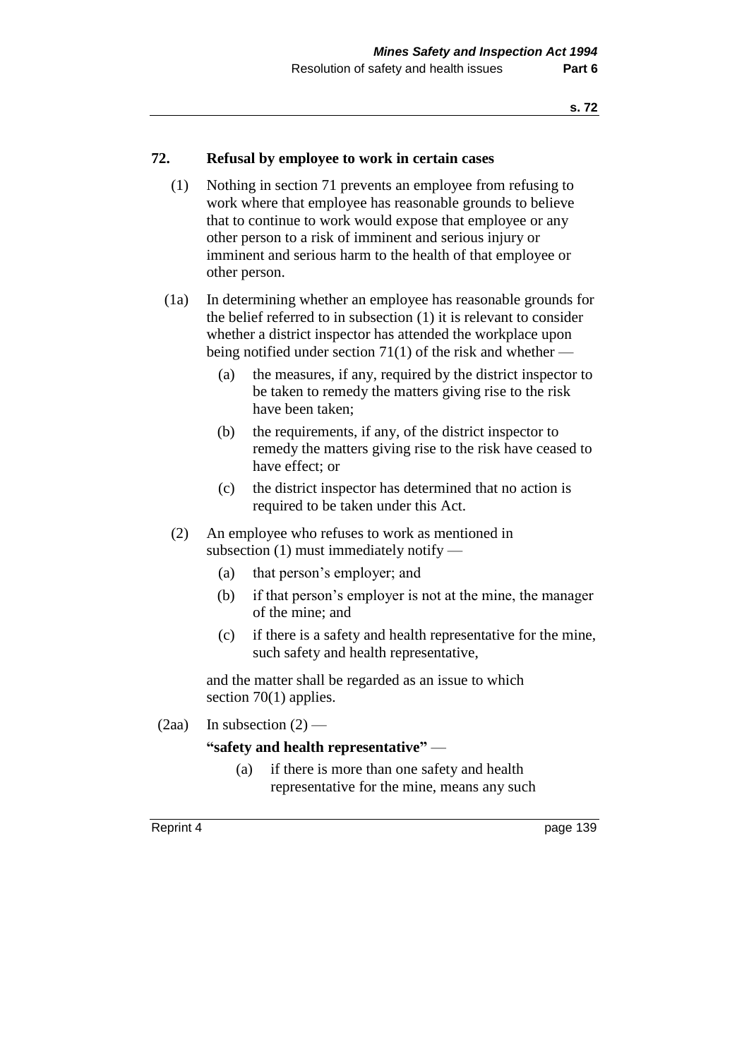## 72. Refusal by employee to work in certain cases

(1) Nothing in section 71 prevents an employee from refusing to work where that employee has reasonable grounds to believe that to continue to work would expose that employee or any other person to a risk of imminent and serious injury or imminent and serious harm to the health of that employee or other person.

(1a) In determining whether an employee has reasonable grounds for the belief referred to in subsection (1) it is relevant to consider whether a district inspector has attended the workplace upon being notified under section 71(1) of the risk and whether —

- (a) the measures, if any, required by the district inspector to be taken to remedy the matters giving rise to the risk have been taken;
- (b) the requirements, if any, of the district inspector to remedy the matters giving rise to the risk have ceased to have effect; or
- (c) the district inspector has determined that no action is required to be taken under this Act.

(2) An employee who refuses to work as mentioned in subsection (1) must immediately notify —

- (a) that person's employer; and
- (b) if that person's employer is not at the mine, the manager of the mine; and
- (c) if there is a safety and health representative for the mine, such safety and health representative,

and the matter shall be regarded as an issue to which section 70(1) applies.

(2aa) In subsection (2) —

**"safety and health representative"** —

- (a) if there is more than one safety and health representative for the mine, means any such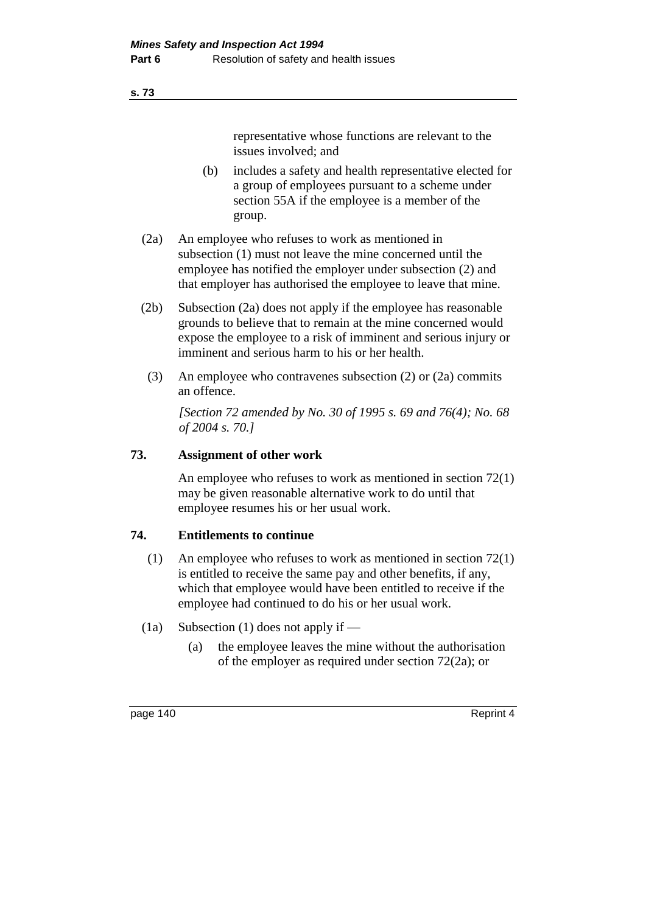representative whose functions are relevant to the issues involved; and

(b) includes a safety and health representative elected for a group of employees pursuant to a scheme under section 55A if the employee is a member of the group.

(2a) An employee who refuses to work as mentioned in subsection (1) must not leave the mine concerned until the employee has notified the employer under subsection (2) and that employer has authorised the employee to leave that mine.

(2b) Subsection (2a) does not apply if the employee has reasonable grounds to believe that to remain at the mine concerned would expose the employee to a risk of imminent and serious injury or imminent and serious harm to his or her health.

(3) An employee who contravenes subsection (2) or (2a) commits an offence.

*[Section 72 amended by No. 30 of 1995 s. 69 and 76(4); No. 68 of 2004 s. 70.]*

### 73. Assignment of other work

An employee who refuses to work as mentioned in section 72(1) may be given reasonable alternative work to do until that employee resumes his or her usual work.

### 74. Entitlements to continue

(1) An employee who refuses to work as mentioned in section 72(1) is entitled to receive the same pay and other benefits, if any, which that employee would have been entitled to receive if the employee had continued to do his or her usual work.

(1a) Subsection (1) does not apply if —

(a) the employee leaves the mine without the authorisation of the employer as required under section 72(2a); or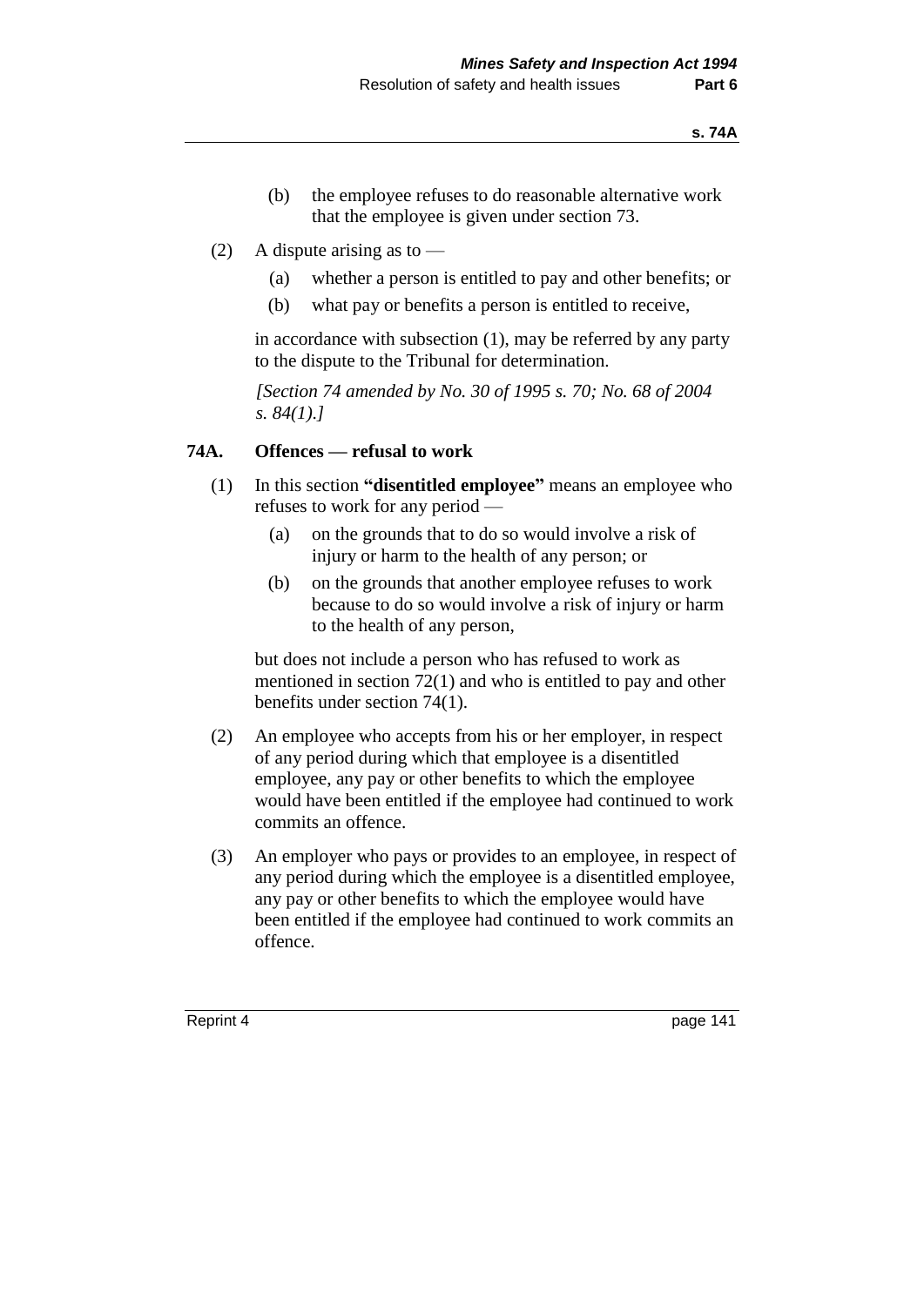(b) the employee refuses to do reasonable alternative work that the employee is given under section 73.

(2) A dispute arising as to —

(a) whether a person is entitled to pay and other benefits; or

(b) what pay or benefits a person is entitled to receive,

in accordance with subsection (1), may be referred by any party to the dispute to the Tribunal for determination.

*[Section 74 amended by No. 30 of 1995 s. 70; No. 68 of 2004 s. 84(1).]*

### 74A. Offences — refusal to work

(1) In this section **"disentitled employee"** means an employee who refuses to work for any period —

(a) on the grounds that to do so would involve a risk of injury or harm to the health of any person; or

(b) on the grounds that another employee refuses to work because to do so would involve a risk of injury or harm to the health of any person,

but does not include a person who has refused to work as mentioned in section 72(1) and who is entitled to pay and other benefits under section 74(1).

(2) An employee who accepts from his or her employer, in respect of any period during which that employee is a disentitled employee, any pay or other benefits to which the employee would have been entitled if the employee had continued to work commits an offence.

(3) An employer who pays or provides to an employee, in respect of any period during which the employee is a disentitled employee, any pay or other benefits to which the employee would have been entitled if the employee had continued to work commits an offence.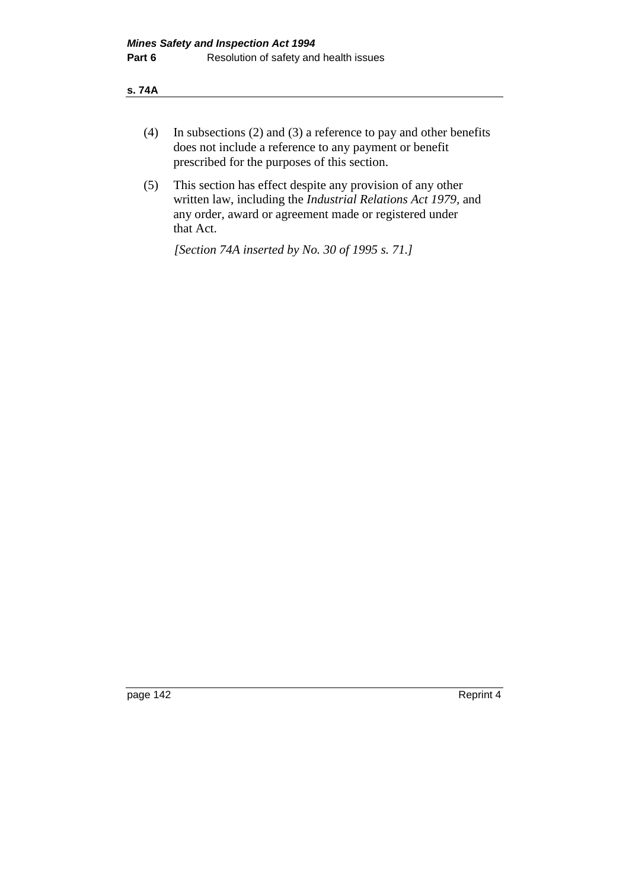(4) In subsections (2) and (3) a reference to pay and other benefits does not include a reference to any payment or benefit prescribed for the purposes of this section.

(5) This section has effect despite any provision of any other written law, including the *Industrial Relations Act 1979*, and any order, award or agreement made or registered under that Act.

*[Section 74A inserted by No. 30 of 1995 s. 71.]*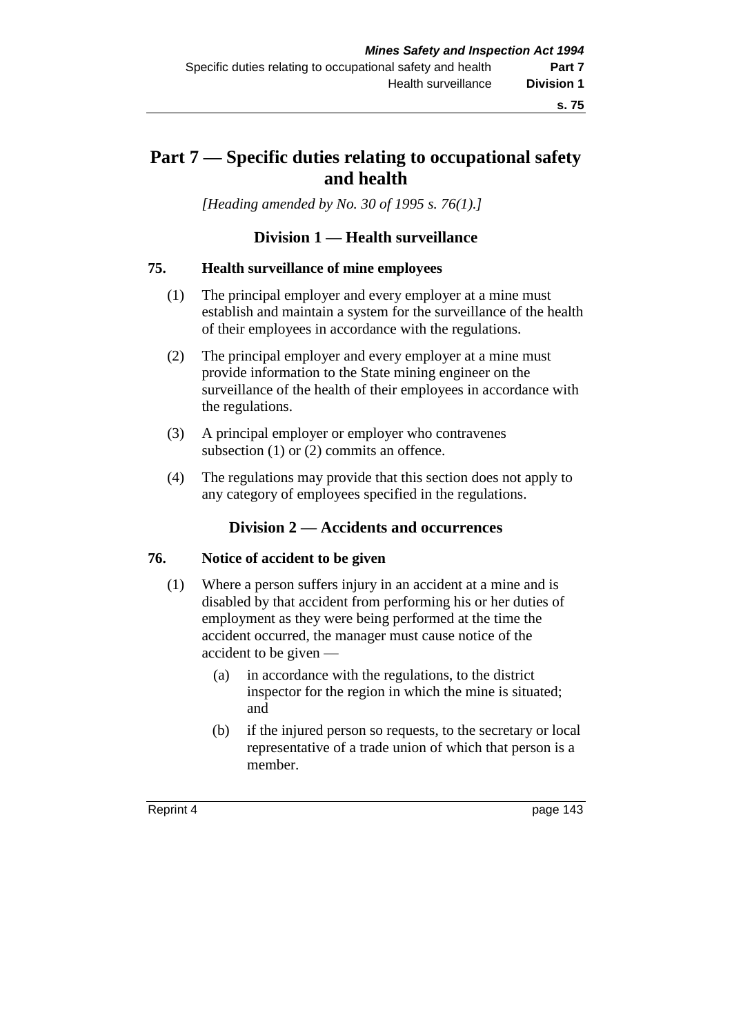# Part 7 — Specific duties relating to occupational safety and health

*[Heading amended by No. 30 of 1995 s. 76(1).]*

## Division 1 — Health surveillance

### 75. Health surveillance of mine employees

(1) The principal employer and every employer at a mine must establish and maintain a system for the surveillance of the health of their employees in accordance with the regulations.

(2) The principal employer and every employer at a mine must provide information to the State mining engineer on the surveillance of the health of their employees in accordance with the regulations.

(3) A principal employer or employer who contravenes subsection (1) or (2) commits an offence.

(4) The regulations may provide that this section does not apply to any category of employees specified in the regulations.

## Division 2 — Accidents and occurrences

### 76. Notice of accident to be given

(1) Where a person suffers injury in an accident at a mine and is disabled by that accident from performing his or her duties of employment as they were being performed at the time the accident occurred, the manager must cause notice of the accident to be given —

(a) in accordance with the regulations, to the district inspector for the region in which the mine is situated; and

(b) if the injured person so requests, to the secretary or local representative of a trade union of which that person is a member.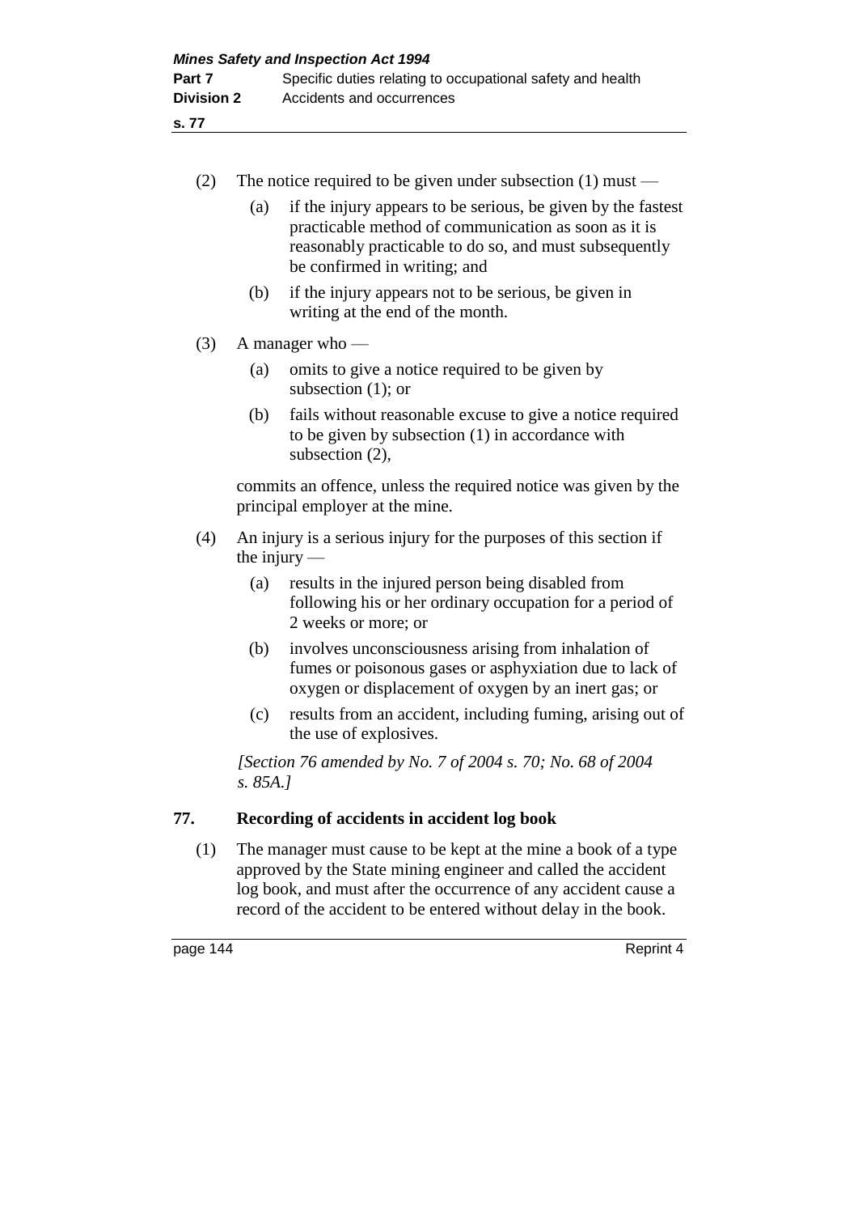(2) The notice required to be given under subsection (1) must —

(a) if the injury appears to be serious, be given by the fastest practicable method of communication as soon as it is reasonably practicable to do so, and must subsequently be confirmed in writing; and

(b) if the injury appears not to be serious, be given in writing at the end of the month.

(3) A manager who —

(a) omits to give a notice required to be given by subsection (1); or

(b) fails without reasonable excuse to give a notice required to be given by subsection (1) in accordance with subsection (2),

commits an offence, unless the required notice was given by the principal employer at the mine.

(4) An injury is a serious injury for the purposes of this section if the injury —

(a) results in the injured person being disabled from following his or her ordinary occupation for a period of 2 weeks or more; or

(b) involves unconsciousness arising from inhalation of fumes or poisonous gases or asphyxiation due to lack of oxygen or displacement of oxygen by an inert gas; or

(c) results from an accident, including fuming, arising out of the use of explosives.

*[Section 76 amended by No. 7 of 2004 s. 70; No. 68 of 2004 s. 85A.]*

### 77. Recording of accidents in accident log book

(1) The manager must cause to be kept at the mine a book of a type approved by the State mining engineer and called the accident log book, and must after the occurrence of any accident cause a record of the accident to be entered without delay in the book.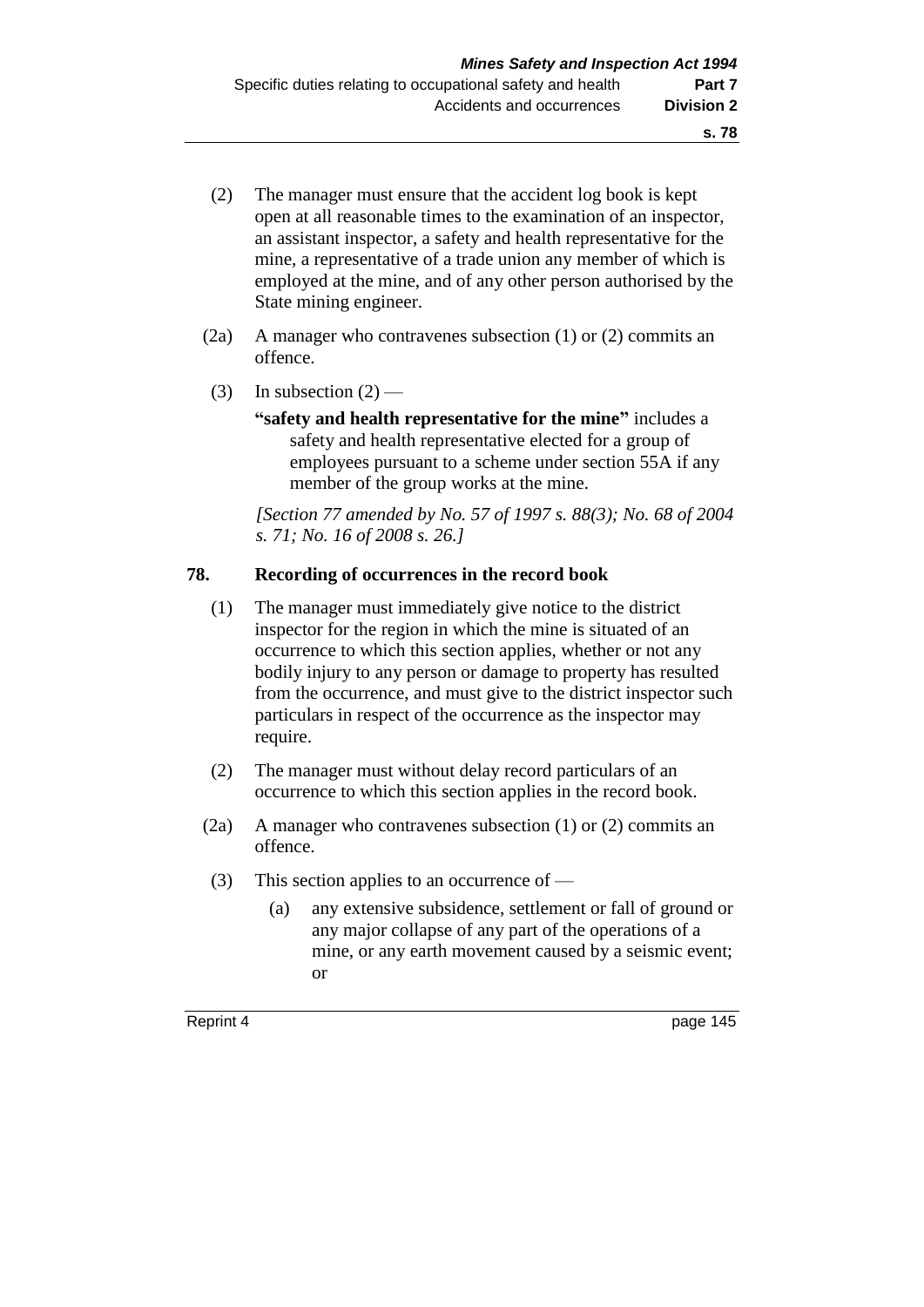(2) The manager must ensure that the accident log book is kept open at all reasonable times to the examination of an inspector, an assistant inspector, a safety and health representative for the mine, a representative of a trade union any member of which is employed at the mine, and of any other person authorised by the State mining engineer.

(2a) A manager who contravenes subsection (1) or (2) commits an offence.

(3) In subsection (2) —

**"safety and health representative for the mine"** includes a safety and health representative elected for a group of employees pursuant to a scheme under section 55A if any member of the group works at the mine.

*[Section 77 amended by No. 57 of 1997 s. 88(3); No. 68 of 2004 s. 71; No. 16 of 2008 s. 26.]*

## 78. Recording of occurrences in the record book

(1) The manager must immediately give notice to the district inspector for the region in which the mine is situated of an occurrence to which this section applies, whether or not any bodily injury to any person or damage to property has resulted from the occurrence, and must give to the district inspector such particulars in respect of the occurrence as the inspector may require.

(2) The manager must without delay record particulars of an occurrence to which this section applies in the record book.

(2a) A manager who contravenes subsection (1) or (2) commits an offence.

(3) This section applies to an occurrence of —

(a) any extensive subsidence, settlement or fall of ground or any major collapse of any part of the operations of a mine, or any earth movement caused by a seismic event; or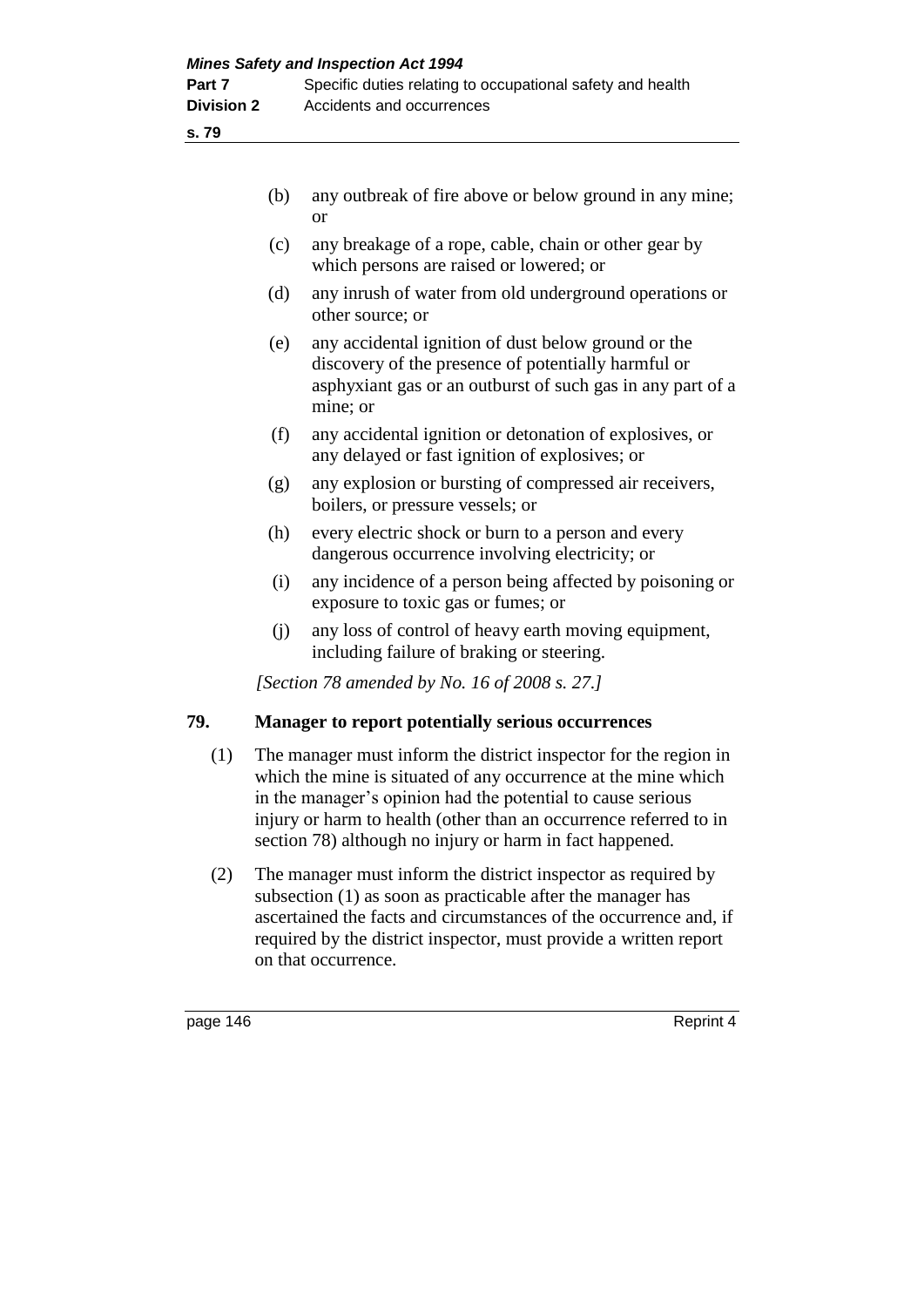(b) any outbreak of fire above or below ground in any mine; or

(c) any breakage of a rope, cable, chain or other gear by which persons are raised or lowered; or

(d) any inrush of water from old underground operations or other source; or

(e) any accidental ignition of dust below ground or the discovery of the presence of potentially harmful or asphyxiant gas or an outburst of such gas in any part of a mine; or

(f) any accidental ignition or detonation of explosives, or any delayed or fast ignition of explosives; or

(g) any explosion or bursting of compressed air receivers, boilers, or pressure vessels; or

(h) every electric shock or burn to a person and every dangerous occurrence involving electricity; or

(i) any incidence of a person being affected by poisoning or exposure to toxic gas or fumes; or

(j) any loss of control of heavy earth moving equipment, including failure of braking or steering.

*[Section 78 amended by No. 16 of 2008 s. 27.]*

## 79. Manager to report potentially serious occurrences

(1) The manager must inform the district inspector for the region in which the mine is situated of any occurrence at the mine which in the manager's opinion had the potential to cause serious injury or harm to health (other than an occurrence referred to in section 78) although no injury or harm in fact happened.

(2) The manager must inform the district inspector as required by subsection (1) as soon as practicable after the manager has ascertained the facts and circumstances of the occurrence and, if required by the district inspector, must provide a written report on that occurrence.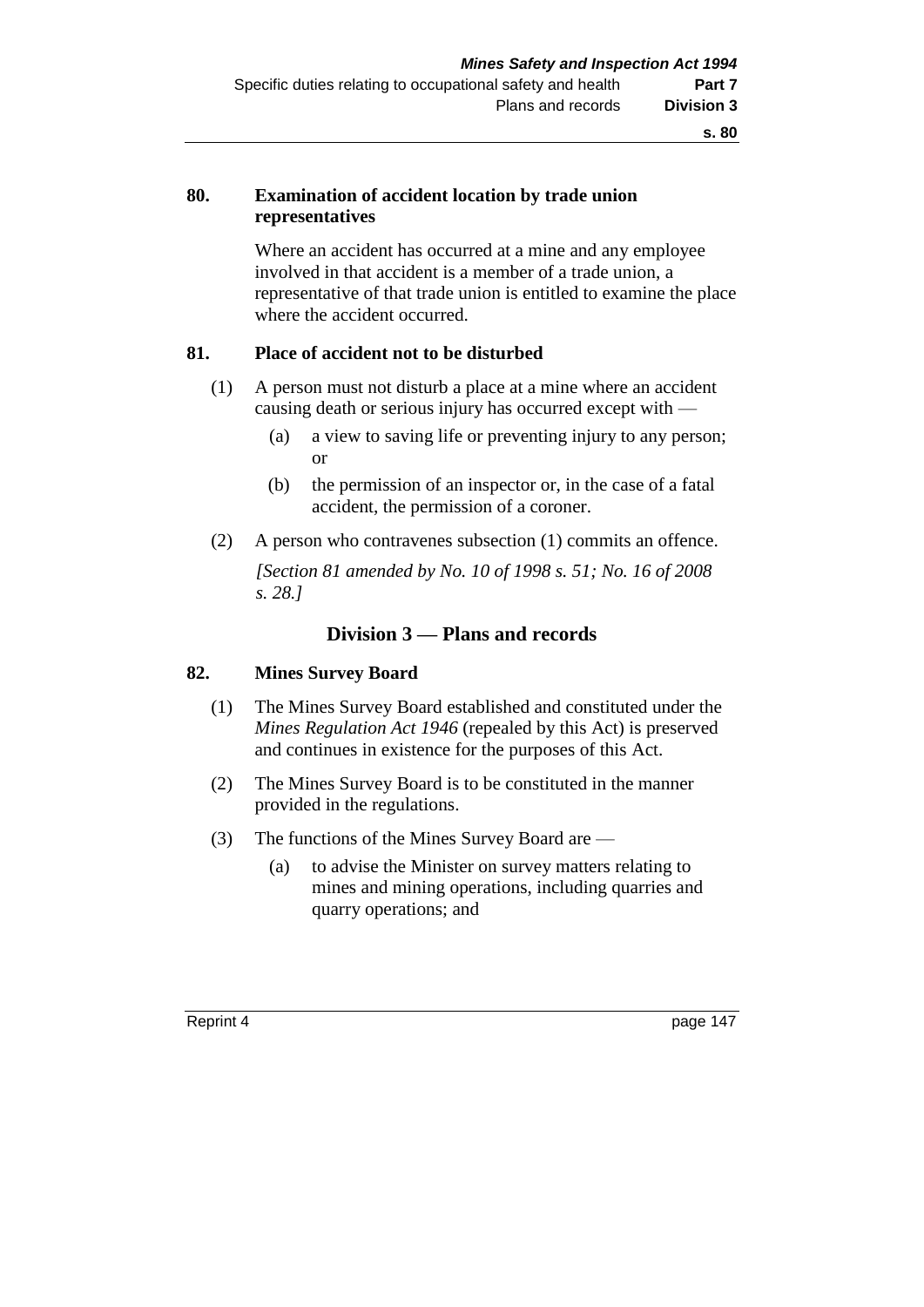**80. Examination of accident location by trade union representatives**

Where an accident has occurred at a mine and any employee involved in that accident is a member of a trade union, a representative of that trade union is entitled to examine the place where the accident occurred.

**81. Place of accident not to be disturbed**

(1) A person must not disturb a place at a mine where an accident causing death or serious injury has occurred except with —

(a) a view to saving life or preventing injury to any person; or

(b) the permission of an inspector or, in the case of a fatal accident, the permission of a coroner.

(2) A person who contravenes subsection (1) commits an offence.

*[Section 81 amended by No. 10 of 1998 s. 51; No. 16 of 2008 s. 28.]*

## Division 3 — Plans and records

**82. Mines Survey Board**

(1) The Mines Survey Board established and constituted under the *Mines Regulation Act 1946* (repealed by this Act) is preserved and continues in existence for the purposes of this Act.

(2) The Mines Survey Board is to be constituted in the manner provided in the regulations.

(3) The functions of the Mines Survey Board are —

(a) to advise the Minister on survey matters relating to mines and mining operations, including quarries and quarry operations; and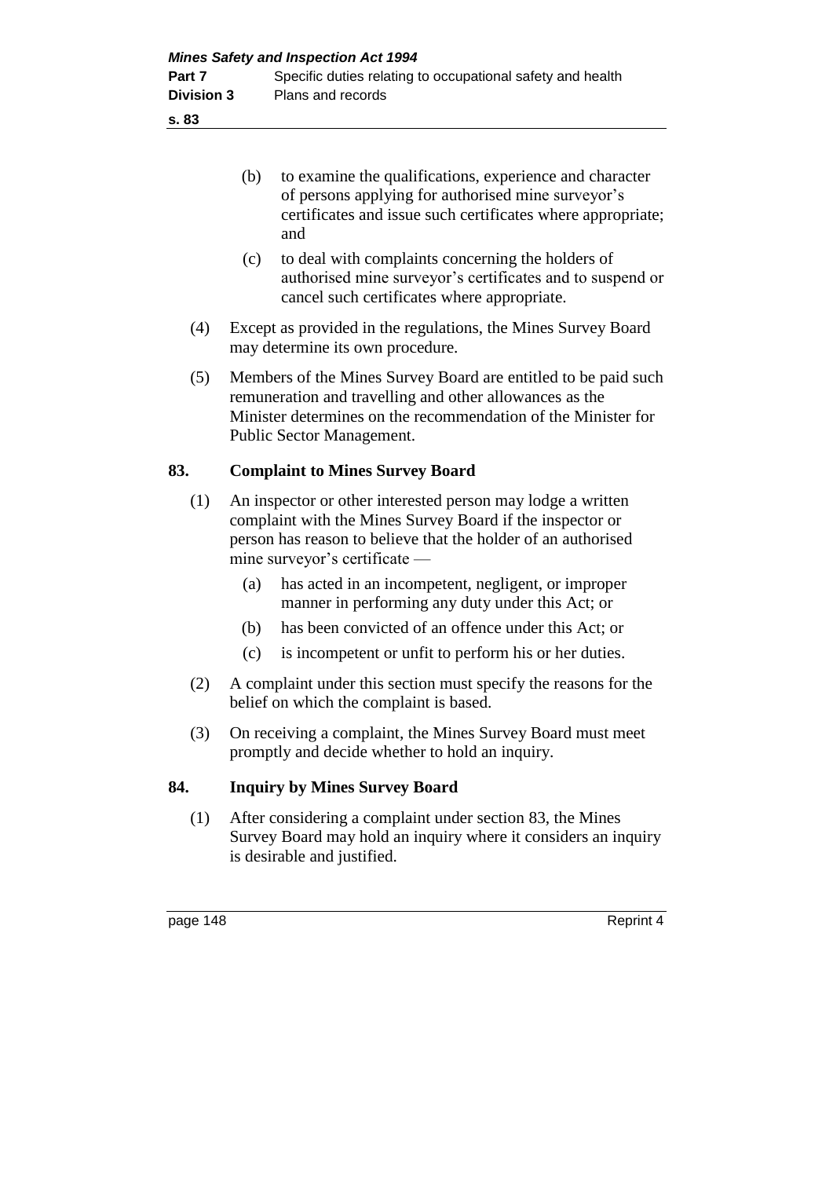(b) to examine the qualifications, experience and character of persons applying for authorised mine surveyor's certificates and issue such certificates where appropriate; and

(c) to deal with complaints concerning the holders of authorised mine surveyor's certificates and to suspend or cancel such certificates where appropriate.

(4) Except as provided in the regulations, the Mines Survey Board may determine its own procedure.

(5) Members of the Mines Survey Board are entitled to be paid such remuneration and travelling and other allowances as the Minister determines on the recommendation of the Minister for Public Sector Management.

## 83. Complaint to Mines Survey Board

(1) An inspector or other interested person may lodge a written complaint with the Mines Survey Board if the inspector or person has reason to believe that the holder of an authorised mine surveyor's certificate —

(a) has acted in an incompetent, negligent, or improper manner in performing any duty under this Act; or

(b) has been convicted of an offence under this Act; or

(c) is incompetent or unfit to perform his or her duties.

(2) A complaint under this section must specify the reasons for the belief on which the complaint is based.

(3) On receiving a complaint, the Mines Survey Board must meet promptly and decide whether to hold an inquiry.

## 84. Inquiry by Mines Survey Board

(1) After considering a complaint under section 83, the Mines Survey Board may hold an inquiry where it considers an inquiry is desirable and justified.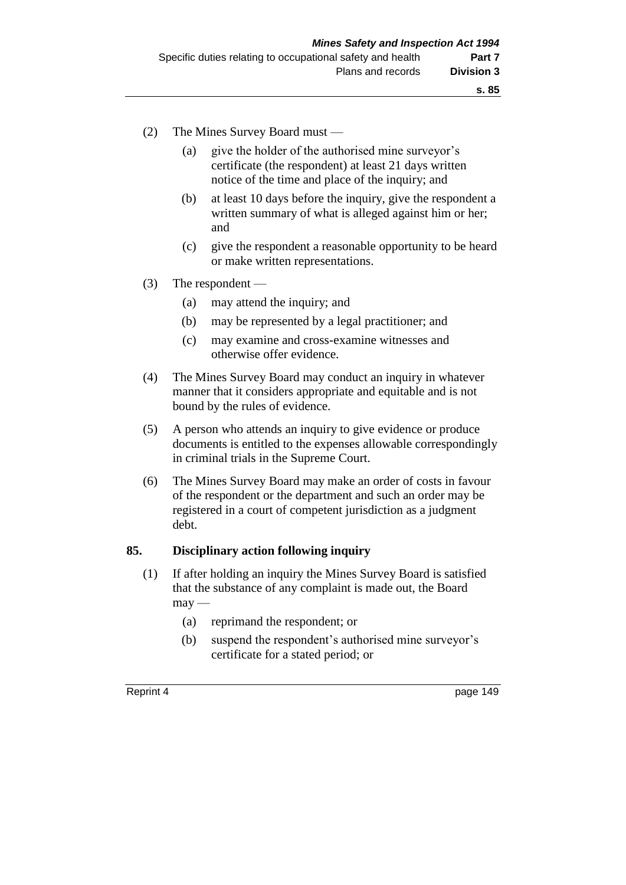(2) The Mines Survey Board must —

  (a) give the holder of the authorised mine surveyor's certificate (the respondent) at least 21 days written notice of the time and place of the inquiry; and

  (b) at least 10 days before the inquiry, give the respondent a written summary of what is alleged against him or her; and

  (c) give the respondent a reasonable opportunity to be heard or make written representations.

(3) The respondent —

  (a) may attend the inquiry; and

  (b) may be represented by a legal practitioner; and

  (c) may examine and cross-examine witnesses and otherwise offer evidence.

(4) The Mines Survey Board may conduct an inquiry in whatever manner that it considers appropriate and equitable and is not bound by the rules of evidence.

(5) A person who attends an inquiry to give evidence or produce documents is entitled to the expenses allowable correspondingly in criminal trials in the Supreme Court.

(6) The Mines Survey Board may make an order of costs in favour of the respondent or the department and such an order may be registered in a court of competent jurisdiction as a judgment debt.

## 85. Disciplinary action following inquiry

(1) If after holding an inquiry the Mines Survey Board is satisfied that the substance of any complaint is made out, the Board may —

  (a) reprimand the respondent; or

  (b) suspend the respondent's authorised mine surveyor's certificate for a stated period; or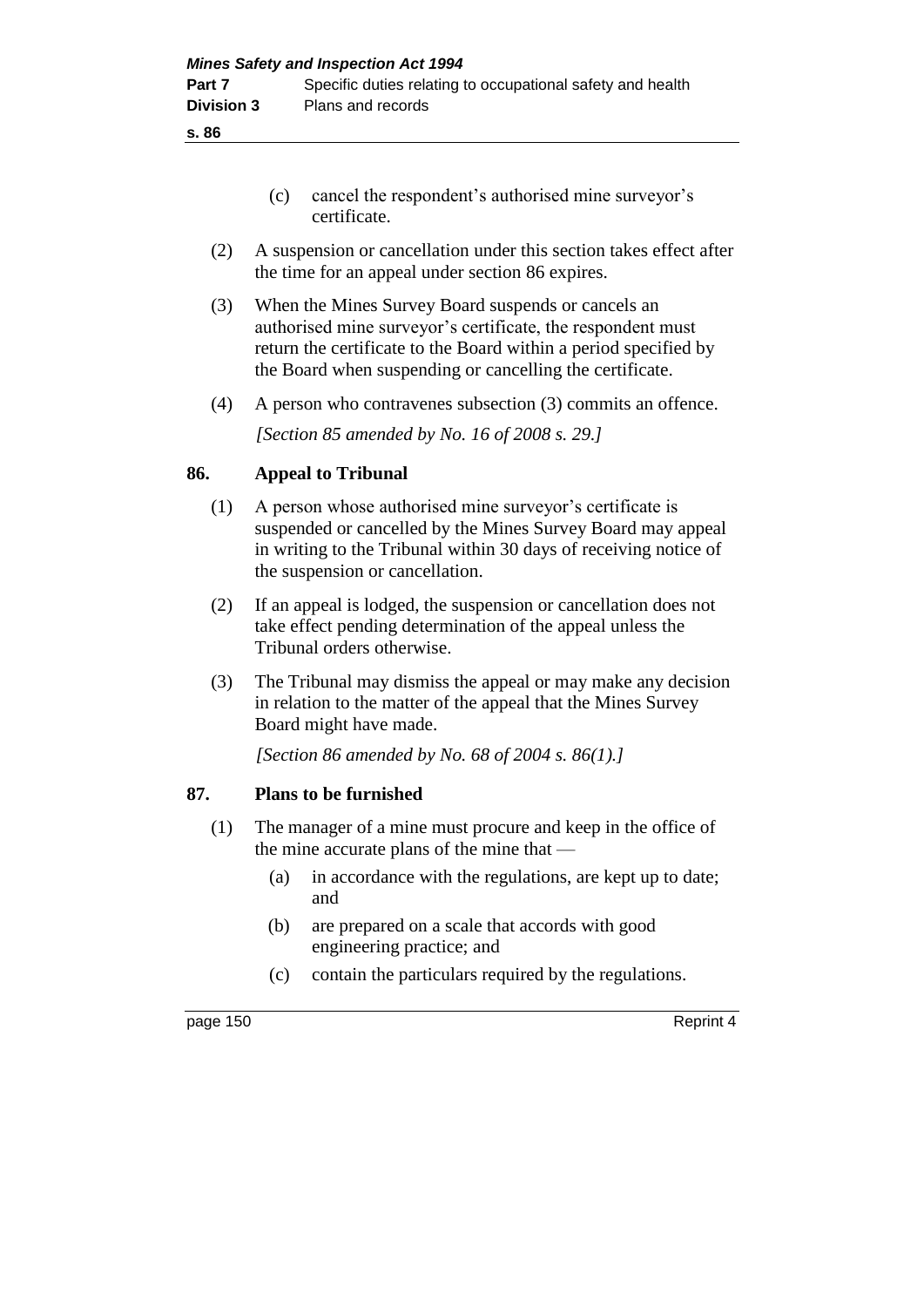(c) cancel the respondent's authorised mine surveyor's certificate.

(2) A suspension or cancellation under this section takes effect after the time for an appeal under section 86 expires.

(3) When the Mines Survey Board suspends or cancels an authorised mine surveyor's certificate, the respondent must return the certificate to the Board within a period specified by the Board when suspending or cancelling the certificate.

(4) A person who contravenes subsection (3) commits an offence.

*[Section 85 amended by No. 16 of 2008 s. 29.]*

### 86. Appeal to Tribunal

(1) A person whose authorised mine surveyor's certificate is suspended or cancelled by the Mines Survey Board may appeal in writing to the Tribunal within 30 days of receiving notice of the suspension or cancellation.

(2) If an appeal is lodged, the suspension or cancellation does not take effect pending determination of the appeal unless the Tribunal orders otherwise.

(3) The Tribunal may dismiss the appeal or may make any decision in relation to the matter of the appeal that the Mines Survey Board might have made.

*[Section 86 amended by No. 68 of 2004 s. 86(1).]*

### 87. Plans to be furnished

(1) The manager of a mine must procure and keep in the office of the mine accurate plans of the mine that —

(a) in accordance with the regulations, are kept up to date; and

(b) are prepared on a scale that accords with good engineering practice; and

(c) contain the particulars required by the regulations.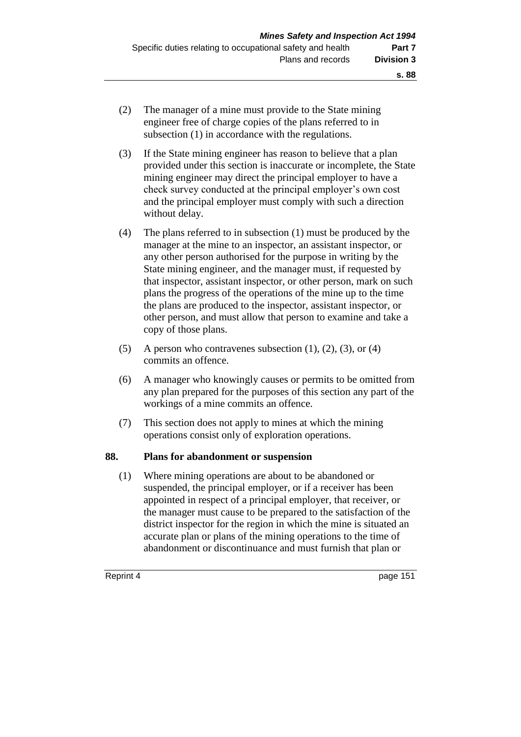(2) The manager of a mine must provide to the State mining engineer free of charge copies of the plans referred to in subsection (1) in accordance with the regulations.

(3) If the State mining engineer has reason to believe that a plan provided under this section is inaccurate or incomplete, the State mining engineer may direct the principal employer to have a check survey conducted at the principal employer's own cost and the principal employer must comply with such a direction without delay.

(4) The plans referred to in subsection (1) must be produced by the manager at the mine to an inspector, an assistant inspector, or any other person authorised for the purpose in writing by the State mining engineer, and the manager must, if requested by that inspector, assistant inspector, or other person, mark on such plans the progress of the operations of the mine up to the time the plans are produced to the inspector, assistant inspector, or other person, and must allow that person to examine and take a copy of those plans.

(5) A person who contravenes subsection (1), (2), (3), or (4) commits an offence.

(6) A manager who knowingly causes or permits to be omitted from any plan prepared for the purposes of this section any part of the workings of a mine commits an offence.

(7) This section does not apply to mines at which the mining operations consist only of exploration operations.

## 88. Plans for abandonment or suspension

(1) Where mining operations are about to be abandoned or suspended, the principal employer, or if a receiver has been appointed in respect of a principal employer, that receiver, or the manager must cause to be prepared to the satisfaction of the district inspector for the region in which the mine is situated an accurate plan or plans of the mining operations to the time of abandonment or discontinuance and must furnish that plan or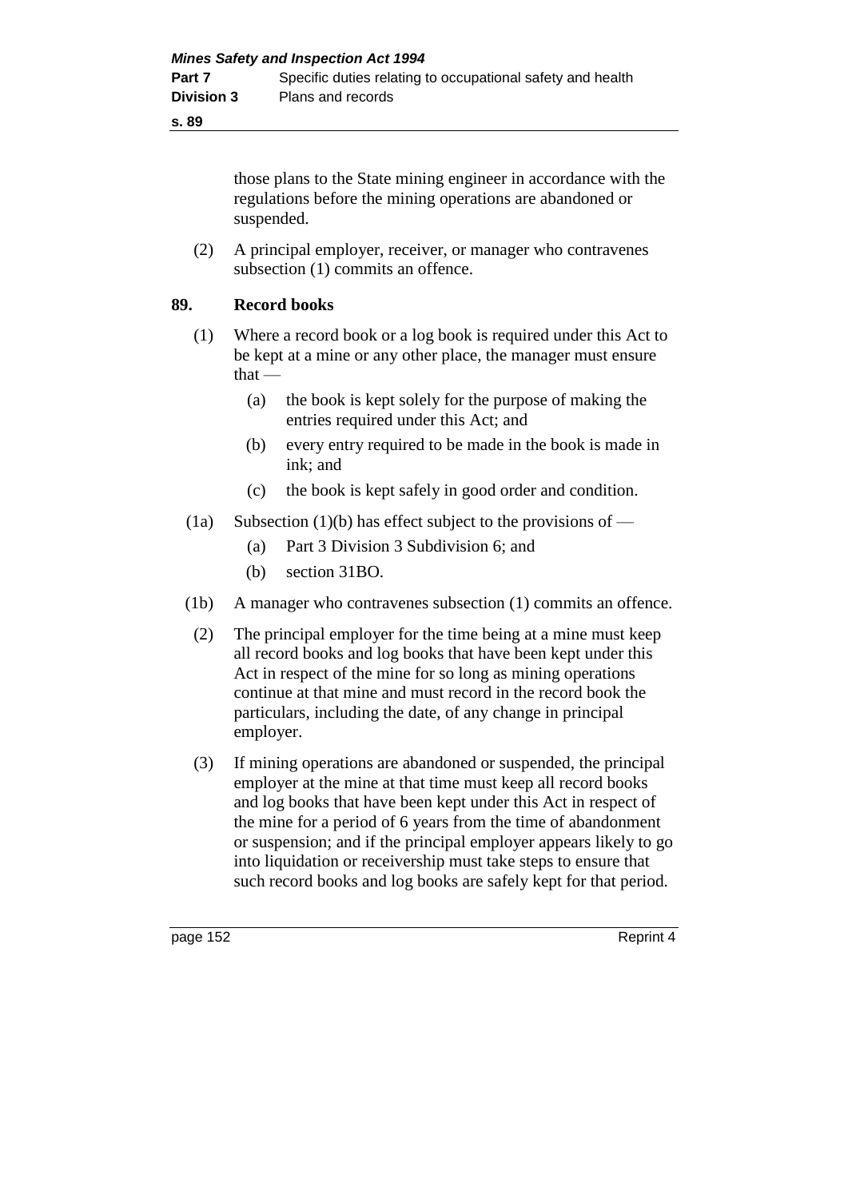those plans to the State mining engineer in accordance with the regulations before the mining operations are abandoned or suspended.

(2) A principal employer, receiver, or manager who contravenes subsection (1) commits an offence.

## 89. Record books

(1) Where a record book or a log book is required under this Act to be kept at a mine or any other place, the manager must ensure that —

(a) the book is kept solely for the purpose of making the entries required under this Act; and

(b) every entry required to be made in the book is made in ink; and

(c) the book is kept safely in good order and condition.

(1a) Subsection (1)(b) has effect subject to the provisions of —

(a) Part 3 Division 3 Subdivision 6; and

(b) section 31BO.

(1b) A manager who contravenes subsection (1) commits an offence.

(2) The principal employer for the time being at a mine must keep all record books and log books that have been kept under this Act in respect of the mine for so long as mining operations continue at that mine and must record in the record book the particulars, including the date, of any change in principal employer.

(3) If mining operations are abandoned or suspended, the principal employer at the mine at that time must keep all record books and log books that have been kept under this Act in respect of the mine for a period of 6 years from the time of abandonment or suspension; and if the principal employer appears likely to go into liquidation or receivership must take steps to ensure that such record books and log books are safely kept for that period.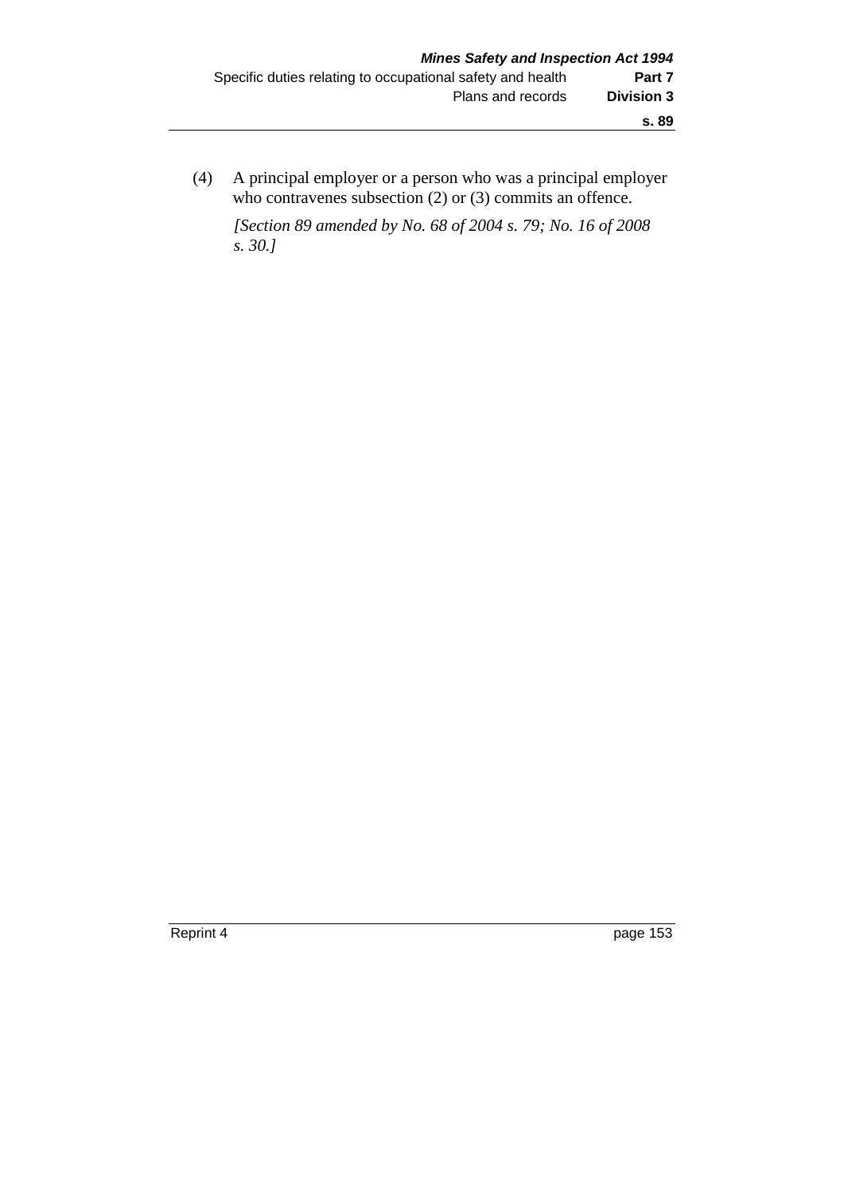(4) A principal employer or a person who was a principal employer who contravenes subsection (2) or (3) commits an offence.

*[Section 89 amended by No. 68 of 2004 s. 79; No. 16 of 2008 s. 30.]*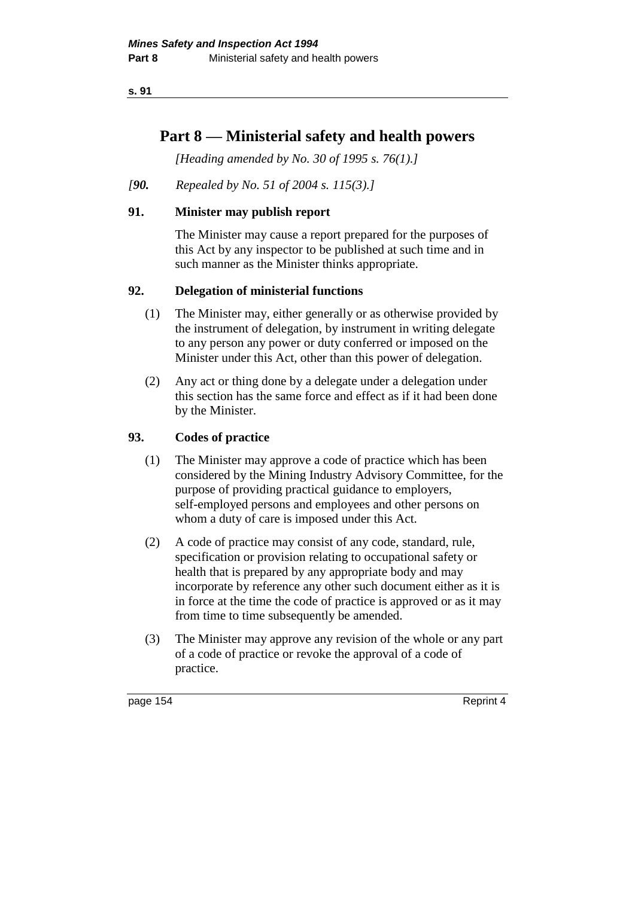# Part 8 — Ministerial safety and health powers

*[Heading amended by No. 30 of 1995 s. 76(1).]*

*[**90.** Repealed by No. 51 of 2004 s. 115(3).]*

### 91. Minister may publish report

The Minister may cause a report prepared for the purposes of this Act by any inspector to be published at such time and in such manner as the Minister thinks appropriate.

### 92. Delegation of ministerial functions

(1) The Minister may, either generally or as otherwise provided by the instrument of delegation, by instrument in writing delegate to any person any power or duty conferred or imposed on the Minister under this Act, other than this power of delegation.

(2) Any act or thing done by a delegate under a delegation under this section has the same force and effect as if it had been done by the Minister.

### 93. Codes of practice

(1) The Minister may approve a code of practice which has been considered by the Mining Industry Advisory Committee, for the purpose of providing practical guidance to employers, self-employed persons and employees and other persons on whom a duty of care is imposed under this Act.

(2) A code of practice may consist of any code, standard, rule, specification or provision relating to occupational safety or health that is prepared by any appropriate body and may incorporate by reference any other such document either as it is in force at the time the code of practice is approved or as it may from time to time subsequently be amended.

(3) The Minister may approve any revision of the whole or any part of a code of practice or revoke the approval of a code of practice.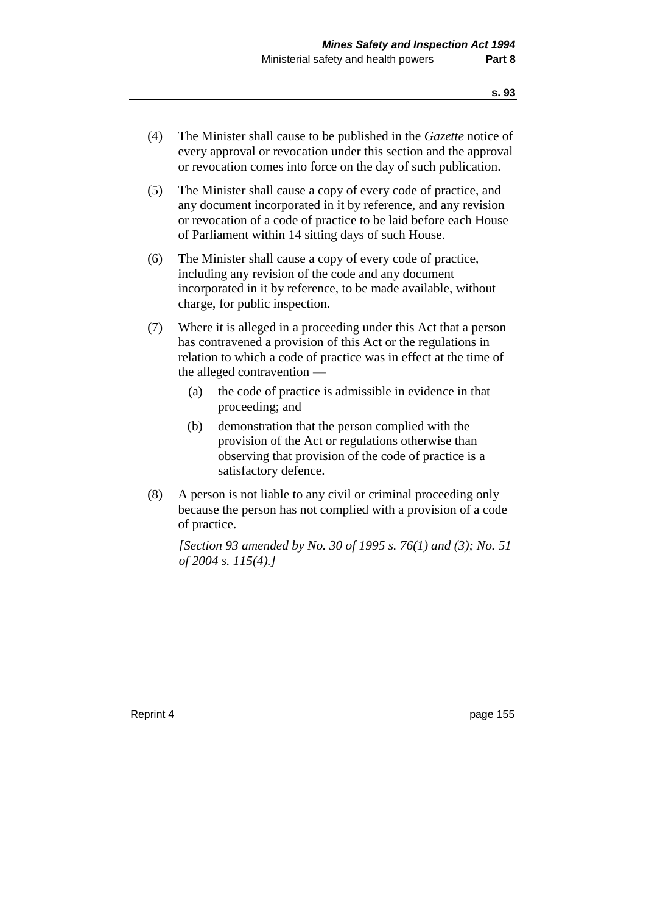(4) The Minister shall cause to be published in the *Gazette* notice of every approval or revocation under this section and the approval or revocation comes into force on the day of such publication.

(5) The Minister shall cause a copy of every code of practice, and any document incorporated in it by reference, and any revision or revocation of a code of practice to be laid before each House of Parliament within 14 sitting days of such House.

(6) The Minister shall cause a copy of every code of practice, including any revision of the code and any document incorporated in it by reference, to be made available, without charge, for public inspection.

(7) Where it is alleged in a proceeding under this Act that a person has contravened a provision of this Act or the regulations in relation to which a code of practice was in effect at the time of the alleged contravention —

(a) the code of practice is admissible in evidence in that proceeding; and

(b) demonstration that the person complied with the provision of the Act or regulations otherwise than observing that provision of the code of practice is a satisfactory defence.

(8) A person is not liable to any civil or criminal proceeding only because the person has not complied with a provision of a code of practice.

*[Section 93 amended by No. 30 of 1995 s. 76(1) and (3); No. 51 of 2004 s. 115(4).]*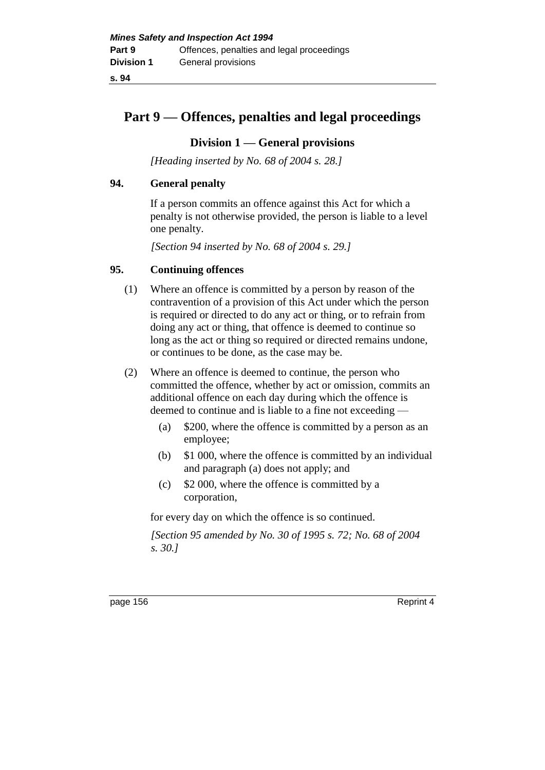# Part 9 — Offences, penalties and legal proceedings

## Division 1 — General provisions

*[Heading inserted by No. 68 of 2004 s. 28.]*

### 94. General penalty

If a person commits an offence against this Act for which a penalty is not otherwise provided, the person is liable to a level one penalty.

*[Section 94 inserted by No. 68 of 2004 s. 29.]*

### 95. Continuing offences

(1) Where an offence is committed by a person by reason of the contravention of a provision of this Act under which the person is required or directed to do any act or thing, or to refrain from doing any act or thing, that offence is deemed to continue so long as the act or thing so required or directed remains undone, or continues to be done, as the case may be.

(2) Where an offence is deemed to continue, the person who committed the offence, whether by act or omission, commits an additional offence on each day during which the offence is deemed to continue and is liable to a fine not exceeding —

- (a) $200, where the offence is committed by a person as an employee;
- (b) $1 000, where the offence is committed by an individual and paragraph (a) does not apply; and
- (c) $2 000, where the offence is committed by a corporation,

for every day on which the offence is so continued.

*[Section 95 amended by No. 30 of 1995 s. 72; No. 68 of 2004 s. 30.]*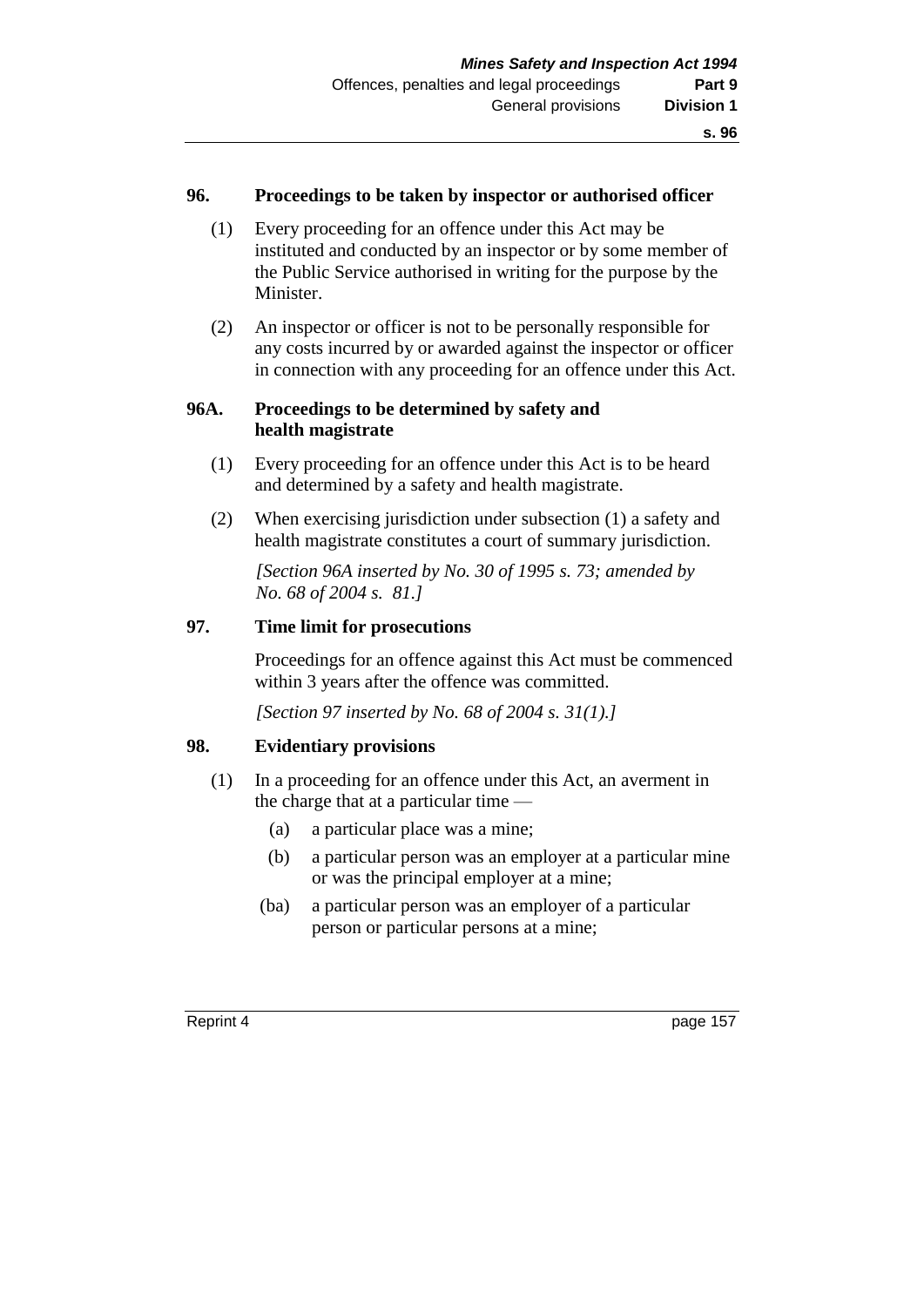### 96. Proceedings to be taken by inspector or authorised officer

(1) Every proceeding for an offence under this Act may be instituted and conducted by an inspector or by some member of the Public Service authorised in writing for the purpose by the Minister.

(2) An inspector or officer is not to be personally responsible for any costs incurred by or awarded against the inspector or officer in connection with any proceeding for an offence under this Act.

### 96A. Proceedings to be determined by safety and health magistrate

(1) Every proceeding for an offence under this Act is to be heard and determined by a safety and health magistrate.

(2) When exercising jurisdiction under subsection (1) a safety and health magistrate constitutes a court of summary jurisdiction.

*[Section 96A inserted by No. 30 of 1995 s. 73; amended by No. 68 of 2004 s. 81.]*

### 97. Time limit for prosecutions

Proceedings for an offence against this Act must be commenced within 3 years after the offence was committed.

*[Section 97 inserted by No. 68 of 2004 s. 31(1).]*

### 98. Evidentiary provisions

(1) In a proceeding for an offence under this Act, an averment in the charge that at a particular time —

- (a) a particular place was a mine;
- (b) a particular person was an employer at a particular mine or was the principal employer at a mine;
- (ba) a particular person was an employer of a particular person or particular persons at a mine;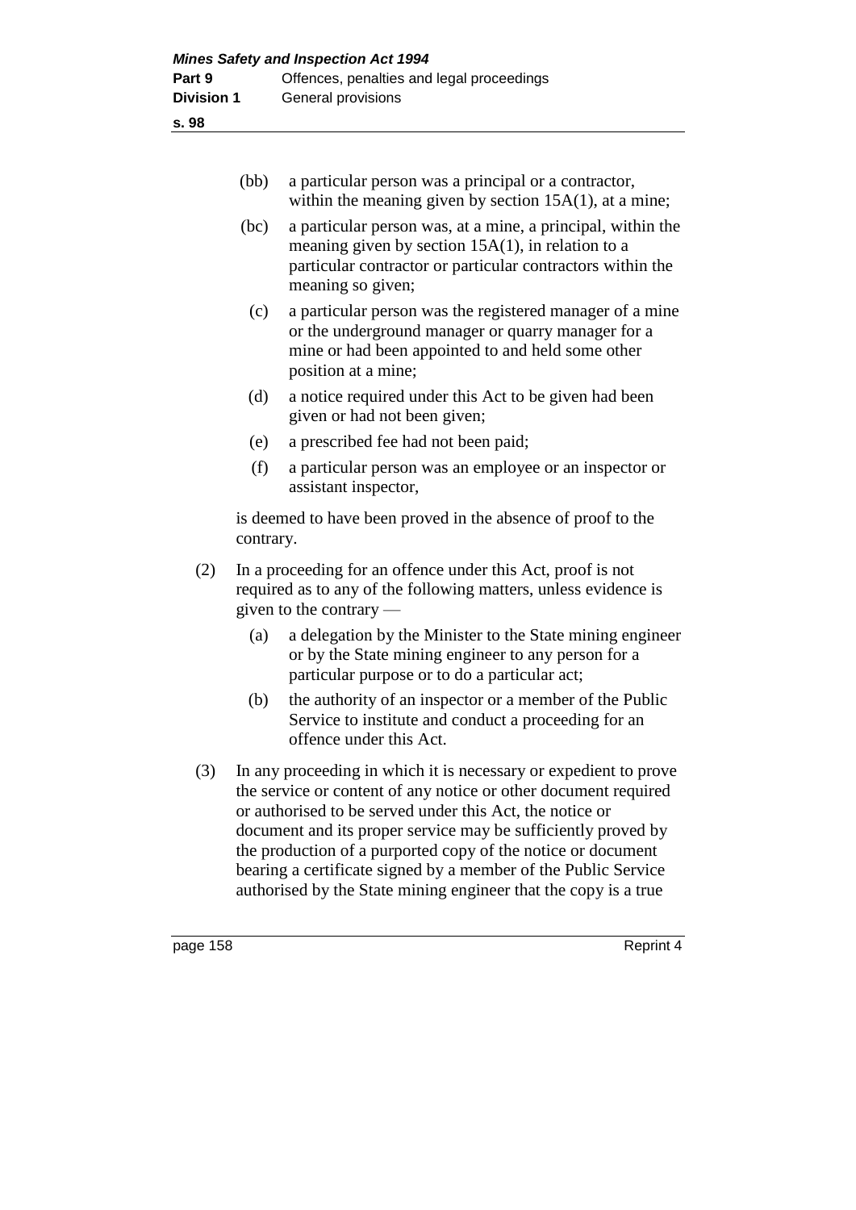(bb) a particular person was a principal or a contractor, within the meaning given by section 15A(1), at a mine;

(bc) a particular person was, at a mine, a principal, within the meaning given by section 15A(1), in relation to a particular contractor or particular contractors within the meaning so given;

(c) a particular person was the registered manager of a mine or the underground manager or quarry manager for a mine or had been appointed to and held some other position at a mine;

(d) a notice required under this Act to be given had been given or had not been given;

(e) a prescribed fee had not been paid;

(f) a particular person was an employee or an inspector or assistant inspector,

is deemed to have been proved in the absence of proof to the contrary.

(2) In a proceeding for an offence under this Act, proof is not required as to any of the following matters, unless evidence is given to the contrary —

(a) a delegation by the Minister to the State mining engineer or by the State mining engineer to any person for a particular purpose or to do a particular act;

(b) the authority of an inspector or a member of the Public Service to institute and conduct a proceeding for an offence under this Act.

(3) In any proceeding in which it is necessary or expedient to prove the service or content of any notice or other document required or authorised to be served under this Act, the notice or document and its proper service may be sufficiently proved by the production of a purported copy of the notice or document bearing a certificate signed by a member of the Public Service authorised by the State mining engineer that the copy is a true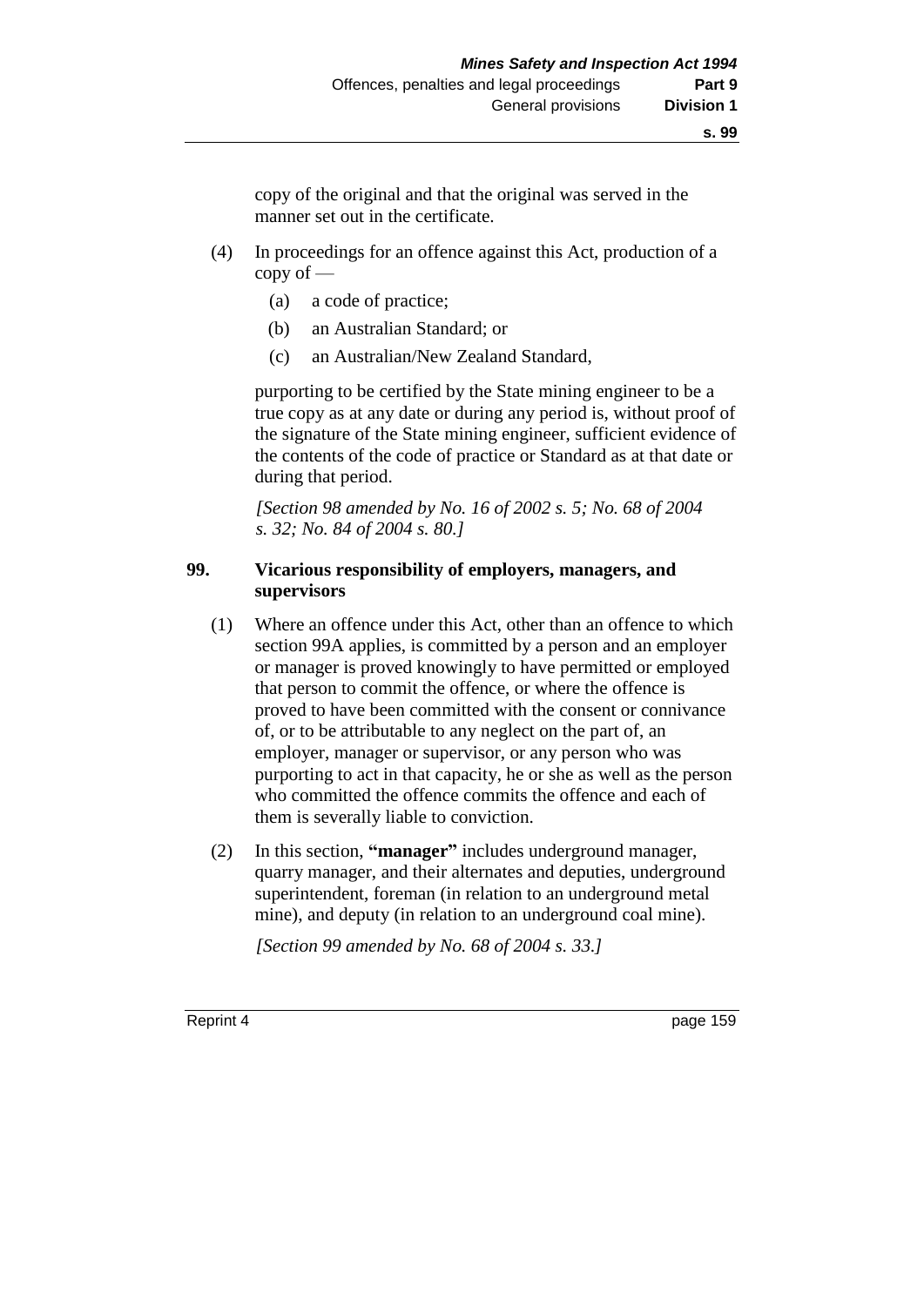copy of the original and that the original was served in the manner set out in the certificate.

(4) In proceedings for an offence against this Act, production of a copy of —

(a) a code of practice;

(b) an Australian Standard; or

(c) an Australian/New Zealand Standard,

purporting to be certified by the State mining engineer to be a true copy as at any date or during any period is, without proof of the signature of the State mining engineer, sufficient evidence of the contents of the code of practice or Standard as at that date or during that period.

*[Section 98 amended by No. 16 of 2002 s. 5; No. 68 of 2004 s. 32; No. 84 of 2004 s. 80.]*

**99. Vicarious responsibility of employers, managers, and supervisors**

(1) Where an offence under this Act, other than an offence to which section 99A applies, is committed by a person and an employer or manager is proved knowingly to have permitted or employed that person to commit the offence, or where the offence is proved to have been committed with the consent or connivance of, or to be attributable to any neglect on the part of, an employer, manager or supervisor, or any person who was purporting to act in that capacity, he or she as well as the person who committed the offence commits the offence and each of them is severally liable to conviction.

(2) In this section, **"manager"** includes underground manager, quarry manager, and their alternates and deputies, underground superintendent, foreman (in relation to an underground metal mine), and deputy (in relation to an underground coal mine).

*[Section 99 amended by No. 68 of 2004 s. 33.]*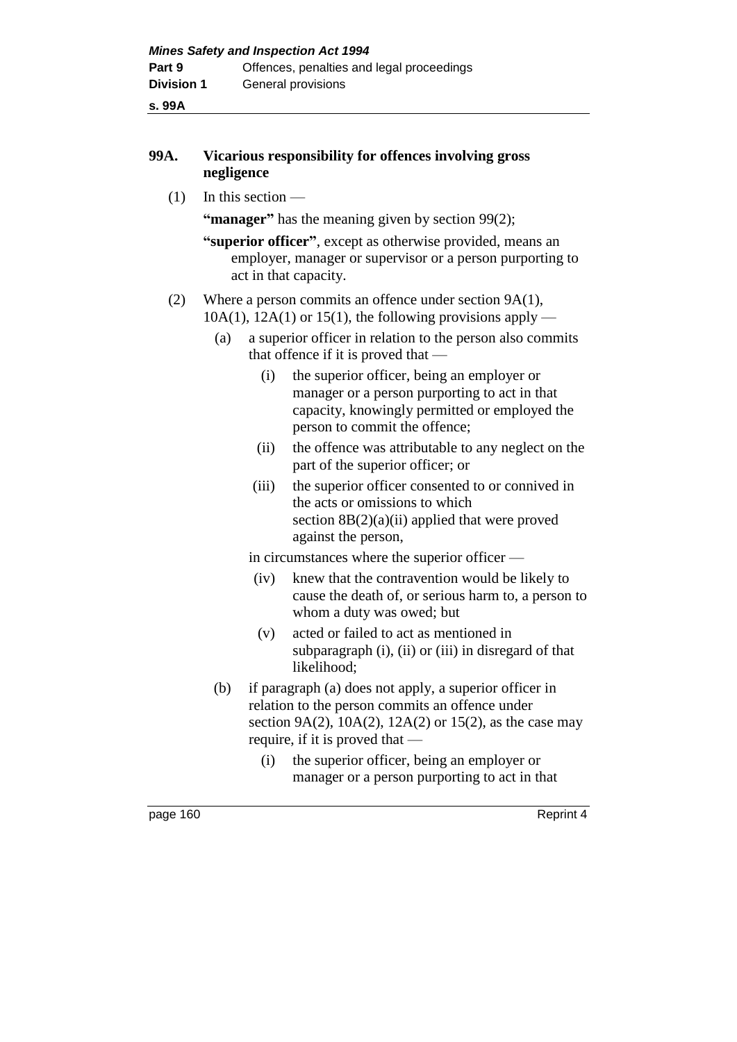## 99A. Vicarious responsibility for offences involving gross negligence

(1) In this section —

**"manager"** has the meaning given by section 99(2);

**"superior officer"**, except as otherwise provided, means an employer, manager or supervisor or a person purporting to act in that capacity.

(2) Where a person commits an offence under section 9A(1), 10A(1), 12A(1) or 15(1), the following provisions apply —

(a) a superior officer in relation to the person also commits that offence if it is proved that —

(i) the superior officer, being an employer or manager or a person purporting to act in that capacity, knowingly permitted or employed the person to commit the offence;

(ii) the offence was attributable to any neglect on the part of the superior officer; or

(iii) the superior officer consented to or connived in the acts or omissions to which section 8B(2)(a)(ii) applied that were proved against the person,

in circumstances where the superior officer —

(iv) knew that the contravention would be likely to cause the death of, or serious harm to, a person to whom a duty was owed; but

(v) acted or failed to act as mentioned in subparagraph (i), (ii) or (iii) in disregard of that likelihood;

(b) if paragraph (a) does not apply, a superior officer in relation to the person commits an offence under section 9A(2), 10A(2), 12A(2) or 15(2), as the case may require, if it is proved that —

(i) the superior officer, being an employer or manager or a person purporting to act in that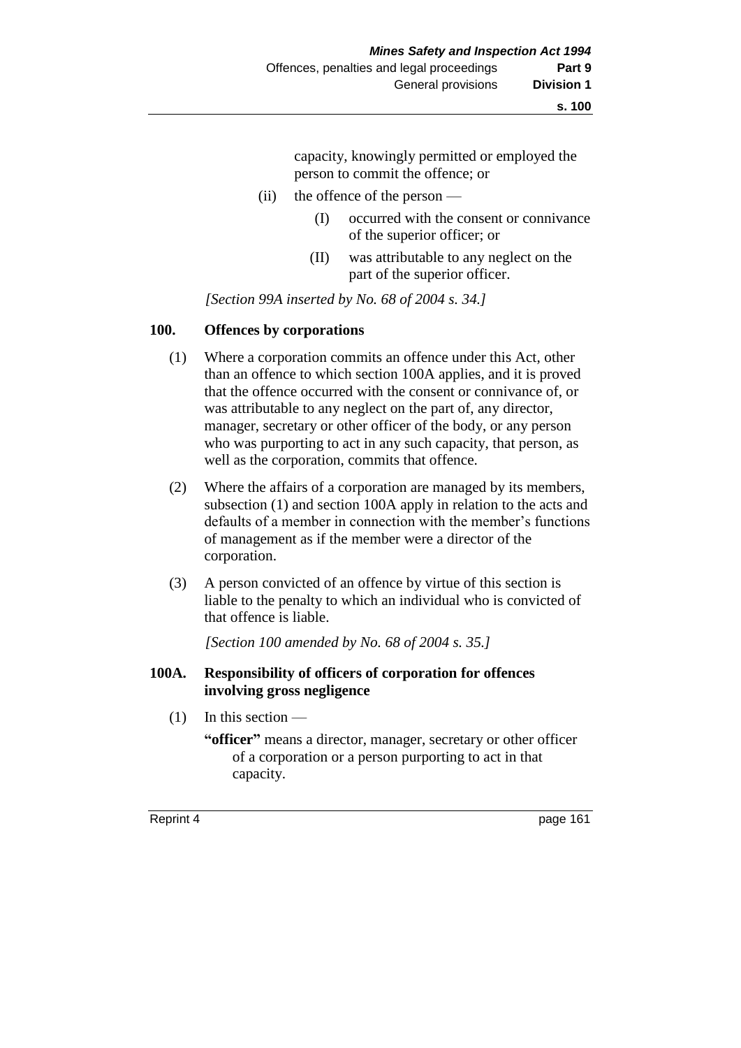capacity, knowingly permitted or employed the person to commit the offence; or

(ii) the offence of the person —

(I) occurred with the consent or connivance of the superior officer; or

(II) was attributable to any neglect on the part of the superior officer.

*[Section 99A inserted by No. 68 of 2004 s. 34.]*

## 100. Offences by corporations

(1) Where a corporation commits an offence under this Act, other than an offence to which section 100A applies, and it is proved that the offence occurred with the consent or connivance of, or was attributable to any neglect on the part of, any director, manager, secretary or other officer of the body, or any person who was purporting to act in any such capacity, that person, as well as the corporation, commits that offence.

(2) Where the affairs of a corporation are managed by its members, subsection (1) and section 100A apply in relation to the acts and defaults of a member in connection with the member's functions of management as if the member were a director of the corporation.

(3) A person convicted of an offence by virtue of this section is liable to the penalty to which an individual who is convicted of that offence is liable.

*[Section 100 amended by No. 68 of 2004 s. 35.]*

## 100A. Responsibility of officers of corporation for offences involving gross negligence

(1) In this section —

**"officer"** means a director, manager, secretary or other officer of a corporation or a person purporting to act in that capacity.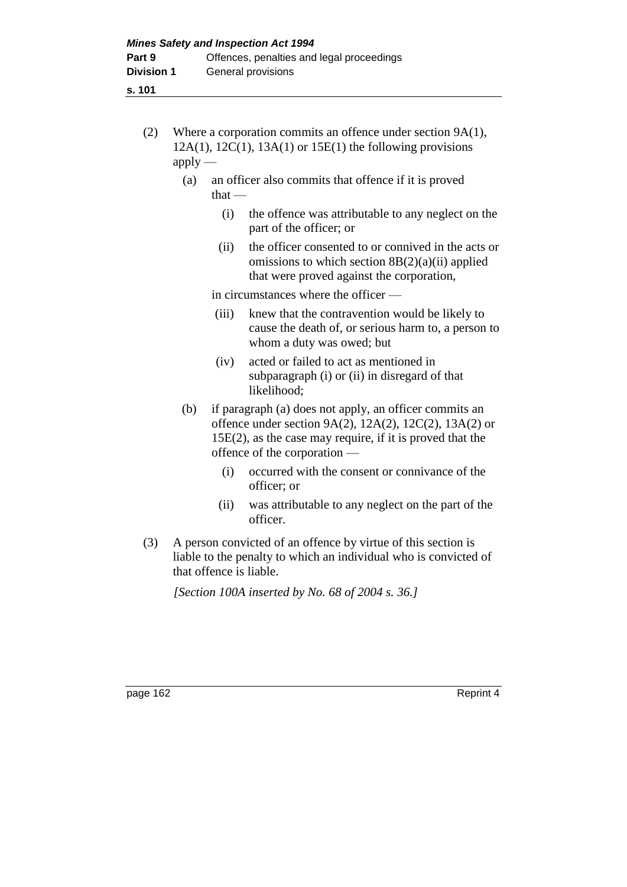(2) Where a corporation commits an offence under section 9A(1), 12A(1), 12C(1), 13A(1) or 15E(1) the following provisions apply —

(a) an officer also commits that offence if it is proved that —

(i) the offence was attributable to any neglect on the part of the officer; or

(ii) the officer consented to or connived in the acts or omissions to which section 8B(2)(a)(ii) applied that were proved against the corporation,

in circumstances where the officer —

(iii) knew that the contravention would be likely to cause the death of, or serious harm to, a person to whom a duty was owed; but

(iv) acted or failed to act as mentioned in subparagraph (i) or (ii) in disregard of that likelihood;

(b) if paragraph (a) does not apply, an officer commits an offence under section 9A(2), 12A(2), 12C(2), 13A(2) or 15E(2), as the case may require, if it is proved that the offence of the corporation —

(i) occurred with the consent or connivance of the officer; or

(ii) was attributable to any neglect on the part of the officer.

(3) A person convicted of an offence by virtue of this section is liable to the penalty to which an individual who is convicted of that offence is liable.

*[Section 100A inserted by No. 68 of 2004 s. 36.]*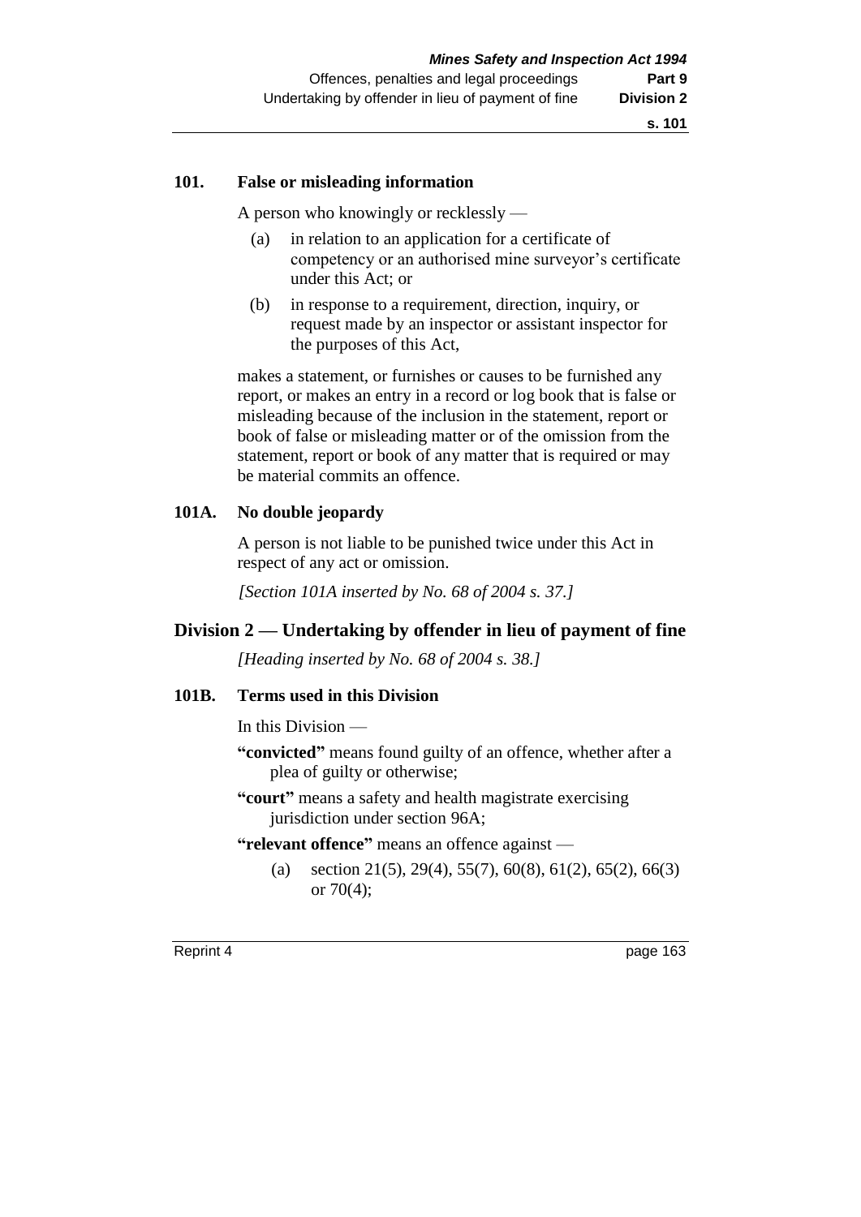**101. False or misleading information**

A person who knowingly or recklessly —

(a) in relation to an application for a certificate of competency or an authorised mine surveyor's certificate under this Act; or

(b) in response to a requirement, direction, inquiry, or request made by an inspector or assistant inspector for the purposes of this Act,

makes a statement, or furnishes or causes to be furnished any report, or makes an entry in a record or log book that is false or misleading because of the inclusion in the statement, report or book of false or misleading matter or of the omission from the statement, report or book of any matter that is required or may be material commits an offence.

**101A. No double jeopardy**

A person is not liable to be punished twice under this Act in respect of any act or omission.

*[Section 101A inserted by No. 68 of 2004 s. 37.]*

## Division 2 — Undertaking by offender in lieu of payment of fine

*[Heading inserted by No. 68 of 2004 s. 38.]*

**101B. Terms used in this Division**

In this Division —

**"convicted"** means found guilty of an offence, whether after a plea of guilty or otherwise;

**"court"** means a safety and health magistrate exercising jurisdiction under section 96A;

**"relevant offence"** means an offence against —

(a) section 21(5), 29(4), 55(7), 60(8), 61(2), 65(2), 66(3) or 70(4);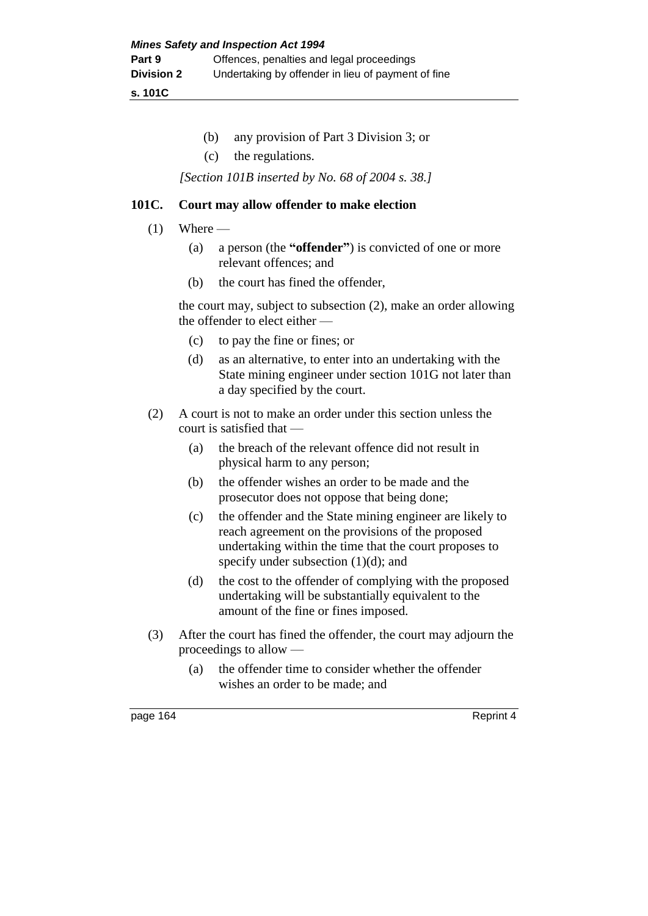(b) any provision of Part 3 Division 3; or

(c) the regulations.

*[Section 101B inserted by No. 68 of 2004 s. 38.]*

### 101C. Court may allow offender to make election

(1) Where —

(a) a person (the **"offender"**) is convicted of one or more relevant offences; and

(b) the court has fined the offender,

the court may, subject to subsection (2), make an order allowing the offender to elect either —

(c) to pay the fine or fines; or

(d) as an alternative, to enter into an undertaking with the State mining engineer under section 101G not later than a day specified by the court.

(2) A court is not to make an order under this section unless the court is satisfied that —

(a) the breach of the relevant offence did not result in physical harm to any person;

(b) the offender wishes an order to be made and the prosecutor does not oppose that being done;

(c) the offender and the State mining engineer are likely to reach agreement on the provisions of the proposed undertaking within the time that the court proposes to specify under subsection (1)(d); and

(d) the cost to the offender of complying with the proposed undertaking will be substantially equivalent to the amount of the fine or fines imposed.

(3) After the court has fined the offender, the court may adjourn the proceedings to allow —

(a) the offender time to consider whether the offender wishes an order to be made; and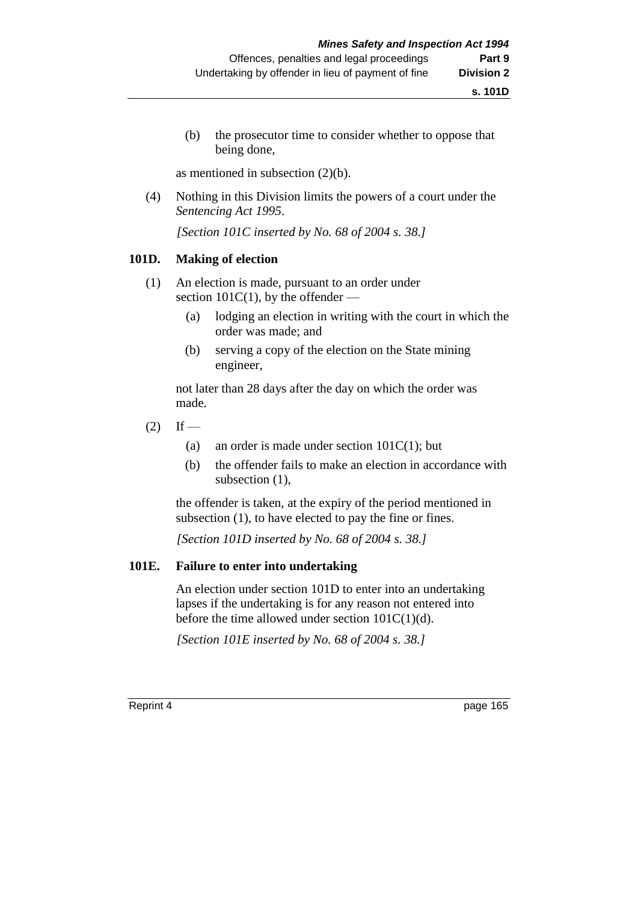(b) the prosecutor time to consider whether to oppose that being done,

as mentioned in subsection (2)(b).

(4) Nothing in this Division limits the powers of a court under the *Sentencing Act 1995*.

*[Section 101C inserted by No. 68 of 2004 s. 38.]*

### 101D. Making of election

(1) An election is made, pursuant to an order under section 101C(1), by the offender —

- (a) lodging an election in writing with the court in which the order was made; and
- (b) serving a copy of the election on the State mining engineer,

not later than 28 days after the day on which the order was made.

(2) If —

- (a) an order is made under section 101C(1); but
- (b) the offender fails to make an election in accordance with subsection (1),

the offender is taken, at the expiry of the period mentioned in subsection (1), to have elected to pay the fine or fines.

*[Section 101D inserted by No. 68 of 2004 s. 38.]*

### 101E. Failure to enter into undertaking

An election under section 101D to enter into an undertaking lapses if the undertaking is for any reason not entered into before the time allowed under section 101C(1)(d).

*[Section 101E inserted by No. 68 of 2004 s. 38.]*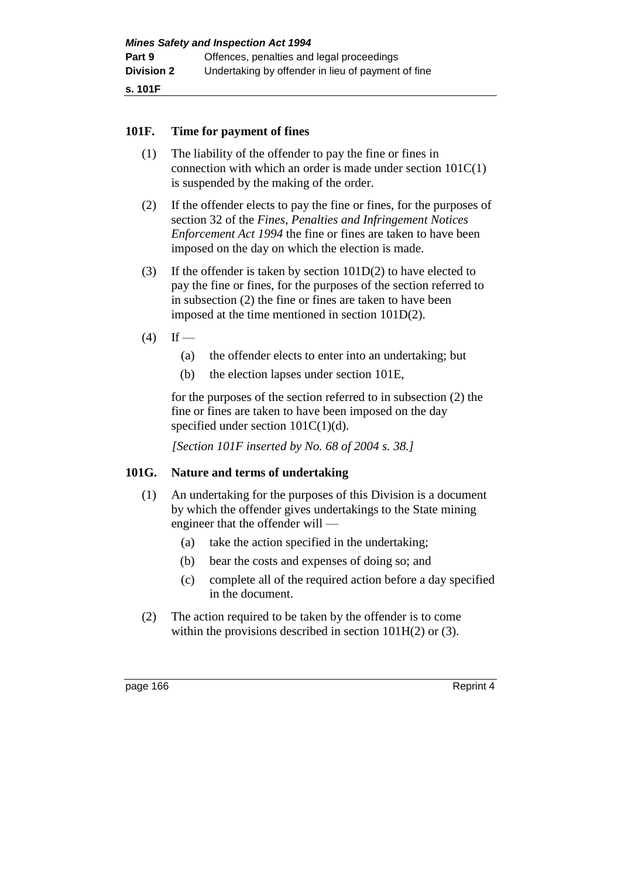## 101F. Time for payment of fines

(1) The liability of the offender to pay the fine or fines in connection with which an order is made under section 101C(1) is suspended by the making of the order.

(2) If the offender elects to pay the fine or fines, for the purposes of section 32 of the *Fines, Penalties and Infringement Notices Enforcement Act 1994* the fine or fines are taken to have been imposed on the day on which the election is made.

(3) If the offender is taken by section 101D(2) to have elected to pay the fine or fines, for the purposes of the section referred to in subsection (2) the fine or fines are taken to have been imposed at the time mentioned in section 101D(2).

(4) If —

- (a) the offender elects to enter into an undertaking; but
- (b) the election lapses under section 101E,

for the purposes of the section referred to in subsection (2) the fine or fines are taken to have been imposed on the day specified under section 101C(1)(d).

*[Section 101F inserted by No. 68 of 2004 s. 38.]*

## 101G. Nature and terms of undertaking

(1) An undertaking for the purposes of this Division is a document by which the offender gives undertakings to the State mining engineer that the offender will —

- (a) take the action specified in the undertaking;
- (b) bear the costs and expenses of doing so; and
- (c) complete all of the required action before a day specified in the document.

(2) The action required to be taken by the offender is to come within the provisions described in section 101H(2) or (3).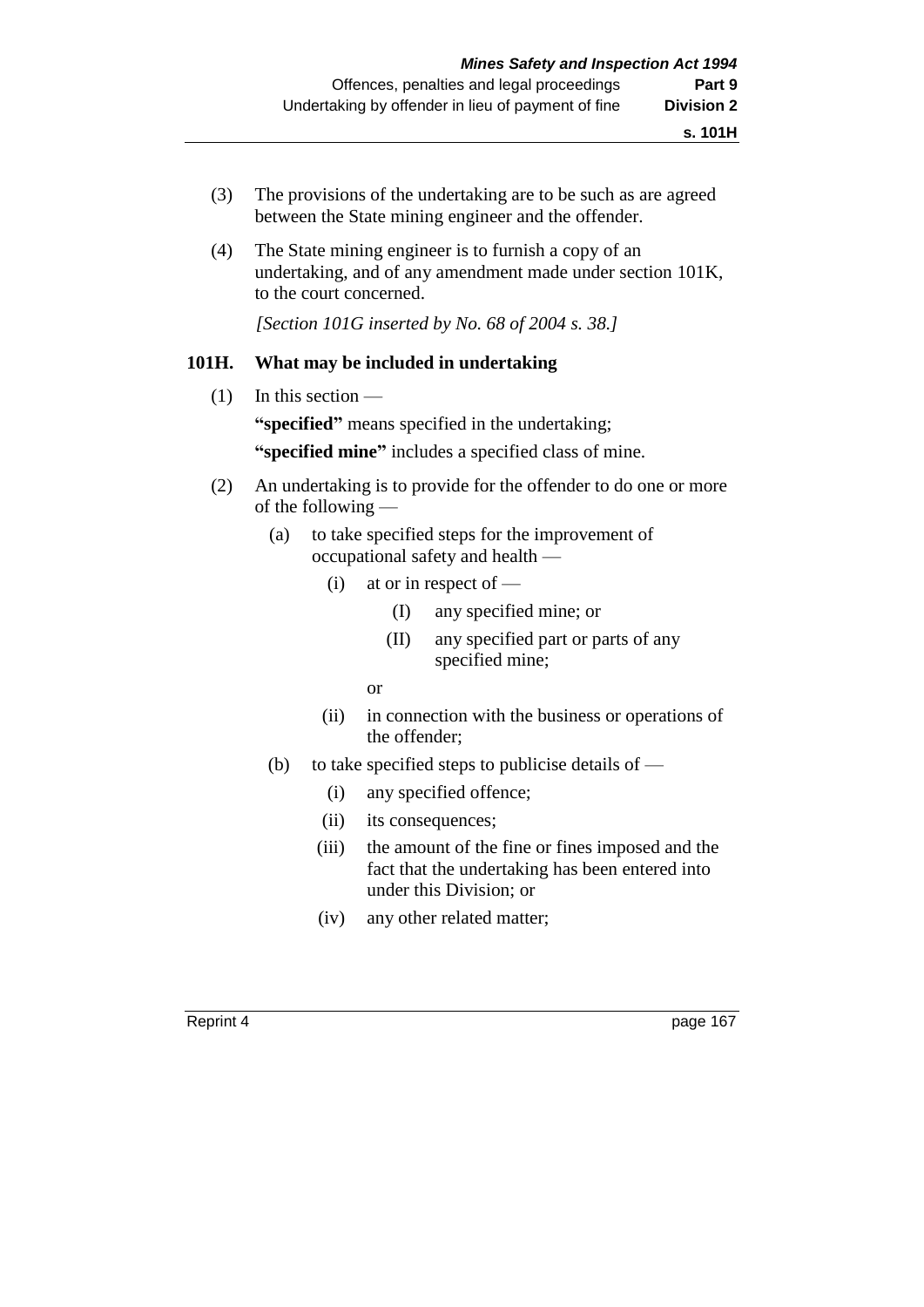(3) The provisions of the undertaking are to be such as are agreed between the State mining engineer and the offender.

(4) The State mining engineer is to furnish a copy of an undertaking, and of any amendment made under section 101K, to the court concerned.

*[Section 101G inserted by No. 68 of 2004 s. 38.]*

### 101H. What may be included in undertaking

(1) In this section —

**"specified"** means specified in the undertaking;

**"specified mine"** includes a specified class of mine.

(2) An undertaking is to provide for the offender to do one or more of the following —

- (a) to take specified steps for the improvement of occupational safety and health —
  - (i) at or in respect of —
    - (I) any specified mine; or
    - (II) any specified part or parts of any specified mine;

    or
  - (ii) in connection with the business or operations of the offender;
- (b) to take specified steps to publicise details of —
  - (i) any specified offence;
  - (ii) its consequences;
  - (iii) the amount of the fine or fines imposed and the fact that the undertaking has been entered into under this Division; or
  - (iv) any other related matter;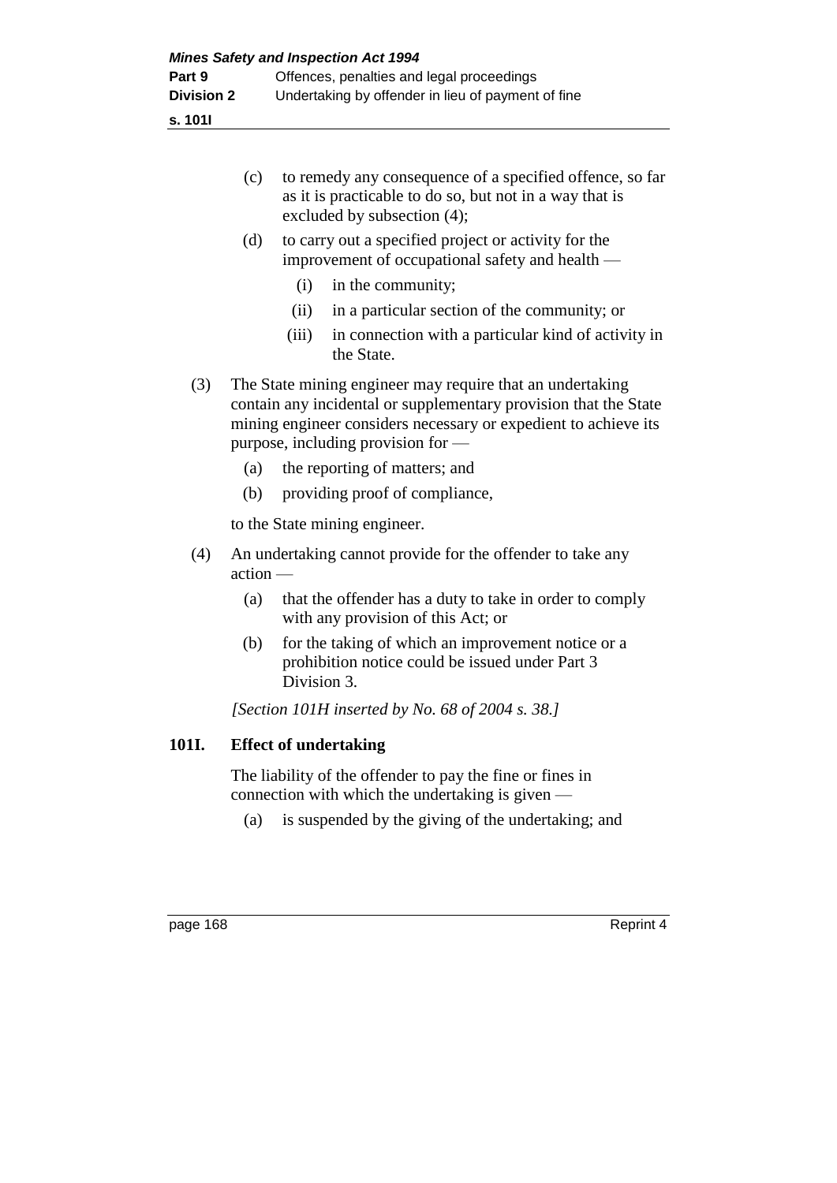(c) to remedy any consequence of a specified offence, so far as it is practicable to do so, but not in a way that is excluded by subsection (4);

(d) to carry out a specified project or activity for the improvement of occupational safety and health —

(i) in the community;

(ii) in a particular section of the community; or

(iii) in connection with a particular kind of activity in the State.

(3) The State mining engineer may require that an undertaking contain any incidental or supplementary provision that the State mining engineer considers necessary or expedient to achieve its purpose, including provision for —

(a) the reporting of matters; and

(b) providing proof of compliance,

to the State mining engineer.

(4) An undertaking cannot provide for the offender to take any action —

(a) that the offender has a duty to take in order to comply with any provision of this Act; or

(b) for the taking of which an improvement notice or a prohibition notice could be issued under Part 3 Division 3.

*[Section 101H inserted by No. 68 of 2004 s. 38.]*

### 101I. Effect of undertaking

The liability of the offender to pay the fine or fines in connection with which the undertaking is given —

(a) is suspended by the giving of the undertaking; and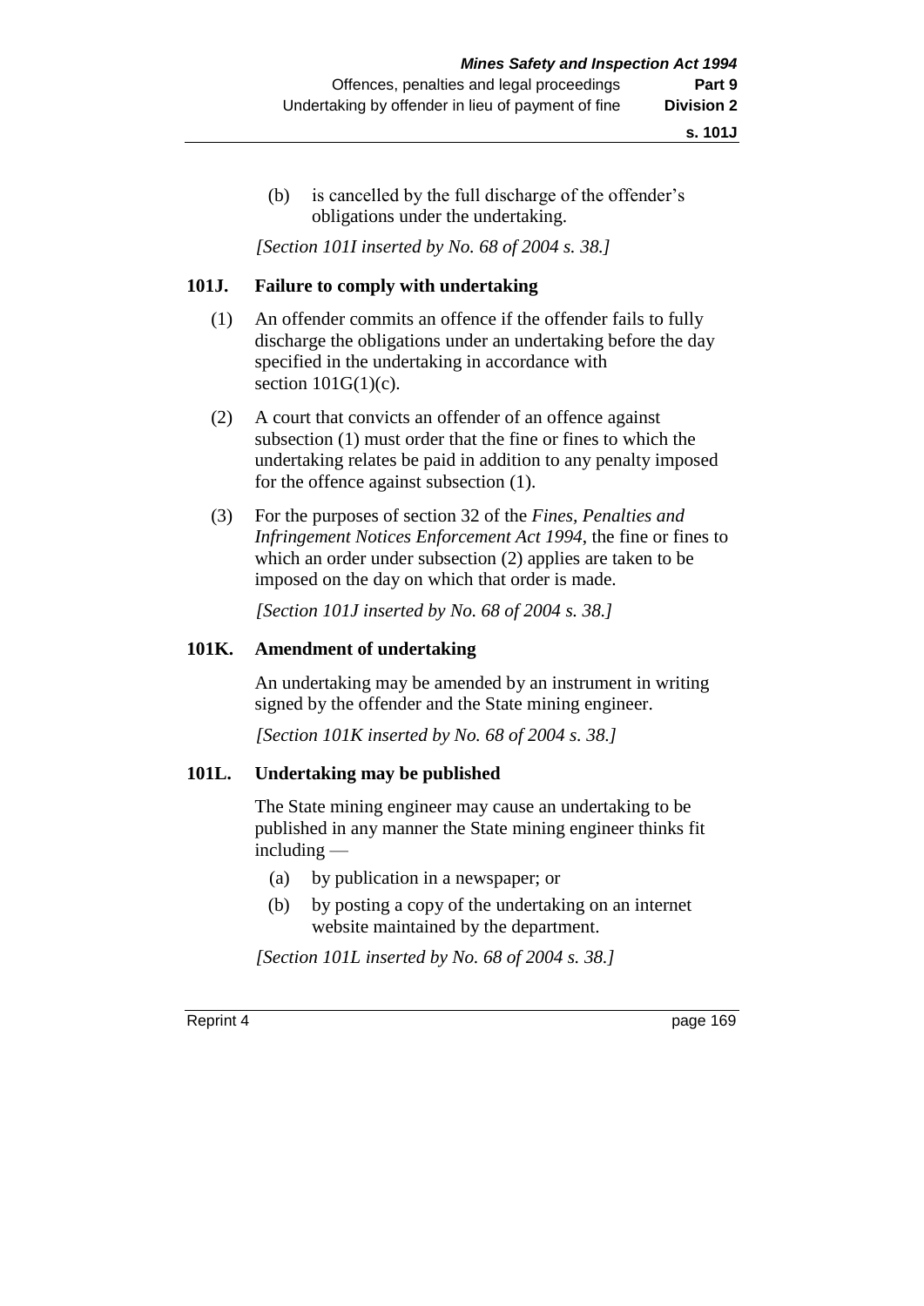(b) is cancelled by the full discharge of the offender's obligations under the undertaking.

*[Section 101I inserted by No. 68 of 2004 s. 38.]*

### 101J. Failure to comply with undertaking

(1) An offender commits an offence if the offender fails to fully discharge the obligations under an undertaking before the day specified in the undertaking in accordance with section 101G(1)(c).

(2) A court that convicts an offender of an offence against subsection (1) must order that the fine or fines to which the undertaking relates be paid in addition to any penalty imposed for the offence against subsection (1).

(3) For the purposes of section 32 of the *Fines, Penalties and Infringement Notices Enforcement Act 1994*, the fine or fines to which an order under subsection (2) applies are taken to be imposed on the day on which that order is made.

*[Section 101J inserted by No. 68 of 2004 s. 38.]*

### 101K. Amendment of undertaking

An undertaking may be amended by an instrument in writing signed by the offender and the State mining engineer.

*[Section 101K inserted by No. 68 of 2004 s. 38.]*

### 101L. Undertaking may be published

The State mining engineer may cause an undertaking to be published in any manner the State mining engineer thinks fit including —

(a) by publication in a newspaper; or

(b) by posting a copy of the undertaking on an internet website maintained by the department.

*[Section 101L inserted by No. 68 of 2004 s. 38.]*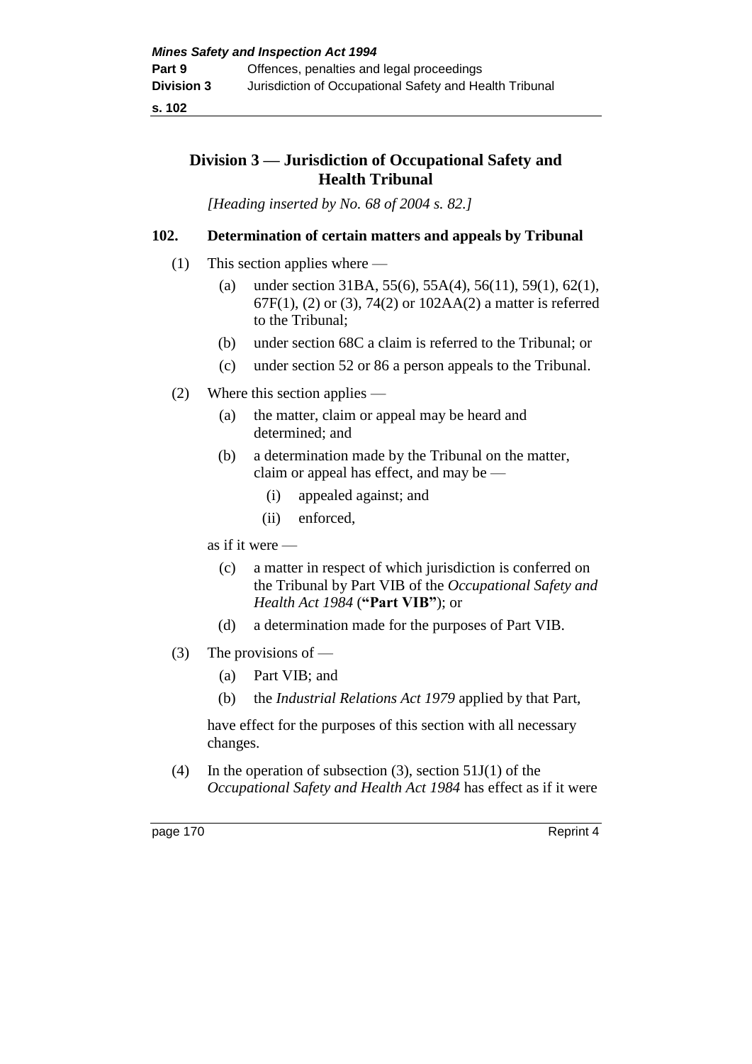## Division 3 — Jurisdiction of Occupational Safety and Health Tribunal

*[Heading inserted by No. 68 of 2004 s. 82.]*

### 102. Determination of certain matters and appeals by Tribunal

(1) This section applies where —

(a) under section 31BA, 55(6), 55A(4), 56(11), 59(1), 62(1), 67F(1), (2) or (3), 74(2) or 102AA(2) a matter is referred to the Tribunal;

(b) under section 68C a claim is referred to the Tribunal; or

(c) under section 52 or 86 a person appeals to the Tribunal.

(2) Where this section applies —

(a) the matter, claim or appeal may be heard and determined; and

(b) a determination made by the Tribunal on the matter, claim or appeal has effect, and may be —

(i) appealed against; and

(ii) enforced,

as if it were —

(c) a matter in respect of which jurisdiction is conferred on the Tribunal by Part VIB of the *Occupational Safety and Health Act 1984* (**"Part VIB"**); or

(d) a determination made for the purposes of Part VIB.

(3) The provisions of —

(a) Part VIB; and

(b) the *Industrial Relations Act 1979* applied by that Part,

have effect for the purposes of this section with all necessary changes.

(4) In the operation of subsection (3), section 51J(1) of the *Occupational Safety and Health Act 1984* has effect as if it were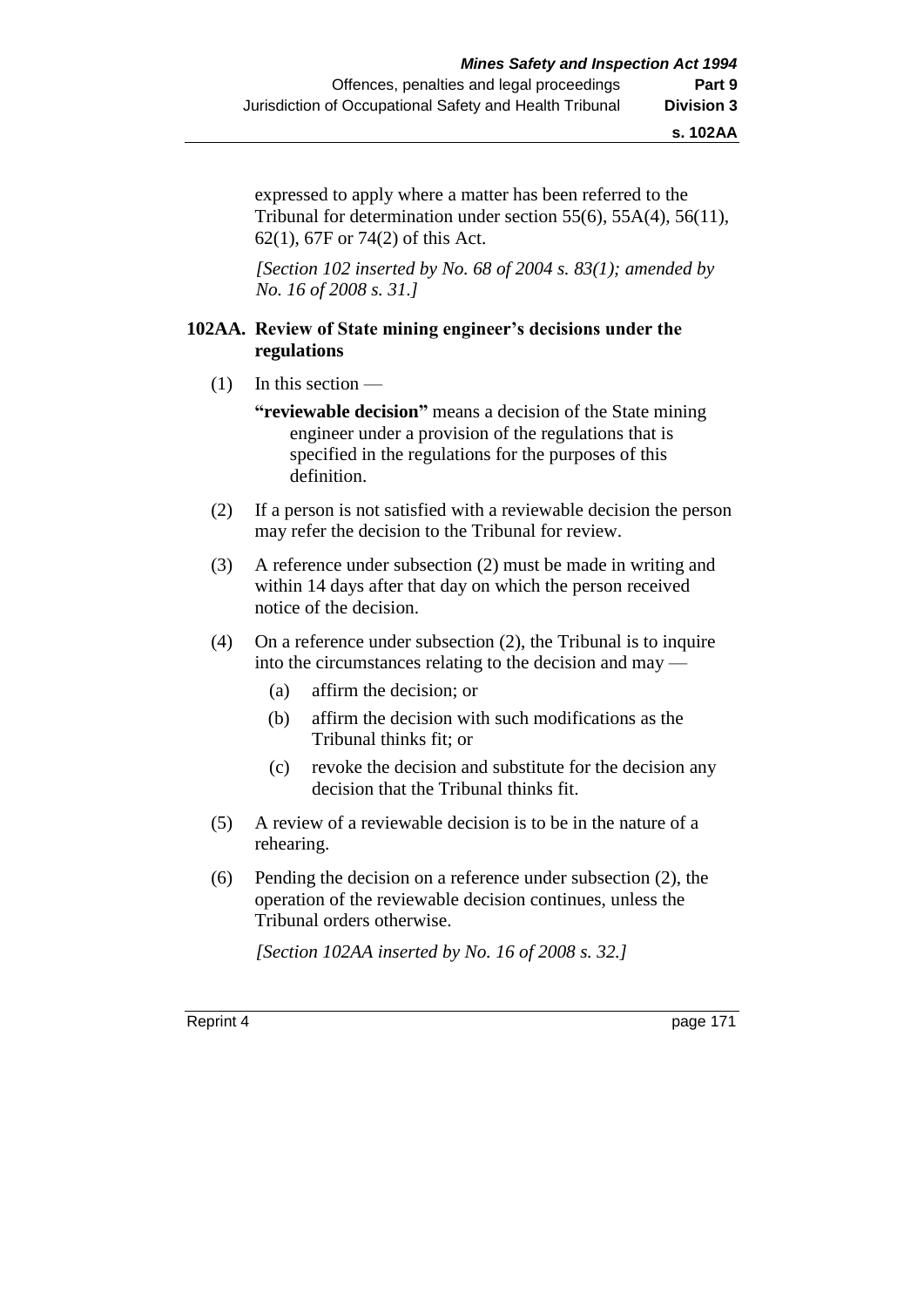expressed to apply where a matter has been referred to the Tribunal for determination under section 55(6), 55A(4), 56(11), 62(1), 67F or 74(2) of this Act.

*[Section 102 inserted by No. 68 of 2004 s. 83(1); amended by No. 16 of 2008 s. 31.]*

### 102AA. Review of State mining engineer's decisions under the regulations

(1) In this section —

**"reviewable decision"** means a decision of the State mining engineer under a provision of the regulations that is specified in the regulations for the purposes of this definition.

(2) If a person is not satisfied with a reviewable decision the person may refer the decision to the Tribunal for review.

(3) A reference under subsection (2) must be made in writing and within 14 days after that day on which the person received notice of the decision.

(4) On a reference under subsection (2), the Tribunal is to inquire into the circumstances relating to the decision and may —

(a) affirm the decision; or

(b) affirm the decision with such modifications as the Tribunal thinks fit; or

(c) revoke the decision and substitute for the decision any decision that the Tribunal thinks fit.

(5) A review of a reviewable decision is to be in the nature of a rehearing.

(6) Pending the decision on a reference under subsection (2), the operation of the reviewable decision continues, unless the Tribunal orders otherwise.

*[Section 102AA inserted by No. 16 of 2008 s. 32.]*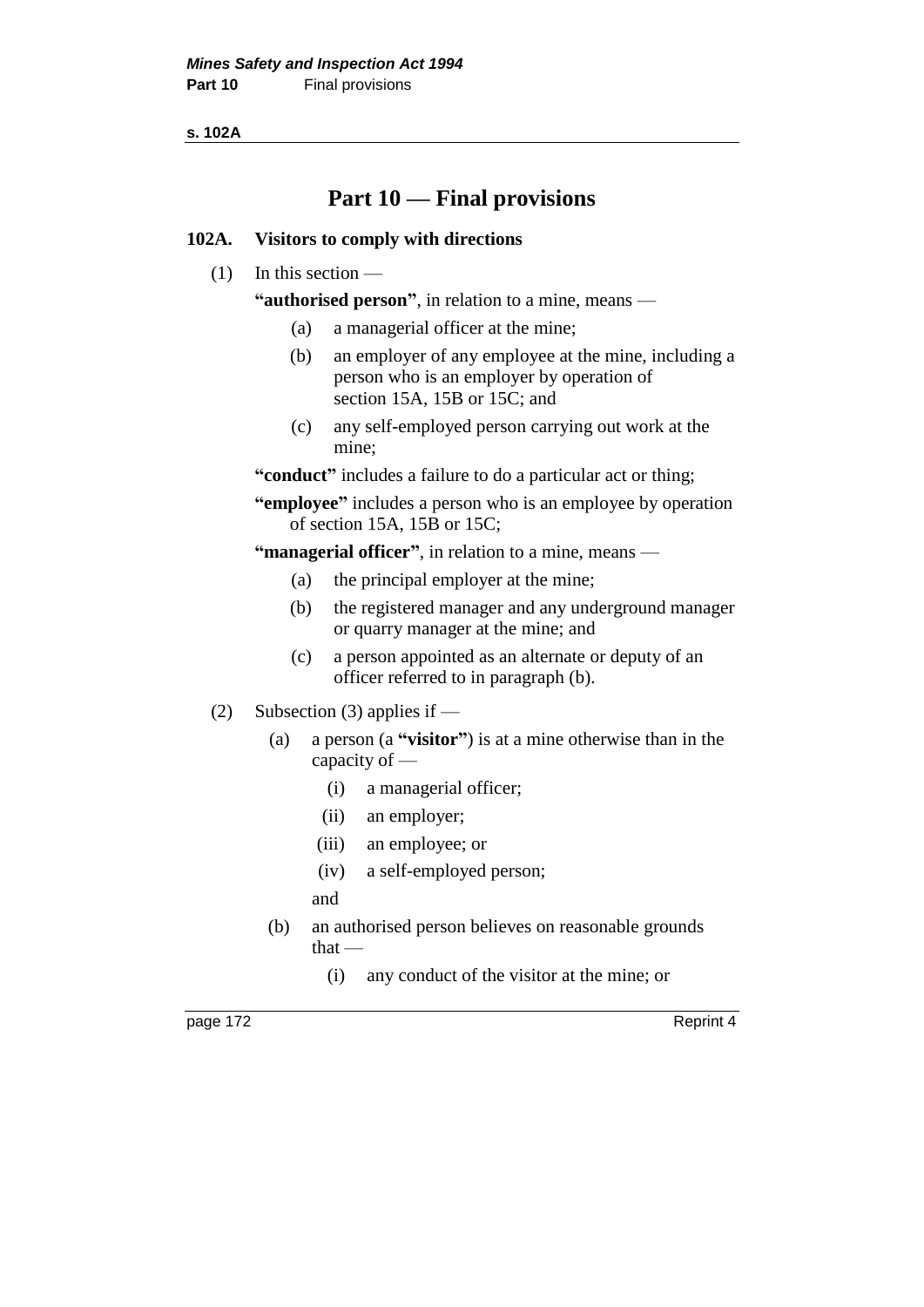# Part 10 — Final provisions

## 102A. Visitors to comply with directions

(1) In this section —

**"authorised person"**, in relation to a mine, means —

- (a) a managerial officer at the mine;
- (b) an employer of any employee at the mine, including a person who is an employer by operation of section 15A, 15B or 15C; and
- (c) any self-employed person carrying out work at the mine;

**"conduct"** includes a failure to do a particular act or thing;

**"employee"** includes a person who is an employee by operation of section 15A, 15B or 15C;

**"managerial officer"**, in relation to a mine, means —

- (a) the principal employer at the mine;
- (b) the registered manager and any underground manager or quarry manager at the mine; and
- (c) a person appointed as an alternate or deputy of an officer referred to in paragraph (b).

(2) Subsection (3) applies if —

- (a) a person (a **"visitor"**) is at a mine otherwise than in the capacity of —
  - (i) a managerial officer;
  - (ii) an employer;
  - (iii) an employee; or
  - (iv) a self-employed person;

  and
- (b) an authorised person believes on reasonable grounds that —
  - (i) any conduct of the visitor at the mine; or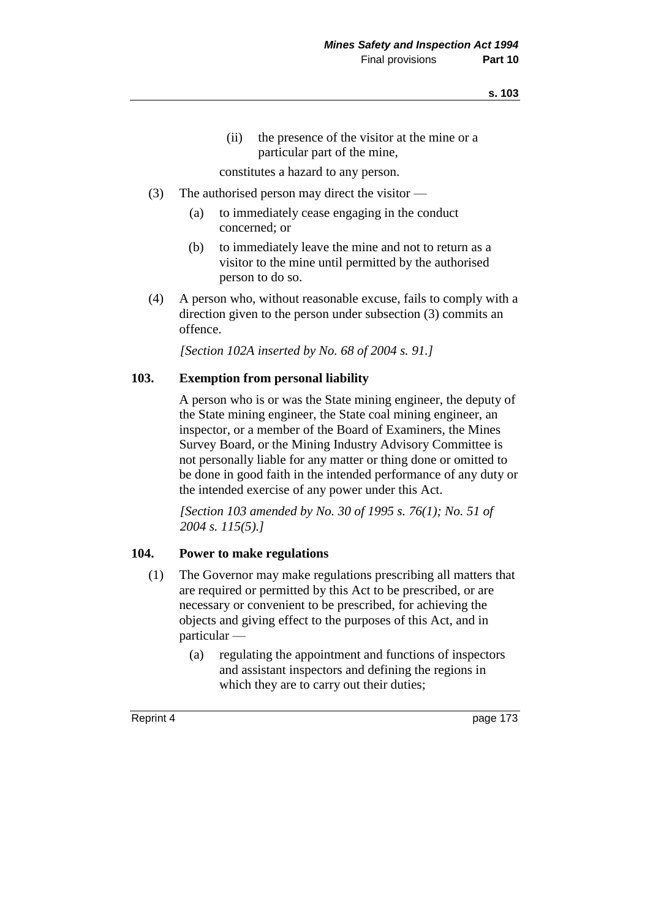(ii) the presence of the visitor at the mine or a particular part of the mine,

constitutes a hazard to any person.

(3) The authorised person may direct the visitor —

(a) to immediately cease engaging in the conduct concerned; or

(b) to immediately leave the mine and not to return as a visitor to the mine until permitted by the authorised person to do so.

(4) A person who, without reasonable excuse, fails to comply with a direction given to the person under subsection (3) commits an offence.

*[Section 102A inserted by No. 68 of 2004 s. 91.]*

### 103. Exemption from personal liability

A person who is or was the State mining engineer, the deputy of the State mining engineer, the State coal mining engineer, an inspector, or a member of the Board of Examiners, the Mines Survey Board, or the Mining Industry Advisory Committee is not personally liable for any matter or thing done or omitted to be done in good faith in the intended performance of any duty or the intended exercise of any power under this Act.

*[Section 103 amended by No. 30 of 1995 s. 76(1); No. 51 of 2004 s. 115(5).]*

### 104. Power to make regulations

(1) The Governor may make regulations prescribing all matters that are required or permitted by this Act to be prescribed, or are necessary or convenient to be prescribed, for achieving the objects and giving effect to the purposes of this Act, and in particular —

(a) regulating the appointment and functions of inspectors and assistant inspectors and defining the regions in which they are to carry out their duties;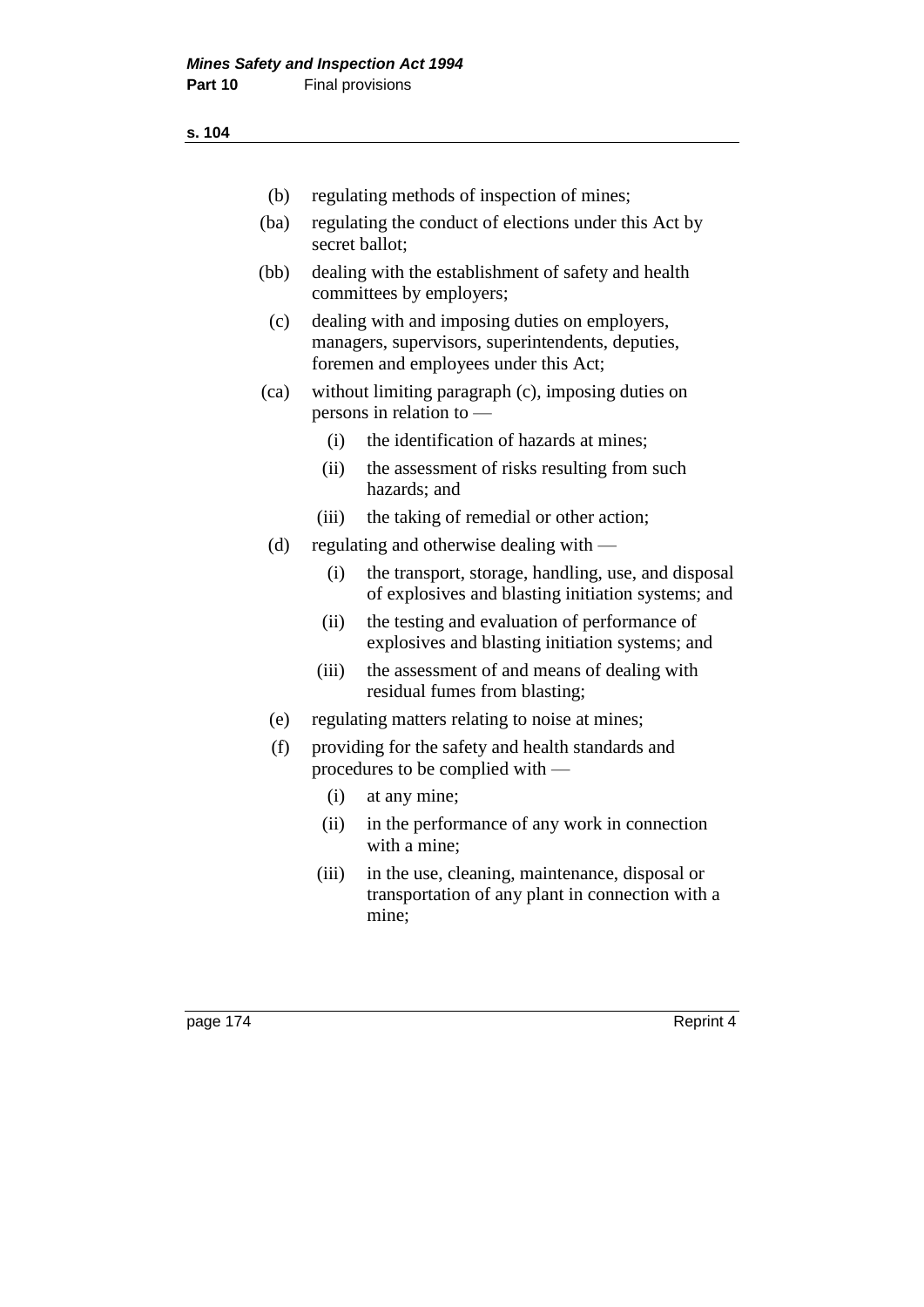- (b) regulating methods of inspection of mines;
- (ba) regulating the conduct of elections under this Act by secret ballot;
- (bb) dealing with the establishment of safety and health committees by employers;
- (c) dealing with and imposing duties on employers, managers, supervisors, superintendents, deputies, foremen and employees under this Act;
- (ca) without limiting paragraph (c), imposing duties on persons in relation to —
  - (i) the identification of hazards at mines;
  - (ii) the assessment of risks resulting from such hazards; and
  - (iii) the taking of remedial or other action;
- (d) regulating and otherwise dealing with —
  - (i) the transport, storage, handling, use, and disposal of explosives and blasting initiation systems; and
  - (ii) the testing and evaluation of performance of explosives and blasting initiation systems; and
  - (iii) the assessment of and means of dealing with residual fumes from blasting;
- (e) regulating matters relating to noise at mines;
- (f) providing for the safety and health standards and procedures to be complied with —
  - (i) at any mine;
  - (ii) in the performance of any work in connection with a mine;
  - (iii) in the use, cleaning, maintenance, disposal or transportation of any plant in connection with a mine;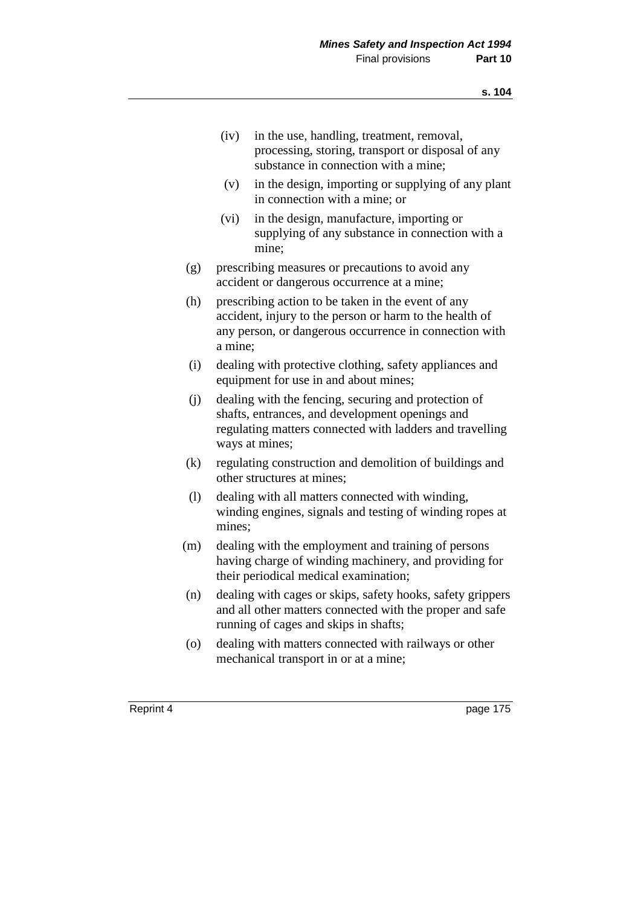(iv) in the use, handling, treatment, removal, processing, storing, transport or disposal of any substance in connection with a mine;

(v) in the design, importing or supplying of any plant in connection with a mine; or

(vi) in the design, manufacture, importing or supplying of any substance in connection with a mine;

(g) prescribing measures or precautions to avoid any accident or dangerous occurrence at a mine;

(h) prescribing action to be taken in the event of any accident, injury to the person or harm to the health of any person, or dangerous occurrence in connection with a mine;

(i) dealing with protective clothing, safety appliances and equipment for use in and about mines;

(j) dealing with the fencing, securing and protection of shafts, entrances, and development openings and regulating matters connected with ladders and travelling ways at mines;

(k) regulating construction and demolition of buildings and other structures at mines;

(l) dealing with all matters connected with winding, winding engines, signals and testing of winding ropes at mines;

(m) dealing with the employment and training of persons having charge of winding machinery, and providing for their periodical medical examination;

(n) dealing with cages or skips, safety hooks, safety grippers and all other matters connected with the proper and safe running of cages and skips in shafts;

(o) dealing with matters connected with railways or other mechanical transport in or at a mine;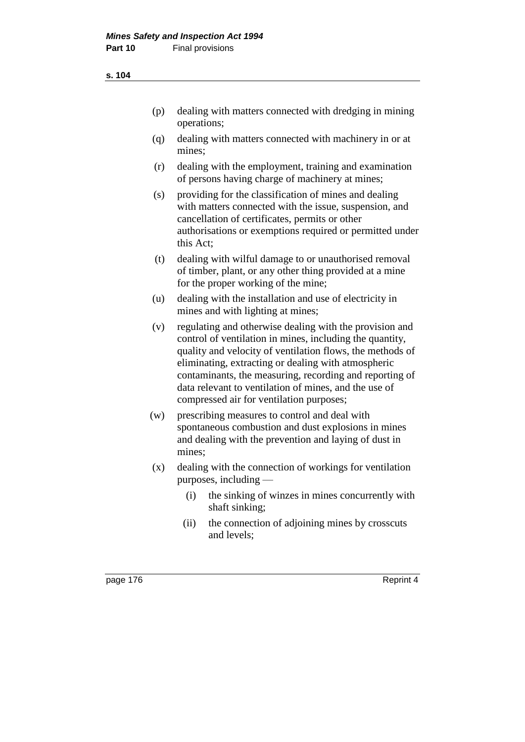(p) dealing with matters connected with dredging in mining operations;

(q) dealing with matters connected with machinery in or at mines;

(r) dealing with the employment, training and examination of persons having charge of machinery at mines;

(s) providing for the classification of mines and dealing with matters connected with the issue, suspension, and cancellation of certificates, permits or other authorisations or exemptions required or permitted under this Act;

(t) dealing with wilful damage to or unauthorised removal of timber, plant, or any other thing provided at a mine for the proper working of the mine;

(u) dealing with the installation and use of electricity in mines and with lighting at mines;

(v) regulating and otherwise dealing with the provision and control of ventilation in mines, including the quantity, quality and velocity of ventilation flows, the methods of eliminating, extracting or dealing with atmospheric contaminants, the measuring, recording and reporting of data relevant to ventilation of mines, and the use of compressed air for ventilation purposes;

(w) prescribing measures to control and deal with spontaneous combustion and dust explosions in mines and dealing with the prevention and laying of dust in mines;

(x) dealing with the connection of workings for ventilation purposes, including —

   (i) the sinking of winzes in mines concurrently with shaft sinking;

   (ii) the connection of adjoining mines by crosscuts and levels;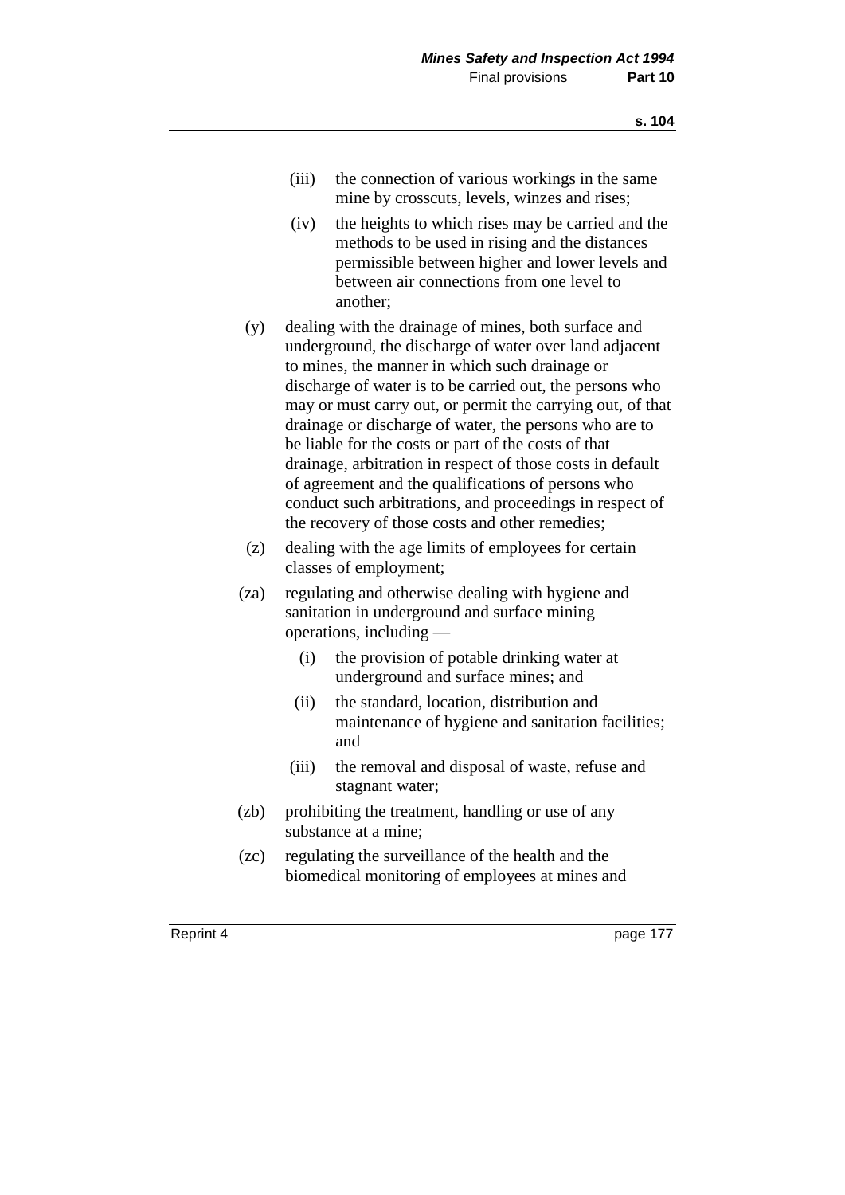(iii) the connection of various workings in the same mine by crosscuts, levels, winzes and rises;

(iv) the heights to which rises may be carried and the methods to be used in rising and the distances permissible between higher and lower levels and between air connections from one level to another;

(y) dealing with the drainage of mines, both surface and underground, the discharge of water over land adjacent to mines, the manner in which such drainage or discharge of water is to be carried out, the persons who may or must carry out, or permit the carrying out, of that drainage or discharge of water, the persons who are to be liable for the costs or part of the costs of that drainage, arbitration in respect of those costs in default of agreement and the qualifications of persons who conduct such arbitrations, and proceedings in respect of the recovery of those costs and other remedies;

(z) dealing with the age limits of employees for certain classes of employment;

(za) regulating and otherwise dealing with hygiene and sanitation in underground and surface mining operations, including —

(i) the provision of potable drinking water at underground and surface mines; and

(ii) the standard, location, distribution and maintenance of hygiene and sanitation facilities; and

(iii) the removal and disposal of waste, refuse and stagnant water;

(zb) prohibiting the treatment, handling or use of any substance at a mine;

(zc) regulating the surveillance of the health and the biomedical monitoring of employees at mines and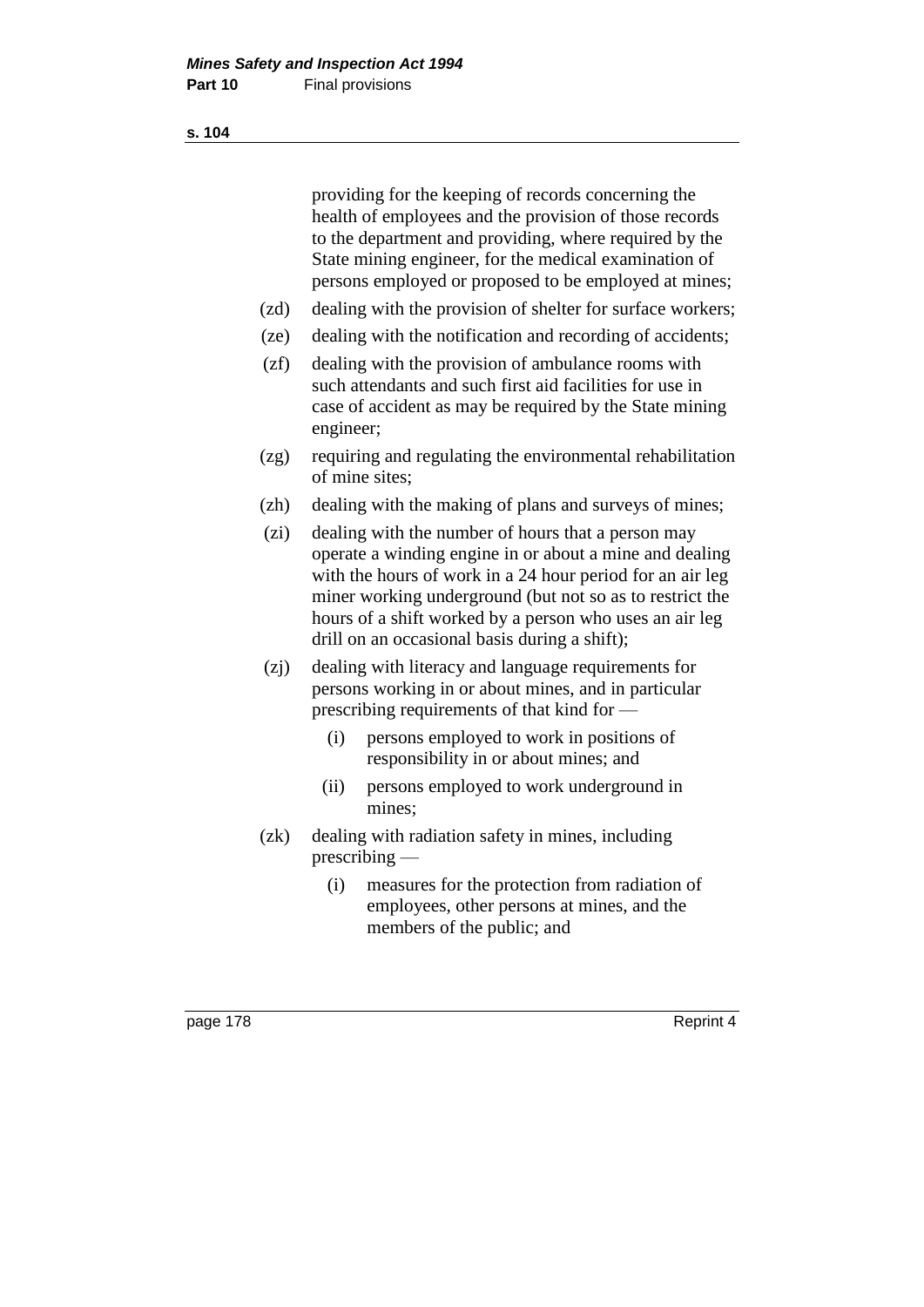providing for the keeping of records concerning the health of employees and the provision of those records to the department and providing, where required by the State mining engineer, for the medical examination of persons employed or proposed to be employed at mines;

(zd) dealing with the provision of shelter for surface workers;

(ze) dealing with the notification and recording of accidents;

(zf) dealing with the provision of ambulance rooms with such attendants and such first aid facilities for use in case of accident as may be required by the State mining engineer;

(zg) requiring and regulating the environmental rehabilitation of mine sites;

(zh) dealing with the making of plans and surveys of mines;

(zi) dealing with the number of hours that a person may operate a winding engine in or about a mine and dealing with the hours of work in a 24 hour period for an air leg miner working underground (but not so as to restrict the hours of a shift worked by a person who uses an air leg drill on an occasional basis during a shift);

(zj) dealing with literacy and language requirements for persons working in or about mines, and in particular prescribing requirements of that kind for —

  (i) persons employed to work in positions of responsibility in or about mines; and

  (ii) persons employed to work underground in mines;

(zk) dealing with radiation safety in mines, including prescribing —

  (i) measures for the protection from radiation of employees, other persons at mines, and the members of the public; and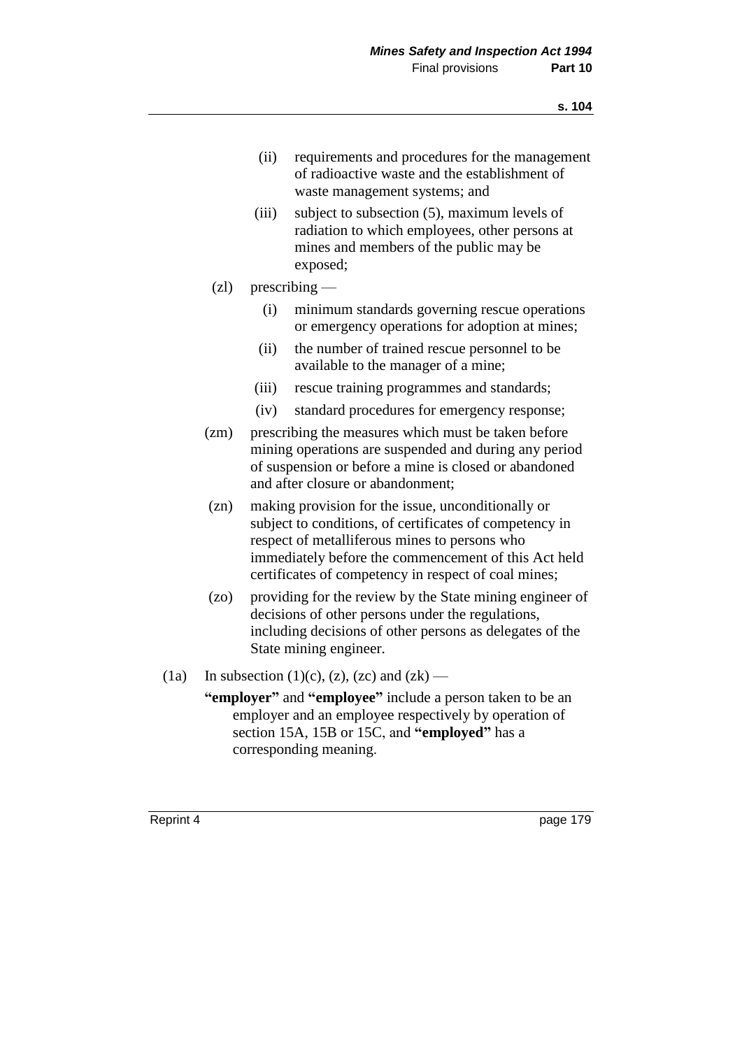(ii) requirements and procedures for the management of radioactive waste and the establishment of waste management systems; and

(iii) subject to subsection (5), maximum levels of radiation to which employees, other persons at mines and members of the public may be exposed;

(zl) prescribing —

(i) minimum standards governing rescue operations or emergency operations for adoption at mines;

(ii) the number of trained rescue personnel to be available to the manager of a mine;

(iii) rescue training programmes and standards;

(iv) standard procedures for emergency response;

(zm) prescribing the measures which must be taken before mining operations are suspended and during any period of suspension or before a mine is closed or abandoned and after closure or abandonment;

(zn) making provision for the issue, unconditionally or subject to conditions, of certificates of competency in respect of metalliferous mines to persons who immediately before the commencement of this Act held certificates of competency in respect of coal mines;

(zo) providing for the review by the State mining engineer of decisions of other persons under the regulations, including decisions of other persons as delegates of the State mining engineer.

(1a) In subsection (1)(c), (z), (zc) and (zk) —

**"employer"** and **"employee"** include a person taken to be an employer and an employee respectively by operation of section 15A, 15B or 15C, and **"employed"** has a corresponding meaning.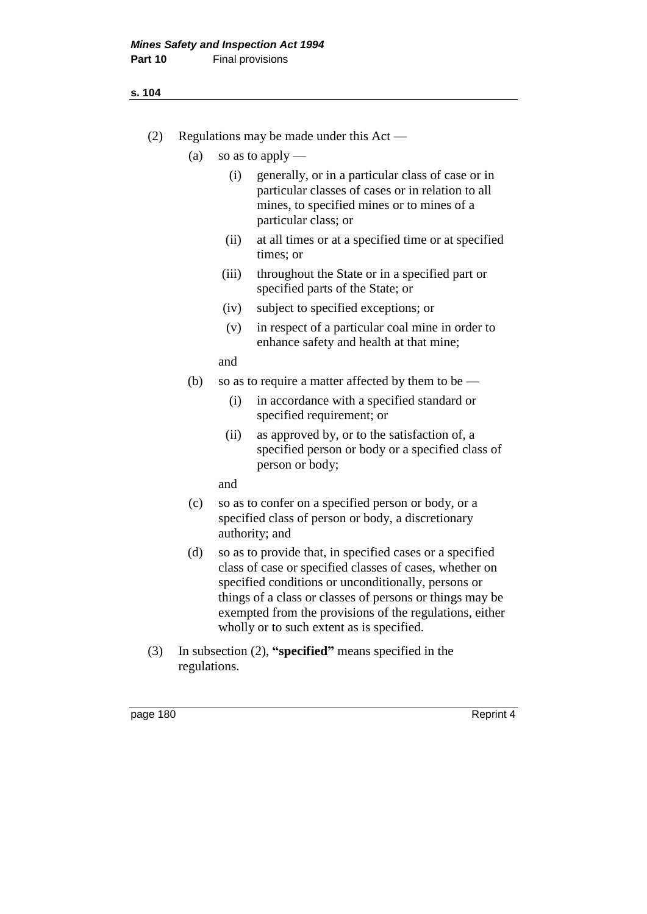(2) Regulations may be made under this Act —

  (a) so as to apply —

    (i) generally, or in a particular class of case or in particular classes of cases or in relation to all mines, to specified mines or to mines of a particular class; or

    (ii) at all times or at a specified time or at specified times; or

    (iii) throughout the State or in a specified part or specified parts of the State; or

    (iv) subject to specified exceptions; or

    (v) in respect of a particular coal mine in order to enhance safety and health at that mine;

  and

  (b) so as to require a matter affected by them to be —

    (i) in accordance with a specified standard or specified requirement; or

    (ii) as approved by, or to the satisfaction of, a specified person or body or a specified class of person or body;

  and

  (c) so as to confer on a specified person or body, or a specified class of person or body, a discretionary authority; and

  (d) so as to provide that, in specified cases or a specified class of case or specified classes of cases, whether on specified conditions or unconditionally, persons or things of a class or classes of persons or things may be exempted from the provisions of the regulations, either wholly or to such extent as is specified.

(3) In subsection (2), **"specified"** means specified in the regulations.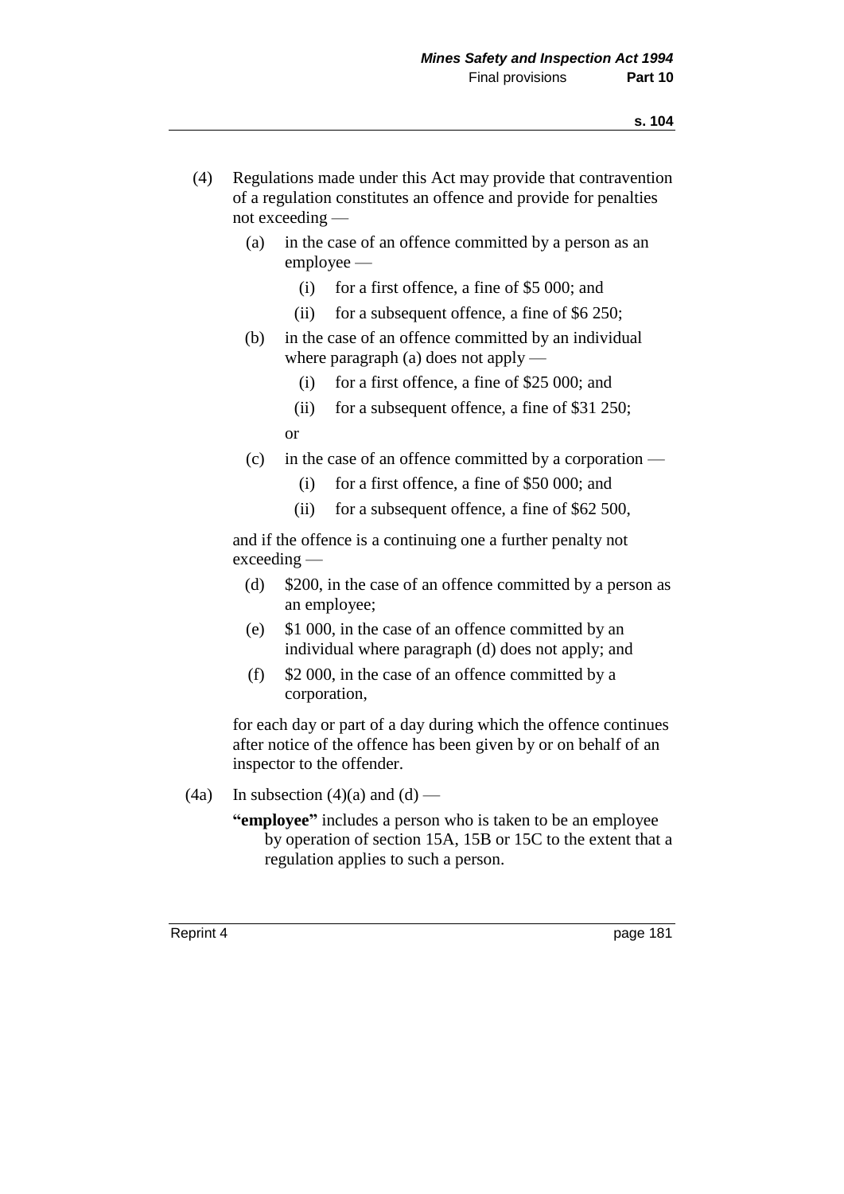(4) Regulations made under this Act may provide that contravention of a regulation constitutes an offence and provide for penalties not exceeding —

(a) in the case of an offence committed by a person as an employee —

(i) for a first offence, a fine of $5 000; and

(ii) for a subsequent offence, a fine of $6 250;

(b) in the case of an offence committed by an individual where paragraph (a) does not apply —

(i) for a first offence, a fine of $25 000; and

(ii) for a subsequent offence, a fine of $31 250;

or

(c) in the case of an offence committed by a corporation —

(i) for a first offence, a fine of $50 000; and

(ii) for a subsequent offence, a fine of $62 500,

and if the offence is a continuing one a further penalty not exceeding —

(d) $200, in the case of an offence committed by a person as an employee;

(e) $1 000, in the case of an offence committed by an individual where paragraph (d) does not apply; and

(f) $2 000, in the case of an offence committed by a corporation,

for each day or part of a day during which the offence continues after notice of the offence has been given by or on behalf of an inspector to the offender.

(4a) In subsection (4)(a) and (d) —

**"employee"** includes a person who is taken to be an employee by operation of section 15A, 15B or 15C to the extent that a regulation applies to such a person.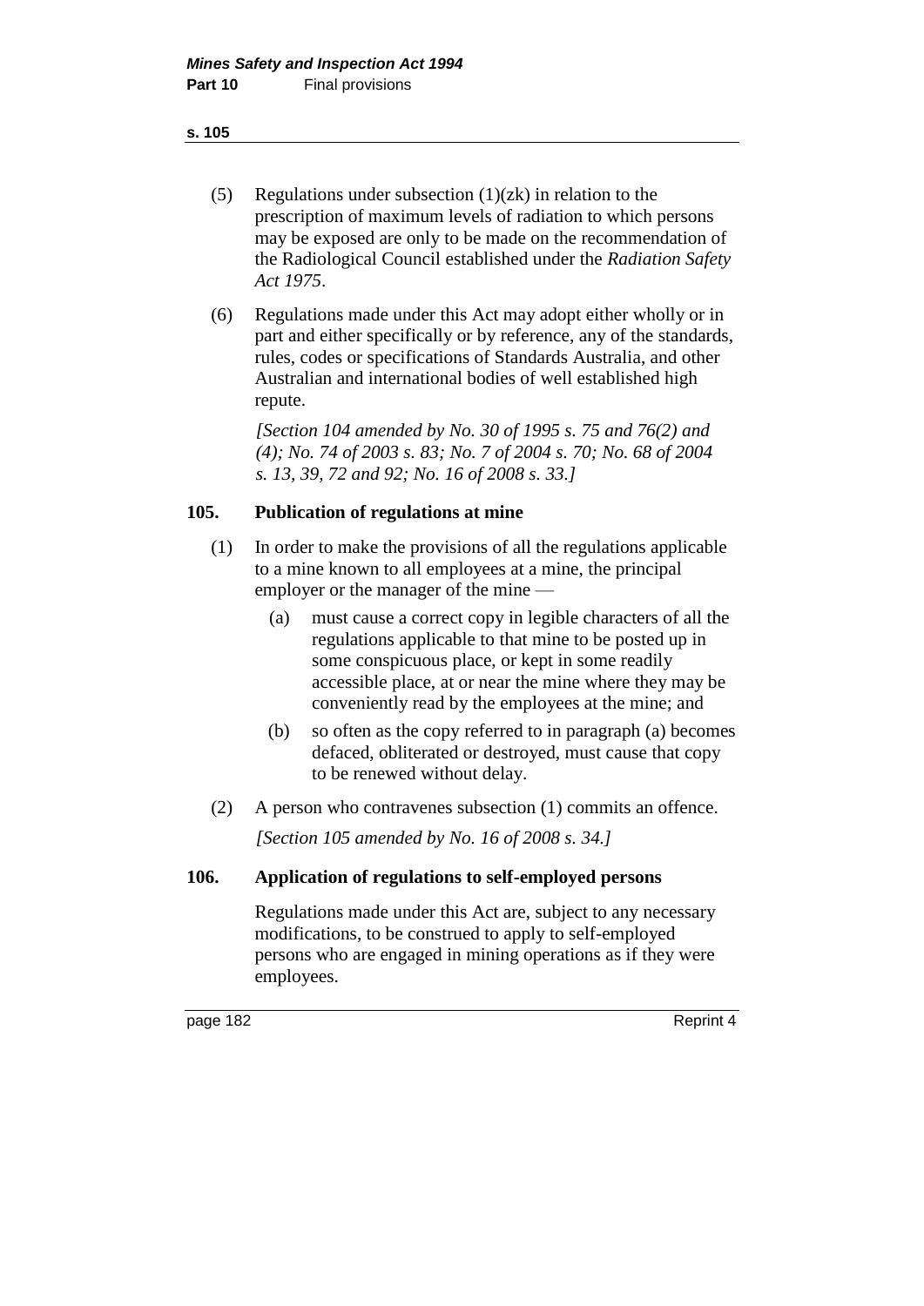(5) Regulations under subsection (1)(zk) in relation to the prescription of maximum levels of radiation to which persons may be exposed are only to be made on the recommendation of the Radiological Council established under the *Radiation Safety Act 1975*.

(6) Regulations made under this Act may adopt either wholly or in part and either specifically or by reference, any of the standards, rules, codes or specifications of Standards Australia, and other Australian and international bodies of well established high repute.

*[Section 104 amended by No. 30 of 1995 s. 75 and 76(2) and (4); No. 74 of 2003 s. 83; No. 7 of 2004 s. 70; No. 68 of 2004 s. 13, 39, 72 and 92; No. 16 of 2008 s. 33.]*

### 105. Publication of regulations at mine

(1) In order to make the provisions of all the regulations applicable to a mine known to all employees at a mine, the principal employer or the manager of the mine —

- (a) must cause a correct copy in legible characters of all the regulations applicable to that mine to be posted up in some conspicuous place, or kept in some readily accessible place, at or near the mine where they may be conveniently read by the employees at the mine; and
- (b) so often as the copy referred to in paragraph (a) becomes defaced, obliterated or destroyed, must cause that copy to be renewed without delay.

(2) A person who contravenes subsection (1) commits an offence.

*[Section 105 amended by No. 16 of 2008 s. 34.]*

### 106. Application of regulations to self-employed persons

Regulations made under this Act are, subject to any necessary modifications, to be construed to apply to self-employed persons who are engaged in mining operations as if they were employees.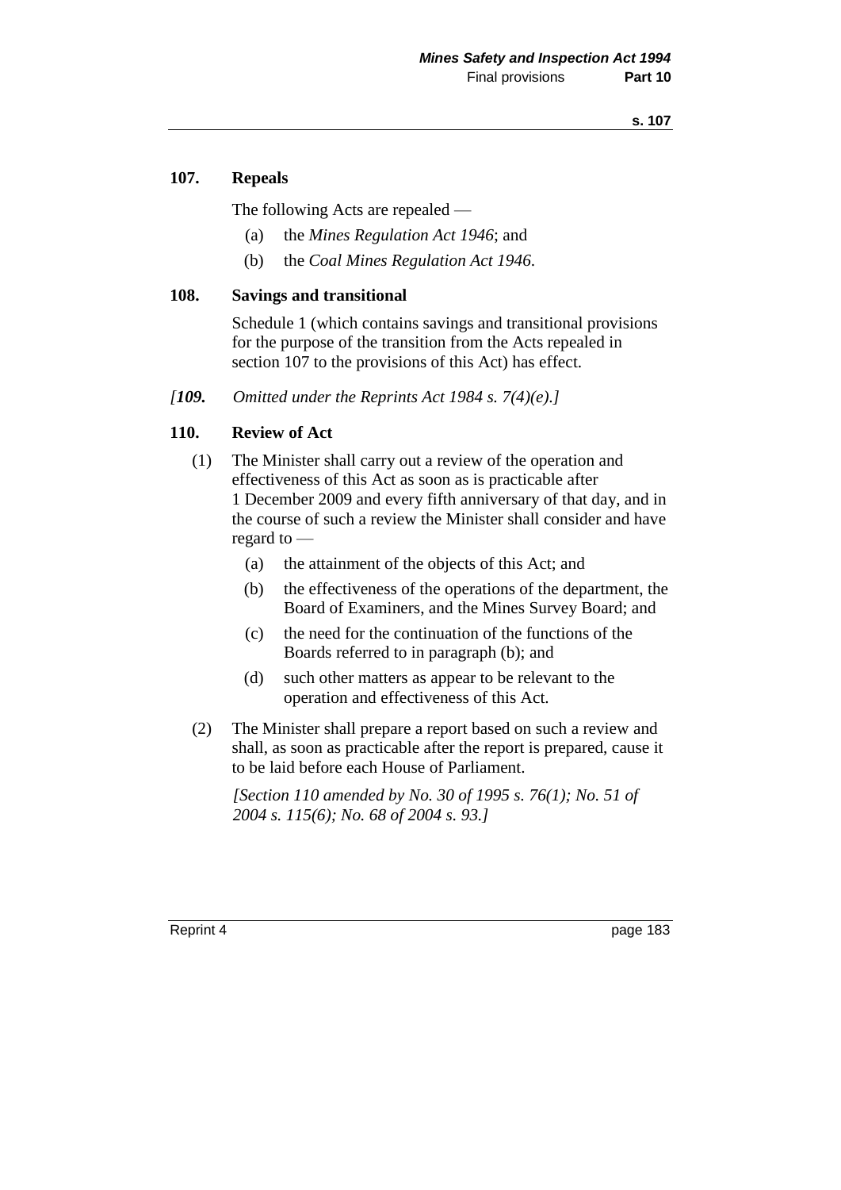### 107. Repeals

The following Acts are repealed —

(a) the *Mines Regulation Act 1946*; and

(b) the *Coal Mines Regulation Act 1946*.

### 108. Savings and transitional

Schedule 1 (which contains savings and transitional provisions for the purpose of the transition from the Acts repealed in section 107 to the provisions of this Act) has effect.

*[**109.** Omitted under the Reprints Act 1984 s. 7(4)(e).]*

### 110. Review of Act

(1) The Minister shall carry out a review of the operation and effectiveness of this Act as soon as is practicable after 1 December 2009 and every fifth anniversary of that day, and in the course of such a review the Minister shall consider and have regard to —

(a) the attainment of the objects of this Act; and

(b) the effectiveness of the operations of the department, the Board of Examiners, and the Mines Survey Board; and

(c) the need for the continuation of the functions of the Boards referred to in paragraph (b); and

(d) such other matters as appear to be relevant to the operation and effectiveness of this Act.

(2) The Minister shall prepare a report based on such a review and shall, as soon as practicable after the report is prepared, cause it to be laid before each House of Parliament.

*[Section 110 amended by No. 30 of 1995 s. 76(1); No. 51 of 2004 s. 115(6); No. 68 of 2004 s. 93.]*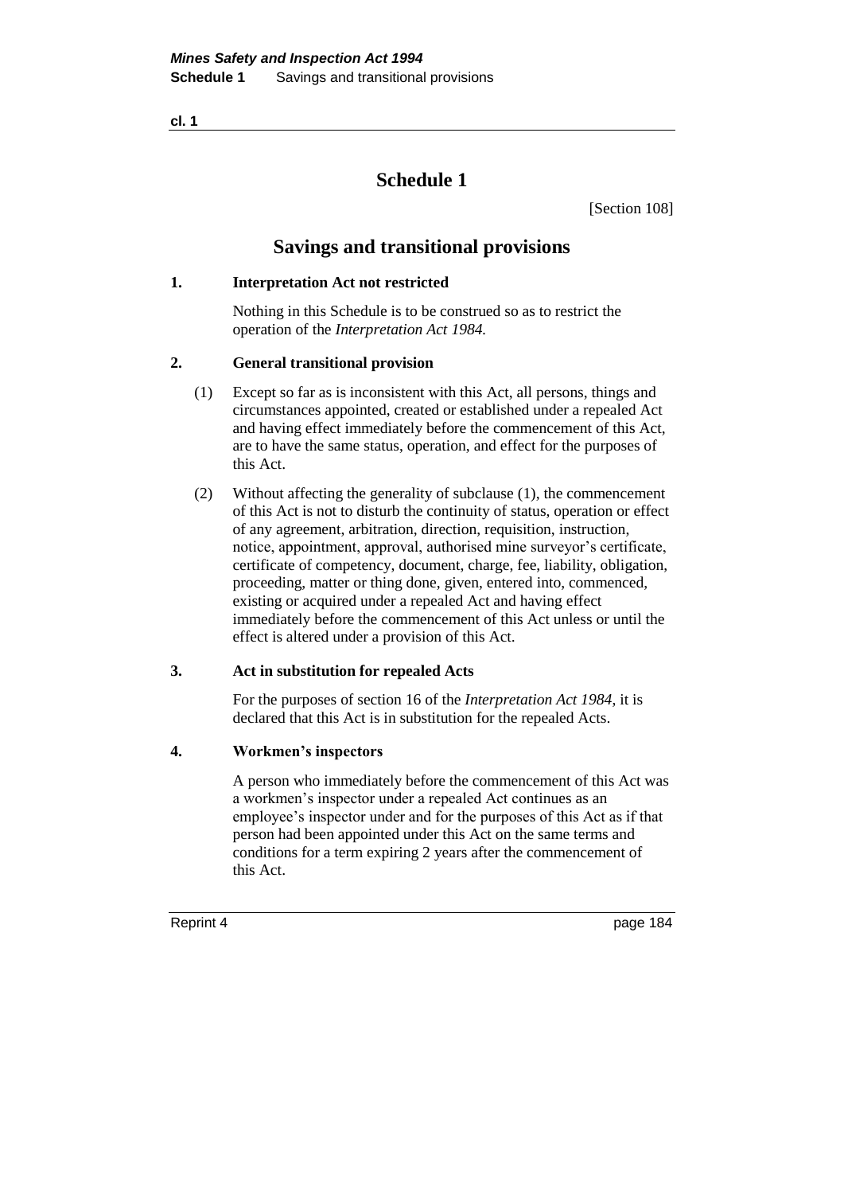# Schedule 1

[Section 108]

## Savings and transitional provisions

### 1. Interpretation Act not restricted

Nothing in this Schedule is to be construed so as to restrict the operation of the *Interpretation Act 1984.*

### 2. General transitional provision

(1) Except so far as is inconsistent with this Act, all persons, things and circumstances appointed, created or established under a repealed Act and having effect immediately before the commencement of this Act, are to have the same status, operation, and effect for the purposes of this Act.

(2) Without affecting the generality of subclause (1), the commencement of this Act is not to disturb the continuity of status, operation or effect of any agreement, arbitration, direction, requisition, instruction, notice, appointment, approval, authorised mine surveyor's certificate, certificate of competency, document, charge, fee, liability, obligation, proceeding, matter or thing done, given, entered into, commenced, existing or acquired under a repealed Act and having effect immediately before the commencement of this Act unless or until the effect is altered under a provision of this Act.

### 3. Act in substitution for repealed Acts

For the purposes of section 16 of the *Interpretation Act 1984*, it is declared that this Act is in substitution for the repealed Acts.

### 4. Workmen's inspectors

A person who immediately before the commencement of this Act was a workmen's inspector under a repealed Act continues as an employee's inspector under and for the purposes of this Act as if that person had been appointed under this Act on the same terms and conditions for a term expiring 2 years after the commencement of this Act.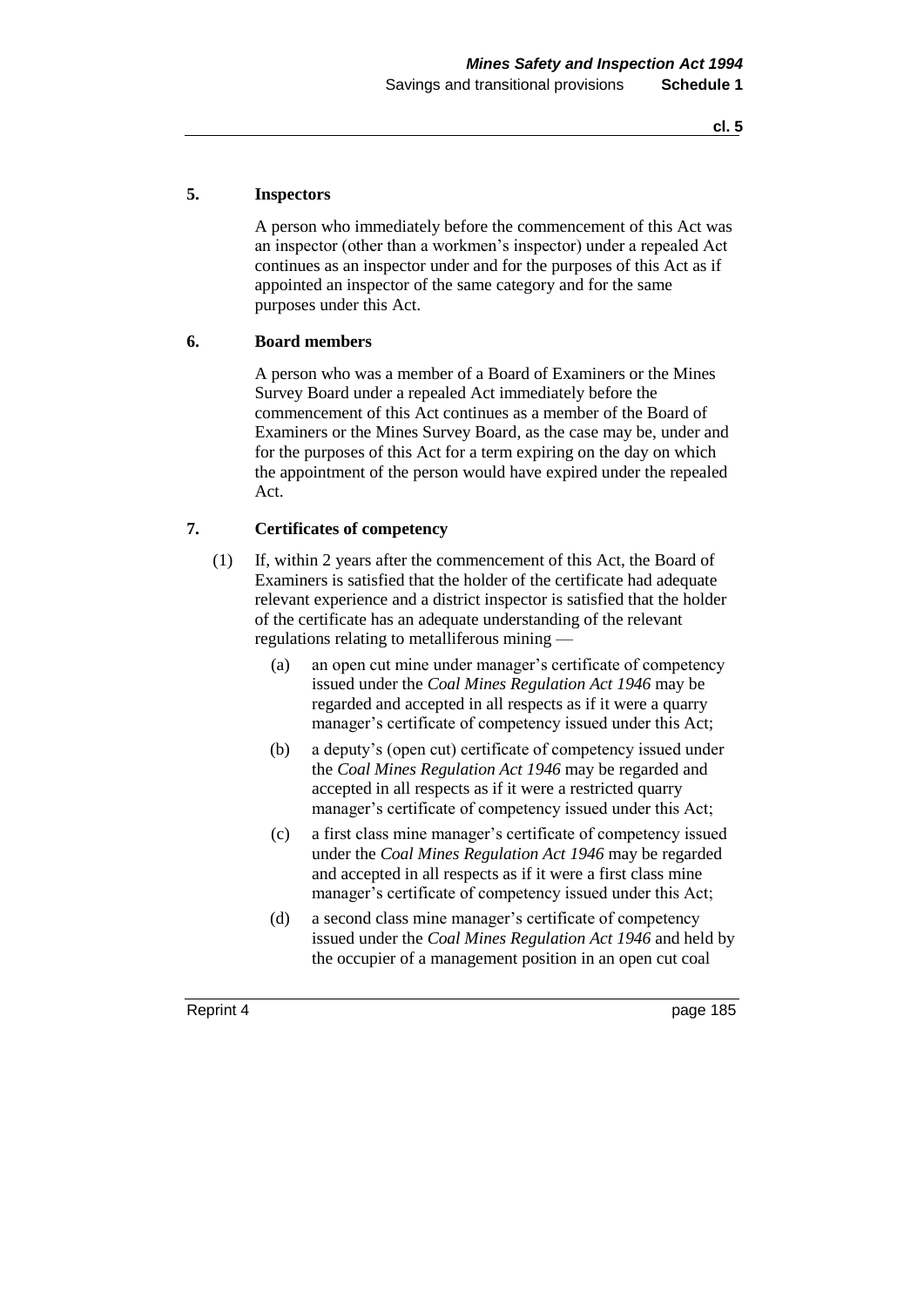**5. Inspectors**

A person who immediately before the commencement of this Act was an inspector (other than a workmen's inspector) under a repealed Act continues as an inspector under and for the purposes of this Act as if appointed an inspector of the same category and for the same purposes under this Act.

**6. Board members**

A person who was a member of a Board of Examiners or the Mines Survey Board under a repealed Act immediately before the commencement of this Act continues as a member of the Board of Examiners or the Mines Survey Board, as the case may be, under and for the purposes of this Act for a term expiring on the day on which the appointment of the person would have expired under the repealed Act.

**7. Certificates of competency**

(1) If, within 2 years after the commencement of this Act, the Board of Examiners is satisfied that the holder of the certificate had adequate relevant experience and a district inspector is satisfied that the holder of the certificate has an adequate understanding of the relevant regulations relating to metalliferous mining —

(a) an open cut mine under manager's certificate of competency issued under the *Coal Mines Regulation Act 1946* may be regarded and accepted in all respects as if it were a quarry manager's certificate of competency issued under this Act;

(b) a deputy's (open cut) certificate of competency issued under the *Coal Mines Regulation Act 1946* may be regarded and accepted in all respects as if it were a restricted quarry manager's certificate of competency issued under this Act;

(c) a first class mine manager's certificate of competency issued under the *Coal Mines Regulation Act 1946* may be regarded and accepted in all respects as if it were a first class mine manager's certificate of competency issued under this Act;

(d) a second class mine manager's certificate of competency issued under the *Coal Mines Regulation Act 1946* and held by the occupier of a management position in an open cut coal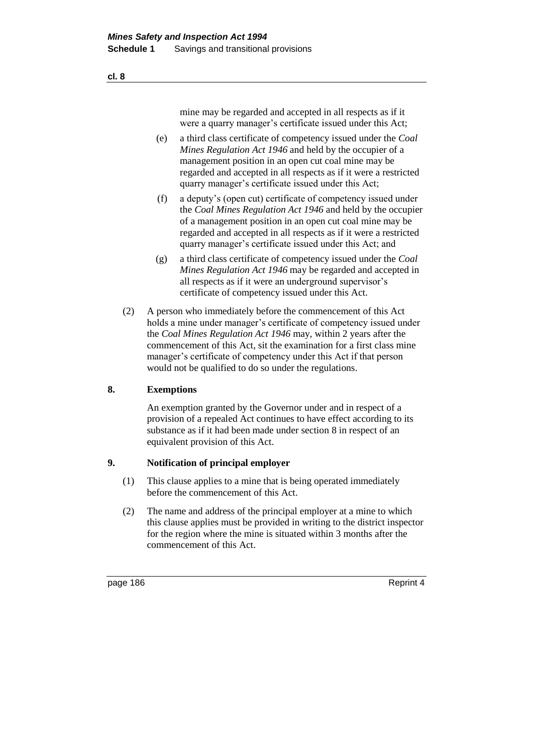mine may be regarded and accepted in all respects as if it were a quarry manager's certificate issued under this Act;

(e) a third class certificate of competency issued under the *Coal Mines Regulation Act 1946* and held by the occupier of a management position in an open cut coal mine may be regarded and accepted in all respects as if it were a restricted quarry manager's certificate issued under this Act;

(f) a deputy's (open cut) certificate of competency issued under the *Coal Mines Regulation Act 1946* and held by the occupier of a management position in an open cut coal mine may be regarded and accepted in all respects as if it were a restricted quarry manager's certificate issued under this Act; and

(g) a third class certificate of competency issued under the *Coal Mines Regulation Act 1946* may be regarded and accepted in all respects as if it were an underground supervisor's certificate of competency issued under this Act.

(2) A person who immediately before the commencement of this Act holds a mine under manager's certificate of competency issued under the *Coal Mines Regulation Act 1946* may, within 2 years after the commencement of this Act, sit the examination for a first class mine manager's certificate of competency under this Act if that person would not be qualified to do so under the regulations.

## 8. Exemptions

An exemption granted by the Governor under and in respect of a provision of a repealed Act continues to have effect according to its substance as if it had been made under section 8 in respect of an equivalent provision of this Act.

## 9. Notification of principal employer

(1) This clause applies to a mine that is being operated immediately before the commencement of this Act.

(2) The name and address of the principal employer at a mine to which this clause applies must be provided in writing to the district inspector for the region where the mine is situated within 3 months after the commencement of this Act.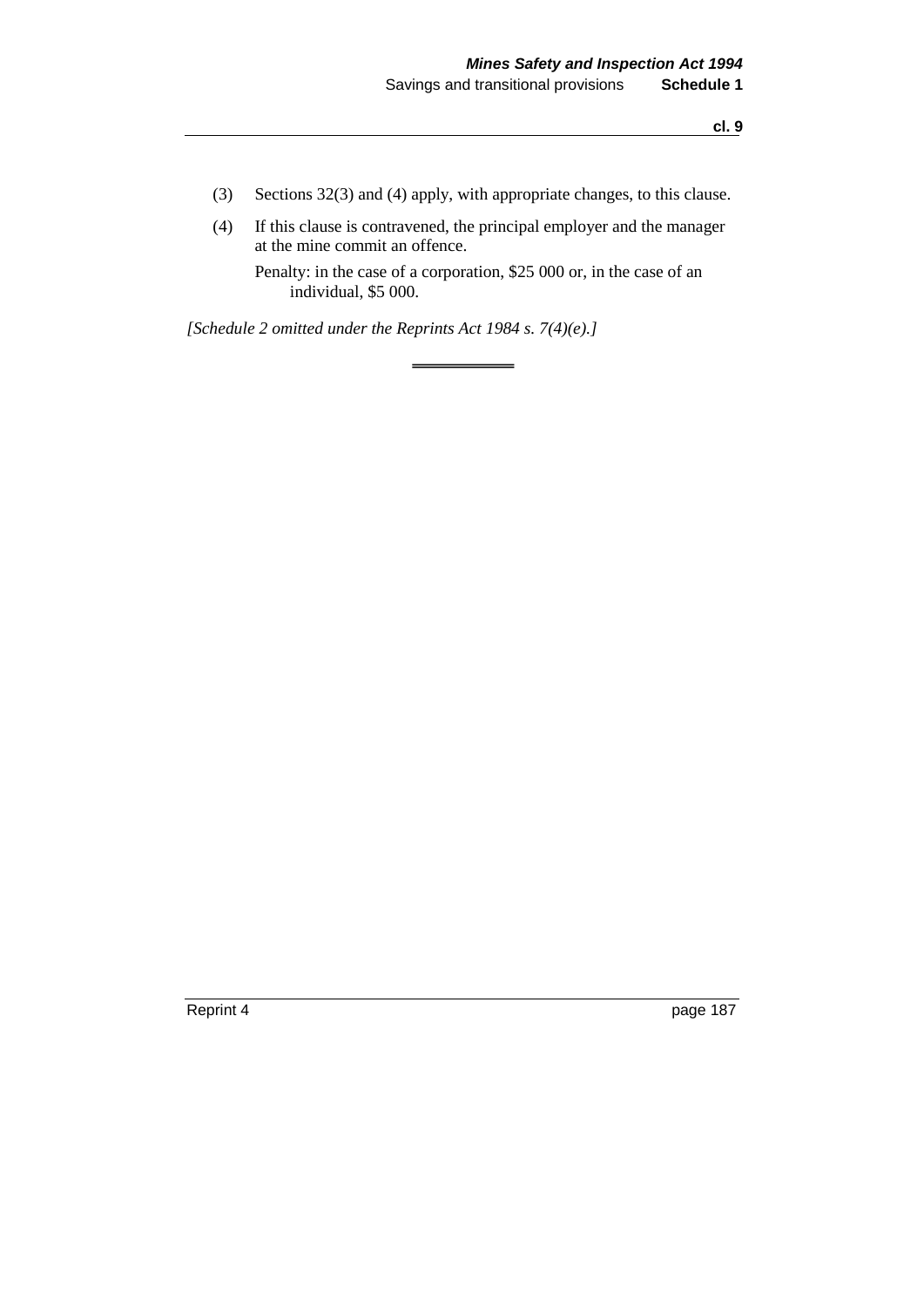(3) Sections 32(3) and (4) apply, with appropriate changes, to this clause.

(4) If this clause is contravened, the principal employer and the manager at the mine commit an offence.

Penalty: in the case of a corporation, $25 000 or, in the case of an individual, $5 000.

*[Schedule 2 omitted under the Reprints Act 1984 s. 7(4)(e).]*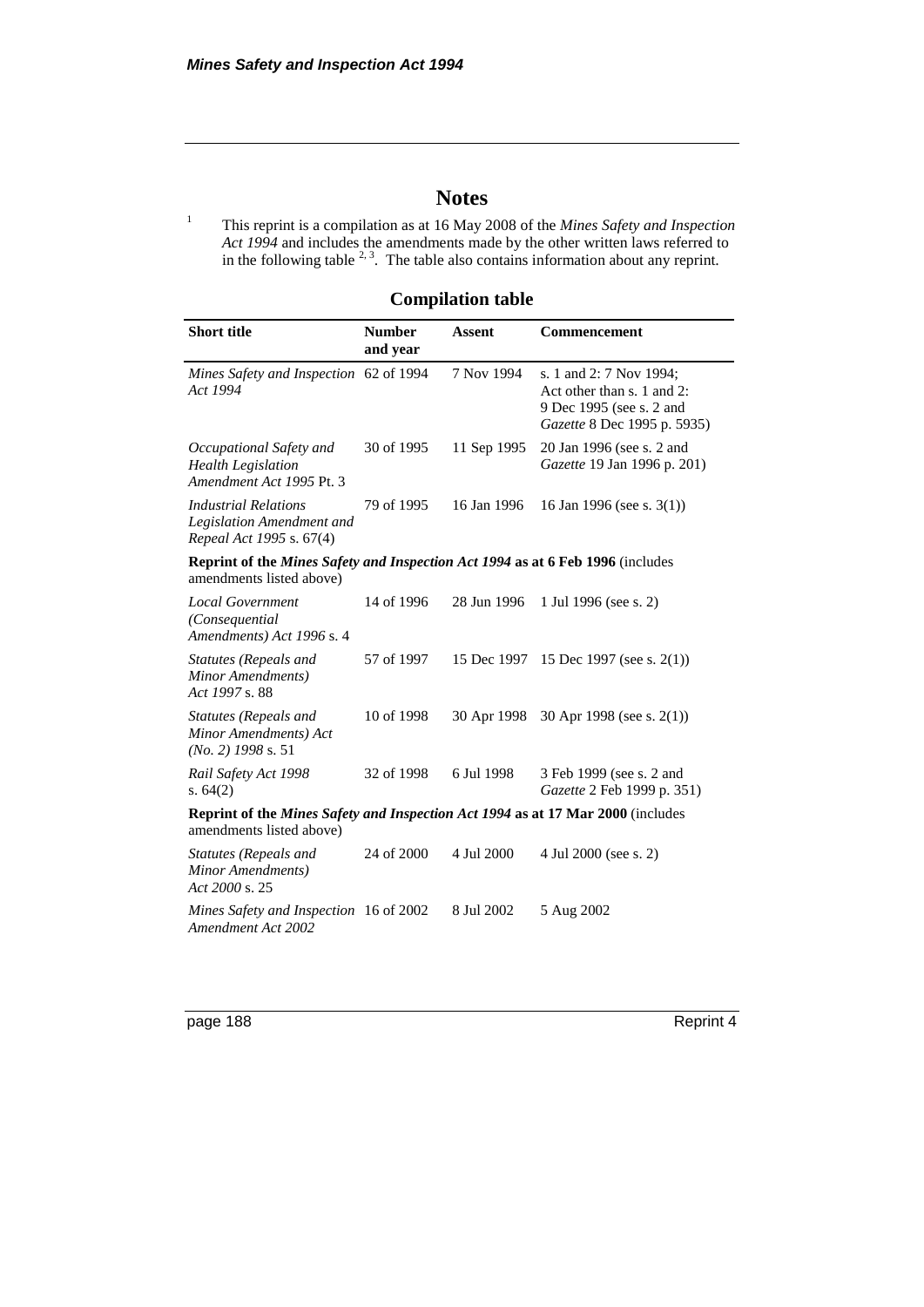# Notes

[1] This reprint is a compilation as at 16 May 2008 of the *Mines Safety and Inspection Act 1994* and includes the amendments made by the other written laws referred to in the following table [2, 3]. The table also contains information about any reprint.

## Compilation table

| Short title | Number and year | Assent | Commencement |
|---|---|---|---|
| *Mines Safety and Inspection Act 1994* | 62 of 1994 | 7 Nov 1994 | s. 1 and 2: 7 Nov 1994; Act other than s. 1 and 2: 9 Dec 1995 (see s. 2 and *Gazette* 8 Dec 1995 p. 5935) |
| *Occupational Safety and Health Legislation Amendment Act 1995* Pt. 3 | 30 of 1995 | 11 Sep 1995 | 20 Jan 1996 (see s. 2 and *Gazette* 19 Jan 1996 p. 201) |
| *Industrial Relations Legislation Amendment and Repeal Act 1995* s. 67(4) | 79 of 1995 | 16 Jan 1996 | 16 Jan 1996 (see s. 3(1)) |
| **Reprint of the *Mines Safety and Inspection Act 1994* as at 6 Feb 1996** (includes amendments listed above) | | | |
| *Local Government (Consequential Amendments) Act 1996* s. 4 | 14 of 1996 | 28 Jun 1996 | 1 Jul 1996 (see s. 2) |
| *Statutes (Repeals and Minor Amendments) Act 1997* s. 88 | 57 of 1997 | 15 Dec 1997 | 15 Dec 1997 (see s. 2(1)) |
| *Statutes (Repeals and Minor Amendments) Act (No. 2) 1998* s. 51 | 10 of 1998 | 30 Apr 1998 | 30 Apr 1998 (see s. 2(1)) |
| *Rail Safety Act 1998* s. 64(2) | 32 of 1998 | 6 Jul 1998 | 3 Feb 1999 (see s. 2 and *Gazette* 2 Feb 1999 p. 351) |
| **Reprint of the *Mines Safety and Inspection Act 1994* as at 17 Mar 2000** (includes amendments listed above) | | | |
| *Statutes (Repeals and Minor Amendments) Act 2000* s. 25 | 24 of 2000 | 4 Jul 2000 | 4 Jul 2000 (see s. 2) |
| *Mines Safety and Inspection Amendment Act 2002* | 16 of 2002 | 8 Jul 2002 | 5 Aug 2002 |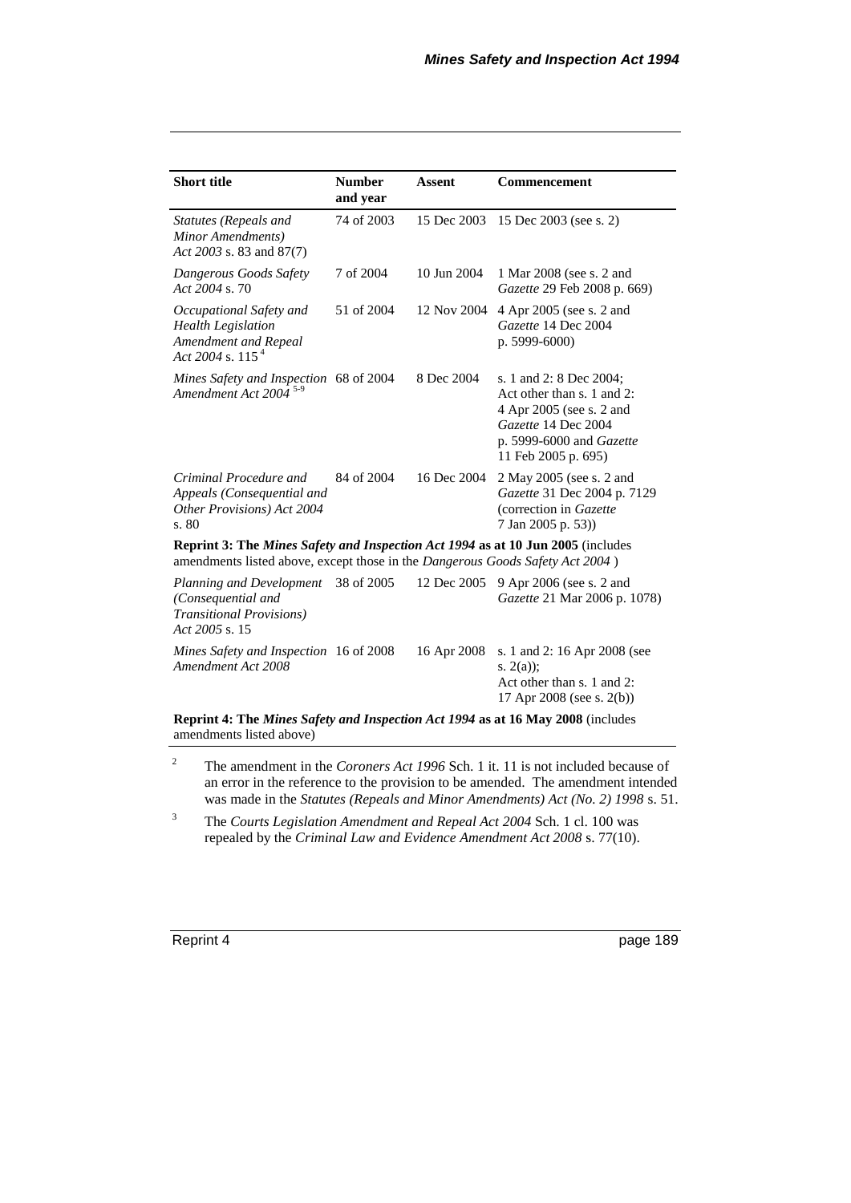| Short title | Number and year | Assent | Commencement |
|---|---|---|---|
| *Statutes (Repeals and Minor Amendments) Act 2003* s. 83 and 87(7) | 74 of 2003 | 15 Dec 2003 | 15 Dec 2003 (see s. 2) |
| *Dangerous Goods Safety Act 2004* s. 70 | 7 of 2004 | 10 Jun 2004 | 1 Mar 2008 (see s. 2 and *Gazette* 29 Feb 2008 p. 669) |
| *Occupational Safety and Health Legislation Amendment and Repeal Act 2004* s. 115 [4] | 51 of 2004 | 12 Nov 2004 | 4 Apr 2005 (see s. 2 and *Gazette* 14 Dec 2004 p. 5999-6000) |
| *Mines Safety and Inspection Amendment Act 2004* [5-9] | 68 of 2004 | 8 Dec 2004 | s. 1 and 2: 8 Dec 2004; Act other than s. 1 and 2: 4 Apr 2005 (see s. 2 and *Gazette* 14 Dec 2004 p. 5999-6000 and *Gazette* 11 Feb 2005 p. 695) |
| *Criminal Procedure and Appeals (Consequential and Other Provisions) Act 2004* s. 80 | 84 of 2004 | 16 Dec 2004 | 2 May 2005 (see s. 2 and *Gazette* 31 Dec 2004 p. 7129 (correction in *Gazette* 7 Jan 2005 p. 53)) |
| **Reprint 3: The *Mines Safety and Inspection Act 1994* as at 10 Jun 2005** (includes amendments listed above, except those in the *Dangerous Goods Safety Act 2004* ) | | | |
| *Planning and Development (Consequential and Transitional Provisions) Act 2005* s. 15 | 38 of 2005 | 12 Dec 2005 | 9 Apr 2006 (see s. 2 and *Gazette* 21 Mar 2006 p. 1078) |
| *Mines Safety and Inspection Amendment Act 2008* | 16 of 2008 | 16 Apr 2008 | s. 1 and 2: 16 Apr 2008 (see s. 2(a)); Act other than s. 1 and 2: 17 Apr 2008 (see s. 2(b)) |
| **Reprint 4: The *Mines Safety and Inspection Act 1994* as at 16 May 2008** (includes amendments listed above) | | | |

[2] The amendment in the *Coroners Act 1996* Sch. 1 it. 11 is not included because of an error in the reference to the provision to be amended. The amendment intended was made in the *Statutes (Repeals and Minor Amendments) Act (No. 2) 1998* s. 51.

[3] The *Courts Legislation Amendment and Repeal Act 2004* Sch. 1 cl. 100 was repealed by the *Criminal Law and Evidence Amendment Act 2008* s. 77(10).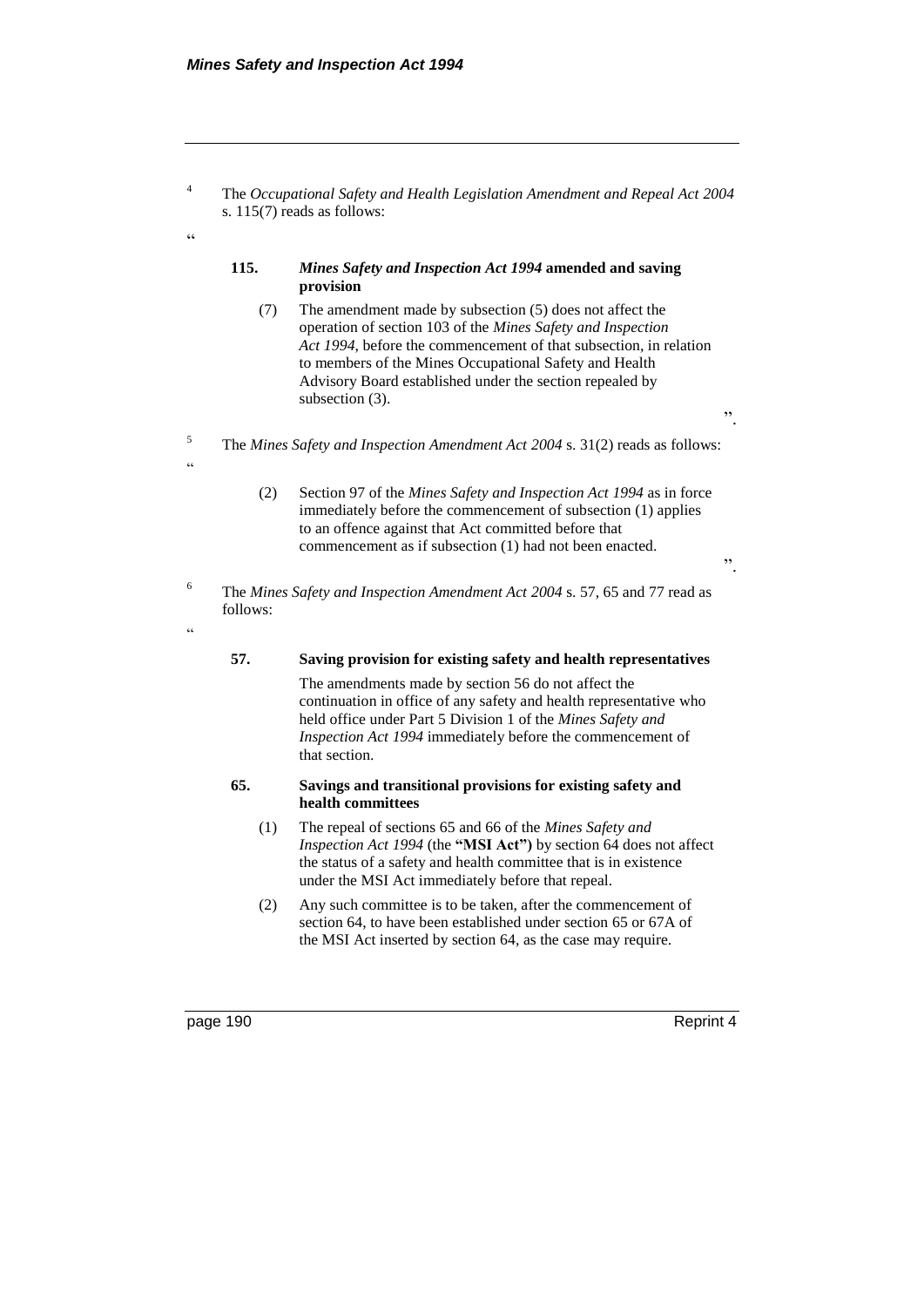[4] The *Occupational Safety and Health Legislation Amendment and Repeal Act 2004* s. 115(7) reads as follows:

"

**115. *Mines Safety and Inspection Act 1994* amended and saving provision**

(7) The amendment made by subsection (5) does not affect the operation of section 103 of the *Mines Safety and Inspection Act 1994*, before the commencement of that subsection, in relation to members of the Mines Occupational Safety and Health Advisory Board established under the section repealed by subsection (3).

".

[5] The *Mines Safety and Inspection Amendment Act 2004* s. 31(2) reads as follows:

"

(2) Section 97 of the *Mines Safety and Inspection Act 1994* as in force immediately before the commencement of subsection (1) applies to an offence against that Act committed before that commencement as if subsection (1) had not been enacted.

".

[6] The *Mines Safety and Inspection Amendment Act 2004* s. 57, 65 and 77 read as follows:

"

**57. Saving provision for existing safety and health representatives**

The amendments made by section 56 do not affect the continuation in office of any safety and health representative who held office under Part 5 Division 1 of the *Mines Safety and Inspection Act 1994* immediately before the commencement of that section.

**65. Savings and transitional provisions for existing safety and health committees**

(1) The repeal of sections 65 and 66 of the *Mines Safety and Inspection Act 1994* (the **"MSI Act"**) by section 64 does not affect the status of a safety and health committee that is in existence under the MSI Act immediately before that repeal.

(2) Any such committee is to be taken, after the commencement of section 64, to have been established under section 65 or 67A of the MSI Act inserted by section 64, as the case may require.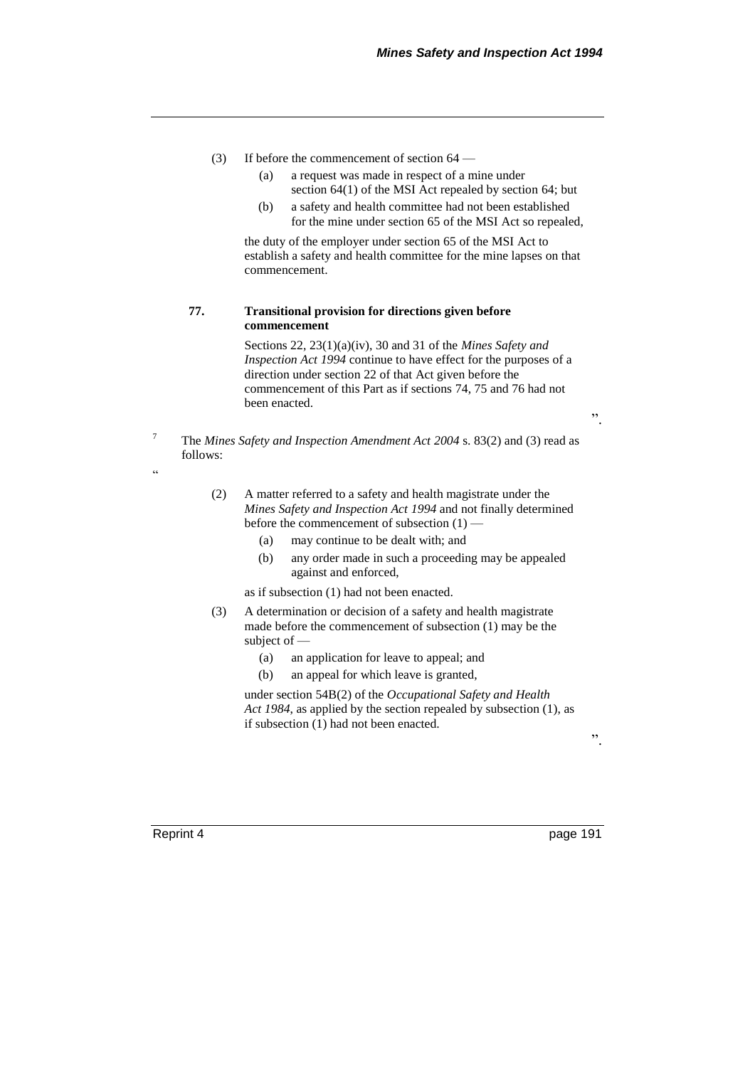(3) If before the commencement of section 64 —

(a) a request was made in respect of a mine under section 64(1) of the MSI Act repealed by section 64; but

(b) a safety and health committee had not been established for the mine under section 65 of the MSI Act so repealed,

the duty of the employer under section 65 of the MSI Act to establish a safety and health committee for the mine lapses on that commencement.

**77. Transitional provision for directions given before commencement**

Sections 22, 23(1)(a)(iv), 30 and 31 of the *Mines Safety and Inspection Act 1994* continue to have effect for the purposes of a direction under section 22 of that Act given before the commencement of this Part as if sections 74, 75 and 76 had not been enacted.

".

[7] The *Mines Safety and Inspection Amendment Act 2004* s. 83(2) and (3) read as follows:

"

(2) A matter referred to a safety and health magistrate under the *Mines Safety and Inspection Act 1994* and not finally determined before the commencement of subsection (1) —

(a) may continue to be dealt with; and

(b) any order made in such a proceeding may be appealed against and enforced,

as if subsection (1) had not been enacted.

(3) A determination or decision of a safety and health magistrate made before the commencement of subsection (1) may be the subject of —

(a) an application for leave to appeal; and

(b) an appeal for which leave is granted,

under section 54B(2) of the *Occupational Safety and Health Act 1984*, as applied by the section repealed by subsection (1), as if subsection (1) had not been enacted.

".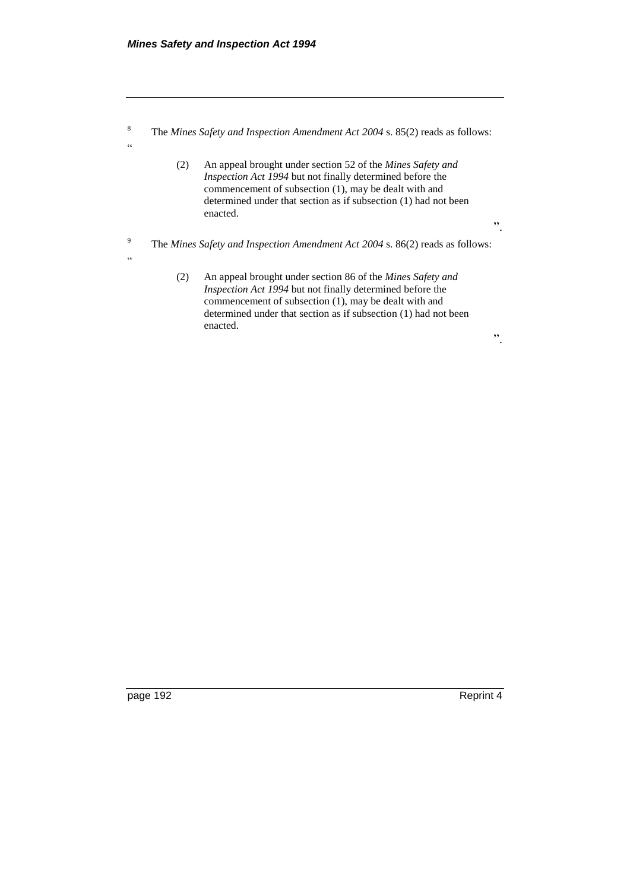[8] The *Mines Safety and Inspection Amendment Act 2004* s. 85(2) reads as follows:

"

(2) An appeal brought under section 52 of the *Mines Safety and Inspection Act 1994* but not finally determined before the commencement of subsection (1), may be dealt with and determined under that section as if subsection (1) had not been enacted.

".

[9] The *Mines Safety and Inspection Amendment Act 2004* s. 86(2) reads as follows:

"

(2) An appeal brought under section 86 of the *Mines Safety and Inspection Act 1994* but not finally determined before the commencement of subsection (1), may be dealt with and determined under that section as if subsection (1) had not been enacted.

".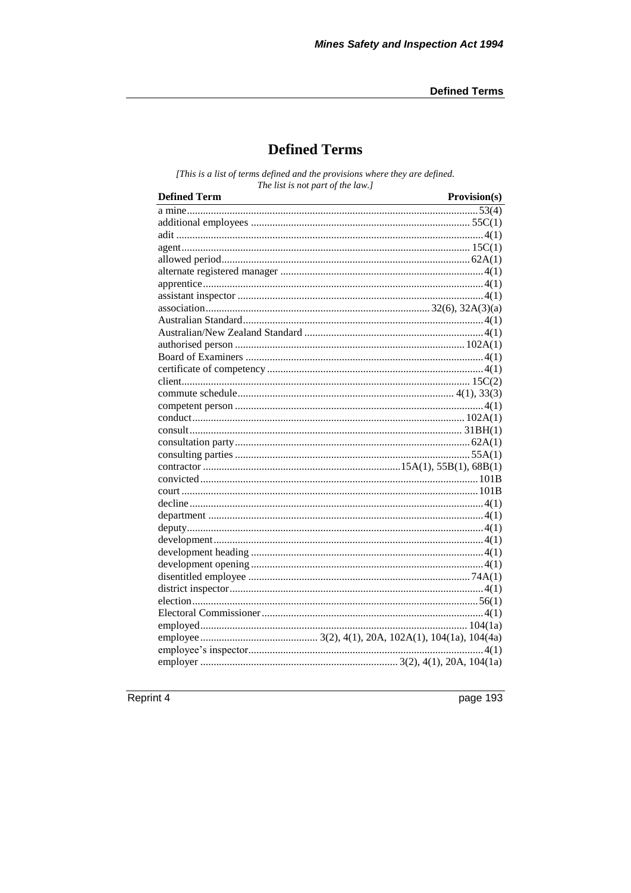# Defined Terms

*[This is a list of terms defined and the provisions where they are defined. The list is not part of the law.]*

| Defined Term | Provision(s) |
|---|---|
| a mine | 53(4) |
| additional employees | 55C(1) |
| adit | 4(1) |
| agent | 15C(1) |
| allowed period | 62A(1) |
| alternate registered manager | 4(1) |
| apprentice | 4(1) |
| assistant inspector | 4(1) |
| association | 32(6), 32A(3)(a) |
| Australian Standard | 4(1) |
| Australian/New Zealand Standard | 4(1) |
| authorised person | 102A(1) |
| Board of Examiners | 4(1) |
| certificate of competency | 4(1) |
| client | 15C(2) |
| commute schedule | 4(1), 33(3) |
| competent person | 4(1) |
| conduct | 102A(1) |
| consult | 31BH(1) |
| consultation party | 62A(1) |
| consulting parties | 55A(1) |
| contractor | 15A(1), 55B(1), 68B(1) |
| convicted | 101B |
| court | 101B |
| decline | 4(1) |
| department | 4(1) |
| deputy | 4(1) |
| development | 4(1) |
| development heading | 4(1) |
| development opening | 4(1) |
| disentitled employee | 74A(1) |
| district inspector | 4(1) |
| election | 56(1) |
| Electoral Commissioner | 4(1) |
| employed | 104(1a) |
| employee | 3(2), 4(1), 20A, 102A(1), 104(1a), 104(4a) |
| employee's inspector | 4(1) |
| employer | 3(2), 4(1), 20A, 104(1a) |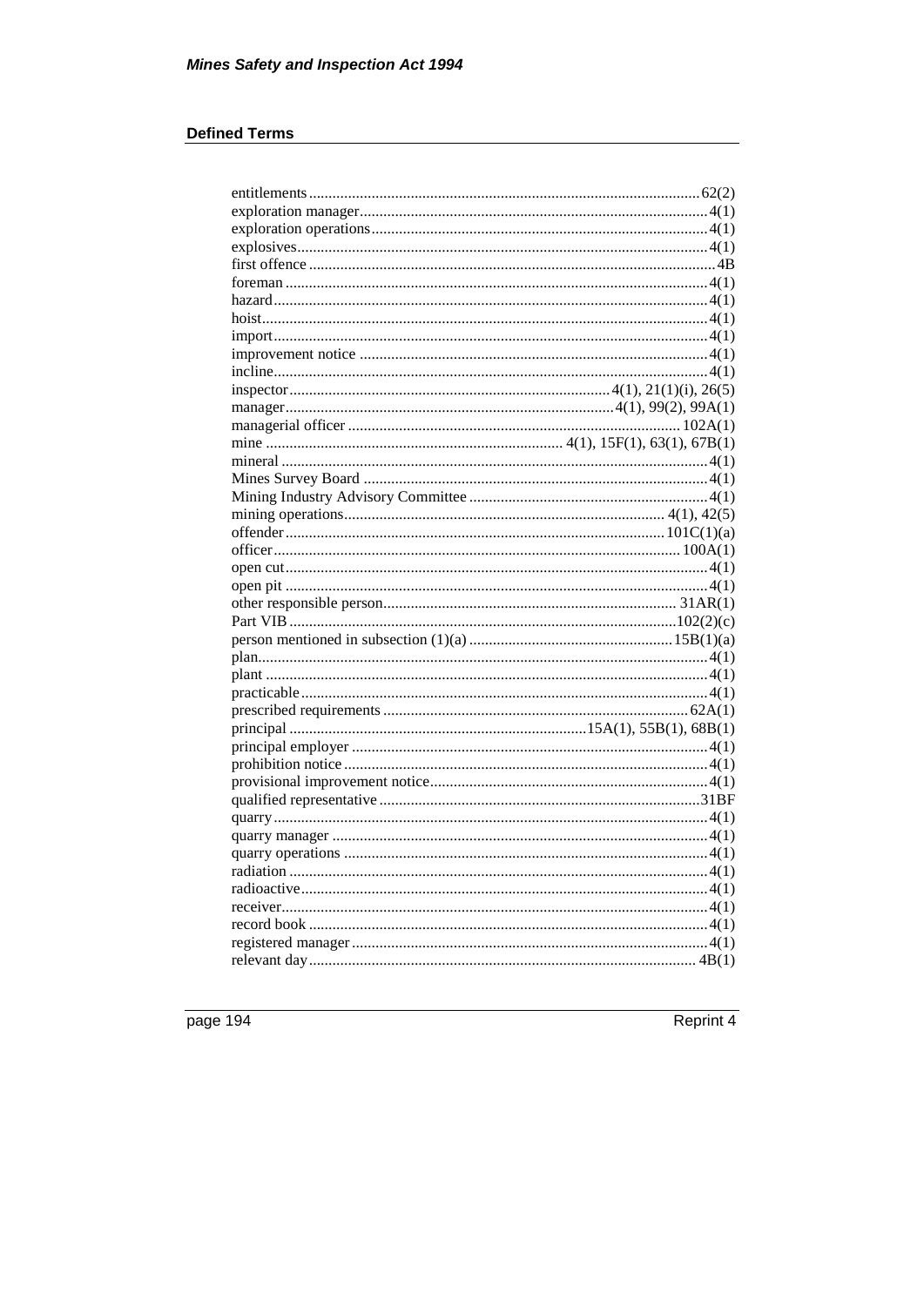## Defined Terms

entitlements .................................................................................. 62(2)
exploration manager........................................................................ 4(1)
exploration operations..................................................................... 4(1)
explosives........................................................................................ 4(1)
first offence ...................................................................................... 4B
foreman ........................................................................................... 4(1)
hazard.............................................................................................. 4(1)
hoist................................................................................................. 4(1)
import.............................................................................................. 4(1)
improvement notice ........................................................................ 4(1)
incline.............................................................................................. 4(1)
inspector ................................................................. 4(1), 21(1)(i), 26(5)
manager.................................................................... 4(1), 99(2), 99A(1)
managerial officer ....................................................................... 102A(1)
mine ............................................................. 4(1), 15F(1), 63(1), 67B(1)
mineral ............................................................................................ 4(1)
Mines Survey Board ....................................................................... 4(1)
Mining Industry Advisory Committee ............................................. 4(1)
mining operations........................................................................ 4(1), 42(5)
offender ...................................................................................... 101C(1)(a)
officer ......................................................................................... 100A(1)
open cut........................................................................................... 4(1)
open pit ........................................................................................... 4(1)
other responsible person........................................................... 31AR(1)
Part VIB ..................................................................................... 102(2)(c)
person mentioned in subsection (1)(a) .................................... 15B(1)(a)
plan.................................................................................................. 4(1)
plant ................................................................................................ 4(1)
practicable....................................................................................... 4(1)
prescribed requirements ............................................................ 62A(1)
principal ........................................................... 15A(1), 55B(1), 68B(1)
principal employer .......................................................................... 4(1)
prohibition notice ............................................................................ 4(1)
provisional improvement notice...................................................... 4(1)
qualified representative .................................................................. 31BF
quarry.............................................................................................. 4(1)
quarry manager ............................................................................... 4(1)
quarry operations ............................................................................ 4(1)
radiation .......................................................................................... 4(1)
radioactive....................................................................................... 4(1)
receiver............................................................................................ 4(1)
record book ..................................................................................... 4(1)
registered manager .......................................................................... 4(1)
relevant day.................................................................................. 4B(1)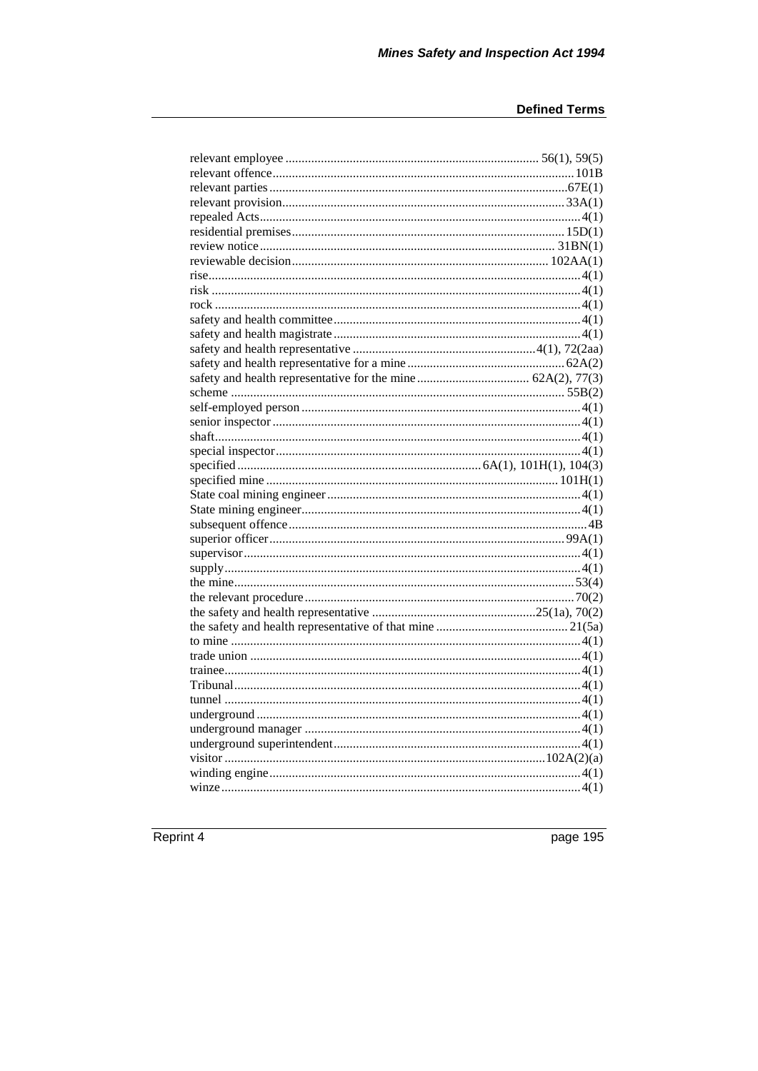relevant employee ............................................................................ 56(1), 59(5)
relevant offence............................................................................................101B
relevant parties............................................................................................67E(1)
relevant provision.......................................................................................33A(1)
repealed Acts...................................................................................................4(1)
residential premises....................................................................................15D(1)
review notice............................................................................................ 31BN(1)
reviewable decision.............................................................................. 102AA(1)
rise...................................................................................................................4(1)
risk .................................................................................................................4(1)
rock .................................................................................................................4(1)
safety and health committee............................................................................4(1)
safety and health magistrate............................................................................4(1)
safety and health representative ........................................................4(1), 72(2aa)
safety and health representative for a mine.................................................62A(2)
safety and health representative for the mine................................... 62A(2), 77(3)
scheme ........................................................................................................ 55B(2)
self-employed person......................................................................................4(1)
senior inspector...............................................................................................4(1)
shaft.................................................................................................................4(1)
special inspector..............................................................................................4(1)
specified ........................................................................... 6A(1), 101H(1), 104(3)
specified mine ..........................................................................................101H(1)
State coal mining engineer..............................................................................4(1)
State mining engineer......................................................................................4(1)
subsequent offence............................................................................................4B
superior officer............................................................................................99A(1)
supervisor.......................................................................................................4(1)
supply.............................................................................................................4(1)
the mine.........................................................................................................53(4)
the relevant procedure...................................................................................70(2)
the safety and health representative ...................................................25(1a), 70(2)
the safety and health representative of that mine ........................................ 21(5a)
to mine ...........................................................................................................4(1)
trade union .....................................................................................................4(1)
trainee.............................................................................................................4(1)
Tribunal..........................................................................................................4(1)
tunnel .............................................................................................................4(1)
underground ...................................................................................................4(1)
underground manager ....................................................................................4(1)
underground superintendent............................................................................4(1)
visitor ..................................................................................................102A(2)(a)
winding engine................................................................................................4(1)
winze..............................................................................................................4(1)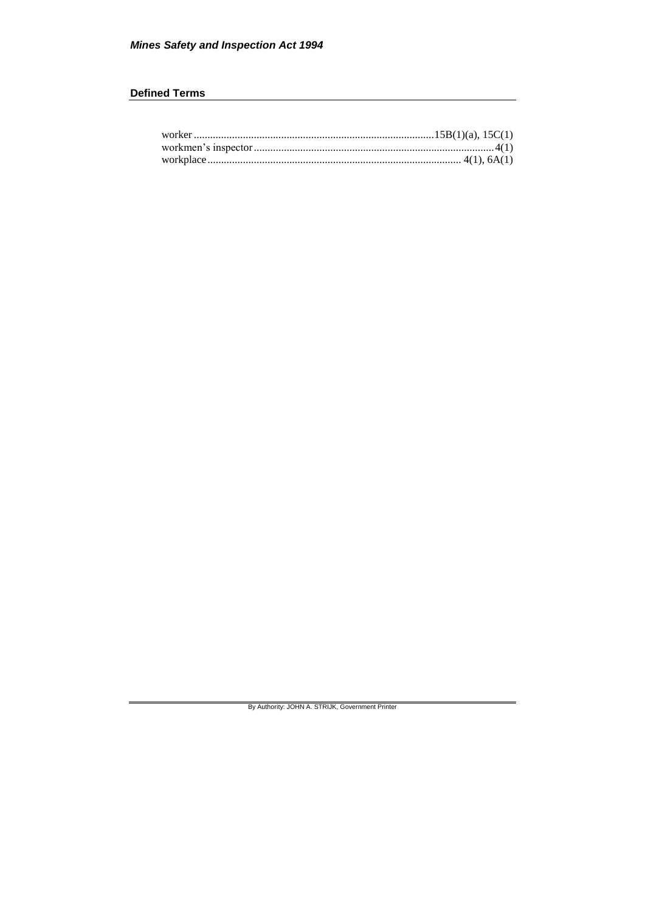## Defined Terms

worker .......................................................................................15B(1)(a), 15C(1)
workmen's inspector.......................................................................................4(1)
workplace........................................................................................... 4(1), 6A(1)

By Authority: JOHN A. STRIJK, Government Printer